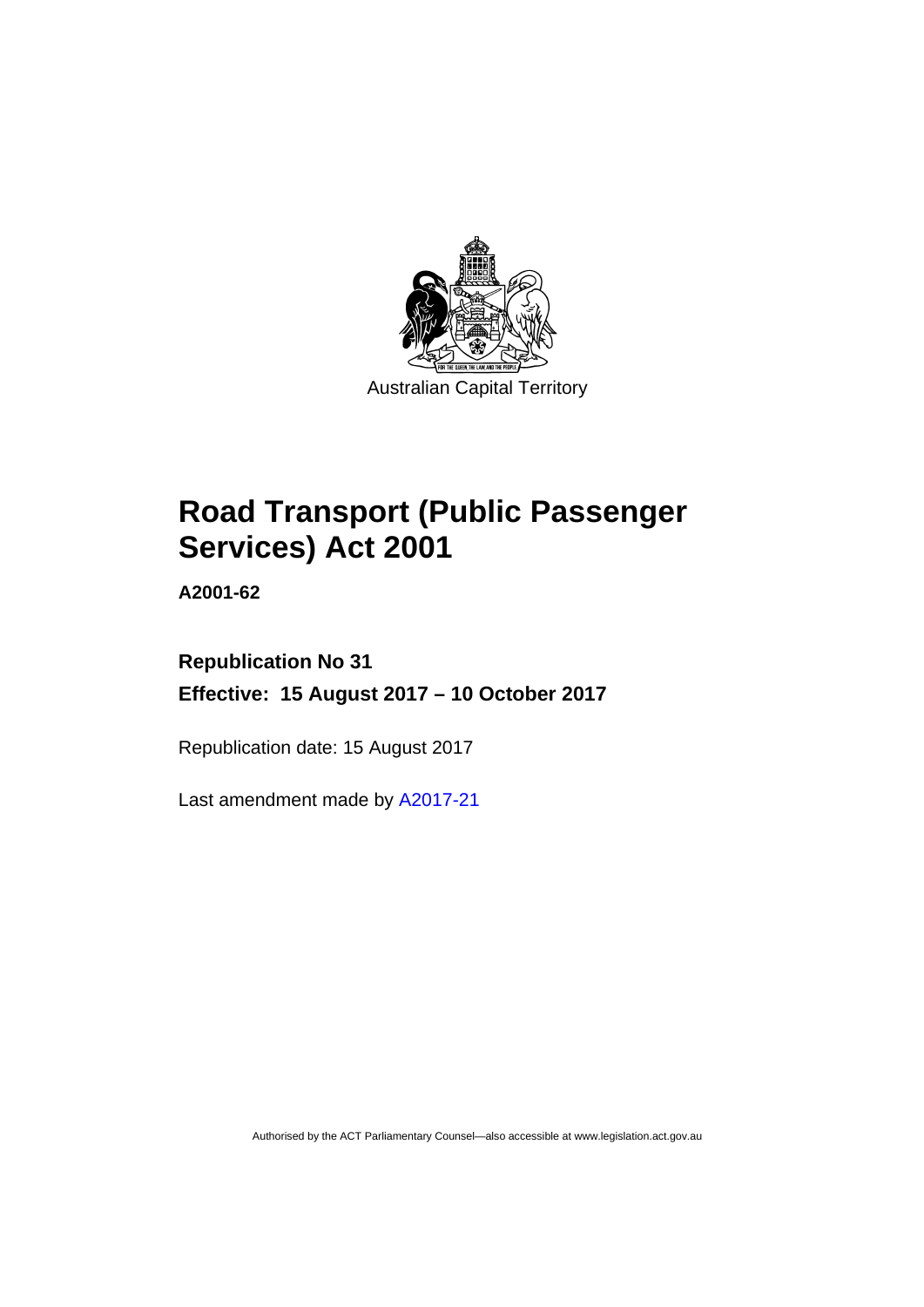Australian Capital Territory

# Road Transport (Public Passenger Services) Act 2001

**A2001-62**

## Republication No 31

**Effective: 15 August 2017 – 10 October 2017**

Republication date: 15 August 2017

Last amendment made by A2017-21

Authorised by the ACT Parliamentary Counsel—also accessible at www.legislation.act.gov.au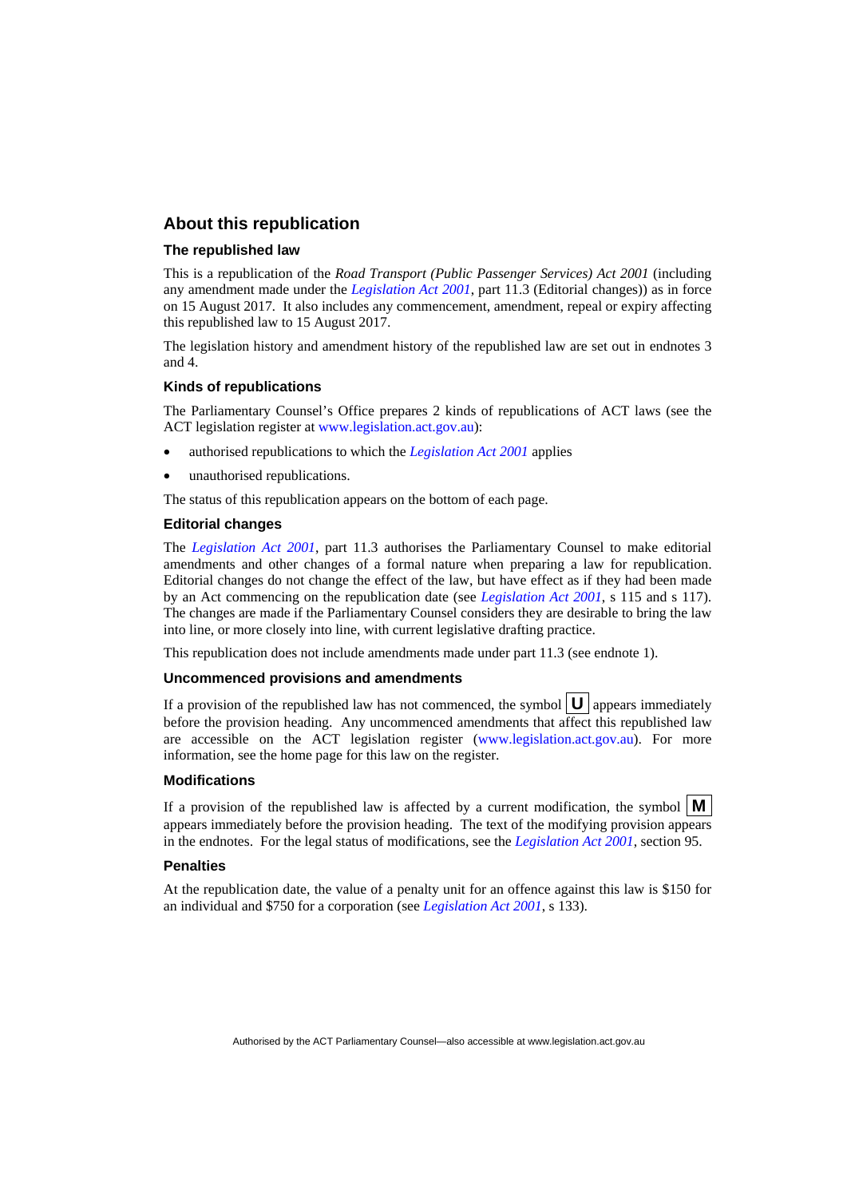## About this republication

### The republished law

This is a republication of the *Road Transport (Public Passenger Services) Act 2001* (including any amendment made under the *Legislation Act 2001*, part 11.3 (Editorial changes)) as in force on 15 August 2017. It also includes any commencement, amendment, repeal or expiry affecting this republished law to 15 August 2017.

The legislation history and amendment history of the republished law are set out in endnotes 3 and 4.

### Kinds of republications

The Parliamentary Counsel's Office prepares 2 kinds of republications of ACT laws (see the ACT legislation register at www.legislation.act.gov.au):

- authorised republications to which the *Legislation Act 2001* applies
- unauthorised republications.

The status of this republication appears on the bottom of each page.

### Editorial changes

The *Legislation Act 2001*, part 11.3 authorises the Parliamentary Counsel to make editorial amendments and other changes of a formal nature when preparing a law for republication. Editorial changes do not change the effect of the law, but have effect as if they had been made by an Act commencing on the republication date (see *Legislation Act 2001*, s 115 and s 117). The changes are made if the Parliamentary Counsel considers they are desirable to bring the law into line, or more closely into line, with current legislative drafting practice.

This republication does not include amendments made under part 11.3 (see endnote 1).

### Uncommenced provisions and amendments

If a provision of the republished law has not commenced, the symbol **U** appears immediately before the provision heading. Any uncommenced amendments that affect this republished law are accessible on the ACT legislation register (www.legislation.act.gov.au). For more information, see the home page for this law on the register.

### Modifications

If a provision of the republished law is affected by a current modification, the symbol **M** appears immediately before the provision heading. The text of the modifying provision appears in the endnotes. For the legal status of modifications, see the *Legislation Act 2001*, section 95.

### Penalties

At the republication date, the value of a penalty unit for an offence against this law is $150 for an individual and $750 for a corporation (see *Legislation Act 2001*, s 133).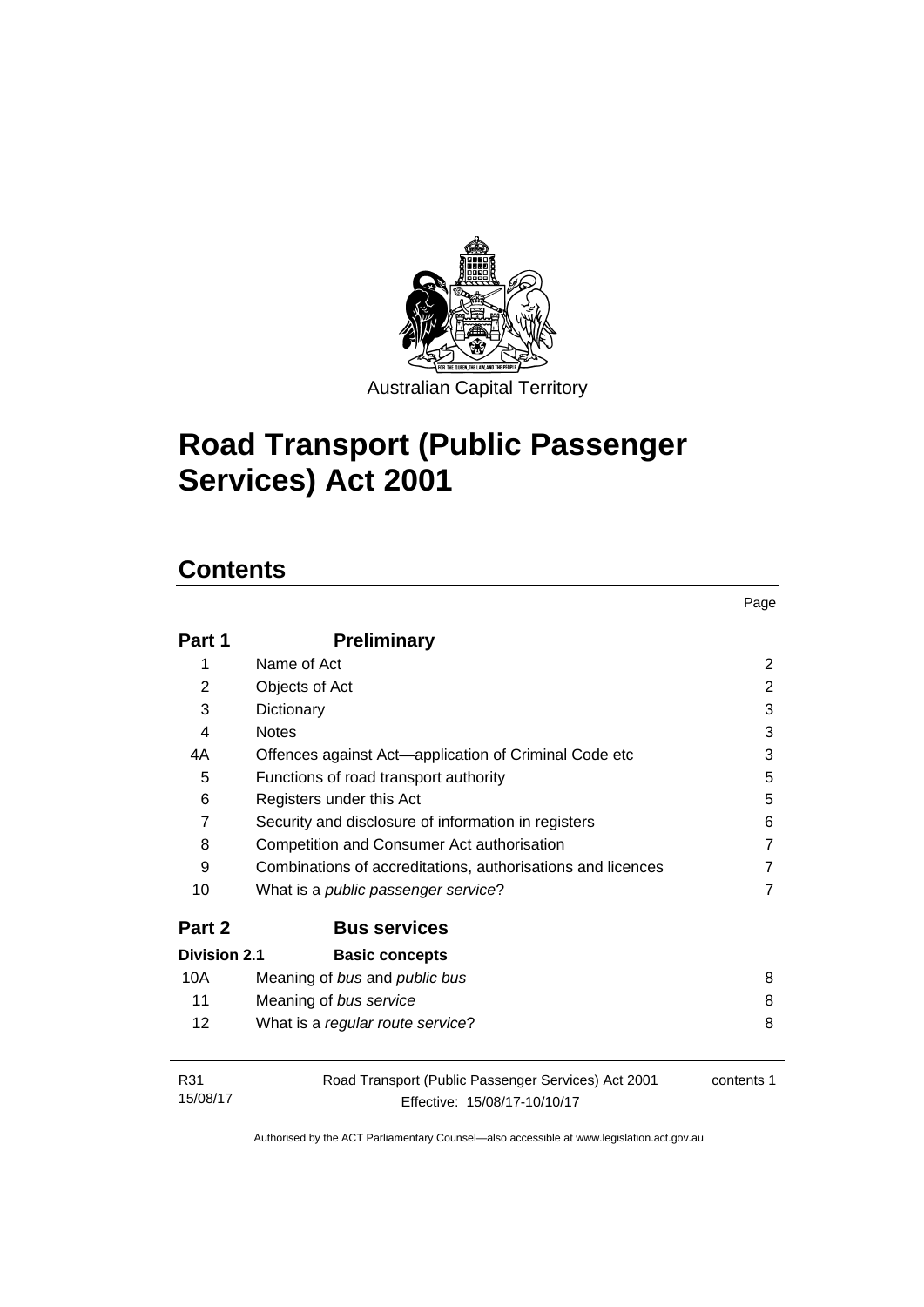Australian Capital Territory

# Road Transport (Public Passenger Services) Act 2001

## Contents

| | | Page |
|---|---|---|
| **Part 1** | **Preliminary** | |
| 1 | Name of Act | 2 |
| 2 | Objects of Act | 2 |
| 3 | Dictionary | 3 |
| 4 | Notes | 3 |
| 4A | Offences against Act—application of Criminal Code etc | 3 |
| 5 | Functions of road transport authority | 5 |
| 6 | Registers under this Act | 5 |
| 7 | Security and disclosure of information in registers | 6 |
| 8 | Competition and Consumer Act authorisation | 7 |
| 9 | Combinations of accreditations, authorisations and licences | 7 |
| 10 | What is a *public passenger service*? | 7 |
| **Part 2** | **Bus services** | |
| **Division 2.1** | **Basic concepts** | |
| 10A | Meaning of *bus* and *public bus* | 8 |
| 11 | Meaning of *bus service* | 8 |
| 12 | What is a *regular route service*? | 8 |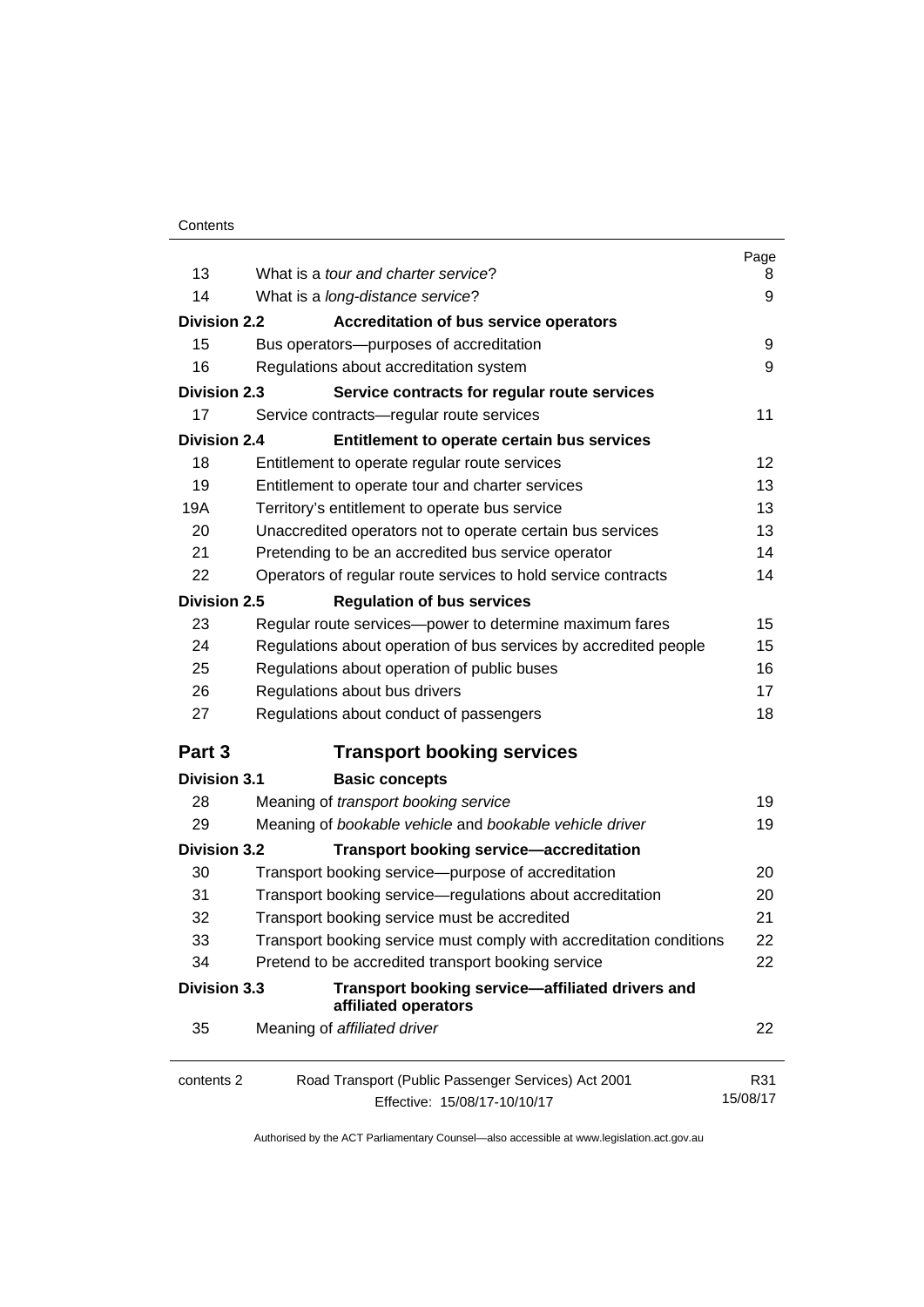| | | Page |
|---|---|---|
| 13 | What is a *tour and charter service*? | 8 |
| 14 | What is a *long-distance service*? | 9 |
| **Division 2.2** | **Accreditation of bus service operators** | |
| 15 | Bus operators—purposes of accreditation | 9 |
| 16 | Regulations about accreditation system | 9 |
| **Division 2.3** | **Service contracts for regular route services** | |
| 17 | Service contracts—regular route services | 11 |
| **Division 2.4** | **Entitlement to operate certain bus services** | |
| 18 | Entitlement to operate regular route services | 12 |
| 19 | Entitlement to operate tour and charter services | 13 |
| 19A | Territory's entitlement to operate bus service | 13 |
| 20 | Unaccredited operators not to operate certain bus services | 13 |
| 21 | Pretending to be an accredited bus service operator | 14 |
| 22 | Operators of regular route services to hold service contracts | 14 |
| **Division 2.5** | **Regulation of bus services** | |
| 23 | Regular route services—power to determine maximum fares | 15 |
| 24 | Regulations about operation of bus services by accredited people | 15 |
| 25 | Regulations about operation of public buses | 16 |
| 26 | Regulations about bus drivers | 17 |
| 27 | Regulations about conduct of passengers | 18 |
| **Part 3** | **Transport booking services** | |
| **Division 3.1** | **Basic concepts** | |
| 28 | Meaning of *transport booking service* | 19 |
| 29 | Meaning of *bookable vehicle* and *bookable vehicle driver* | 19 |
| **Division 3.2** | **Transport booking service—accreditation** | |
| 30 | Transport booking service—purpose of accreditation | 20 |
| 31 | Transport booking service—regulations about accreditation | 20 |
| 32 | Transport booking service must be accredited | 21 |
| 33 | Transport booking service must comply with accreditation conditions | 22 |
| 34 | Pretend to be accredited transport booking service | 22 |
| **Division 3.3** | **Transport booking service—affiliated drivers and affiliated operators** | |
| 35 | Meaning of *affiliated driver* | 22 |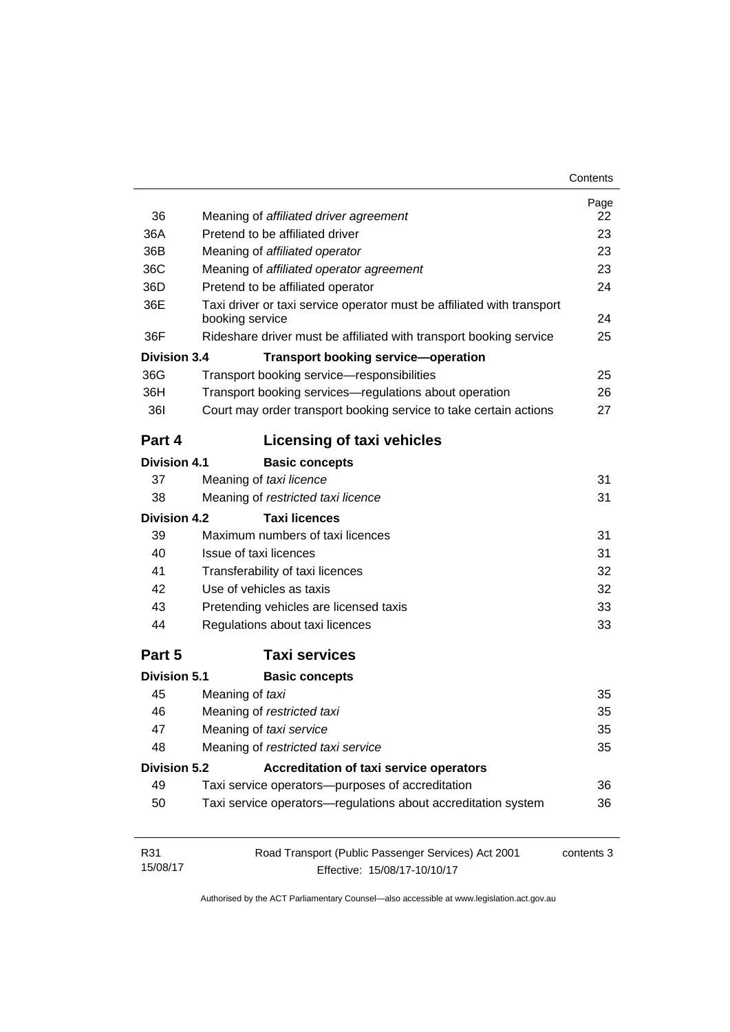| | | Page |
|---|---|---|
| 36 | Meaning of *affiliated driver agreement* | 22 |
| 36A | Pretend to be affiliated driver | 23 |
| 36B | Meaning of *affiliated operator* | 23 |
| 36C | Meaning of *affiliated operator agreement* | 23 |
| 36D | Pretend to be affiliated operator | 24 |
| 36E | Taxi driver or taxi service operator must be affiliated with transport booking service | 24 |
| 36F | Rideshare driver must be affiliated with transport booking service | 25 |
| **Division 3.4** | **Transport booking service—operation** | |
| 36G | Transport booking service—responsibilities | 25 |
| 36H | Transport booking services—regulations about operation | 26 |
| 36I | Court may order transport booking service to take certain actions | 27 |
| **Part 4** | **Licensing of taxi vehicles** | |
| **Division 4.1** | **Basic concepts** | |
| 37 | Meaning of *taxi licence* | 31 |
| 38 | Meaning of *restricted taxi licence* | 31 |
| **Division 4.2** | **Taxi licences** | |
| 39 | Maximum numbers of taxi licences | 31 |
| 40 | Issue of taxi licences | 31 |
| 41 | Transferability of taxi licences | 32 |
| 42 | Use of vehicles as taxis | 32 |
| 43 | Pretending vehicles are licensed taxis | 33 |
| 44 | Regulations about taxi licences | 33 |
| **Part 5** | **Taxi services** | |
| **Division 5.1** | **Basic concepts** | |
| 45 | Meaning of *taxi* | 35 |
| 46 | Meaning of *restricted taxi* | 35 |
| 47 | Meaning of *taxi service* | 35 |
| 48 | Meaning of *restricted taxi service* | 35 |
| **Division 5.2** | **Accreditation of taxi service operators** | |
| 49 | Taxi service operators—purposes of accreditation | 36 |
| 50 | Taxi service operators—regulations about accreditation system | 36 |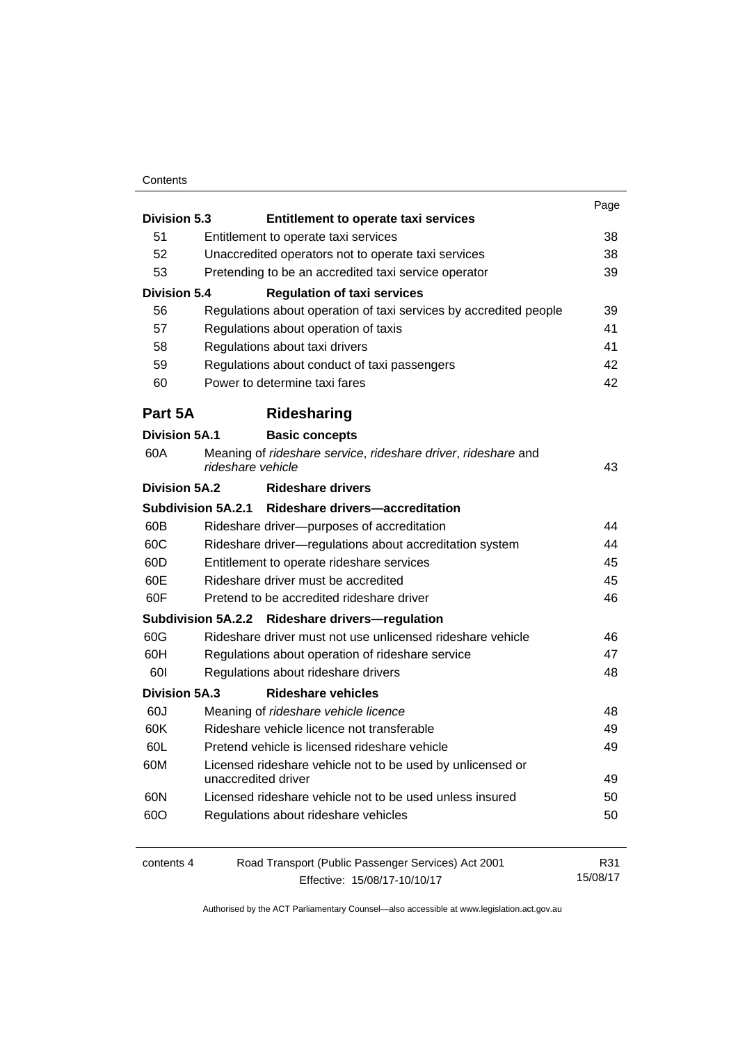| | | Page |
|---|---|---|
| **Division 5.3** | **Entitlement to operate taxi services** | |
| 51 | Entitlement to operate taxi services | 38 |
| 52 | Unaccredited operators not to operate taxi services | 38 |
| 53 | Pretending to be an accredited taxi service operator | 39 |
| **Division 5.4** | **Regulation of taxi services** | |
| 56 | Regulations about operation of taxi services by accredited people | 39 |
| 57 | Regulations about operation of taxis | 41 |
| 58 | Regulations about taxi drivers | 41 |
| 59 | Regulations about conduct of taxi passengers | 42 |
| 60 | Power to determine taxi fares | 42 |
| **Part 5A** | **Ridesharing** | |
| **Division 5A.1** | **Basic concepts** | |
| 60A | Meaning of *rideshare service*, *rideshare driver*, *rideshare* and *rideshare vehicle* | 43 |
| **Division 5A.2** | **Rideshare drivers** | |
| **Subdivision 5A.2.1** | **Rideshare drivers—accreditation** | |
| 60B | Rideshare driver—purposes of accreditation | 44 |
| 60C | Rideshare driver—regulations about accreditation system | 44 |
| 60D | Entitlement to operate rideshare services | 45 |
| 60E | Rideshare driver must be accredited | 45 |
| 60F | Pretend to be accredited rideshare driver | 46 |
| **Subdivision 5A.2.2** | **Rideshare drivers—regulation** | |
| 60G | Rideshare driver must not use unlicensed rideshare vehicle | 46 |
| 60H | Regulations about operation of rideshare service | 47 |
| 60I | Regulations about rideshare drivers | 48 |
| **Division 5A.3** | **Rideshare vehicles** | |
| 60J | Meaning of *rideshare vehicle licence* | 48 |
| 60K | Rideshare vehicle licence not transferable | 49 |
| 60L | Pretend vehicle is licensed rideshare vehicle | 49 |
| 60M | Licensed rideshare vehicle not to be used by unlicensed or unaccredited driver | 49 |
| 60N | Licensed rideshare vehicle not to be used unless insured | 50 |
| 60O | Regulations about rideshare vehicles | 50 |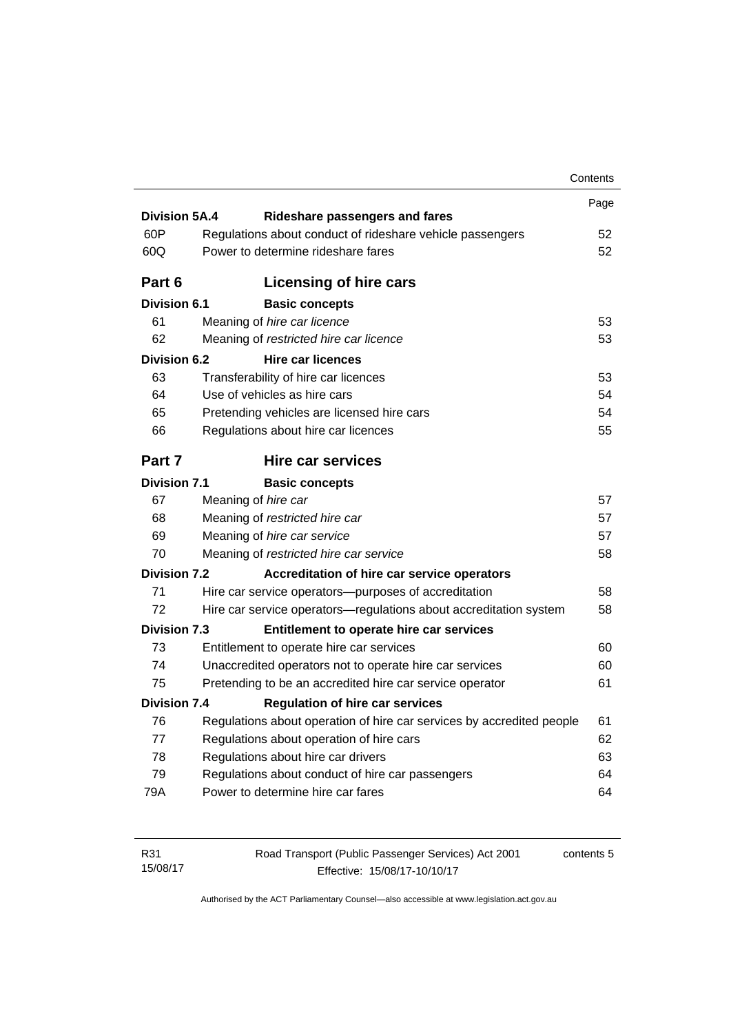| | | Page |
|---|---|---|
| **Division 5A.4** | **Rideshare passengers and fares** | |
| 60P | Regulations about conduct of rideshare vehicle passengers | 52 |
| 60Q | Power to determine rideshare fares | 52 |
| **Part 6** | **Licensing of hire cars** | |
| **Division 6.1** | **Basic concepts** | |
| 61 | Meaning of *hire car licence* | 53 |
| 62 | Meaning of *restricted hire car licence* | 53 |
| **Division 6.2** | **Hire car licences** | |
| 63 | Transferability of hire car licences | 53 |
| 64 | Use of vehicles as hire cars | 54 |
| 65 | Pretending vehicles are licensed hire cars | 54 |
| 66 | Regulations about hire car licences | 55 |
| **Part 7** | **Hire car services** | |
| **Division 7.1** | **Basic concepts** | |
| 67 | Meaning of *hire car* | 57 |
| 68 | Meaning of *restricted hire car* | 57 |
| 69 | Meaning of *hire car service* | 57 |
| 70 | Meaning of *restricted hire car service* | 58 |
| **Division 7.2** | **Accreditation of hire car service operators** | |
| 71 | Hire car service operators—purposes of accreditation | 58 |
| 72 | Hire car service operators—regulations about accreditation system | 58 |
| **Division 7.3** | **Entitlement to operate hire car services** | |
| 73 | Entitlement to operate hire car services | 60 |
| 74 | Unaccredited operators not to operate hire car services | 60 |
| 75 | Pretending to be an accredited hire car service operator | 61 |
| **Division 7.4** | **Regulation of hire car services** | |
| 76 | Regulations about operation of hire car services by accredited people | 61 |
| 77 | Regulations about operation of hire cars | 62 |
| 78 | Regulations about hire car drivers | 63 |
| 79 | Regulations about conduct of hire car passengers | 64 |
| 79A | Power to determine hire car fares | 64 |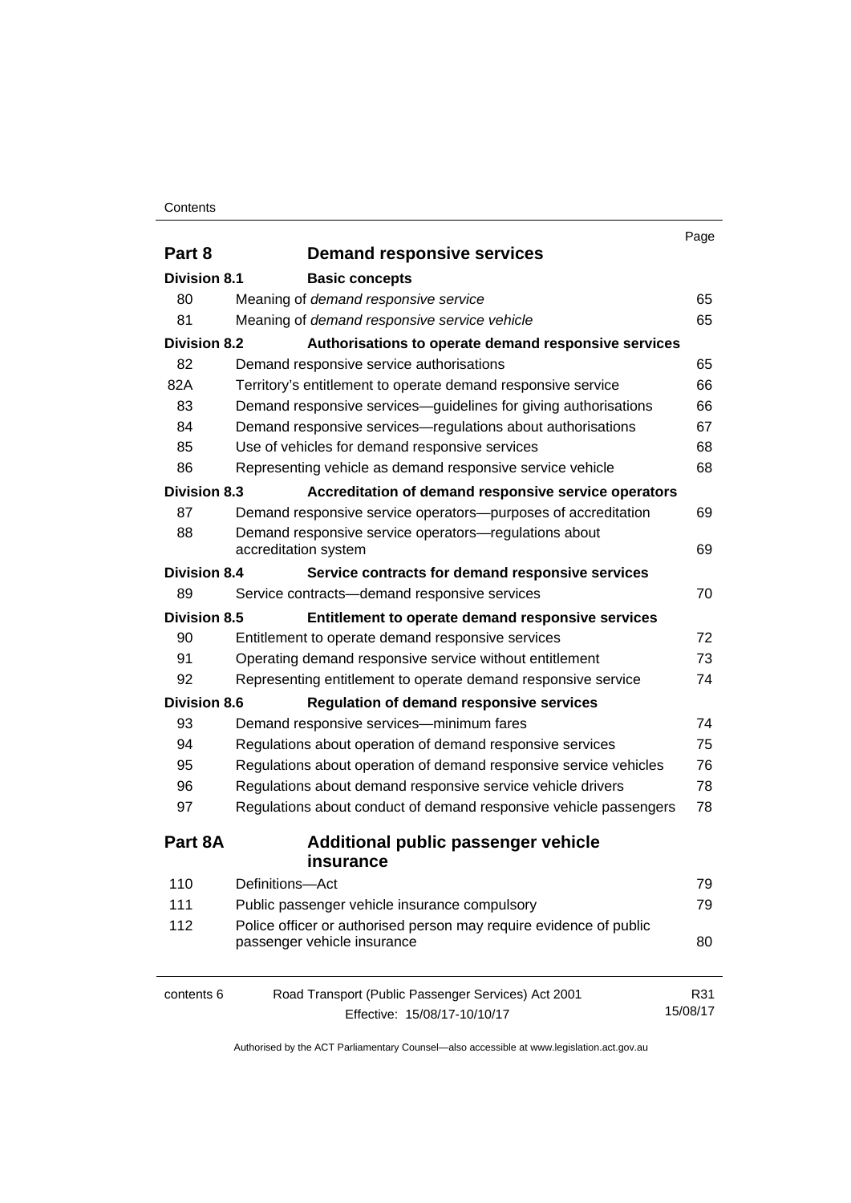| | | Page |
|---|---|---|
| **Part 8** | **Demand responsive services** | |
| **Division 8.1** | **Basic concepts** | |
| 80 | Meaning of *demand responsive service* | 65 |
| 81 | Meaning of *demand responsive service vehicle* | 65 |
| **Division 8.2** | **Authorisations to operate demand responsive services** | |
| 82 | Demand responsive service authorisations | 65 |
| 82A | Territory's entitlement to operate demand responsive service | 66 |
| 83 | Demand responsive services—guidelines for giving authorisations | 66 |
| 84 | Demand responsive services—regulations about authorisations | 67 |
| 85 | Use of vehicles for demand responsive services | 68 |
| 86 | Representing vehicle as demand responsive service vehicle | 68 |
| **Division 8.3** | **Accreditation of demand responsive service operators** | |
| 87 | Demand responsive service operators—purposes of accreditation | 69 |
| 88 | Demand responsive service operators—regulations about accreditation system | 69 |
| **Division 8.4** | **Service contracts for demand responsive services** | |
| 89 | Service contracts—demand responsive services | 70 |
| **Division 8.5** | **Entitlement to operate demand responsive services** | |
| 90 | Entitlement to operate demand responsive services | 72 |
| 91 | Operating demand responsive service without entitlement | 73 |
| 92 | Representing entitlement to operate demand responsive service | 74 |
| **Division 8.6** | **Regulation of demand responsive services** | |
| 93 | Demand responsive services—minimum fares | 74 |
| 94 | Regulations about operation of demand responsive services | 75 |
| 95 | Regulations about operation of demand responsive service vehicles | 76 |
| 96 | Regulations about demand responsive service vehicle drivers | 78 |
| 97 | Regulations about conduct of demand responsive vehicle passengers | 78 |
| **Part 8A** | **Additional public passenger vehicle insurance** | |
| 110 | Definitions—Act | 79 |
| 111 | Public passenger vehicle insurance compulsory | 79 |
| 112 | Police officer or authorised person may require evidence of public passenger vehicle insurance | 80 |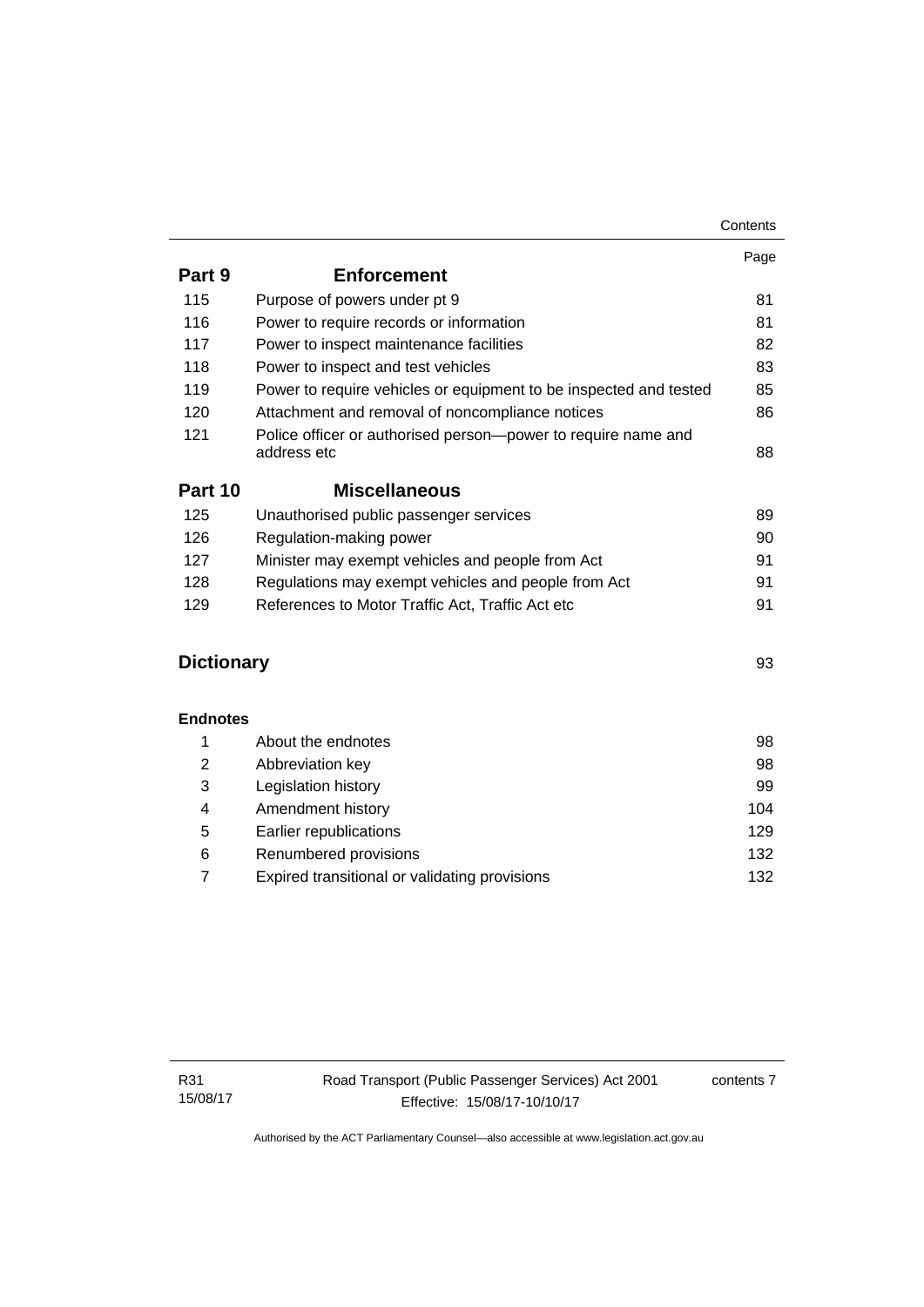| | | Page |
|---|---|---|
| **Part 9** | **Enforcement** | |
| 115 | Purpose of powers under pt 9 | 81 |
| 116 | Power to require records or information | 81 |
| 117 | Power to inspect maintenance facilities | 82 |
| 118 | Power to inspect and test vehicles | 83 |
| 119 | Power to require vehicles or equipment to be inspected and tested | 85 |
| 120 | Attachment and removal of noncompliance notices | 86 |
| 121 | Police officer or authorised person—power to require name and address etc | 88 |
| **Part 10** | **Miscellaneous** | |
| 125 | Unauthorised public passenger services | 89 |
| 126 | Regulation-making power | 90 |
| 127 | Minister may exempt vehicles and people from Act | 91 |
| 128 | Regulations may exempt vehicles and people from Act | 91 |
| 129 | References to Motor Traffic Act, Traffic Act etc | 91 |

**Dictionary** 93

**Endnotes**

| | | |
|---|---|---|
| 1 | About the endnotes | 98 |
| 2 | Abbreviation key | 98 |
| 3 | Legislation history | 99 |
| 4 | Amendment history | 104 |
| 5 | Earlier republications | 129 |
| 6 | Renumbered provisions | 132 |
| 7 | Expired transitional or validating provisions | 132 |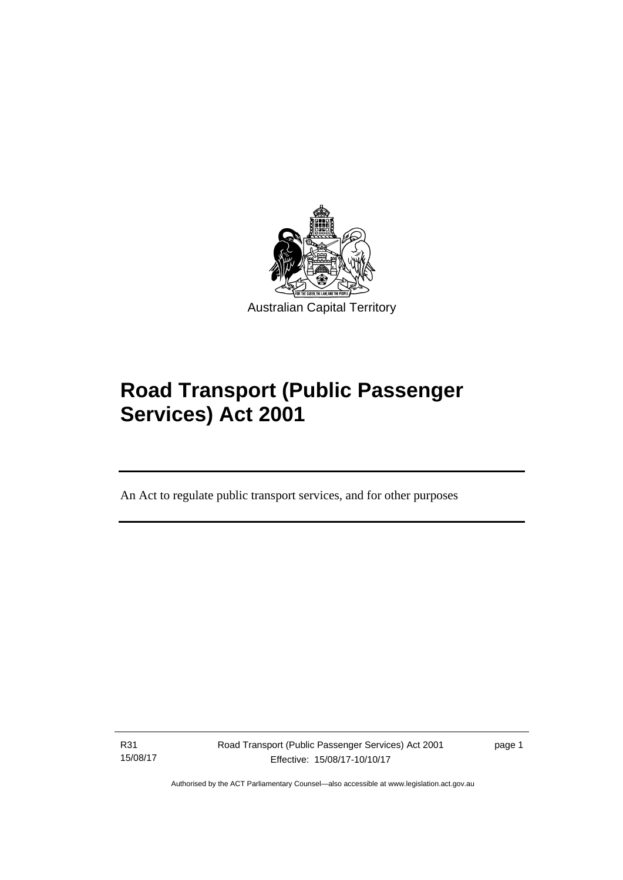Australian Capital Territory

# Road Transport (Public Passenger Services) Act 2001

An Act to regulate public transport services, and for other purposes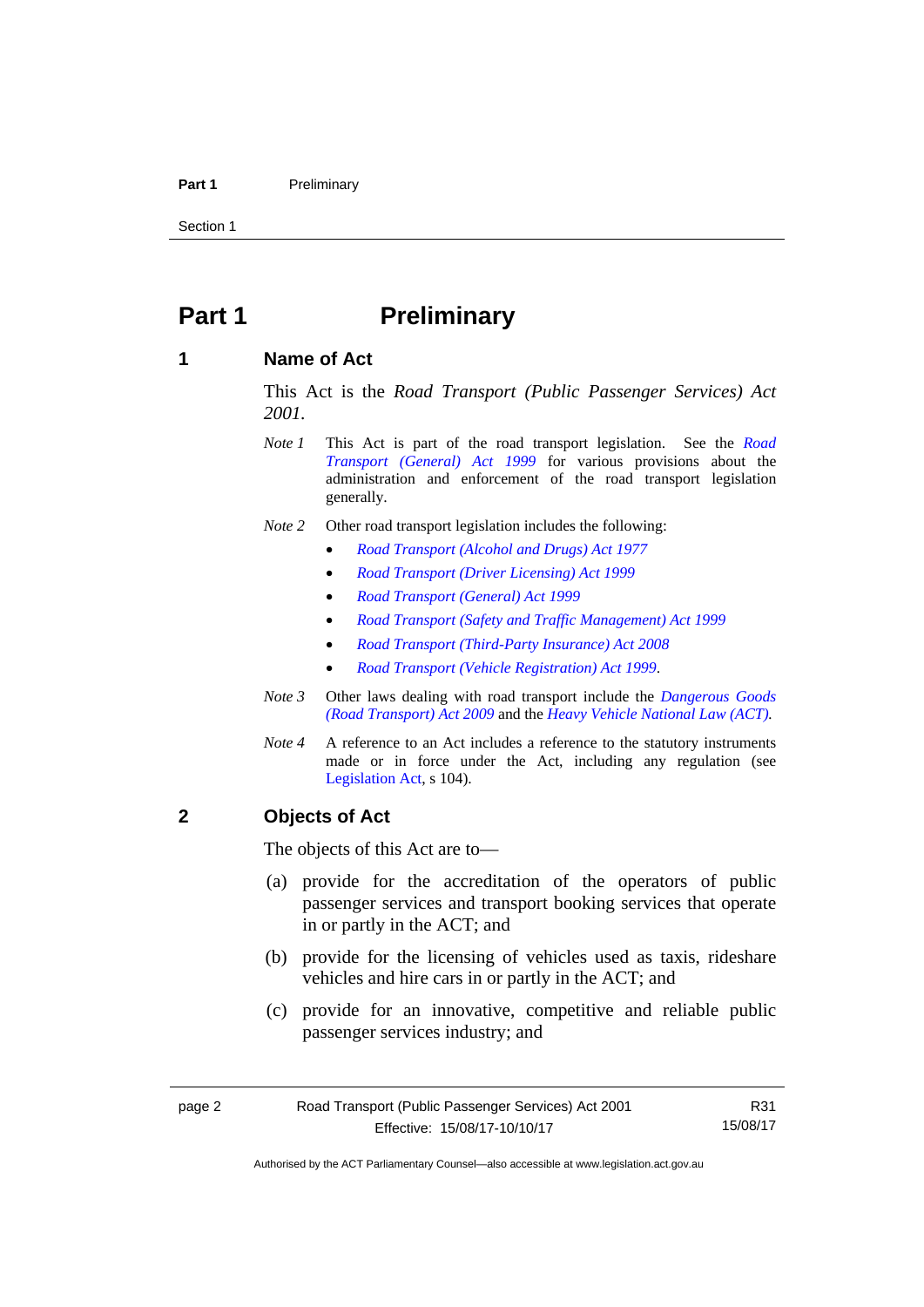# Part 1 Preliminary

## 1 Name of Act

This Act is the *Road Transport (Public Passenger Services) Act 2001*.

*Note 1* This Act is part of the road transport legislation. See the *Road Transport (General) Act 1999* for various provisions about the administration and enforcement of the road transport legislation generally.

*Note 2* Other road transport legislation includes the following:

- *Road Transport (Alcohol and Drugs) Act 1977*
- *Road Transport (Driver Licensing) Act 1999*
- *Road Transport (General) Act 1999*
- *Road Transport (Safety and Traffic Management) Act 1999*
- *Road Transport (Third-Party Insurance) Act 2008*
- *Road Transport (Vehicle Registration) Act 1999*.

*Note 3* Other laws dealing with road transport include the *Dangerous Goods (Road Transport) Act 2009* and the *Heavy Vehicle National Law (ACT)*.

*Note 4* A reference to an Act includes a reference to the statutory instruments made or in force under the Act, including any regulation (see Legislation Act, s 104).

## 2 Objects of Act

The objects of this Act are to—

(a) provide for the accreditation of the operators of public passenger services and transport booking services that operate in or partly in the ACT; and

(b) provide for the licensing of vehicles used as taxis, rideshare vehicles and hire cars in or partly in the ACT; and

(c) provide for an innovative, competitive and reliable public passenger services industry; and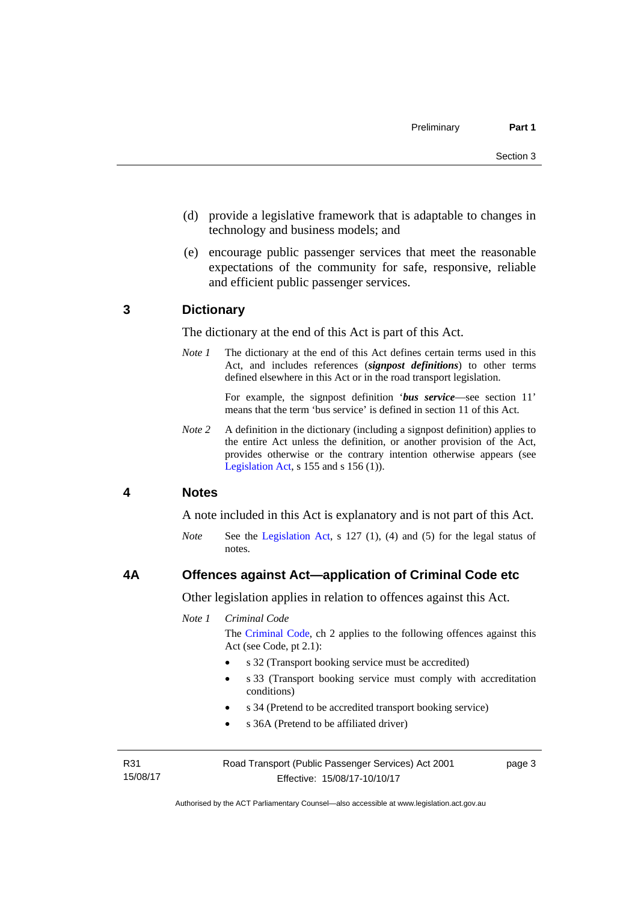(d) provide a legislative framework that is adaptable to changes in technology and business models; and

(e) encourage public passenger services that meet the reasonable expectations of the community for safe, responsive, reliable and efficient public passenger services.

## 3 Dictionary

The dictionary at the end of this Act is part of this Act.

*Note 1* The dictionary at the end of this Act defines certain terms used in this Act, and includes references (***signpost definitions***) to other terms defined elsewhere in this Act or in the road transport legislation.

For example, the signpost definition '***bus service***—see section 11' means that the term 'bus service' is defined in section 11 of this Act.

*Note 2* A definition in the dictionary (including a signpost definition) applies to the entire Act unless the definition, or another provision of the Act, provides otherwise or the contrary intention otherwise appears (see Legislation Act, s 155 and s 156 (1)).

## 4 Notes

A note included in this Act is explanatory and is not part of this Act.

*Note* See the Legislation Act, s 127 (1), (4) and (5) for the legal status of notes.

## 4A Offences against Act—application of Criminal Code etc

Other legislation applies in relation to offences against this Act.

*Note 1* *Criminal Code*

The Criminal Code, ch 2 applies to the following offences against this Act (see Code, pt 2.1):

- s 32 (Transport booking service must be accredited)
- s 33 (Transport booking service must comply with accreditation conditions)
- s 34 (Pretend to be accredited transport booking service)
- s 36A (Pretend to be affiliated driver)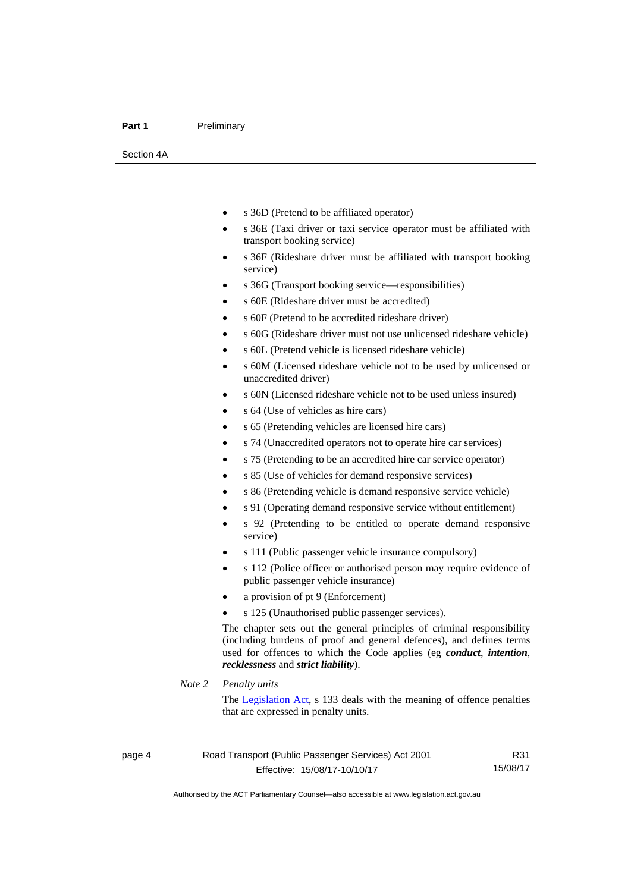- s 36D (Pretend to be affiliated operator)
- s 36E (Taxi driver or taxi service operator must be affiliated with transport booking service)
- s 36F (Rideshare driver must be affiliated with transport booking service)
- s 36G (Transport booking service—responsibilities)
- s 60E (Rideshare driver must be accredited)
- s 60F (Pretend to be accredited rideshare driver)
- s 60G (Rideshare driver must not use unlicensed rideshare vehicle)
- s 60L (Pretend vehicle is licensed rideshare vehicle)
- s 60M (Licensed rideshare vehicle not to be used by unlicensed or unaccredited driver)
- s 60N (Licensed rideshare vehicle not to be used unless insured)
- s 64 (Use of vehicles as hire cars)
- s 65 (Pretending vehicles are licensed hire cars)
- s 74 (Unaccredited operators not to operate hire car services)
- s 75 (Pretending to be an accredited hire car service operator)
- s 85 (Use of vehicles for demand responsive services)
- s 86 (Pretending vehicle is demand responsive service vehicle)
- s 91 (Operating demand responsive service without entitlement)
- s 92 (Pretending to be entitled to operate demand responsive service)
- s 111 (Public passenger vehicle insurance compulsory)
- s 112 (Police officer or authorised person may require evidence of public passenger vehicle insurance)
- a provision of pt 9 (Enforcement)
- s 125 (Unauthorised public passenger services).

The chapter sets out the general principles of criminal responsibility (including burdens of proof and general defences), and defines terms used for offences to which the Code applies (eg ***conduct***, ***intention***, ***recklessness*** and ***strict liability***).

*Note 2 Penalty units*

The Legislation Act, s 133 deals with the meaning of offence penalties that are expressed in penalty units.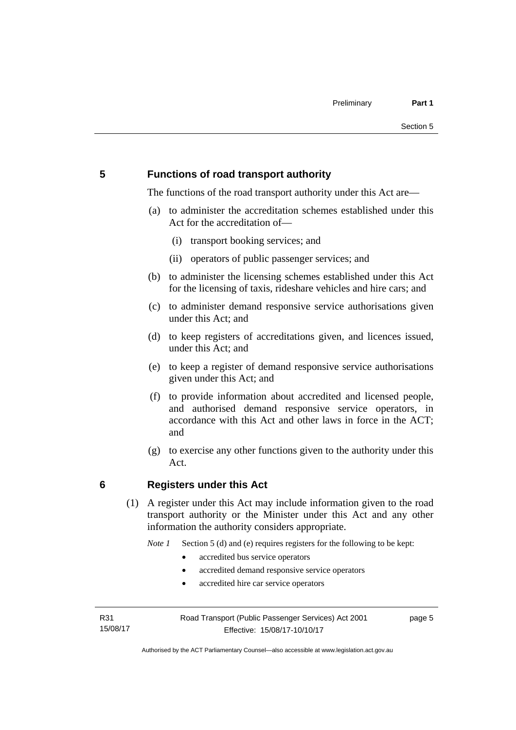## 5 Functions of road transport authority

The functions of the road transport authority under this Act are—

(a) to administer the accreditation schemes established under this Act for the accreditation of—

  (i) transport booking services; and

  (ii) operators of public passenger services; and

(b) to administer the licensing schemes established under this Act for the licensing of taxis, rideshare vehicles and hire cars; and

(c) to administer demand responsive service authorisations given under this Act; and

(d) to keep registers of accreditations given, and licences issued, under this Act; and

(e) to keep a register of demand responsive service authorisations given under this Act; and

(f) to provide information about accredited and licensed people, and authorised demand responsive service operators, in accordance with this Act and other laws in force in the ACT; and

(g) to exercise any other functions given to the authority under this Act.

## 6 Registers under this Act

(1) A register under this Act may include information given to the road transport authority or the Minister under this Act and any other information the authority considers appropriate.

*Note 1* Section 5 (d) and (e) requires registers for the following to be kept:

- accredited bus service operators
- accredited demand responsive service operators
- accredited hire car service operators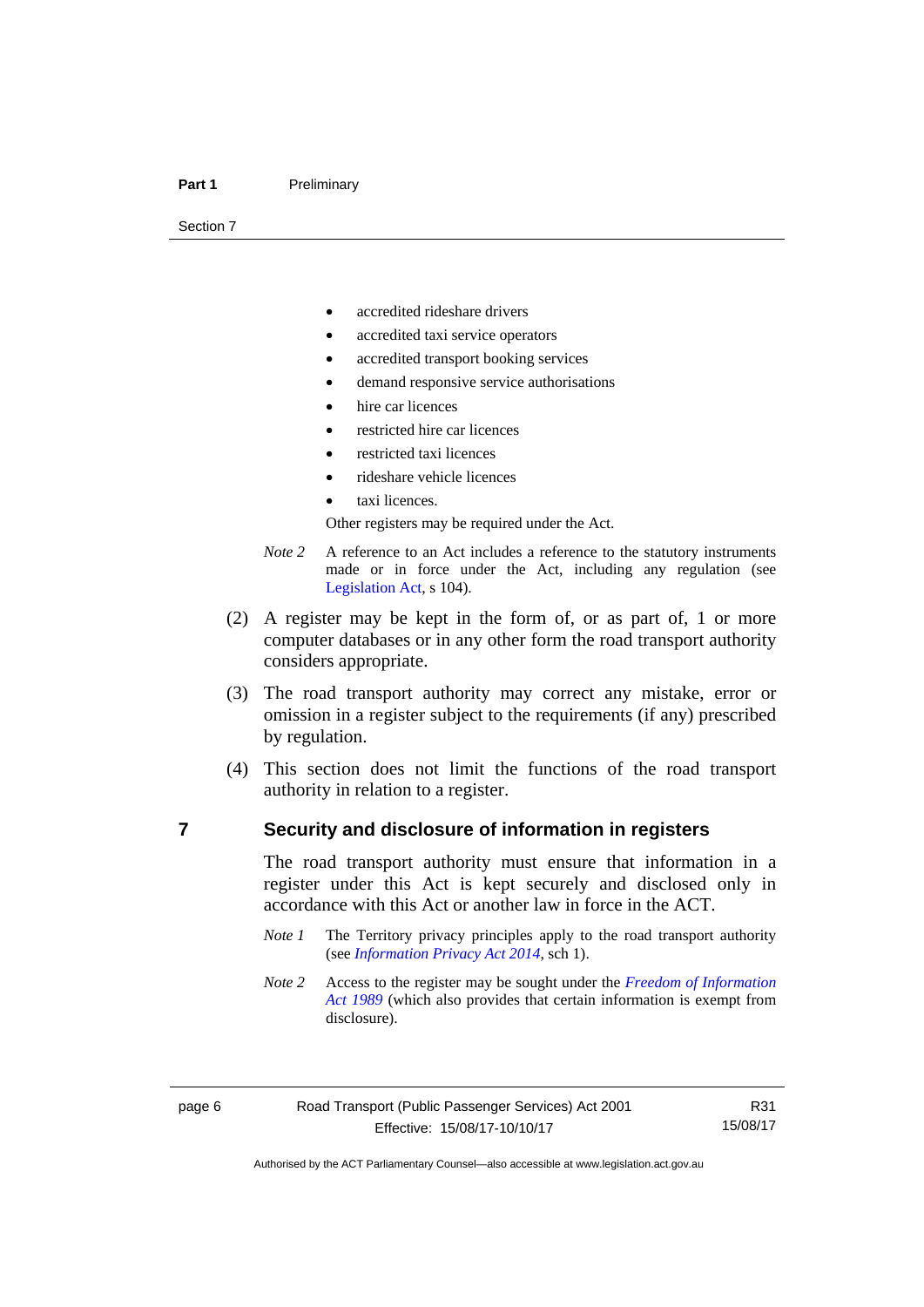- accredited rideshare drivers
- accredited taxi service operators
- accredited transport booking services
- demand responsive service authorisations
- hire car licences
- restricted hire car licences
- restricted taxi licences
- rideshare vehicle licences
- taxi licences.

Other registers may be required under the Act.

*Note 2* A reference to an Act includes a reference to the statutory instruments made or in force under the Act, including any regulation (see Legislation Act, s 104).

(2) A register may be kept in the form of, or as part of, 1 or more computer databases or in any other form the road transport authority considers appropriate.

(3) The road transport authority may correct any mistake, error or omission in a register subject to the requirements (if any) prescribed by regulation.

(4) This section does not limit the functions of the road transport authority in relation to a register.

## 7 Security and disclosure of information in registers

The road transport authority must ensure that information in a register under this Act is kept securely and disclosed only in accordance with this Act or another law in force in the ACT.

*Note 1* The Territory privacy principles apply to the road transport authority (see *Information Privacy Act 2014*, sch 1).

*Note 2* Access to the register may be sought under the *Freedom of Information Act 1989* (which also provides that certain information is exempt from disclosure).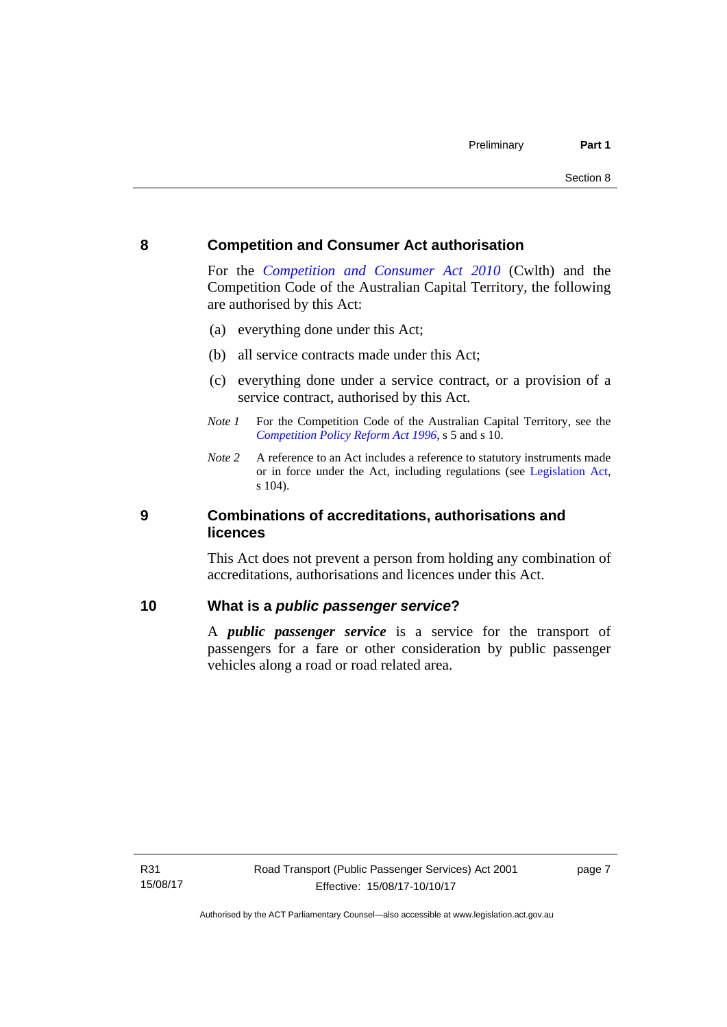## 8 Competition and Consumer Act authorisation

For the *Competition and Consumer Act 2010* (Cwlth) and the Competition Code of the Australian Capital Territory, the following are authorised by this Act:

(a) everything done under this Act;

(b) all service contracts made under this Act;

(c) everything done under a service contract, or a provision of a service contract, authorised by this Act.

*Note 1* For the Competition Code of the Australian Capital Territory, see the *Competition Policy Reform Act 1996*, s 5 and s 10.

*Note 2* A reference to an Act includes a reference to statutory instruments made or in force under the Act, including regulations (see Legislation Act, s 104).

## 9 Combinations of accreditations, authorisations and licences

This Act does not prevent a person from holding any combination of accreditations, authorisations and licences under this Act.

## 10 What is a *public passenger service*?

A ***public passenger service*** is a service for the transport of passengers for a fare or other consideration by public passenger vehicles along a road or road related area.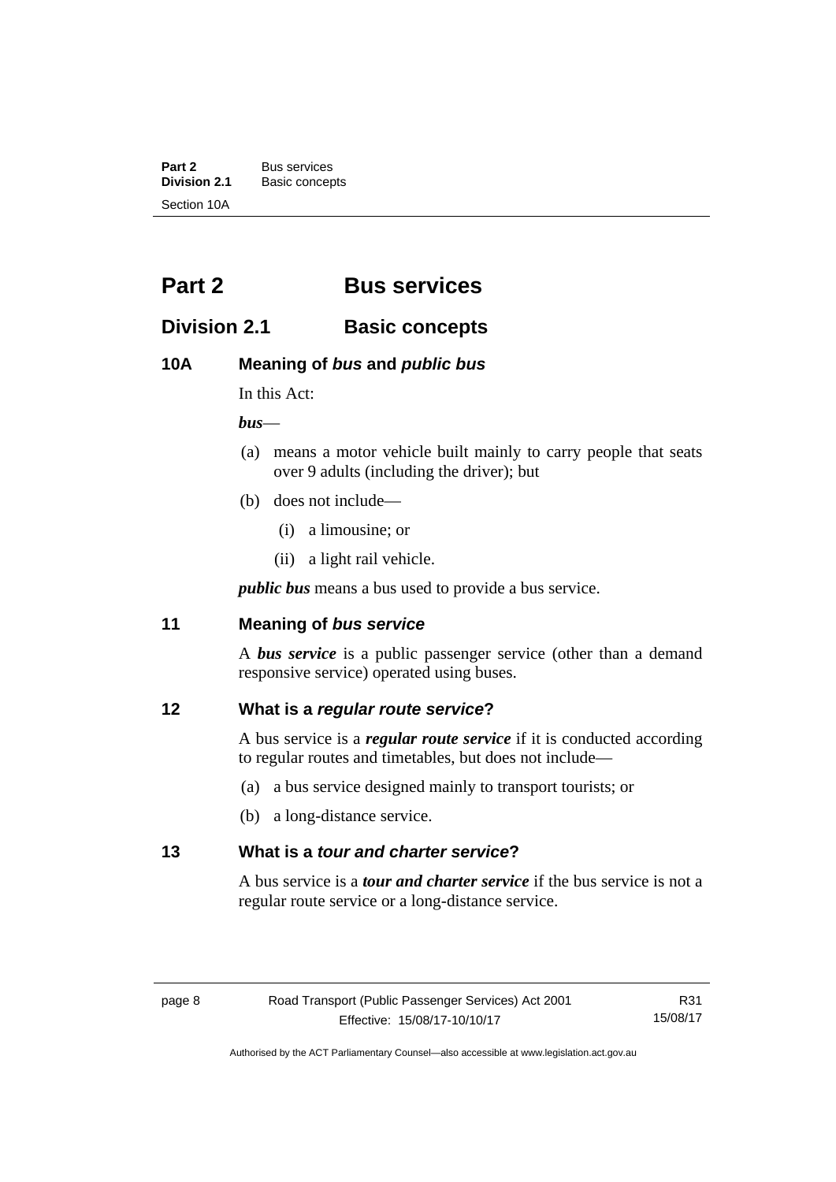# Part 2 Bus services

## Division 2.1 Basic concepts

### 10A Meaning of *bus* and *public bus*

In this Act:

***bus***—

(a) means a motor vehicle built mainly to carry people that seats over 9 adults (including the driver); but

(b) does not include—

(i) a limousine; or

(ii) a light rail vehicle.

***public bus*** means a bus used to provide a bus service.

### 11 Meaning of *bus service*

A ***bus service*** is a public passenger service (other than a demand responsive service) operated using buses.

### 12 What is a *regular route service*?

A bus service is a ***regular route service*** if it is conducted according to regular routes and timetables, but does not include—

(a) a bus service designed mainly to transport tourists; or

(b) a long-distance service.

### 13 What is a *tour and charter service*?

A bus service is a ***tour and charter service*** if the bus service is not a regular route service or a long-distance service.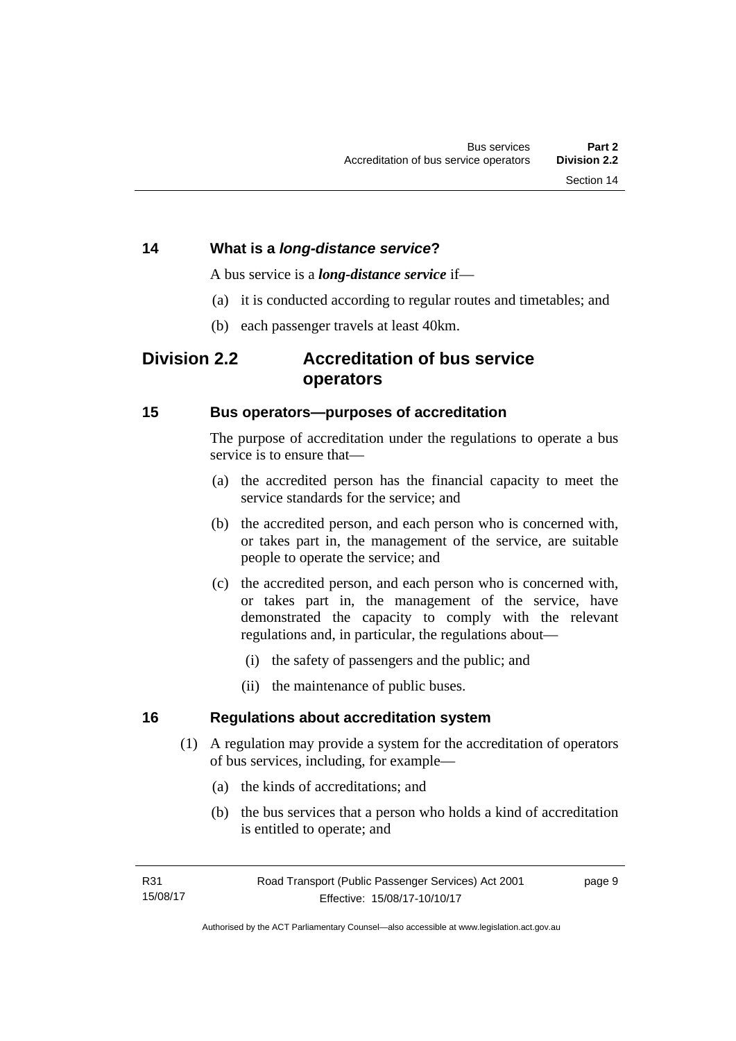## 14 What is a *long-distance service*?

A bus service is a ***long-distance service*** if—

(a) it is conducted according to regular routes and timetables; and

(b) each passenger travels at least 40km.

# Division 2.2 Accreditation of bus service operators

## 15 Bus operators—purposes of accreditation

The purpose of accreditation under the regulations to operate a bus service is to ensure that—

(a) the accredited person has the financial capacity to meet the service standards for the service; and

(b) the accredited person, and each person who is concerned with, or takes part in, the management of the service, are suitable people to operate the service; and

(c) the accredited person, and each person who is concerned with, or takes part in, the management of the service, have demonstrated the capacity to comply with the relevant regulations and, in particular, the regulations about—

(i) the safety of passengers and the public; and

(ii) the maintenance of public buses.

## 16 Regulations about accreditation system

(1) A regulation may provide a system for the accreditation of operators of bus services, including, for example—

(a) the kinds of accreditations; and

(b) the bus services that a person who holds a kind of accreditation is entitled to operate; and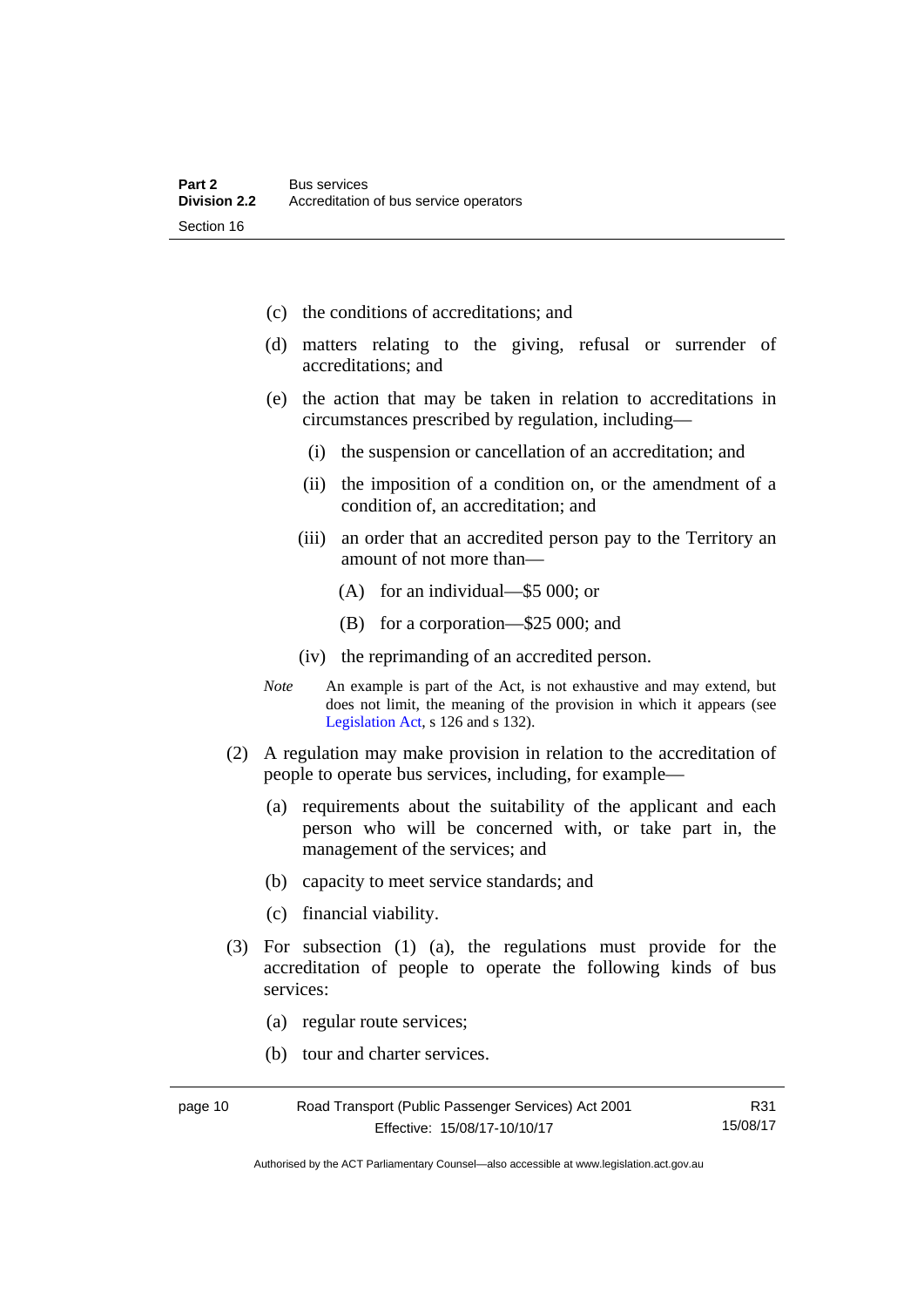(c) the conditions of accreditations; and

(d) matters relating to the giving, refusal or surrender of accreditations; and

(e) the action that may be taken in relation to accreditations in circumstances prescribed by regulation, including—

(i) the suspension or cancellation of an accreditation; and

(ii) the imposition of a condition on, or the amendment of a condition of, an accreditation; and

(iii) an order that an accredited person pay to the Territory an amount of not more than—

(A) for an individual—$5 000; or

(B) for a corporation—$25 000; and

(iv) the reprimanding of an accredited person.

*Note* An example is part of the Act, is not exhaustive and may extend, but does not limit, the meaning of the provision in which it appears (see Legislation Act, s 126 and s 132).

(2) A regulation may make provision in relation to the accreditation of people to operate bus services, including, for example—

(a) requirements about the suitability of the applicant and each person who will be concerned with, or take part in, the management of the services; and

(b) capacity to meet service standards; and

(c) financial viability.

(3) For subsection (1) (a), the regulations must provide for the accreditation of people to operate the following kinds of bus services:

(a) regular route services;

(b) tour and charter services.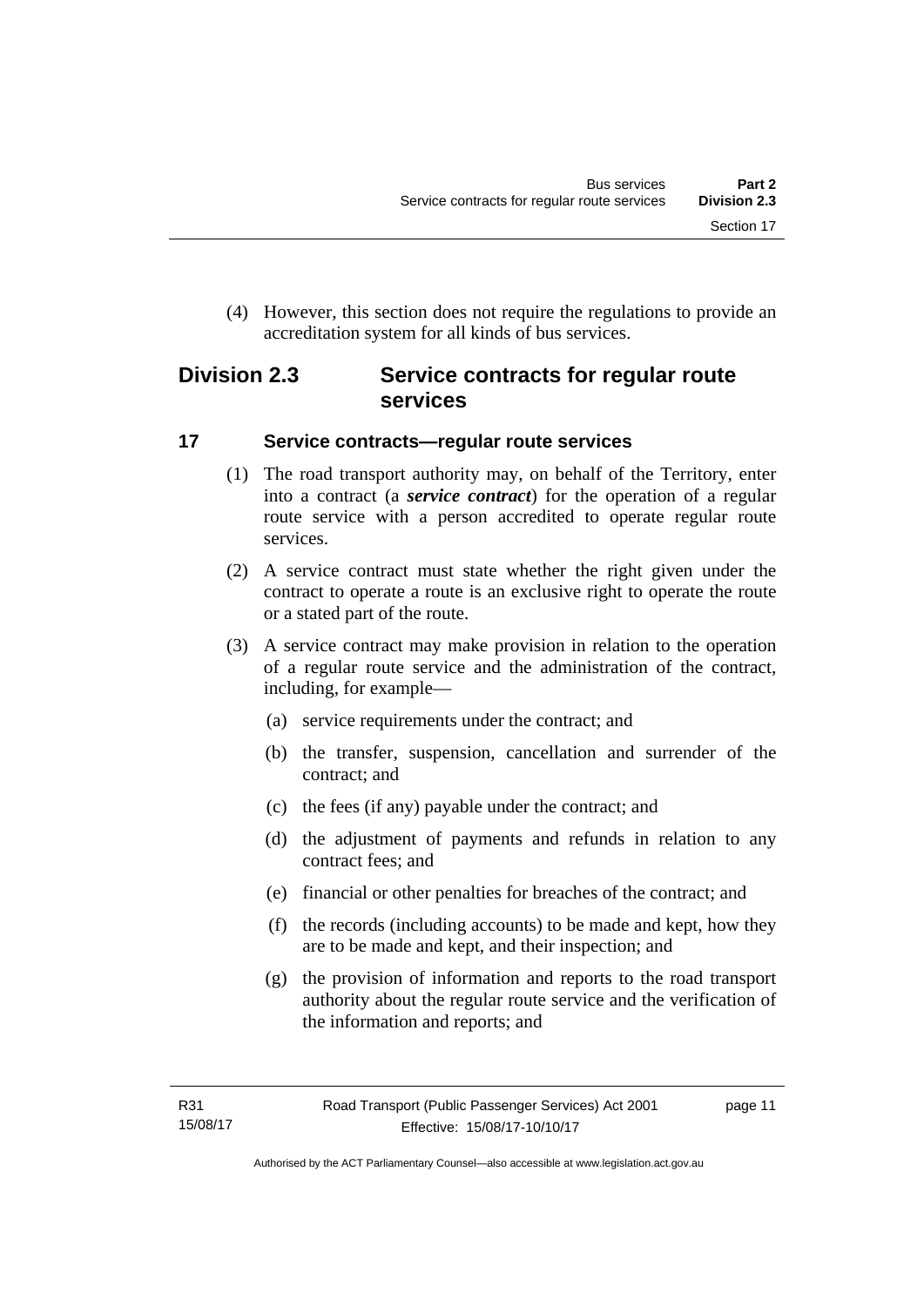(4) However, this section does not require the regulations to provide an accreditation system for all kinds of bus services.

## Division 2.3 Service contracts for regular route services

### 17 Service contracts—regular route services

(1) The road transport authority may, on behalf of the Territory, enter into a contract (a ***service contract***) for the operation of a regular route service with a person accredited to operate regular route services.

(2) A service contract must state whether the right given under the contract to operate a route is an exclusive right to operate the route or a stated part of the route.

(3) A service contract may make provision in relation to the operation of a regular route service and the administration of the contract, including, for example—

(a) service requirements under the contract; and

(b) the transfer, suspension, cancellation and surrender of the contract; and

(c) the fees (if any) payable under the contract; and

(d) the adjustment of payments and refunds in relation to any contract fees; and

(e) financial or other penalties for breaches of the contract; and

(f) the records (including accounts) to be made and kept, how they are to be made and kept, and their inspection; and

(g) the provision of information and reports to the road transport authority about the regular route service and the verification of the information and reports; and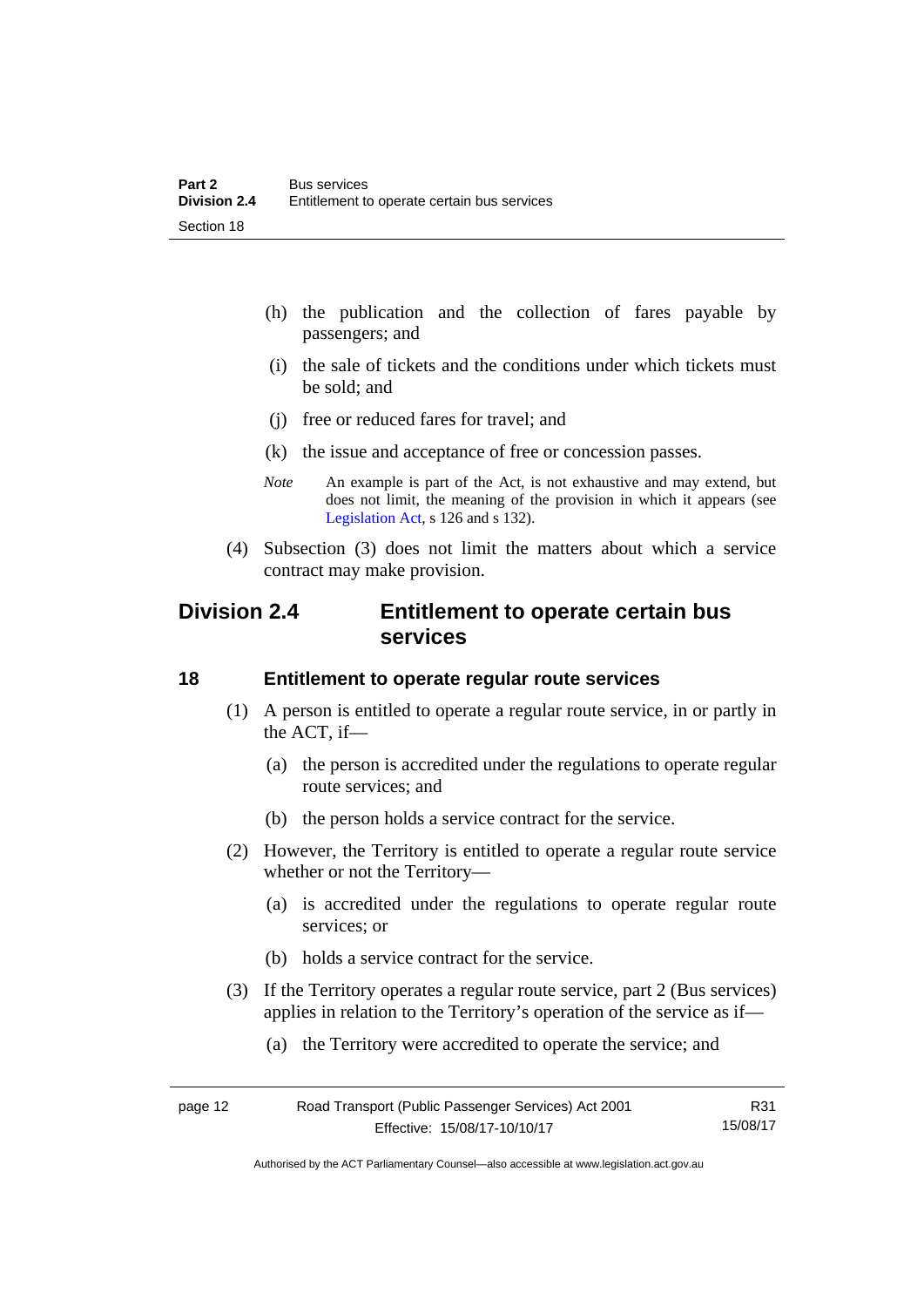(h) the publication and the collection of fares payable by passengers; and

(i) the sale of tickets and the conditions under which tickets must be sold; and

(j) free or reduced fares for travel; and

(k) the issue and acceptance of free or concession passes.

*Note* An example is part of the Act, is not exhaustive and may extend, but does not limit, the meaning of the provision in which it appears (see Legislation Act, s 126 and s 132).

(4) Subsection (3) does not limit the matters about which a service contract may make provision.

## Division 2.4 Entitlement to operate certain bus services

### 18 Entitlement to operate regular route services

(1) A person is entitled to operate a regular route service, in or partly in the ACT, if—

(a) the person is accredited under the regulations to operate regular route services; and

(b) the person holds a service contract for the service.

(2) However, the Territory is entitled to operate a regular route service whether or not the Territory—

(a) is accredited under the regulations to operate regular route services; or

(b) holds a service contract for the service.

(3) If the Territory operates a regular route service, part 2 (Bus services) applies in relation to the Territory's operation of the service as if—

(a) the Territory were accredited to operate the service; and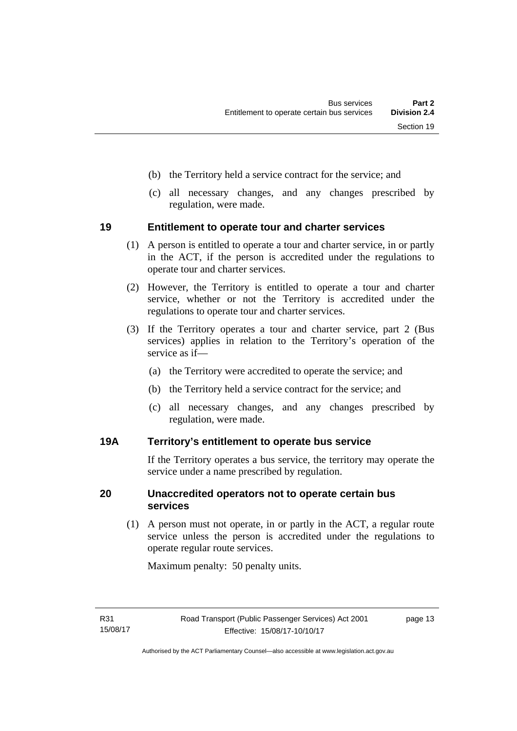(b) the Territory held a service contract for the service; and

(c) all necessary changes, and any changes prescribed by regulation, were made.

## 19 Entitlement to operate tour and charter services

(1) A person is entitled to operate a tour and charter service, in or partly in the ACT, if the person is accredited under the regulations to operate tour and charter services.

(2) However, the Territory is entitled to operate a tour and charter service, whether or not the Territory is accredited under the regulations to operate tour and charter services.

(3) If the Territory operates a tour and charter service, part 2 (Bus services) applies in relation to the Territory's operation of the service as if—

(a) the Territory were accredited to operate the service; and

(b) the Territory held a service contract for the service; and

(c) all necessary changes, and any changes prescribed by regulation, were made.

## 19A Territory's entitlement to operate bus service

If the Territory operates a bus service, the territory may operate the service under a name prescribed by regulation.

## 20 Unaccredited operators not to operate certain bus services

(1) A person must not operate, in or partly in the ACT, a regular route service unless the person is accredited under the regulations to operate regular route services.

Maximum penalty: 50 penalty units.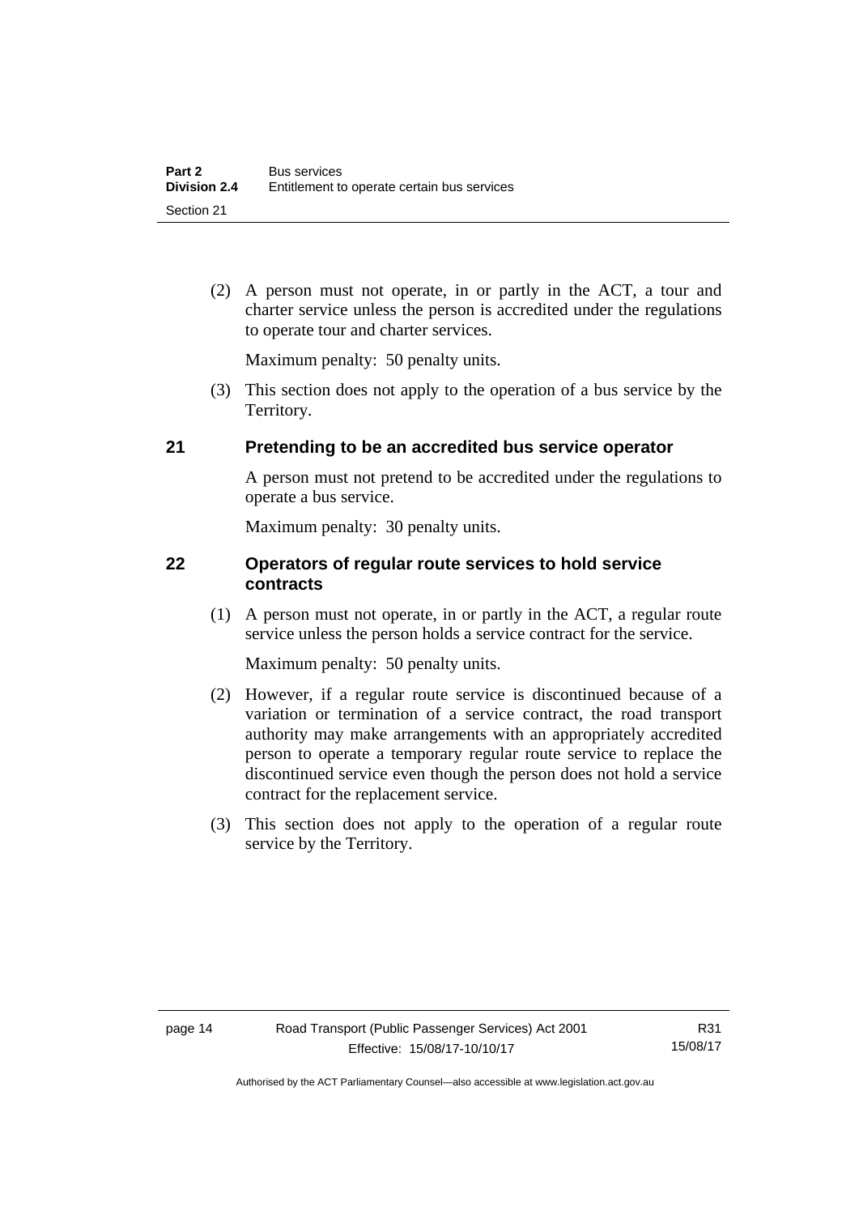(2) A person must not operate, in or partly in the ACT, a tour and charter service unless the person is accredited under the regulations to operate tour and charter services.

Maximum penalty: 50 penalty units.

(3) This section does not apply to the operation of a bus service by the Territory.

## 21 Pretending to be an accredited bus service operator

A person must not pretend to be accredited under the regulations to operate a bus service.

Maximum penalty: 30 penalty units.

## 22 Operators of regular route services to hold service contracts

(1) A person must not operate, in or partly in the ACT, a regular route service unless the person holds a service contract for the service.

Maximum penalty: 50 penalty units.

(2) However, if a regular route service is discontinued because of a variation or termination of a service contract, the road transport authority may make arrangements with an appropriately accredited person to operate a temporary regular route service to replace the discontinued service even though the person does not hold a service contract for the replacement service.

(3) This section does not apply to the operation of a regular route service by the Territory.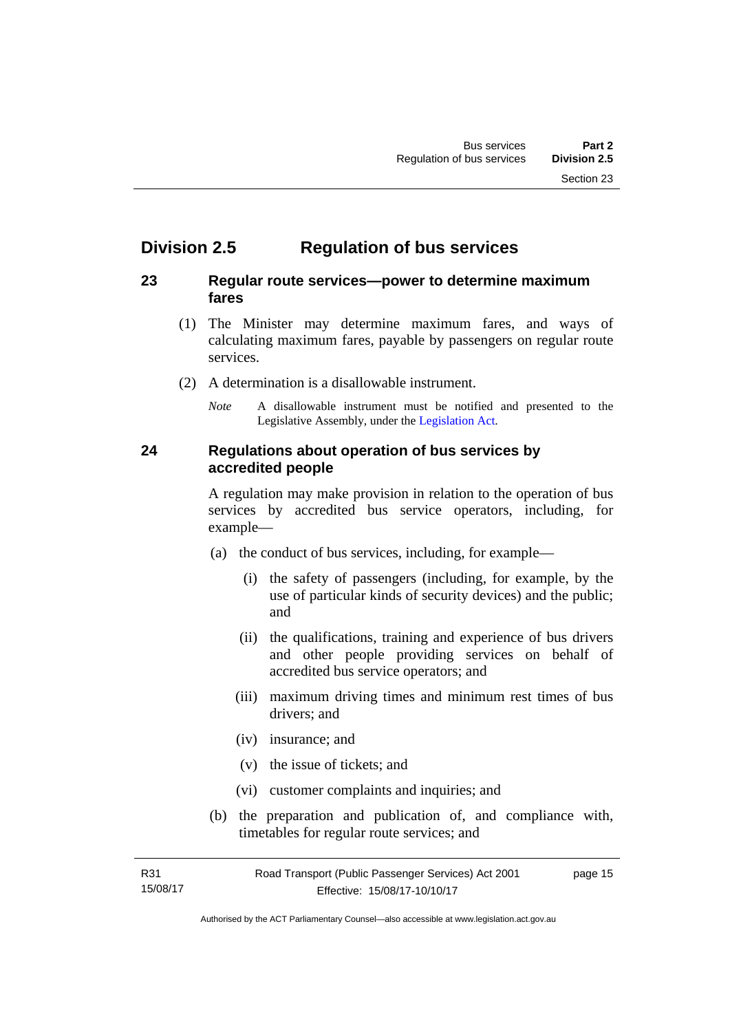## Division 2.5 Regulation of bus services

### 23 Regular route services—power to determine maximum fares

(1) The Minister may determine maximum fares, and ways of calculating maximum fares, payable by passengers on regular route services.

(2) A determination is a disallowable instrument.

*Note* A disallowable instrument must be notified and presented to the Legislative Assembly, under the Legislation Act.

### 24 Regulations about operation of bus services by accredited people

A regulation may make provision in relation to the operation of bus services by accredited bus service operators, including, for example—

(a) the conduct of bus services, including, for example—

   (i) the safety of passengers (including, for example, by the use of particular kinds of security devices) and the public; and

   (ii) the qualifications, training and experience of bus drivers and other people providing services on behalf of accredited bus service operators; and

   (iii) maximum driving times and minimum rest times of bus drivers; and

   (iv) insurance; and

   (v) the issue of tickets; and

   (vi) customer complaints and inquiries; and

(b) the preparation and publication of, and compliance with, timetables for regular route services; and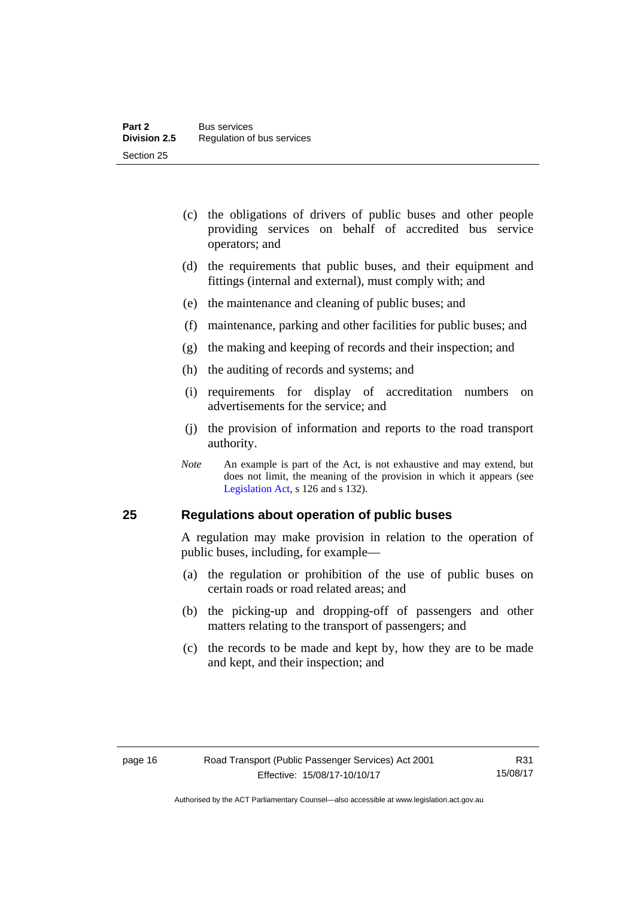(c) the obligations of drivers of public buses and other people providing services on behalf of accredited bus service operators; and

(d) the requirements that public buses, and their equipment and fittings (internal and external), must comply with; and

(e) the maintenance and cleaning of public buses; and

(f) maintenance, parking and other facilities for public buses; and

(g) the making and keeping of records and their inspection; and

(h) the auditing of records and systems; and

(i) requirements for display of accreditation numbers on advertisements for the service; and

(j) the provision of information and reports to the road transport authority.

*Note* An example is part of the Act, is not exhaustive and may extend, but does not limit, the meaning of the provision in which it appears (see Legislation Act, s 126 and s 132).

## 25 Regulations about operation of public buses

A regulation may make provision in relation to the operation of public buses, including, for example—

(a) the regulation or prohibition of the use of public buses on certain roads or road related areas; and

(b) the picking-up and dropping-off of passengers and other matters relating to the transport of passengers; and

(c) the records to be made and kept by, how they are to be made and kept, and their inspection; and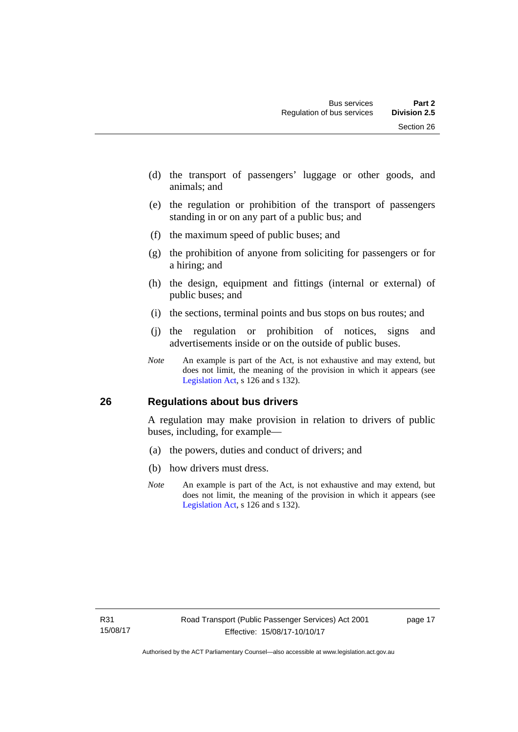(d) the transport of passengers' luggage or other goods, and animals; and

(e) the regulation or prohibition of the transport of passengers standing in or on any part of a public bus; and

(f) the maximum speed of public buses; and

(g) the prohibition of anyone from soliciting for passengers or for a hiring; and

(h) the design, equipment and fittings (internal or external) of public buses; and

(i) the sections, terminal points and bus stops on bus routes; and

(j) the regulation or prohibition of notices, signs and advertisements inside or on the outside of public buses.

*Note* An example is part of the Act, is not exhaustive and may extend, but does not limit, the meaning of the provision in which it appears (see Legislation Act, s 126 and s 132).

## 26 Regulations about bus drivers

A regulation may make provision in relation to drivers of public buses, including, for example—

(a) the powers, duties and conduct of drivers; and

(b) how drivers must dress.

*Note* An example is part of the Act, is not exhaustive and may extend, but does not limit, the meaning of the provision in which it appears (see Legislation Act, s 126 and s 132).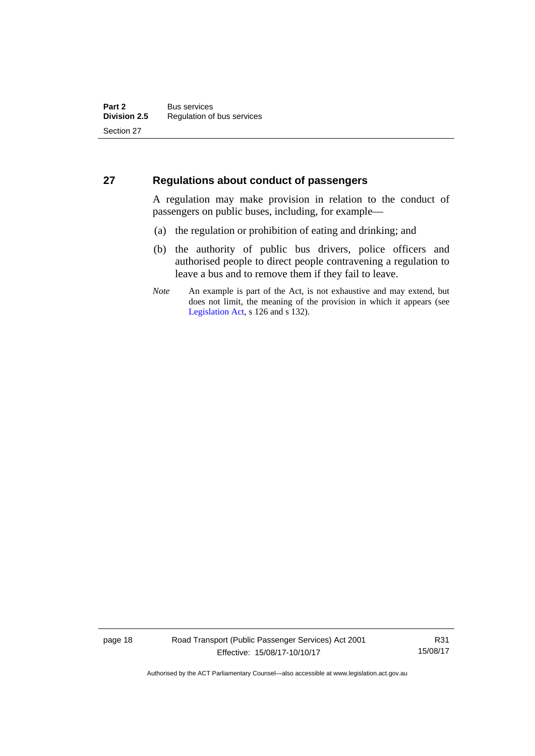## 27 Regulations about conduct of passengers

A regulation may make provision in relation to the conduct of passengers on public buses, including, for example—

(a) the regulation or prohibition of eating and drinking; and

(b) the authority of public bus drivers, police officers and authorised people to direct people contravening a regulation to leave a bus and to remove them if they fail to leave.

*Note* An example is part of the Act, is not exhaustive and may extend, but does not limit, the meaning of the provision in which it appears (see Legislation Act, s 126 and s 132).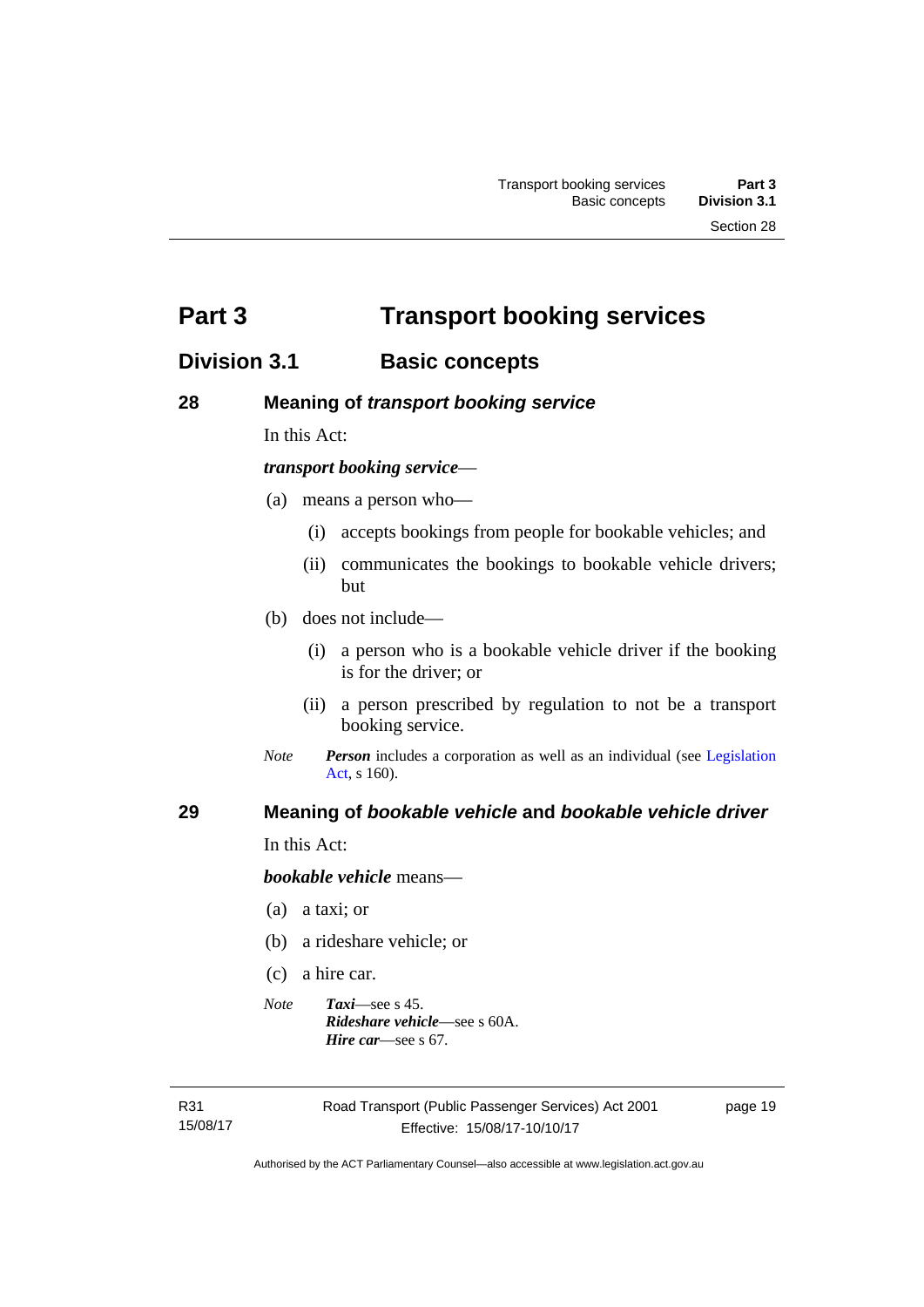# Part 3 Transport booking services

## Division 3.1 Basic concepts

### 28 Meaning of *transport booking service*

In this Act:

***transport booking service***—

(a) means a person who—

(i) accepts bookings from people for bookable vehicles; and

(ii) communicates the bookings to bookable vehicle drivers; but

(b) does not include—

(i) a person who is a bookable vehicle driver if the booking is for the driver; or

(ii) a person prescribed by regulation to not be a transport booking service.

*Note* ***Person*** includes a corporation as well as an individual (see Legislation Act, s 160).

### 29 Meaning of *bookable vehicle* and *bookable vehicle driver*

In this Act:

***bookable vehicle*** means—

(a) a taxi; or

(b) a rideshare vehicle; or

(c) a hire car.

*Note* ***Taxi***—see s 45.
***Rideshare vehicle***—see s 60A.
***Hire car***—see s 67.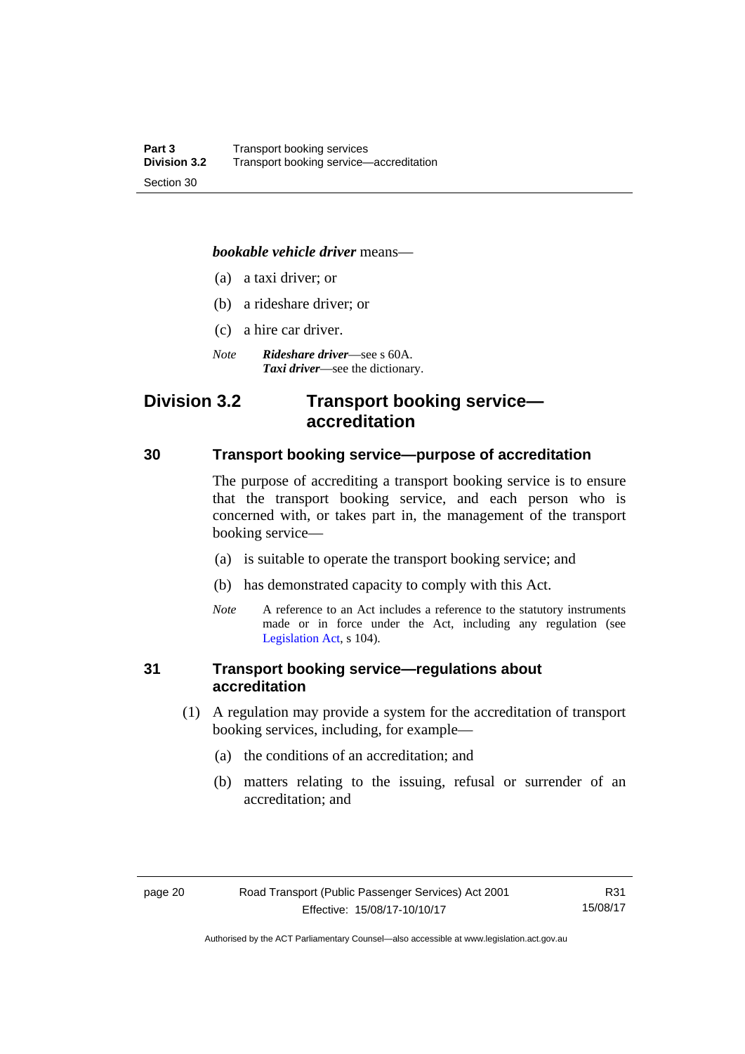***bookable vehicle driver*** means—

(a) a taxi driver; or

(b) a rideshare driver; or

(c) a hire car driver.

*Note* ***Rideshare driver***—see s 60A.
***Taxi driver***—see the dictionary.

## Division 3.2 Transport booking service—accreditation

### 30 Transport booking service—purpose of accreditation

The purpose of accrediting a transport booking service is to ensure that the transport booking service, and each person who is concerned with, or takes part in, the management of the transport booking service—

(a) is suitable to operate the transport booking service; and

(b) has demonstrated capacity to comply with this Act.

*Note* A reference to an Act includes a reference to the statutory instruments made or in force under the Act, including any regulation (see Legislation Act, s 104).

### 31 Transport booking service—regulations about accreditation

(1) A regulation may provide a system for the accreditation of transport booking services, including, for example—

(a) the conditions of an accreditation; and

(b) matters relating to the issuing, refusal or surrender of an accreditation; and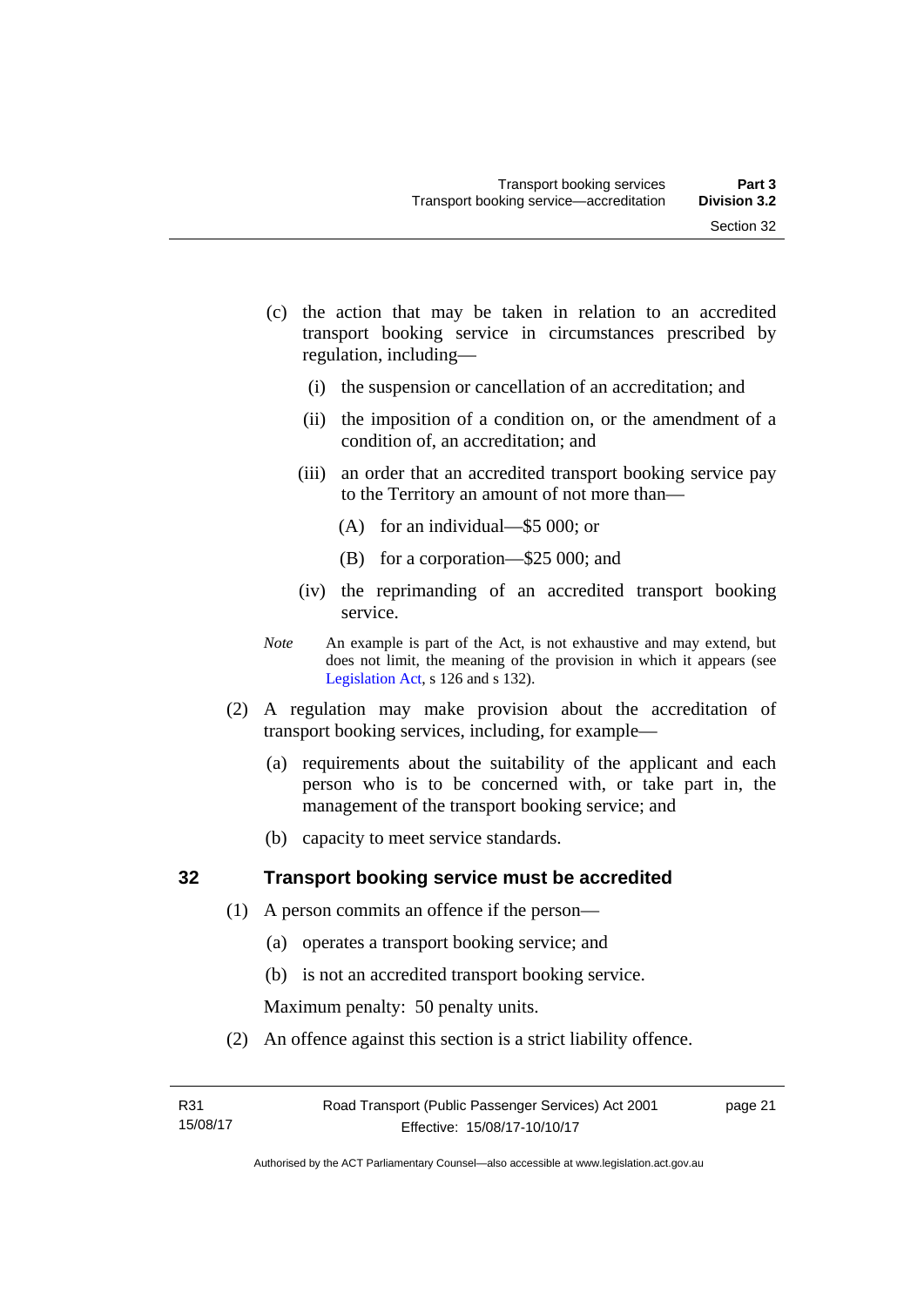(c) the action that may be taken in relation to an accredited transport booking service in circumstances prescribed by regulation, including—

  (i) the suspension or cancellation of an accreditation; and

  (ii) the imposition of a condition on, or the amendment of a condition of, an accreditation; and

  (iii) an order that an accredited transport booking service pay to the Territory an amount of not more than—

    (A) for an individual—$5 000; or

    (B) for a corporation—$25 000; and

  (iv) the reprimanding of an accredited transport booking service.

*Note* An example is part of the Act, is not exhaustive and may extend, but does not limit, the meaning of the provision in which it appears (see Legislation Act, s 126 and s 132).

(2) A regulation may make provision about the accreditation of transport booking services, including, for example—

  (a) requirements about the suitability of the applicant and each person who is to be concerned with, or take part in, the management of the transport booking service; and

  (b) capacity to meet service standards.

## 32 Transport booking service must be accredited

(1) A person commits an offence if the person—

  (a) operates a transport booking service; and

  (b) is not an accredited transport booking service.

Maximum penalty: 50 penalty units.

(2) An offence against this section is a strict liability offence.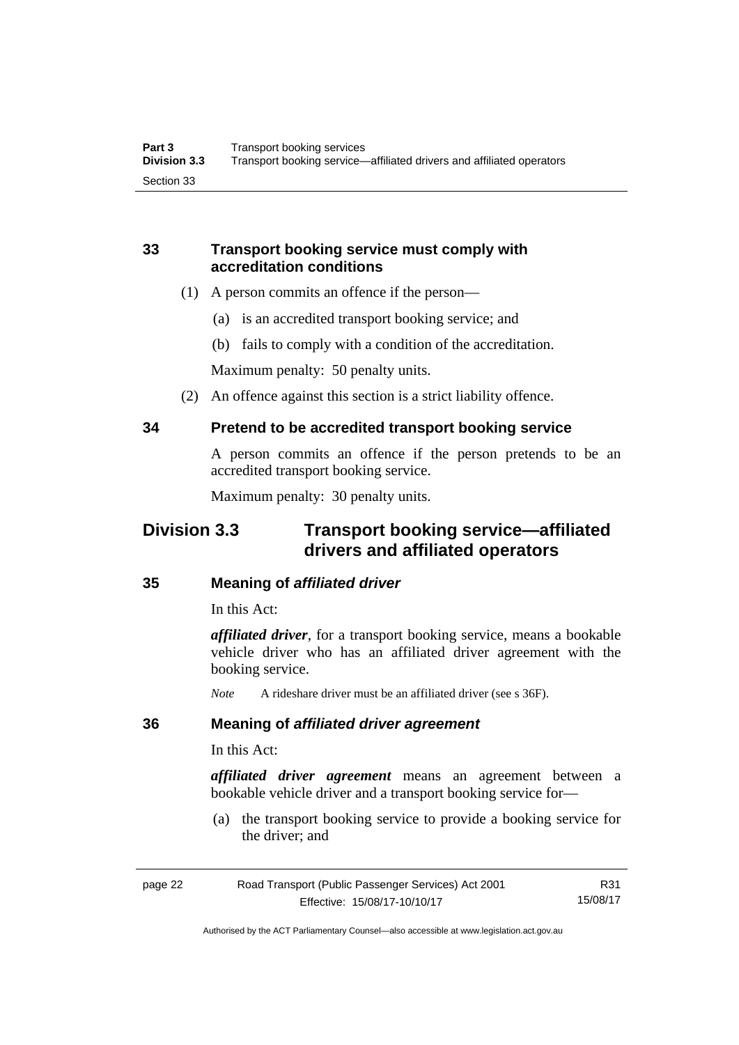### 33 Transport booking service must comply with accreditation conditions

(1) A person commits an offence if the person—

(a) is an accredited transport booking service; and

(b) fails to comply with a condition of the accreditation.

Maximum penalty: 50 penalty units.

(2) An offence against this section is a strict liability offence.

### 34 Pretend to be accredited transport booking service

A person commits an offence if the person pretends to be an accredited transport booking service.

Maximum penalty: 30 penalty units.

## Division 3.3 Transport booking service—affiliated drivers and affiliated operators

### 35 Meaning of *affiliated driver*

In this Act:

***affiliated driver***, for a transport booking service, means a bookable vehicle driver who has an affiliated driver agreement with the booking service.

*Note* A rideshare driver must be an affiliated driver (see s 36F).

### 36 Meaning of *affiliated driver agreement*

In this Act:

***affiliated driver agreement*** means an agreement between a bookable vehicle driver and a transport booking service for—

(a) the transport booking service to provide a booking service for the driver; and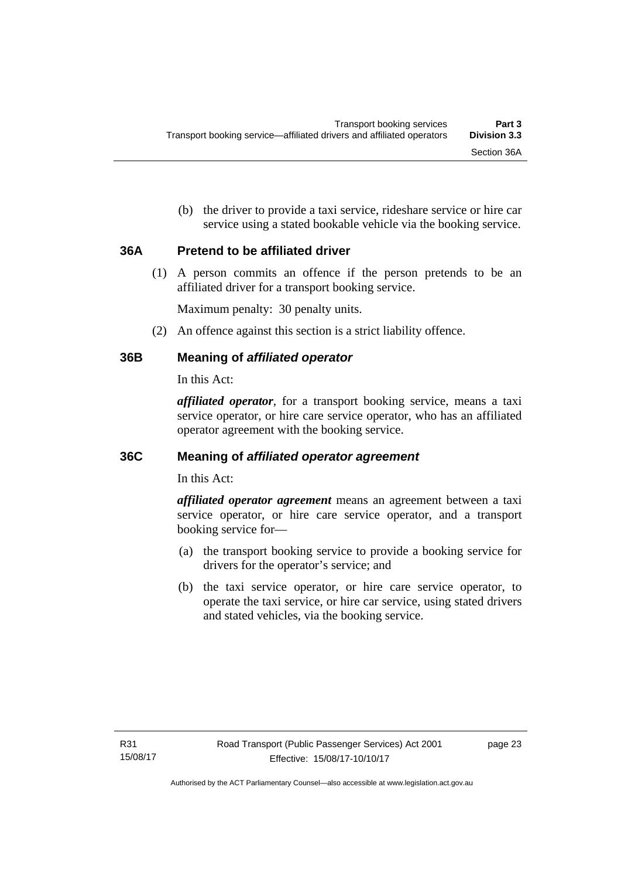(b) the driver to provide a taxi service, rideshare service or hire car service using a stated bookable vehicle via the booking service.

### 36A Pretend to be affiliated driver

(1) A person commits an offence if the person pretends to be an affiliated driver for a transport booking service.

Maximum penalty: 30 penalty units.

(2) An offence against this section is a strict liability offence.

### 36B Meaning of *affiliated operator*

In this Act:

***affiliated operator***, for a transport booking service, means a taxi service operator, or hire care service operator, who has an affiliated operator agreement with the booking service.

### 36C Meaning of *affiliated operator agreement*

In this Act:

***affiliated operator agreement*** means an agreement between a taxi service operator, or hire care service operator, and a transport booking service for—

(a) the transport booking service to provide a booking service for drivers for the operator's service; and

(b) the taxi service operator, or hire care service operator, to operate the taxi service, or hire car service, using stated drivers and stated vehicles, via the booking service.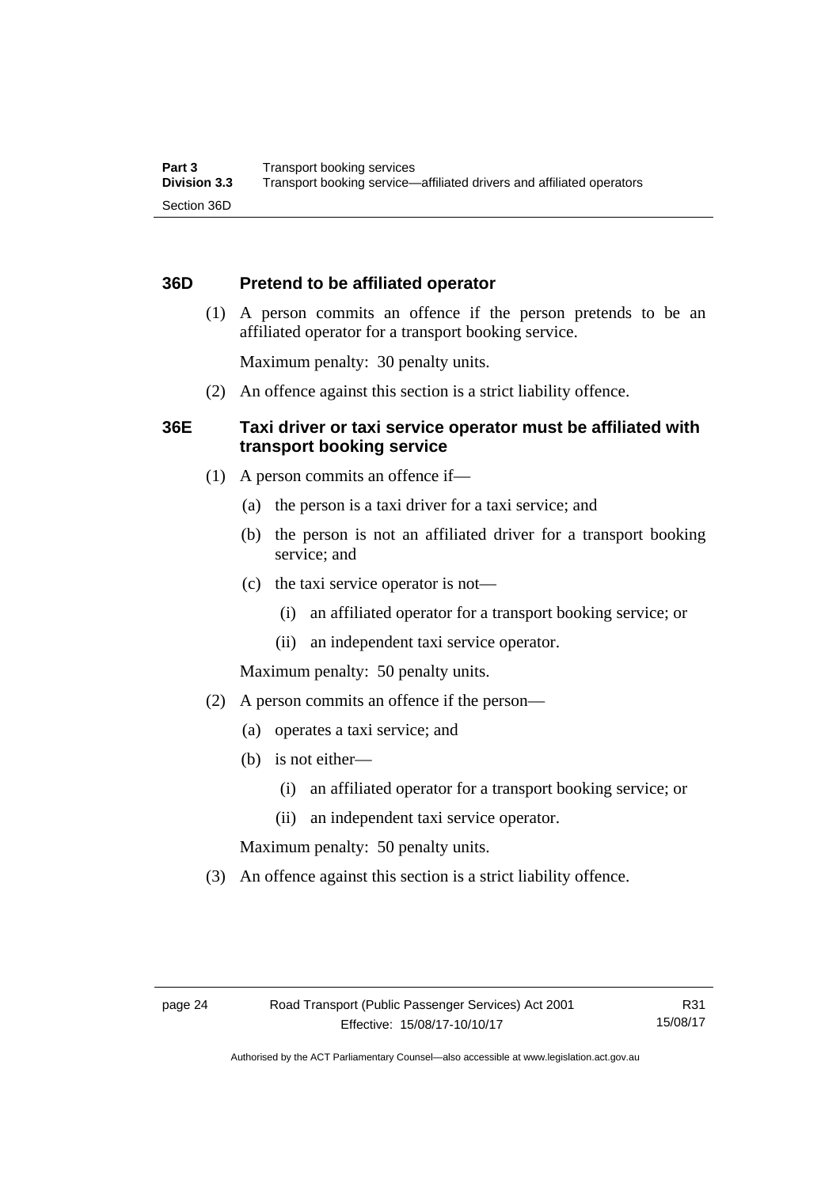## 36D Pretend to be affiliated operator

(1) A person commits an offence if the person pretends to be an affiliated operator for a transport booking service.

Maximum penalty: 30 penalty units.

(2) An offence against this section is a strict liability offence.

## 36E Taxi driver or taxi service operator must be affiliated with transport booking service

(1) A person commits an offence if—

(a) the person is a taxi driver for a taxi service; and

(b) the person is not an affiliated driver for a transport booking service; and

(c) the taxi service operator is not—

(i) an affiliated operator for a transport booking service; or

(ii) an independent taxi service operator.

Maximum penalty: 50 penalty units.

(2) A person commits an offence if the person—

(a) operates a taxi service; and

(b) is not either—

(i) an affiliated operator for a transport booking service; or

(ii) an independent taxi service operator.

Maximum penalty: 50 penalty units.

(3) An offence against this section is a strict liability offence.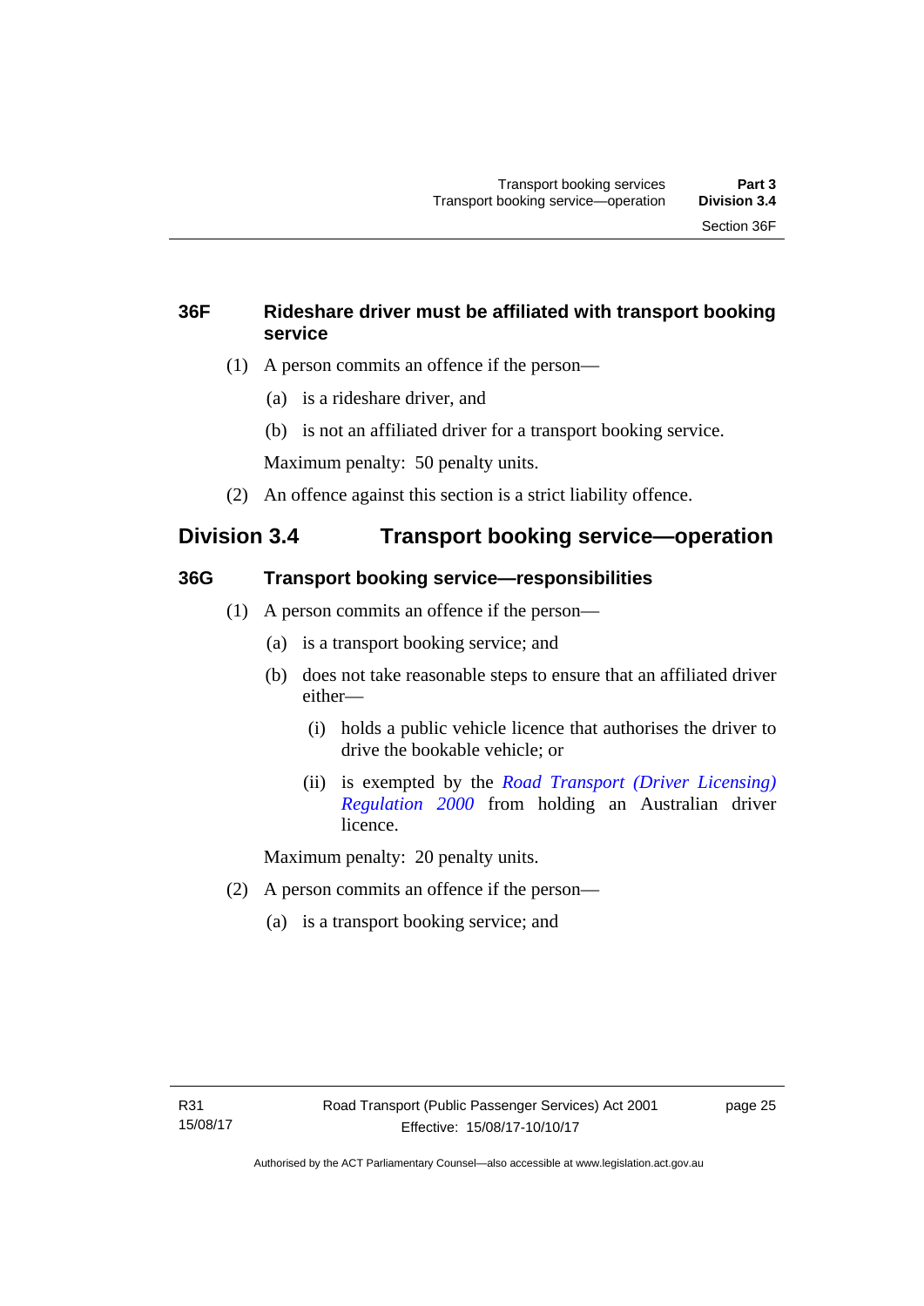### 36F Rideshare driver must be affiliated with transport booking service

(1) A person commits an offence if the person—

(a) is a rideshare driver, and

(b) is not an affiliated driver for a transport booking service.

Maximum penalty: 50 penalty units.

(2) An offence against this section is a strict liability offence.

## Division 3.4 Transport booking service—operation

### 36G Transport booking service—responsibilities

(1) A person commits an offence if the person—

(a) is a transport booking service; and

(b) does not take reasonable steps to ensure that an affiliated driver either—

(i) holds a public vehicle licence that authorises the driver to drive the bookable vehicle; or

(ii) is exempted by the *Road Transport (Driver Licensing) Regulation 2000* from holding an Australian driver licence.

Maximum penalty: 20 penalty units.

(2) A person commits an offence if the person—

(a) is a transport booking service; and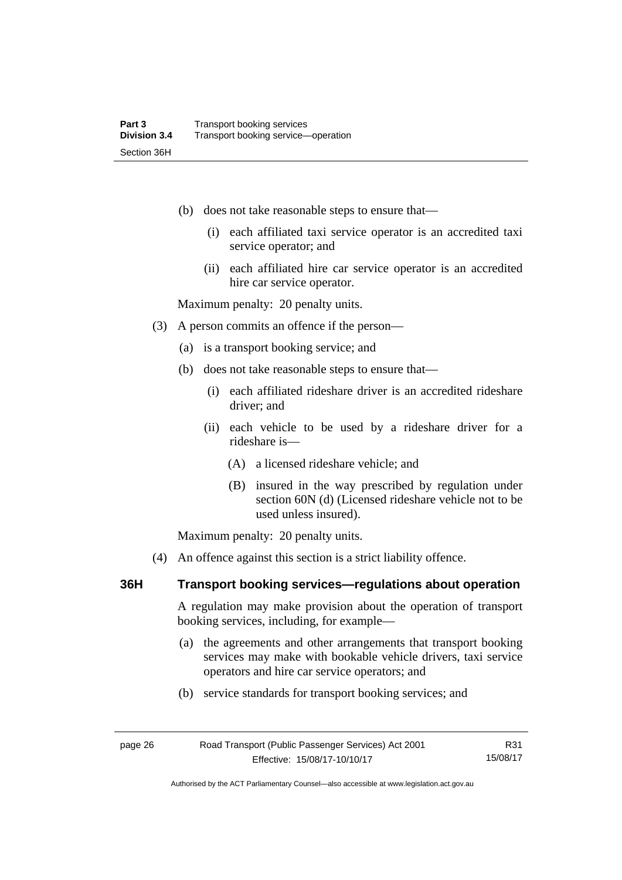(b) does not take reasonable steps to ensure that—

  (i) each affiliated taxi service operator is an accredited taxi service operator; and

  (ii) each affiliated hire car service operator is an accredited hire car service operator.

Maximum penalty: 20 penalty units.

(3) A person commits an offence if the person—

  (a) is a transport booking service; and

  (b) does not take reasonable steps to ensure that—

    (i) each affiliated rideshare driver is an accredited rideshare driver; and

    (ii) each vehicle to be used by a rideshare driver for a rideshare is—

      (A) a licensed rideshare vehicle; and

      (B) insured in the way prescribed by regulation under section 60N (d) (Licensed rideshare vehicle not to be used unless insured).

Maximum penalty: 20 penalty units.

(4) An offence against this section is a strict liability offence.

### 36H Transport booking services—regulations about operation

A regulation may make provision about the operation of transport booking services, including, for example—

(a) the agreements and other arrangements that transport booking services may make with bookable vehicle drivers, taxi service operators and hire car service operators; and

(b) service standards for transport booking services; and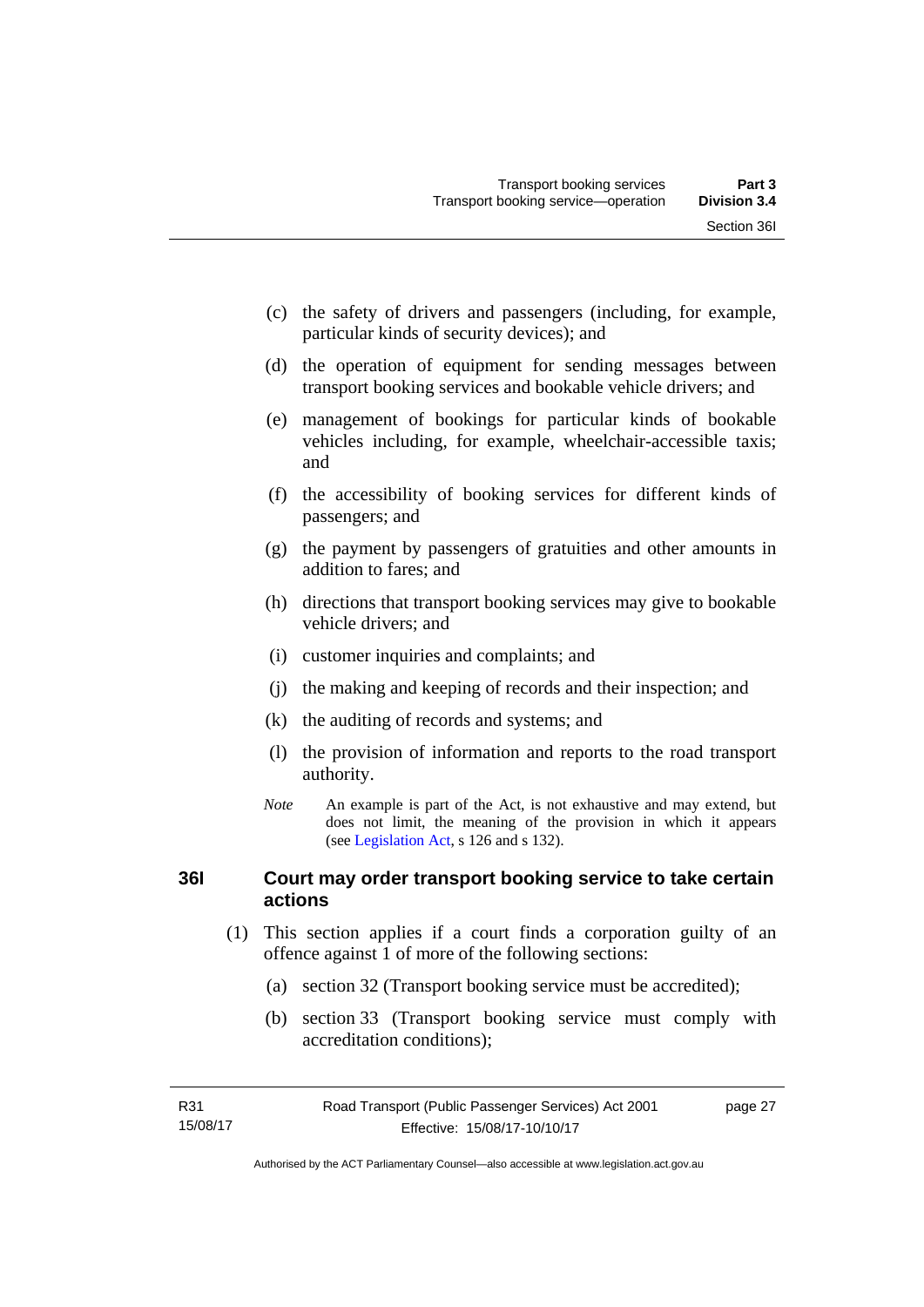- (c) the safety of drivers and passengers (including, for example, particular kinds of security devices); and
- (d) the operation of equipment for sending messages between transport booking services and bookable vehicle drivers; and
- (e) management of bookings for particular kinds of bookable vehicles including, for example, wheelchair-accessible taxis; and
- (f) the accessibility of booking services for different kinds of passengers; and
- (g) the payment by passengers of gratuities and other amounts in addition to fares; and
- (h) directions that transport booking services may give to bookable vehicle drivers; and
- (i) customer inquiries and complaints; and
- (j) the making and keeping of records and their inspection; and
- (k) the auditing of records and systems; and
- (l) the provision of information and reports to the road transport authority.

*Note* An example is part of the Act, is not exhaustive and may extend, but does not limit, the meaning of the provision in which it appears (see Legislation Act, s 126 and s 132).

### 36I Court may order transport booking service to take certain actions

(1) This section applies if a court finds a corporation guilty of an offence against 1 of more of the following sections:

- (a) section 32 (Transport booking service must be accredited);
- (b) section 33 (Transport booking service must comply with accreditation conditions);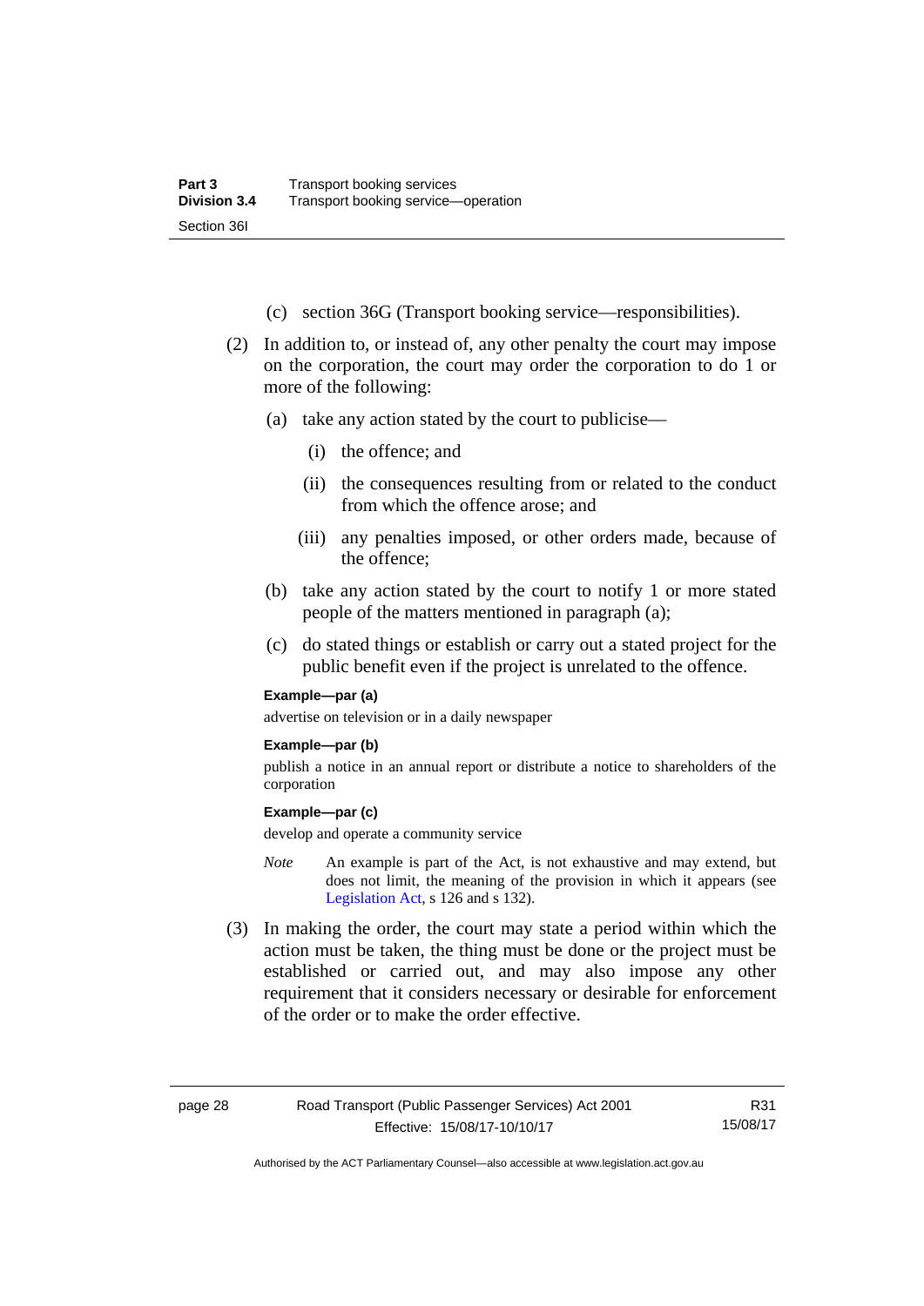(c) section 36G (Transport booking service—responsibilities).

(2) In addition to, or instead of, any other penalty the court may impose on the corporation, the court may order the corporation to do 1 or more of the following:

(a) take any action stated by the court to publicise—

(i) the offence; and

(ii) the consequences resulting from or related to the conduct from which the offence arose; and

(iii) any penalties imposed, or other orders made, because of the offence;

(b) take any action stated by the court to notify 1 or more stated people of the matters mentioned in paragraph (a);

(c) do stated things or establish or carry out a stated project for the public benefit even if the project is unrelated to the offence.

**Example—par (a)**

advertise on television or in a daily newspaper

**Example—par (b)**

publish a notice in an annual report or distribute a notice to shareholders of the corporation

**Example—par (c)**

develop and operate a community service

*Note* An example is part of the Act, is not exhaustive and may extend, but does not limit, the meaning of the provision in which it appears (see Legislation Act, s 126 and s 132).

(3) In making the order, the court may state a period within which the action must be taken, the thing must be done or the project must be established or carried out, and may also impose any other requirement that it considers necessary or desirable for enforcement of the order or to make the order effective.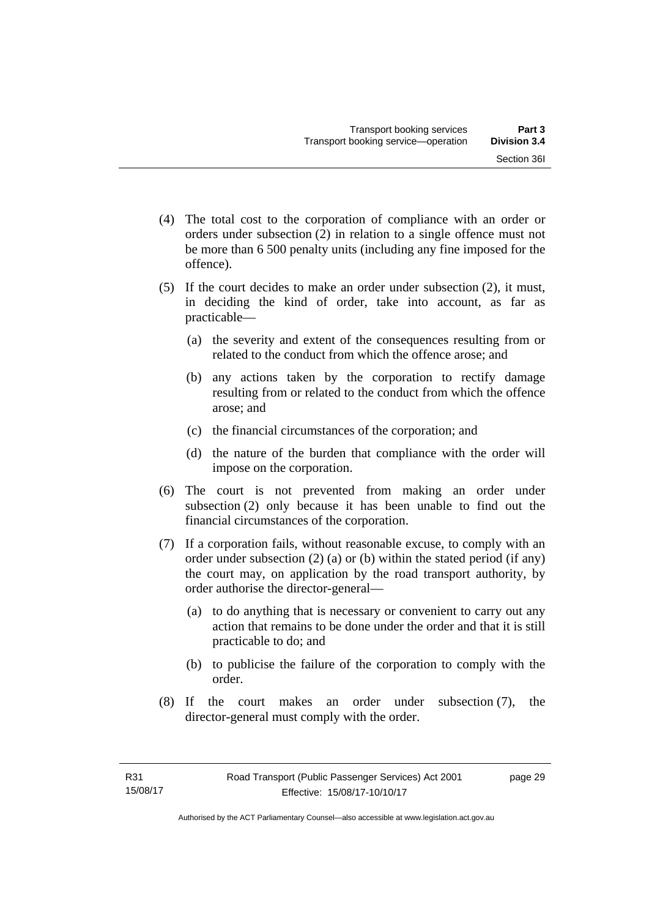(4) The total cost to the corporation of compliance with an order or orders under subsection (2) in relation to a single offence must not be more than 6 500 penalty units (including any fine imposed for the offence).

(5) If the court decides to make an order under subsection (2), it must, in deciding the kind of order, take into account, as far as practicable—

   (a) the severity and extent of the consequences resulting from or related to the conduct from which the offence arose; and

   (b) any actions taken by the corporation to rectify damage resulting from or related to the conduct from which the offence arose; and

   (c) the financial circumstances of the corporation; and

   (d) the nature of the burden that compliance with the order will impose on the corporation.

(6) The court is not prevented from making an order under subsection (2) only because it has been unable to find out the financial circumstances of the corporation.

(7) If a corporation fails, without reasonable excuse, to comply with an order under subsection (2) (a) or (b) within the stated period (if any) the court may, on application by the road transport authority, by order authorise the director-general—

   (a) to do anything that is necessary or convenient to carry out any action that remains to be done under the order and that it is still practicable to do; and

   (b) to publicise the failure of the corporation to comply with the order.

(8) If the court makes an order under subsection (7), the director-general must comply with the order.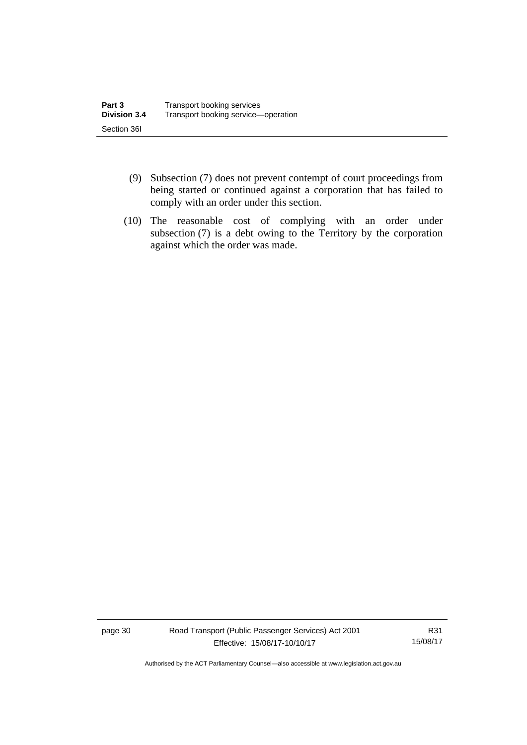(9) Subsection (7) does not prevent contempt of court proceedings from being started or continued against a corporation that has failed to comply with an order under this section.

(10) The reasonable cost of complying with an order under subsection (7) is a debt owing to the Territory by the corporation against which the order was made.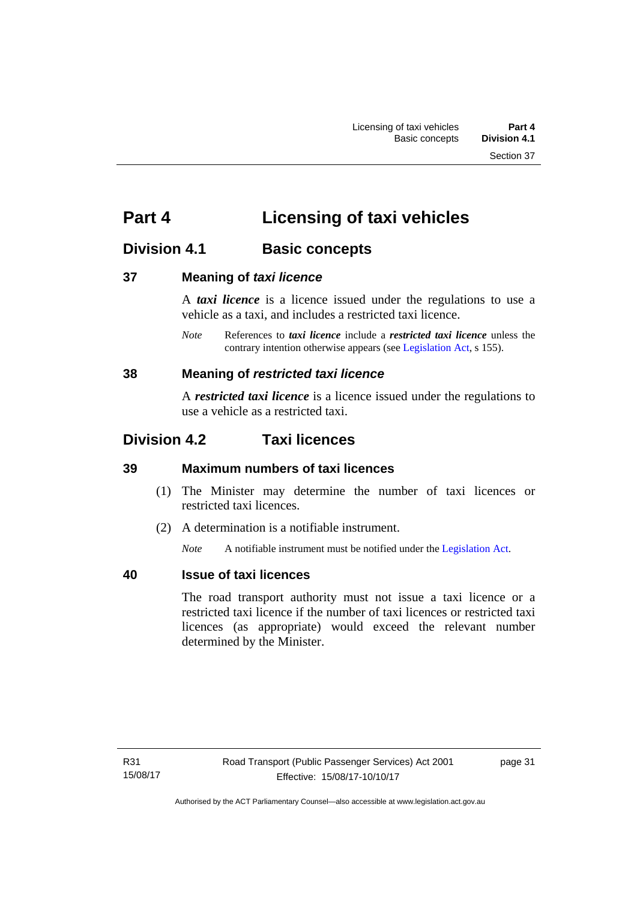# Part 4 Licensing of taxi vehicles

## Division 4.1 Basic concepts

### 37 Meaning of *taxi licence*

A ***taxi licence*** is a licence issued under the regulations to use a vehicle as a taxi, and includes a restricted taxi licence.

*Note* References to ***taxi licence*** include a ***restricted taxi licence*** unless the contrary intention otherwise appears (see Legislation Act, s 155).

### 38 Meaning of *restricted taxi licence*

A ***restricted taxi licence*** is a licence issued under the regulations to use a vehicle as a restricted taxi.

## Division 4.2 Taxi licences

### 39 Maximum numbers of taxi licences

(1) The Minister may determine the number of taxi licences or restricted taxi licences.

(2) A determination is a notifiable instrument.

*Note* A notifiable instrument must be notified under the Legislation Act.

### 40 Issue of taxi licences

The road transport authority must not issue a taxi licence or a restricted taxi licence if the number of taxi licences or restricted taxi licences (as appropriate) would exceed the relevant number determined by the Minister.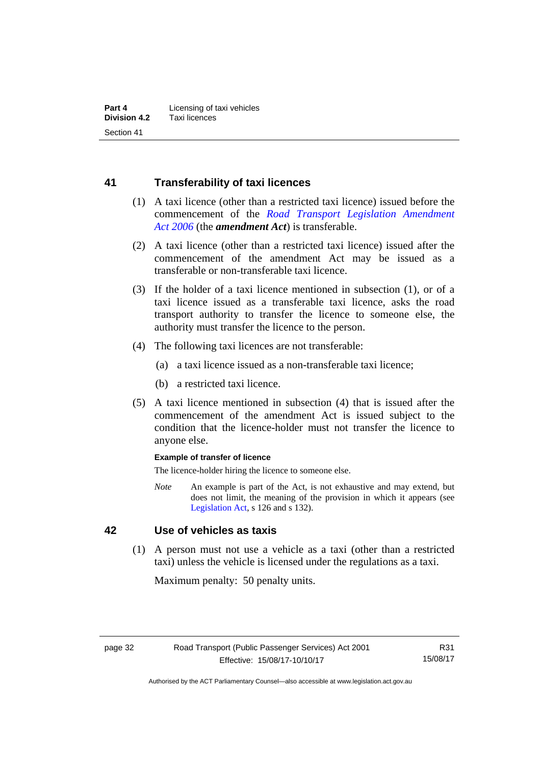## 41 Transferability of taxi licences

(1) A taxi licence (other than a restricted taxi licence) issued before the commencement of the *Road Transport Legislation Amendment Act 2006* (the ***amendment Act***) is transferable.

(2) A taxi licence (other than a restricted taxi licence) issued after the commencement of the amendment Act may be issued as a transferable or non-transferable taxi licence.

(3) If the holder of a taxi licence mentioned in subsection (1), or of a taxi licence issued as a transferable taxi licence, asks the road transport authority to transfer the licence to someone else, the authority must transfer the licence to the person.

(4) The following taxi licences are not transferable:

(a) a taxi licence issued as a non-transferable taxi licence;

(b) a restricted taxi licence.

(5) A taxi licence mentioned in subsection (4) that is issued after the commencement of the amendment Act is issued subject to the condition that the licence-holder must not transfer the licence to anyone else.

**Example of transfer of licence**

The licence-holder hiring the licence to someone else.

*Note* An example is part of the Act, is not exhaustive and may extend, but does not limit, the meaning of the provision in which it appears (see Legislation Act, s 126 and s 132).

## 42 Use of vehicles as taxis

(1) A person must not use a vehicle as a taxi (other than a restricted taxi) unless the vehicle is licensed under the regulations as a taxi.

Maximum penalty: 50 penalty units.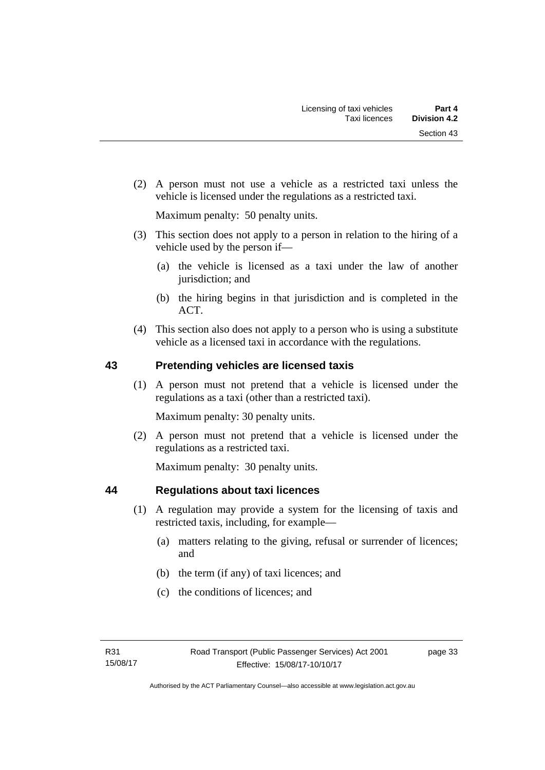(2) A person must not use a vehicle as a restricted taxi unless the vehicle is licensed under the regulations as a restricted taxi.

Maximum penalty: 50 penalty units.

(3) This section does not apply to a person in relation to the hiring of a vehicle used by the person if—

(a) the vehicle is licensed as a taxi under the law of another jurisdiction; and

(b) the hiring begins in that jurisdiction and is completed in the ACT.

(4) This section also does not apply to a person who is using a substitute vehicle as a licensed taxi in accordance with the regulations.

## 43 Pretending vehicles are licensed taxis

(1) A person must not pretend that a vehicle is licensed under the regulations as a taxi (other than a restricted taxi).

Maximum penalty: 30 penalty units.

(2) A person must not pretend that a vehicle is licensed under the regulations as a restricted taxi.

Maximum penalty: 30 penalty units.

## 44 Regulations about taxi licences

(1) A regulation may provide a system for the licensing of taxis and restricted taxis, including, for example—

(a) matters relating to the giving, refusal or surrender of licences; and

(b) the term (if any) of taxi licences; and

(c) the conditions of licences; and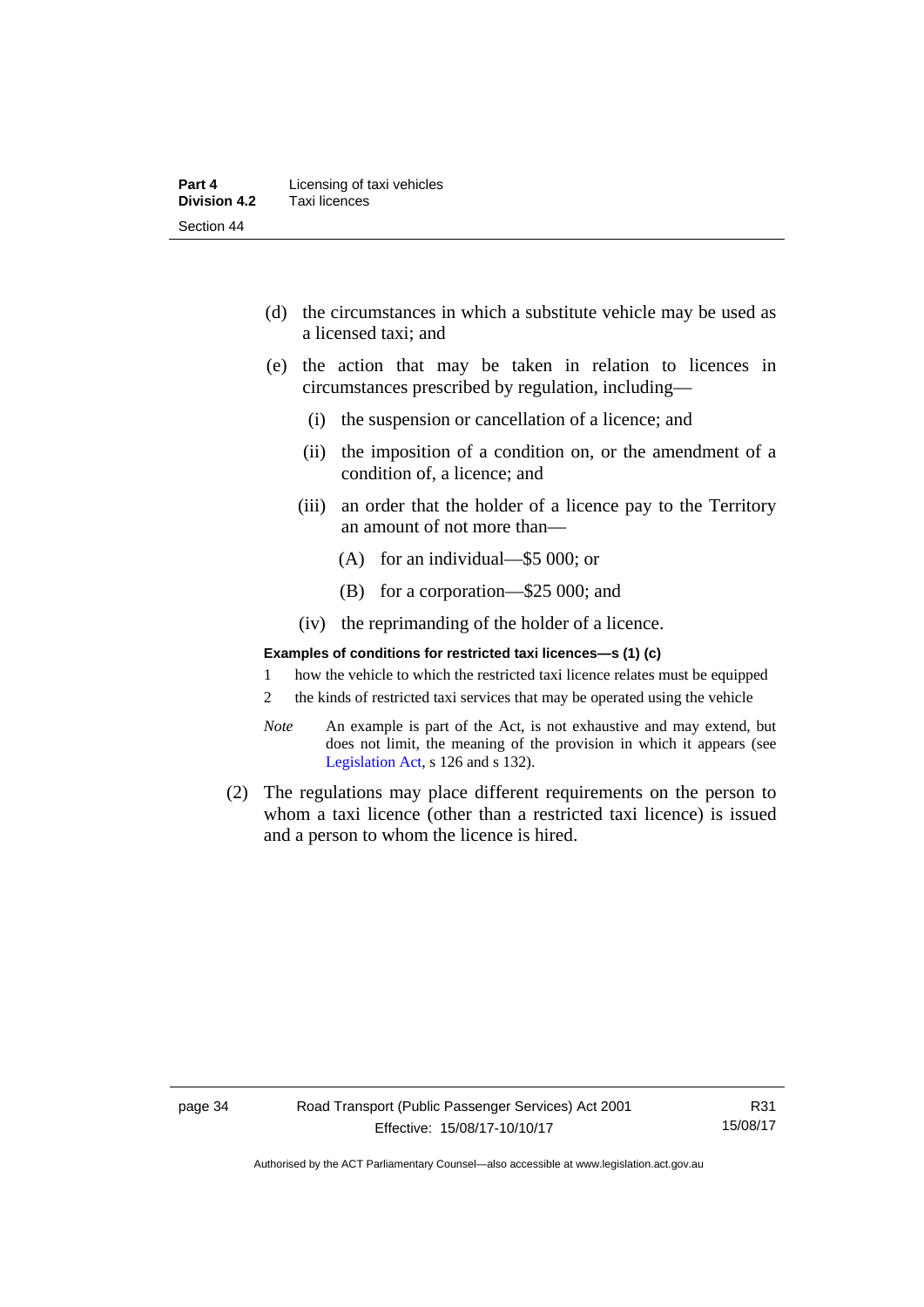(d) the circumstances in which a substitute vehicle may be used as a licensed taxi; and

(e) the action that may be taken in relation to licences in circumstances prescribed by regulation, including—

(i) the suspension or cancellation of a licence; and

(ii) the imposition of a condition on, or the amendment of a condition of, a licence; and

(iii) an order that the holder of a licence pay to the Territory an amount of not more than—

(A) for an individual—$5 000; or

(B) for a corporation—$25 000; and

(iv) the reprimanding of the holder of a licence.

**Examples of conditions for restricted taxi licences—s (1) (c)**

1 how the vehicle to which the restricted taxi licence relates must be equipped

2 the kinds of restricted taxi services that may be operated using the vehicle

*Note* An example is part of the Act, is not exhaustive and may extend, but does not limit, the meaning of the provision in which it appears (see Legislation Act, s 126 and s 132).

(2) The regulations may place different requirements on the person to whom a taxi licence (other than a restricted taxi licence) is issued and a person to whom the licence is hired.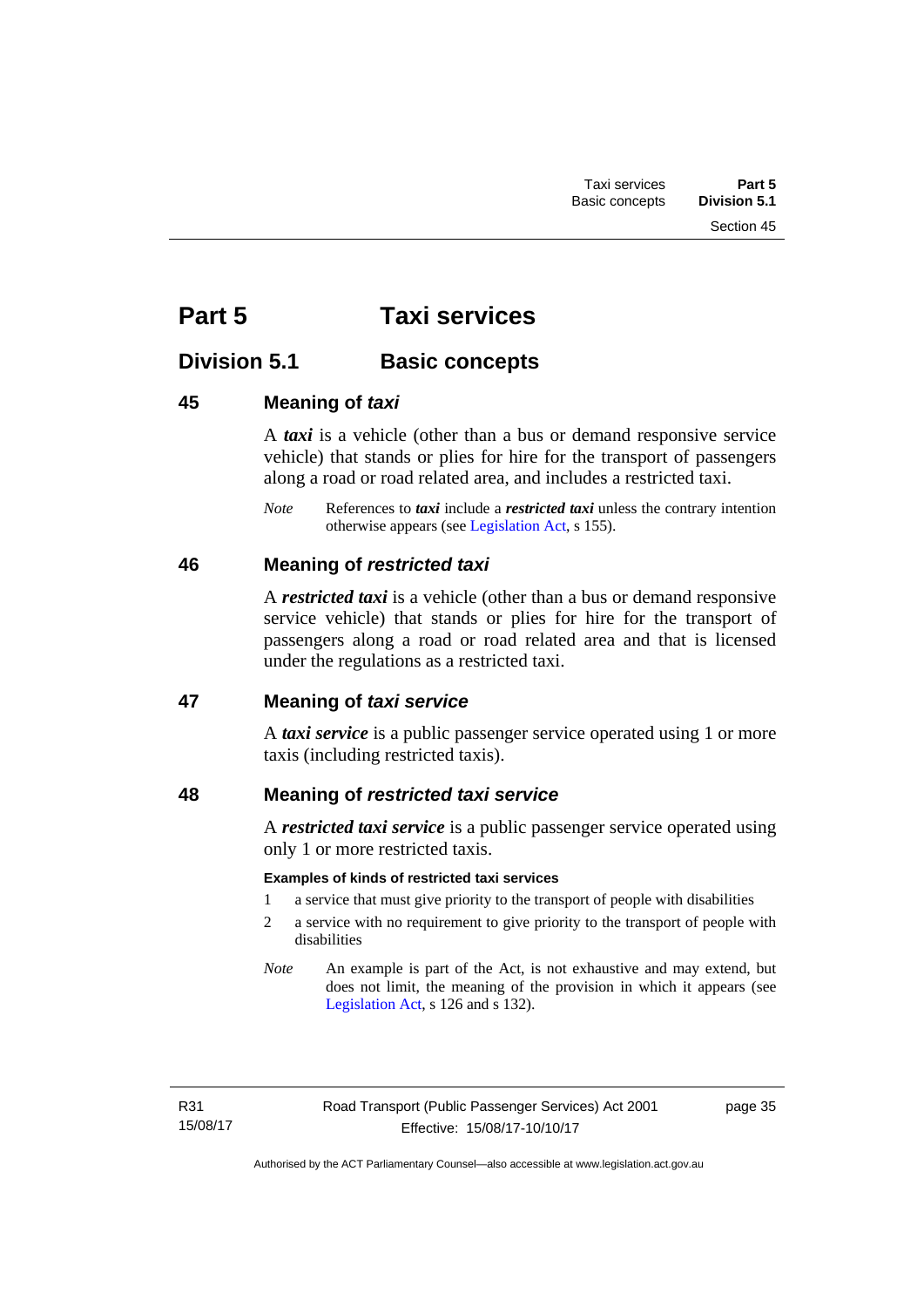# Part 5 Taxi services

## Division 5.1 Basic concepts

### 45 Meaning of *taxi*

A ***taxi*** is a vehicle (other than a bus or demand responsive service vehicle) that stands or plies for hire for the transport of passengers along a road or road related area, and includes a restricted taxi.

*Note* References to ***taxi*** include a ***restricted taxi*** unless the contrary intention otherwise appears (see Legislation Act, s 155).

### 46 Meaning of *restricted taxi*

A ***restricted taxi*** is a vehicle (other than a bus or demand responsive service vehicle) that stands or plies for hire for the transport of passengers along a road or road related area and that is licensed under the regulations as a restricted taxi.

### 47 Meaning of *taxi service*

A ***taxi service*** is a public passenger service operated using 1 or more taxis (including restricted taxis).

### 48 Meaning of *restricted taxi service*

A ***restricted taxi service*** is a public passenger service operated using only 1 or more restricted taxis.

**Examples of kinds of restricted taxi services**

1 a service that must give priority to the transport of people with disabilities

2 a service with no requirement to give priority to the transport of people with disabilities

*Note* An example is part of the Act, is not exhaustive and may extend, but does not limit, the meaning of the provision in which it appears (see Legislation Act, s 126 and s 132).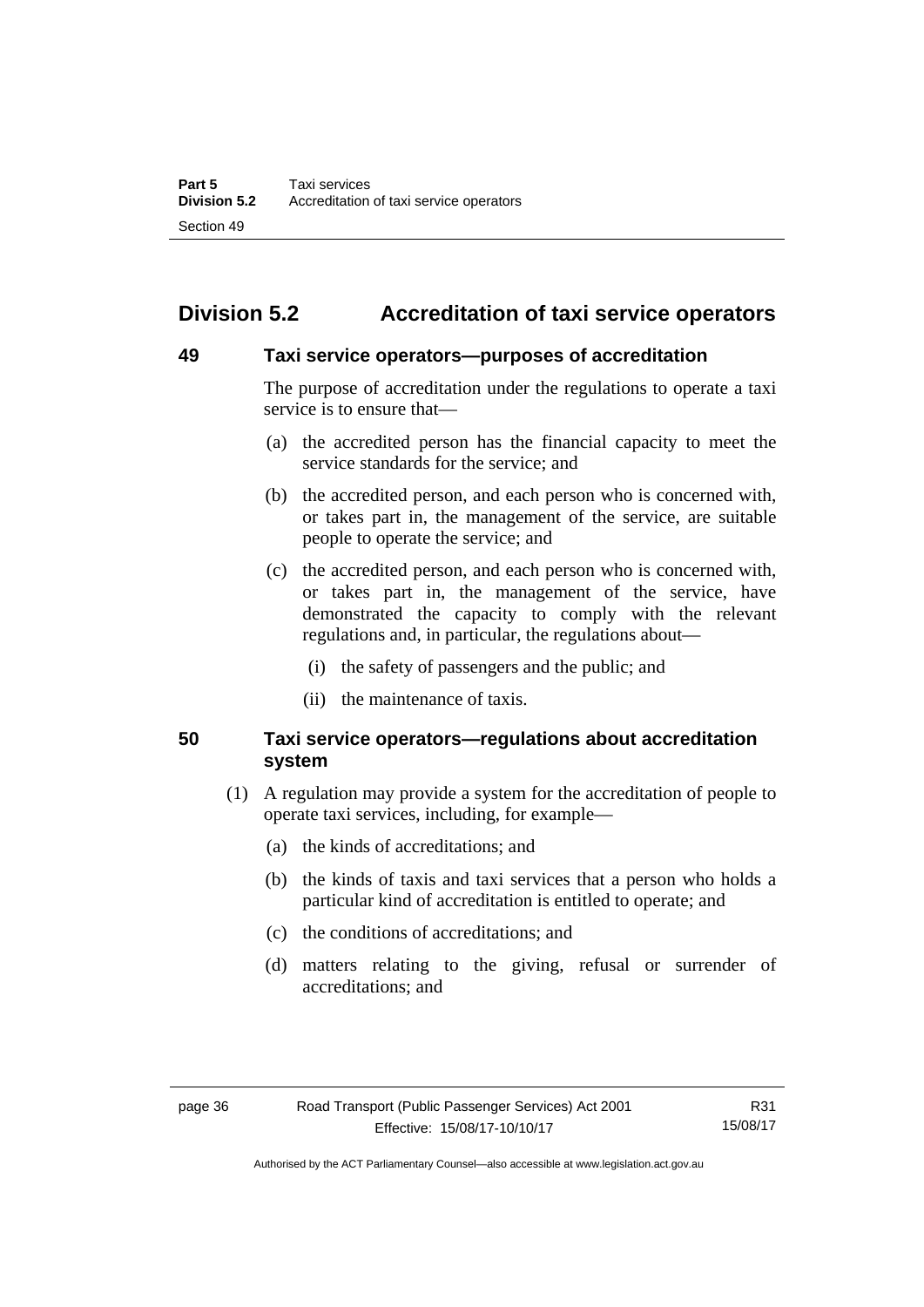## Division 5.2 Accreditation of taxi service operators

### 49 Taxi service operators—purposes of accreditation

The purpose of accreditation under the regulations to operate a taxi service is to ensure that—

(a) the accredited person has the financial capacity to meet the service standards for the service; and

(b) the accredited person, and each person who is concerned with, or takes part in, the management of the service, are suitable people to operate the service; and

(c) the accredited person, and each person who is concerned with, or takes part in, the management of the service, have demonstrated the capacity to comply with the relevant regulations and, in particular, the regulations about—

(i) the safety of passengers and the public; and

(ii) the maintenance of taxis.

### 50 Taxi service operators—regulations about accreditation system

(1) A regulation may provide a system for the accreditation of people to operate taxi services, including, for example—

(a) the kinds of accreditations; and

(b) the kinds of taxis and taxi services that a person who holds a particular kind of accreditation is entitled to operate; and

(c) the conditions of accreditations; and

(d) matters relating to the giving, refusal or surrender of accreditations; and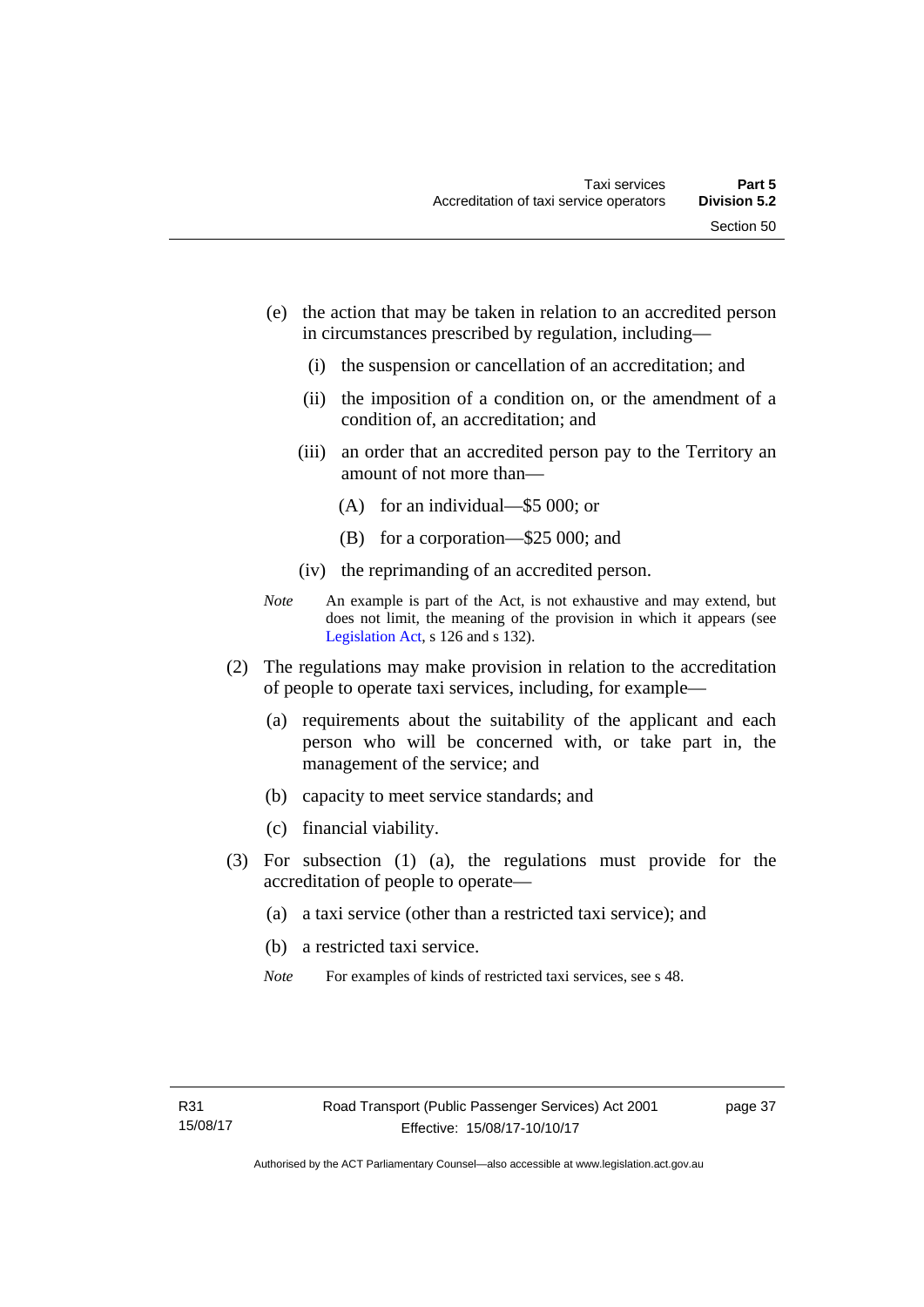(e) the action that may be taken in relation to an accredited person in circumstances prescribed by regulation, including—

  (i) the suspension or cancellation of an accreditation; and

  (ii) the imposition of a condition on, or the amendment of a condition of, an accreditation; and

  (iii) an order that an accredited person pay to the Territory an amount of not more than—

    (A) for an individual—$5 000; or

    (B) for a corporation—$25 000; and

  (iv) the reprimanding of an accredited person.

*Note* An example is part of the Act, is not exhaustive and may extend, but does not limit, the meaning of the provision in which it appears (see Legislation Act, s 126 and s 132).

(2) The regulations may make provision in relation to the accreditation of people to operate taxi services, including, for example—

  (a) requirements about the suitability of the applicant and each person who will be concerned with, or take part in, the management of the service; and

  (b) capacity to meet service standards; and

  (c) financial viability.

(3) For subsection (1) (a), the regulations must provide for the accreditation of people to operate—

  (a) a taxi service (other than a restricted taxi service); and

  (b) a restricted taxi service.

*Note* For examples of kinds of restricted taxi services, see s 48.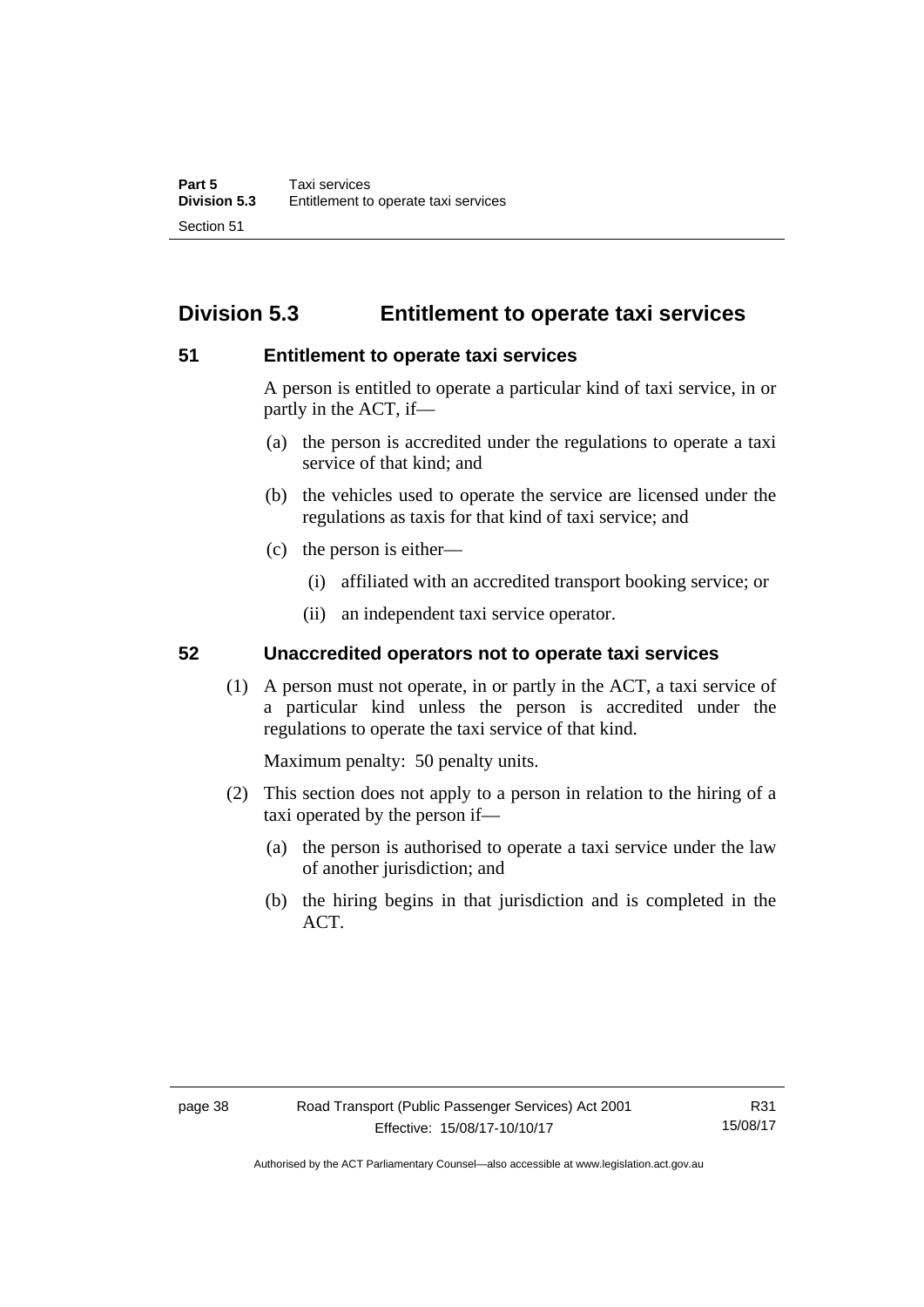## Division 5.3 Entitlement to operate taxi services

### 51 Entitlement to operate taxi services

A person is entitled to operate a particular kind of taxi service, in or partly in the ACT, if—

(a) the person is accredited under the regulations to operate a taxi service of that kind; and

(b) the vehicles used to operate the service are licensed under the regulations as taxis for that kind of taxi service; and

(c) the person is either—

(i) affiliated with an accredited transport booking service; or

(ii) an independent taxi service operator.

### 52 Unaccredited operators not to operate taxi services

(1) A person must not operate, in or partly in the ACT, a taxi service of a particular kind unless the person is accredited under the regulations to operate the taxi service of that kind.

Maximum penalty: 50 penalty units.

(2) This section does not apply to a person in relation to the hiring of a taxi operated by the person if—

(a) the person is authorised to operate a taxi service under the law of another jurisdiction; and

(b) the hiring begins in that jurisdiction and is completed in the ACT.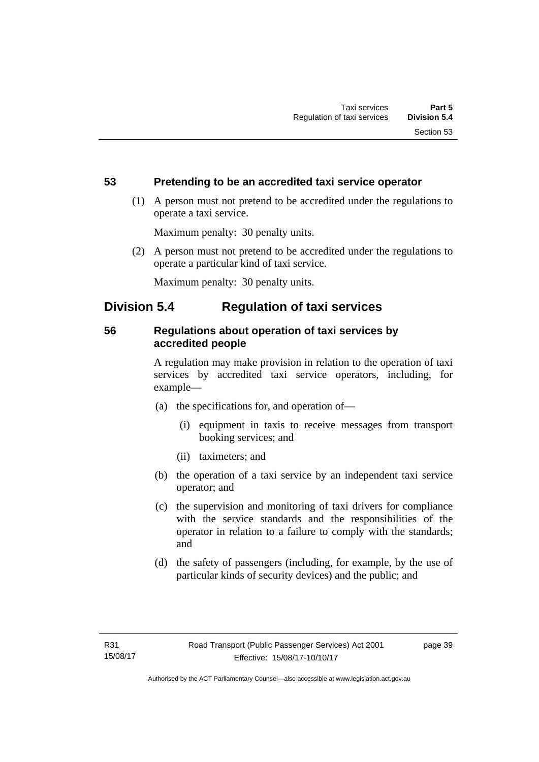### 53 Pretending to be an accredited taxi service operator

(1) A person must not pretend to be accredited under the regulations to operate a taxi service.

Maximum penalty: 30 penalty units.

(2) A person must not pretend to be accredited under the regulations to operate a particular kind of taxi service.

Maximum penalty: 30 penalty units.

## Division 5.4 Regulation of taxi services

### 56 Regulations about operation of taxi services by accredited people

A regulation may make provision in relation to the operation of taxi services by accredited taxi service operators, including, for example—

(a) the specifications for, and operation of—

(i) equipment in taxis to receive messages from transport booking services; and

(ii) taximeters; and

(b) the operation of a taxi service by an independent taxi service operator; and

(c) the supervision and monitoring of taxi drivers for compliance with the service standards and the responsibilities of the operator in relation to a failure to comply with the standards; and

(d) the safety of passengers (including, for example, by the use of particular kinds of security devices) and the public; and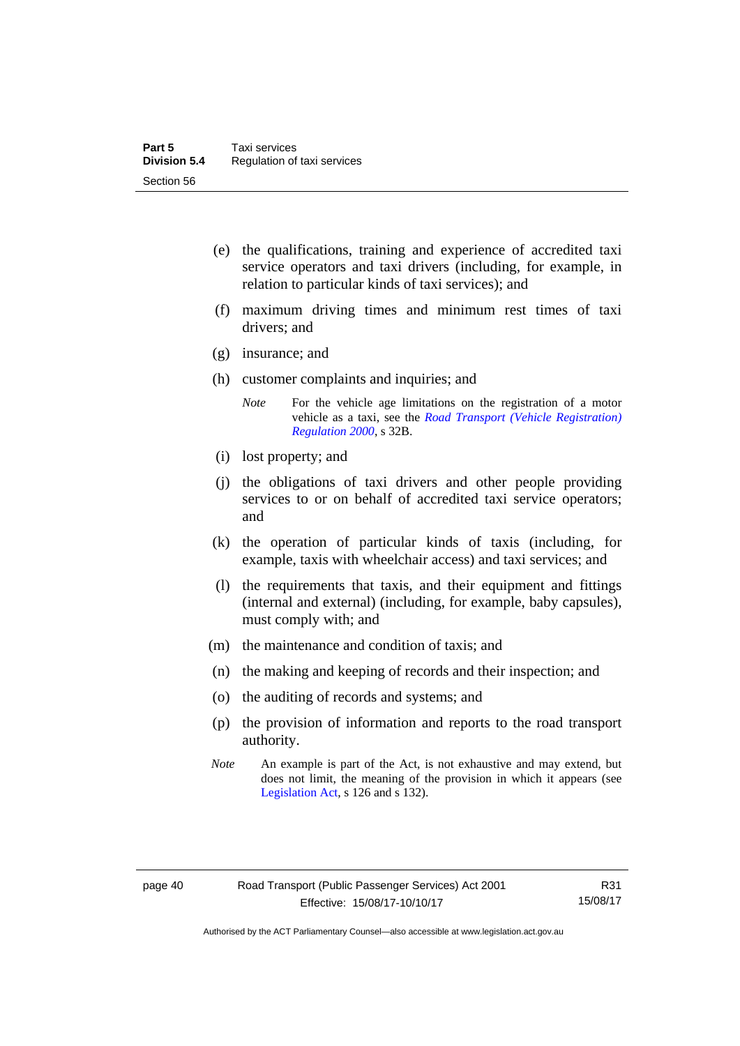(e) the qualifications, training and experience of accredited taxi service operators and taxi drivers (including, for example, in relation to particular kinds of taxi services); and

(f) maximum driving times and minimum rest times of taxi drivers; and

(g) insurance; and

(h) customer complaints and inquiries; and

*Note* For the vehicle age limitations on the registration of a motor vehicle as a taxi, see the *Road Transport (Vehicle Registration) Regulation 2000*, s 32B.

(i) lost property; and

(j) the obligations of taxi drivers and other people providing services to or on behalf of accredited taxi service operators; and

(k) the operation of particular kinds of taxis (including, for example, taxis with wheelchair access) and taxi services; and

(l) the requirements that taxis, and their equipment and fittings (internal and external) (including, for example, baby capsules), must comply with; and

(m) the maintenance and condition of taxis; and

(n) the making and keeping of records and their inspection; and

(o) the auditing of records and systems; and

(p) the provision of information and reports to the road transport authority.

*Note* An example is part of the Act, is not exhaustive and may extend, but does not limit, the meaning of the provision in which it appears (see Legislation Act, s 126 and s 132).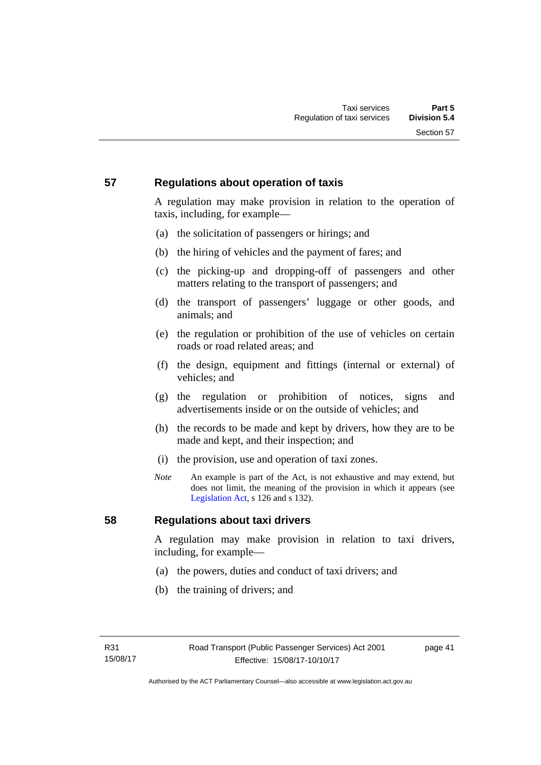## 57 Regulations about operation of taxis

A regulation may make provision in relation to the operation of taxis, including, for example—

(a) the solicitation of passengers or hirings; and

(b) the hiring of vehicles and the payment of fares; and

(c) the picking-up and dropping-off of passengers and other matters relating to the transport of passengers; and

(d) the transport of passengers' luggage or other goods, and animals; and

(e) the regulation or prohibition of the use of vehicles on certain roads or road related areas; and

(f) the design, equipment and fittings (internal or external) of vehicles; and

(g) the regulation or prohibition of notices, signs and advertisements inside or on the outside of vehicles; and

(h) the records to be made and kept by drivers, how they are to be made and kept, and their inspection; and

(i) the provision, use and operation of taxi zones.

*Note* An example is part of the Act, is not exhaustive and may extend, but does not limit, the meaning of the provision in which it appears (see Legislation Act, s 126 and s 132).

## 58 Regulations about taxi drivers

A regulation may make provision in relation to taxi drivers, including, for example—

(a) the powers, duties and conduct of taxi drivers; and

(b) the training of drivers; and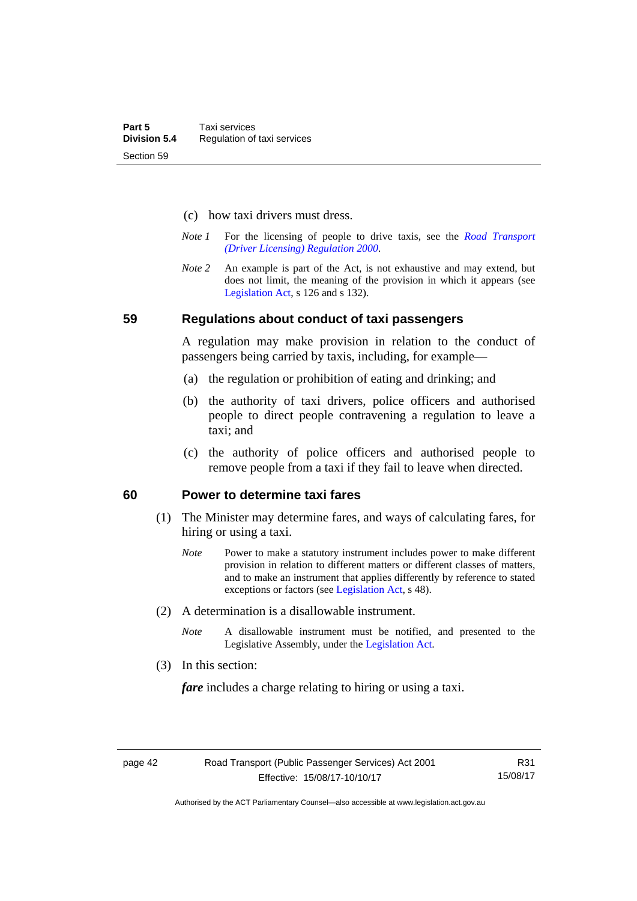(c) how taxi drivers must dress.

*Note 1* For the licensing of people to drive taxis, see the *Road Transport (Driver Licensing) Regulation 2000*.

*Note 2* An example is part of the Act, is not exhaustive and may extend, but does not limit, the meaning of the provision in which it appears (see Legislation Act, s 126 and s 132).

## 59 Regulations about conduct of taxi passengers

A regulation may make provision in relation to the conduct of passengers being carried by taxis, including, for example—

(a) the regulation or prohibition of eating and drinking; and

(b) the authority of taxi drivers, police officers and authorised people to direct people contravening a regulation to leave a taxi; and

(c) the authority of police officers and authorised people to remove people from a taxi if they fail to leave when directed.

## 60 Power to determine taxi fares

(1) The Minister may determine fares, and ways of calculating fares, for hiring or using a taxi.

*Note* Power to make a statutory instrument includes power to make different provision in relation to different matters or different classes of matters, and to make an instrument that applies differently by reference to stated exceptions or factors (see Legislation Act, s 48).

(2) A determination is a disallowable instrument.

*Note* A disallowable instrument must be notified, and presented to the Legislative Assembly, under the Legislation Act.

(3) In this section:

***fare*** includes a charge relating to hiring or using a taxi.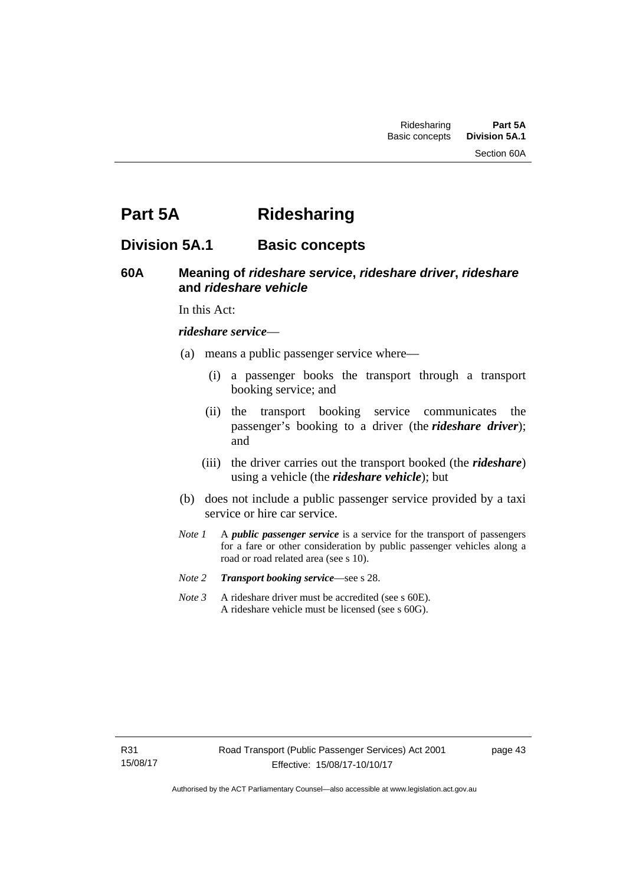# Part 5A Ridesharing

## Division 5A.1 Basic concepts

### 60A Meaning of *rideshare service*, *rideshare driver*, *rideshare* and *rideshare vehicle*

In this Act:

***rideshare service***—

(a) means a public passenger service where—

  (i) a passenger books the transport through a transport booking service; and

  (ii) the transport booking service communicates the passenger's booking to a driver (the ***rideshare driver***); and

  (iii) the driver carries out the transport booked (the ***rideshare***) using a vehicle (the ***rideshare vehicle***); but

(b) does not include a public passenger service provided by a taxi service or hire car service.

*Note 1* A ***public passenger service*** is a service for the transport of passengers for a fare or other consideration by public passenger vehicles along a road or road related area (see s 10).

*Note 2* ***Transport booking service***—see s 28.

*Note 3* A rideshare driver must be accredited (see s 60E).
A rideshare vehicle must be licensed (see s 60G).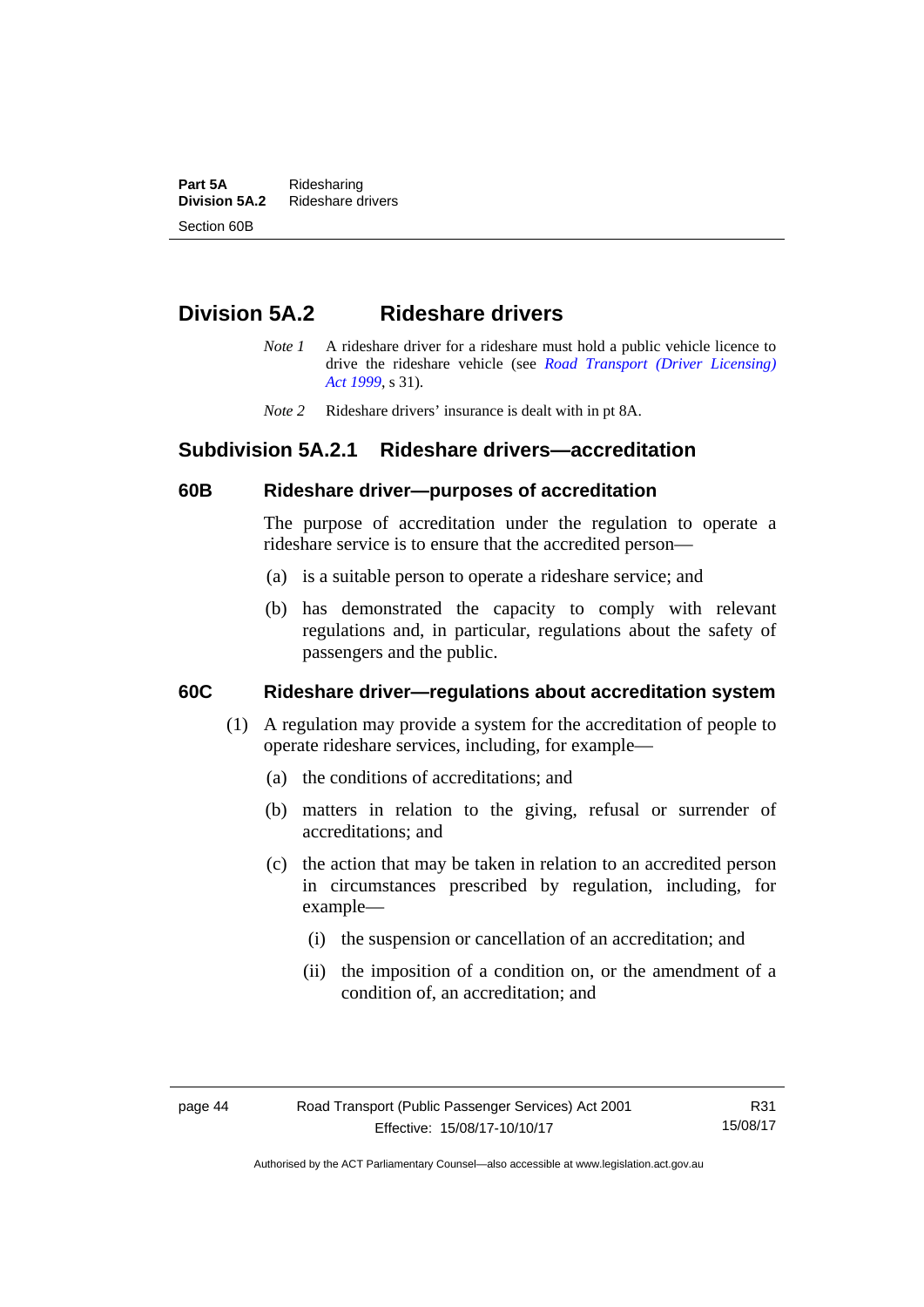## Division 5A.2 Rideshare drivers

*Note 1* A rideshare driver for a rideshare must hold a public vehicle licence to drive the rideshare vehicle (see *Road Transport (Driver Licensing) Act 1999*, s 31).

*Note 2* Rideshare drivers' insurance is dealt with in pt 8A.

### Subdivision 5A.2.1 Rideshare drivers—accreditation

#### 60B Rideshare driver—purposes of accreditation

The purpose of accreditation under the regulation to operate a rideshare service is to ensure that the accredited person—

(a) is a suitable person to operate a rideshare service; and

(b) has demonstrated the capacity to comply with relevant regulations and, in particular, regulations about the safety of passengers and the public.

#### 60C Rideshare driver—regulations about accreditation system

(1) A regulation may provide a system for the accreditation of people to operate rideshare services, including, for example—

(a) the conditions of accreditations; and

(b) matters in relation to the giving, refusal or surrender of accreditations; and

(c) the action that may be taken in relation to an accredited person in circumstances prescribed by regulation, including, for example—

(i) the suspension or cancellation of an accreditation; and

(ii) the imposition of a condition on, or the amendment of a condition of, an accreditation; and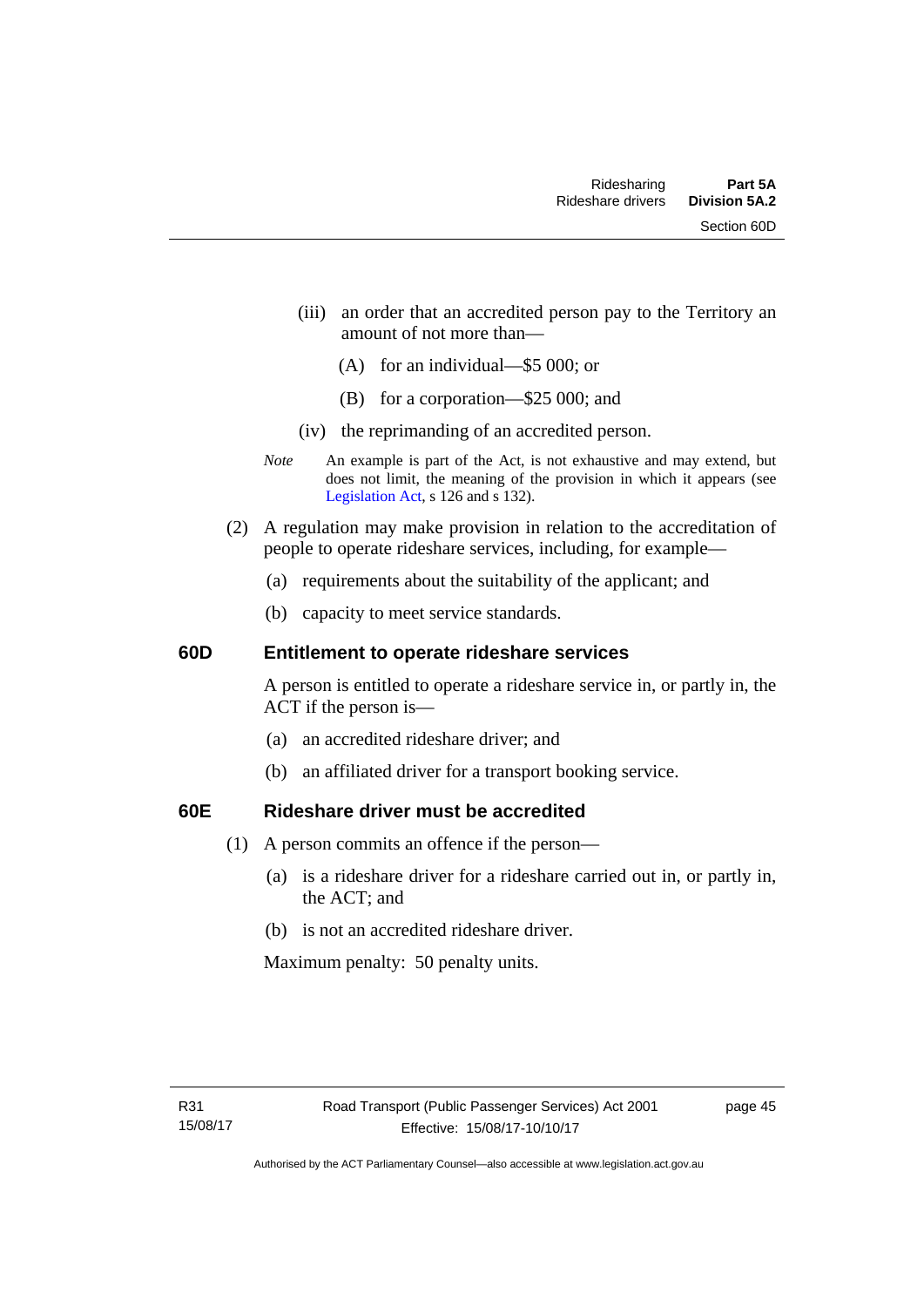(iii) an order that an accredited person pay to the Territory an amount of not more than—

(A) for an individual—$5 000; or

(B) for a corporation—$25 000; and

(iv) the reprimanding of an accredited person.

*Note* An example is part of the Act, is not exhaustive and may extend, but does not limit, the meaning of the provision in which it appears (see Legislation Act, s 126 and s 132).

(2) A regulation may make provision in relation to the accreditation of people to operate rideshare services, including, for example—

(a) requirements about the suitability of the applicant; and

(b) capacity to meet service standards.

## 60D Entitlement to operate rideshare services

A person is entitled to operate a rideshare service in, or partly in, the ACT if the person is—

(a) an accredited rideshare driver; and

(b) an affiliated driver for a transport booking service.

## 60E Rideshare driver must be accredited

(1) A person commits an offence if the person—

(a) is a rideshare driver for a rideshare carried out in, or partly in, the ACT; and

(b) is not an accredited rideshare driver.

Maximum penalty: 50 penalty units.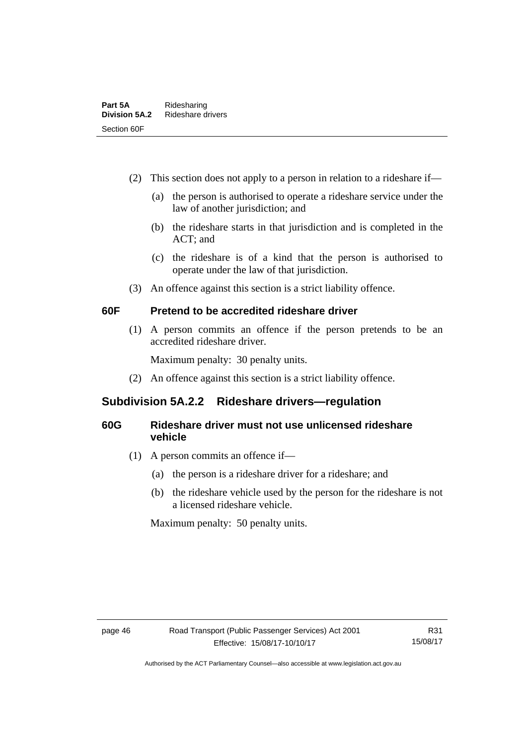(2) This section does not apply to a person in relation to a rideshare if—

   (a) the person is authorised to operate a rideshare service under the law of another jurisdiction; and

   (b) the rideshare starts in that jurisdiction and is completed in the ACT; and

   (c) the rideshare is of a kind that the person is authorised to operate under the law of that jurisdiction.

(3) An offence against this section is a strict liability offence.

### 60F Pretend to be accredited rideshare driver

(1) A person commits an offence if the person pretends to be an accredited rideshare driver.

Maximum penalty: 30 penalty units.

(2) An offence against this section is a strict liability offence.

## Subdivision 5A.2.2 Rideshare drivers—regulation

### 60G Rideshare driver must not use unlicensed rideshare vehicle

(1) A person commits an offence if—

   (a) the person is a rideshare driver for a rideshare; and

   (b) the rideshare vehicle used by the person for the rideshare is not a licensed rideshare vehicle.

Maximum penalty: 50 penalty units.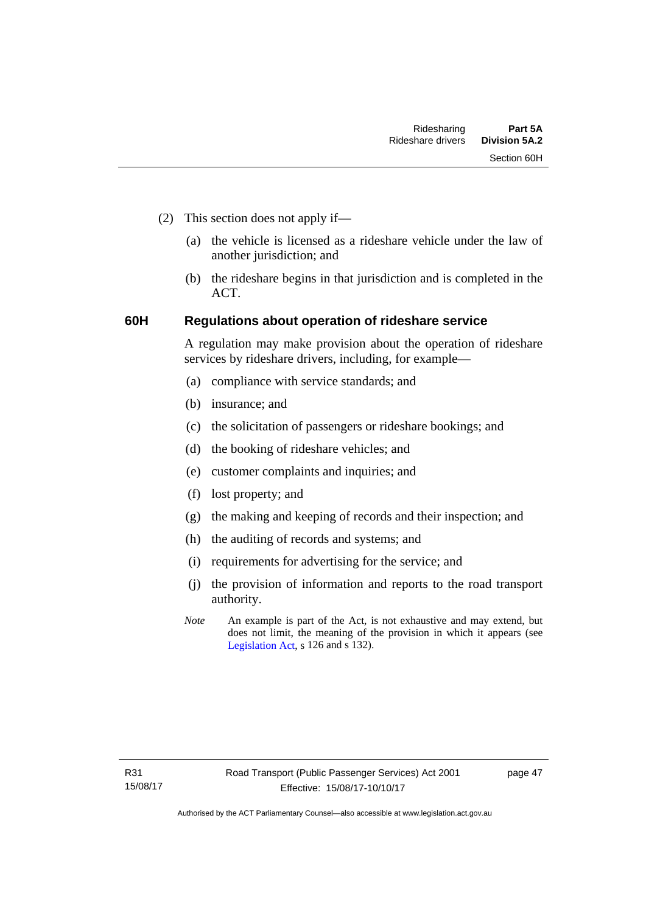(2) This section does not apply if—

(a) the vehicle is licensed as a rideshare vehicle under the law of another jurisdiction; and

(b) the rideshare begins in that jurisdiction and is completed in the ACT.

### 60H Regulations about operation of rideshare service

A regulation may make provision about the operation of rideshare services by rideshare drivers, including, for example—

(a) compliance with service standards; and

(b) insurance; and

(c) the solicitation of passengers or rideshare bookings; and

(d) the booking of rideshare vehicles; and

(e) customer complaints and inquiries; and

(f) lost property; and

(g) the making and keeping of records and their inspection; and

(h) the auditing of records and systems; and

(i) requirements for advertising for the service; and

(j) the provision of information and reports to the road transport authority.

*Note* An example is part of the Act, is not exhaustive and may extend, but does not limit, the meaning of the provision in which it appears (see Legislation Act, s 126 and s 132).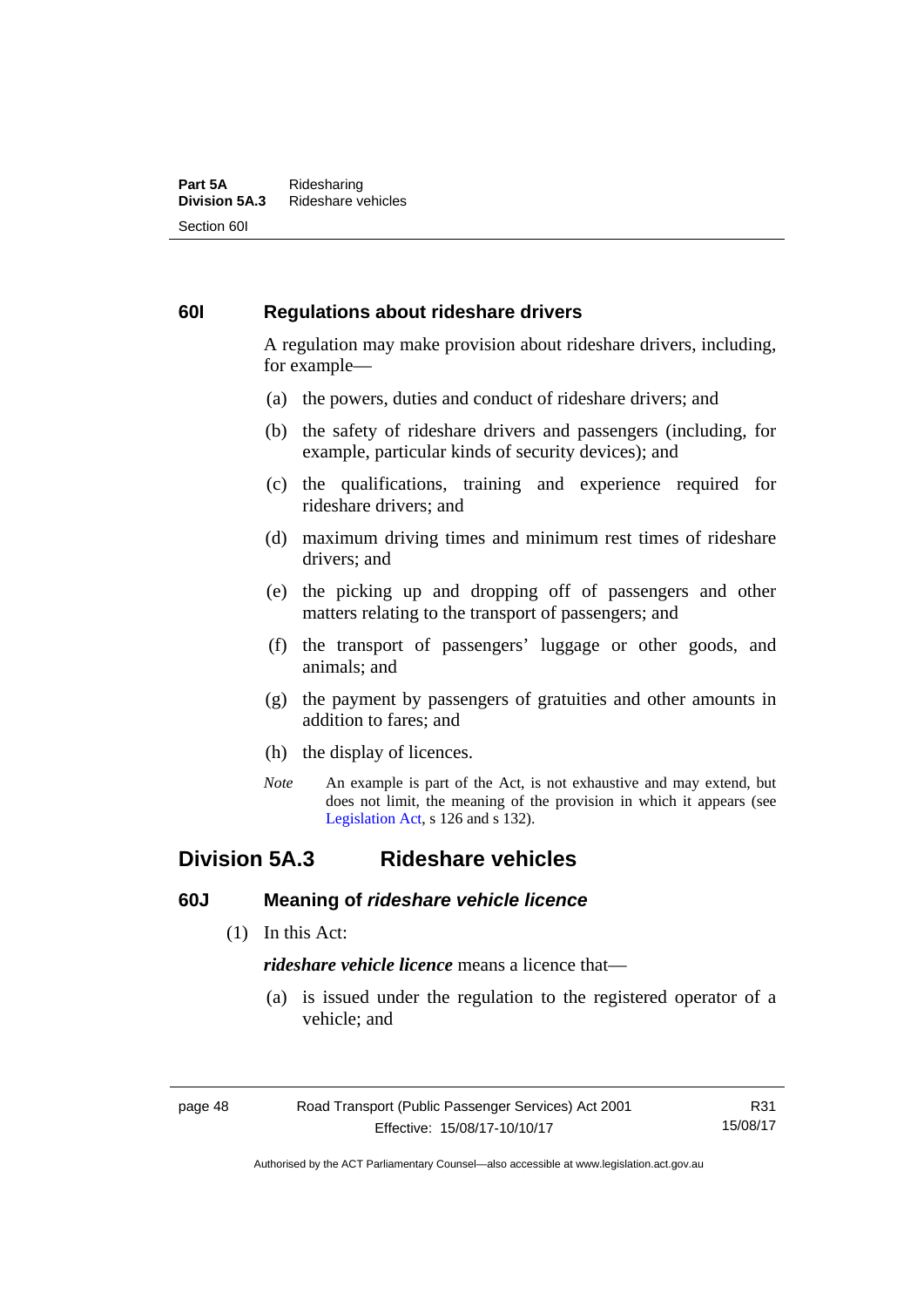### 60I Regulations about rideshare drivers

A regulation may make provision about rideshare drivers, including, for example—

(a) the powers, duties and conduct of rideshare drivers; and

(b) the safety of rideshare drivers and passengers (including, for example, particular kinds of security devices); and

(c) the qualifications, training and experience required for rideshare drivers; and

(d) maximum driving times and minimum rest times of rideshare drivers; and

(e) the picking up and dropping off of passengers and other matters relating to the transport of passengers; and

(f) the transport of passengers' luggage or other goods, and animals; and

(g) the payment by passengers of gratuities and other amounts in addition to fares; and

(h) the display of licences.

*Note* An example is part of the Act, is not exhaustive and may extend, but does not limit, the meaning of the provision in which it appears (see Legislation Act, s 126 and s 132).

## Division 5A.3 Rideshare vehicles

### 60J Meaning of *rideshare vehicle licence*

(1) In this Act:

***rideshare vehicle licence*** means a licence that—

(a) is issued under the regulation to the registered operator of a vehicle; and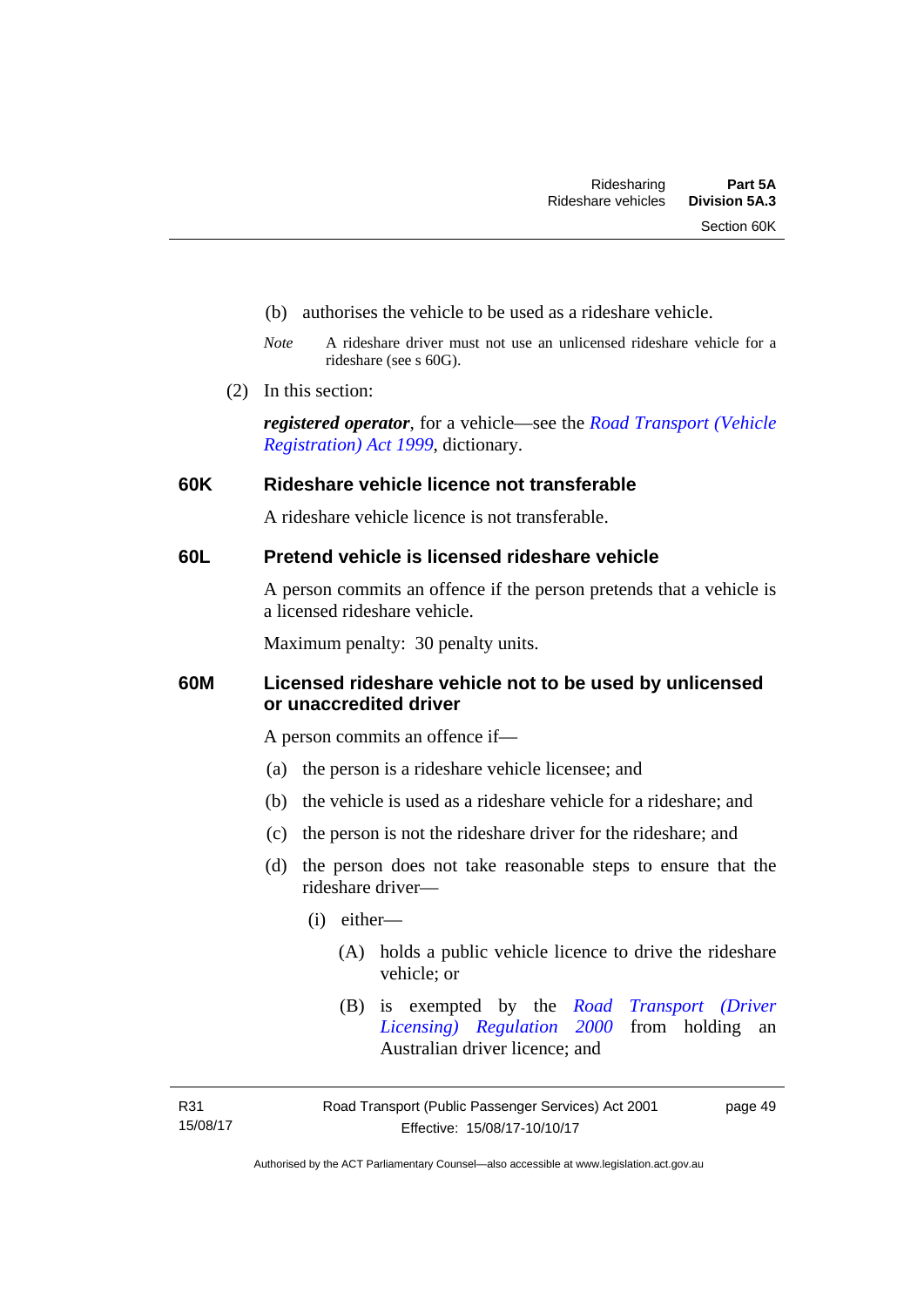(b) authorises the vehicle to be used as a rideshare vehicle.

*Note* A rideshare driver must not use an unlicensed rideshare vehicle for a rideshare (see s 60G).

(2) In this section:

***registered operator***, for a vehicle—see the *Road Transport (Vehicle Registration) Act 1999*, dictionary.

### 60K Rideshare vehicle licence not transferable

A rideshare vehicle licence is not transferable.

### 60L Pretend vehicle is licensed rideshare vehicle

A person commits an offence if the person pretends that a vehicle is a licensed rideshare vehicle.

Maximum penalty: 30 penalty units.

### 60M Licensed rideshare vehicle not to be used by unlicensed or unaccredited driver

A person commits an offence if—

(a) the person is a rideshare vehicle licensee; and

(b) the vehicle is used as a rideshare vehicle for a rideshare; and

(c) the person is not the rideshare driver for the rideshare; and

(d) the person does not take reasonable steps to ensure that the rideshare driver—

(i) either—

(A) holds a public vehicle licence to drive the rideshare vehicle; or

(B) is exempted by the *Road Transport (Driver Licensing) Regulation 2000* from holding an Australian driver licence; and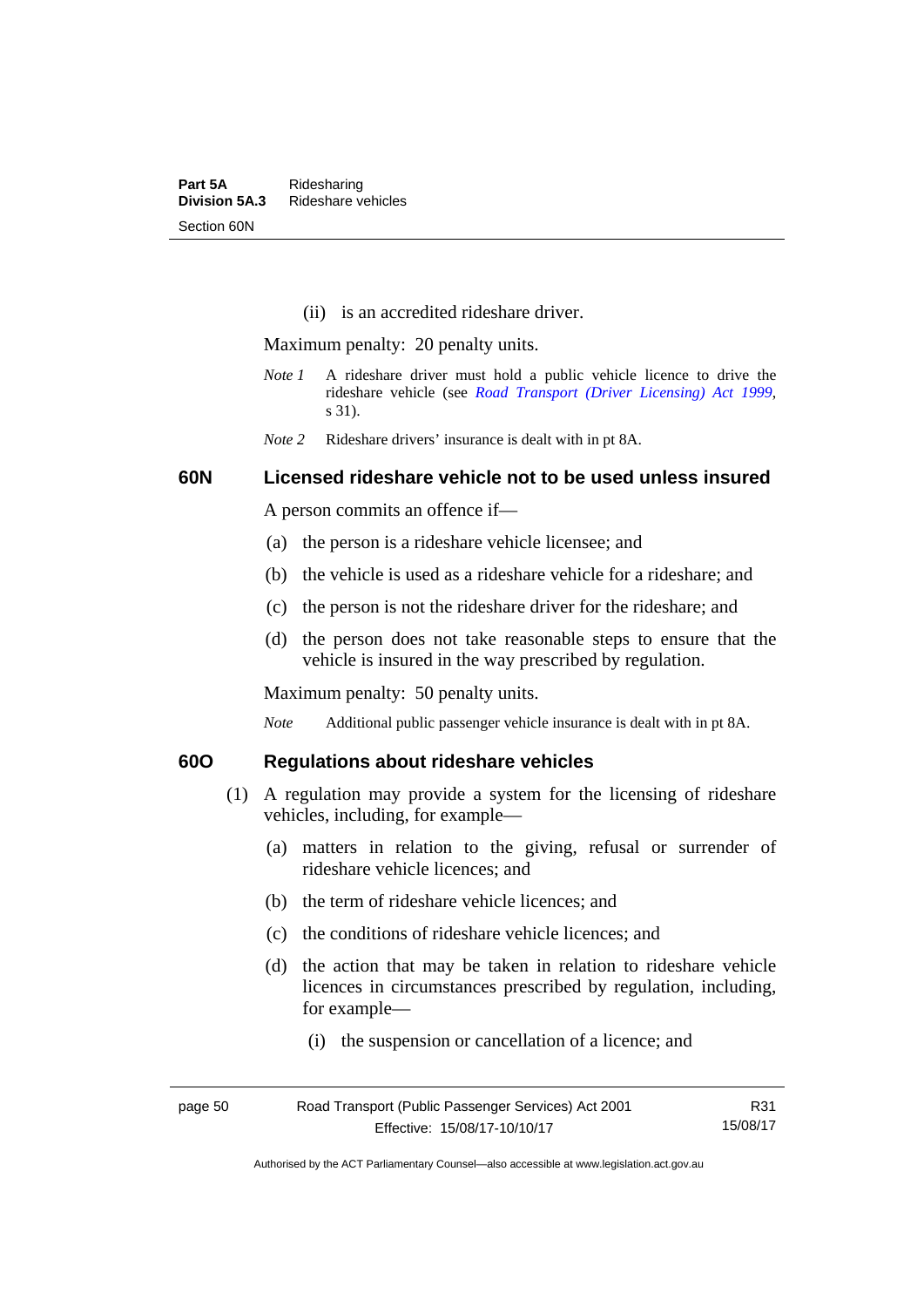(ii) is an accredited rideshare driver.

Maximum penalty: 20 penalty units.

*Note 1* A rideshare driver must hold a public vehicle licence to drive the rideshare vehicle (see *Road Transport (Driver Licensing) Act 1999*, s 31).

*Note 2* Rideshare drivers' insurance is dealt with in pt 8A.

### 60N Licensed rideshare vehicle not to be used unless insured

A person commits an offence if—

(a) the person is a rideshare vehicle licensee; and

(b) the vehicle is used as a rideshare vehicle for a rideshare; and

(c) the person is not the rideshare driver for the rideshare; and

(d) the person does not take reasonable steps to ensure that the vehicle is insured in the way prescribed by regulation.

Maximum penalty: 50 penalty units.

*Note* Additional public passenger vehicle insurance is dealt with in pt 8A.

### 60O Regulations about rideshare vehicles

(1) A regulation may provide a system for the licensing of rideshare vehicles, including, for example—

(a) matters in relation to the giving, refusal or surrender of rideshare vehicle licences; and

(b) the term of rideshare vehicle licences; and

(c) the conditions of rideshare vehicle licences; and

(d) the action that may be taken in relation to rideshare vehicle licences in circumstances prescribed by regulation, including, for example—

(i) the suspension or cancellation of a licence; and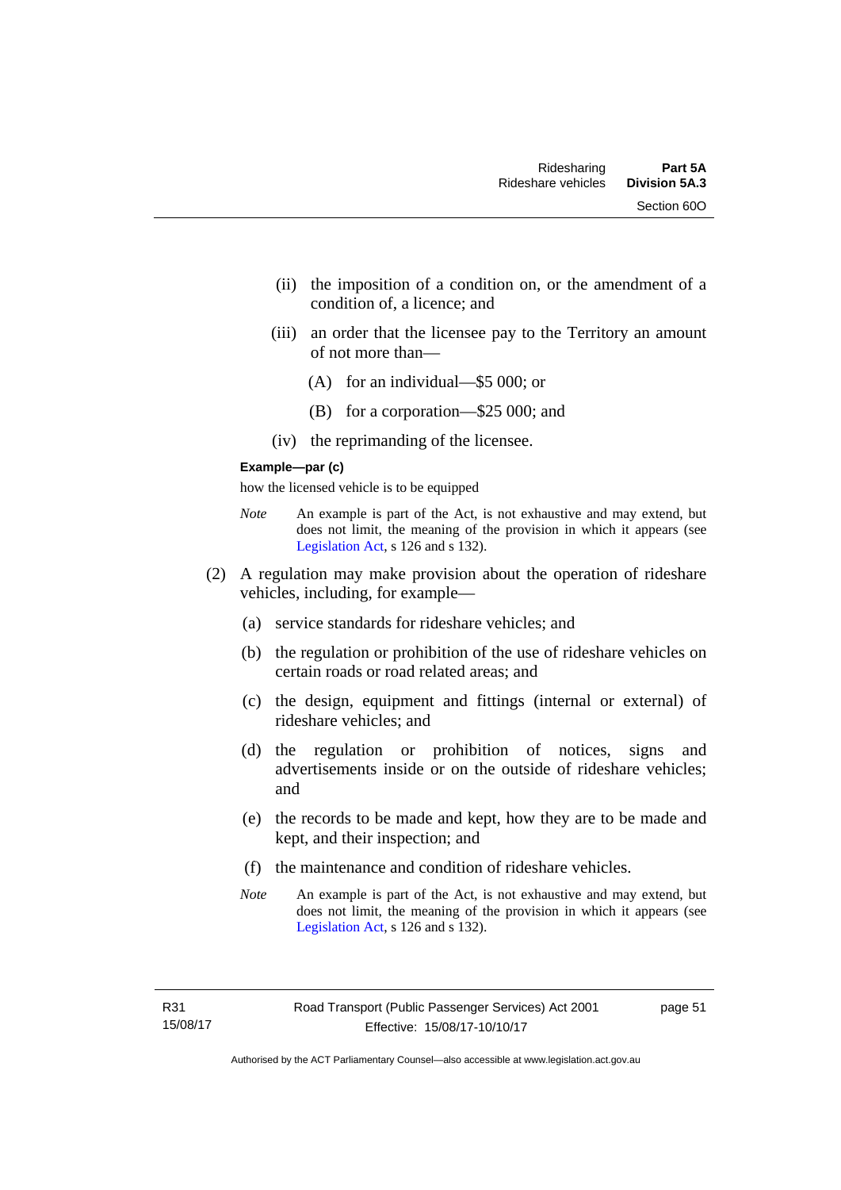(ii) the imposition of a condition on, or the amendment of a condition of, a licence; and

(iii) an order that the licensee pay to the Territory an amount of not more than—

(A) for an individual—$5 000; or

(B) for a corporation—$25 000; and

(iv) the reprimanding of the licensee.

**Example—par (c)**

how the licensed vehicle is to be equipped

*Note* An example is part of the Act, is not exhaustive and may extend, but does not limit, the meaning of the provision in which it appears (see Legislation Act, s 126 and s 132).

(2) A regulation may make provision about the operation of rideshare vehicles, including, for example—

(a) service standards for rideshare vehicles; and

(b) the regulation or prohibition of the use of rideshare vehicles on certain roads or road related areas; and

(c) the design, equipment and fittings (internal or external) of rideshare vehicles; and

(d) the regulation or prohibition of notices, signs and advertisements inside or on the outside of rideshare vehicles; and

(e) the records to be made and kept, how they are to be made and kept, and their inspection; and

(f) the maintenance and condition of rideshare vehicles.

*Note* An example is part of the Act, is not exhaustive and may extend, but does not limit, the meaning of the provision in which it appears (see Legislation Act, s 126 and s 132).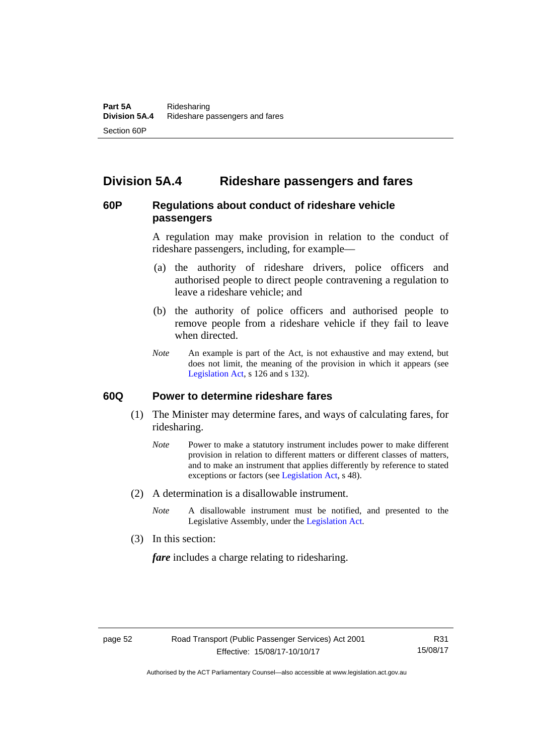## Division 5A.4 Rideshare passengers and fares

### 60P Regulations about conduct of rideshare vehicle passengers

A regulation may make provision in relation to the conduct of rideshare passengers, including, for example—

(a) the authority of rideshare drivers, police officers and authorised people to direct people contravening a regulation to leave a rideshare vehicle; and

(b) the authority of police officers and authorised people to remove people from a rideshare vehicle if they fail to leave when directed.

*Note* An example is part of the Act, is not exhaustive and may extend, but does not limit, the meaning of the provision in which it appears (see Legislation Act, s 126 and s 132).

### 60Q Power to determine rideshare fares

(1) The Minister may determine fares, and ways of calculating fares, for ridesharing.

*Note* Power to make a statutory instrument includes power to make different provision in relation to different matters or different classes of matters, and to make an instrument that applies differently by reference to stated exceptions or factors (see Legislation Act, s 48).

(2) A determination is a disallowable instrument.

*Note* A disallowable instrument must be notified, and presented to the Legislative Assembly, under the Legislation Act.

(3) In this section:

***fare*** includes a charge relating to ridesharing.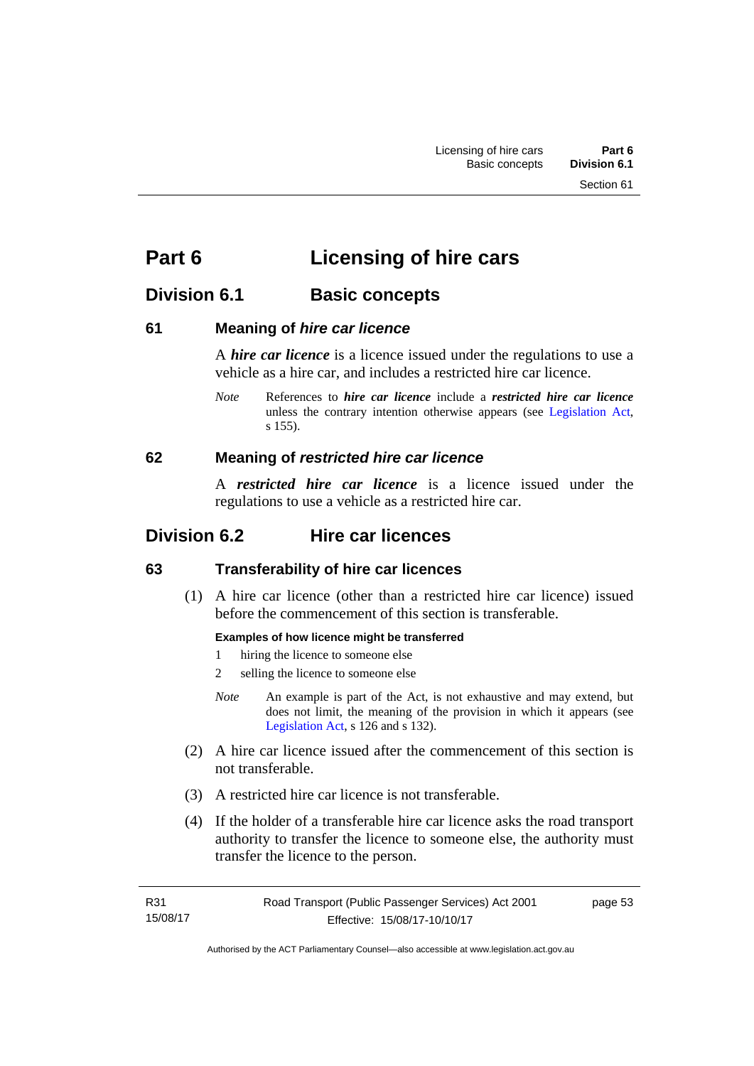# Part 6 Licensing of hire cars

## Division 6.1 Basic concepts

### 61 Meaning of *hire car licence*

A ***hire car licence*** is a licence issued under the regulations to use a vehicle as a hire car, and includes a restricted hire car licence.

*Note* References to ***hire car licence*** include a ***restricted hire car licence*** unless the contrary intention otherwise appears (see Legislation Act, s 155).

### 62 Meaning of *restricted hire car licence*

A ***restricted hire car licence*** is a licence issued under the regulations to use a vehicle as a restricted hire car.

## Division 6.2 Hire car licences

### 63 Transferability of hire car licences

(1) A hire car licence (other than a restricted hire car licence) issued before the commencement of this section is transferable.

**Examples of how licence might be transferred**

1 hiring the licence to someone else

2 selling the licence to someone else

*Note* An example is part of the Act, is not exhaustive and may extend, but does not limit, the meaning of the provision in which it appears (see Legislation Act, s 126 and s 132).

(2) A hire car licence issued after the commencement of this section is not transferable.

(3) A restricted hire car licence is not transferable.

(4) If the holder of a transferable hire car licence asks the road transport authority to transfer the licence to someone else, the authority must transfer the licence to the person.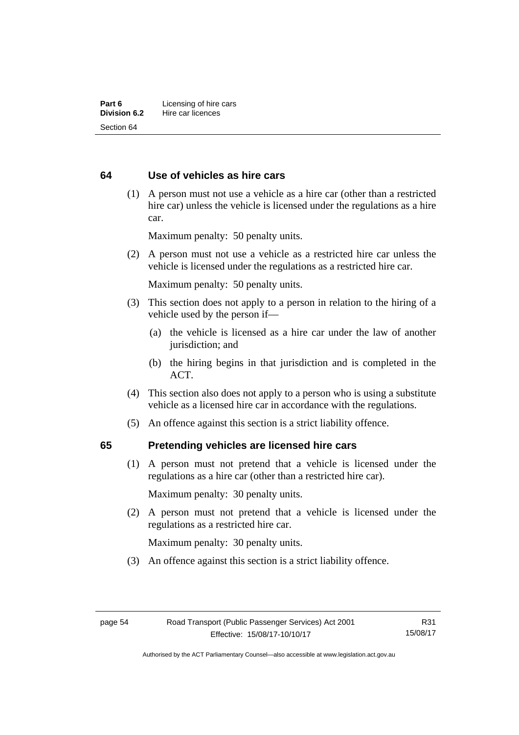## 64 Use of vehicles as hire cars

(1) A person must not use a vehicle as a hire car (other than a restricted hire car) unless the vehicle is licensed under the regulations as a hire car.

Maximum penalty: 50 penalty units.

(2) A person must not use a vehicle as a restricted hire car unless the vehicle is licensed under the regulations as a restricted hire car.

Maximum penalty: 50 penalty units.

(3) This section does not apply to a person in relation to the hiring of a vehicle used by the person if—

(a) the vehicle is licensed as a hire car under the law of another jurisdiction; and

(b) the hiring begins in that jurisdiction and is completed in the ACT.

(4) This section also does not apply to a person who is using a substitute vehicle as a licensed hire car in accordance with the regulations.

(5) An offence against this section is a strict liability offence.

## 65 Pretending vehicles are licensed hire cars

(1) A person must not pretend that a vehicle is licensed under the regulations as a hire car (other than a restricted hire car).

Maximum penalty: 30 penalty units.

(2) A person must not pretend that a vehicle is licensed under the regulations as a restricted hire car.

Maximum penalty: 30 penalty units.

(3) An offence against this section is a strict liability offence.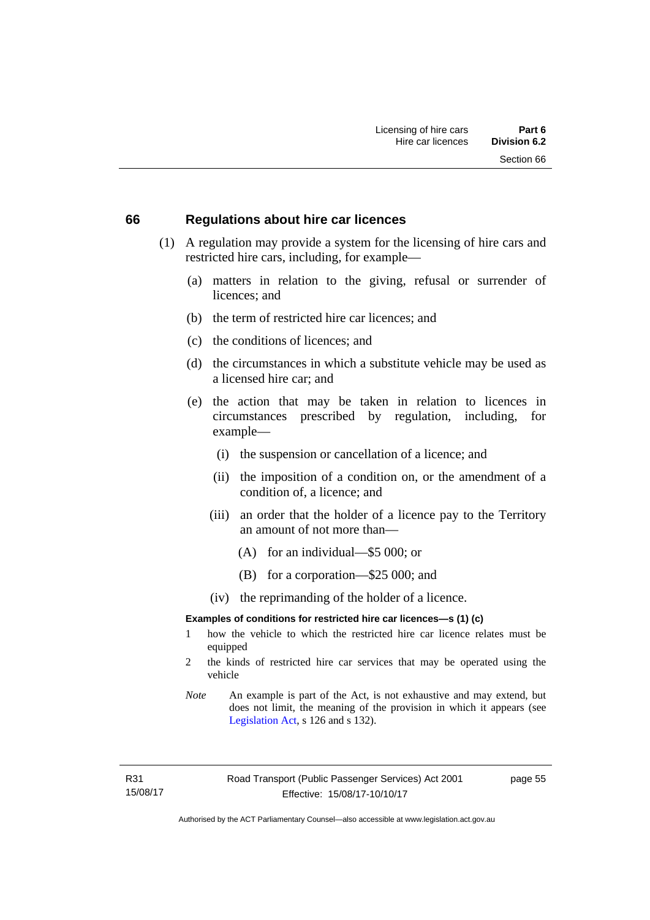## 66 Regulations about hire car licences

(1) A regulation may provide a system for the licensing of hire cars and restricted hire cars, including, for example—

   (a) matters in relation to the giving, refusal or surrender of licences; and

   (b) the term of restricted hire car licences; and

   (c) the conditions of licences; and

   (d) the circumstances in which a substitute vehicle may be used as a licensed hire car; and

   (e) the action that may be taken in relation to licences in circumstances prescribed by regulation, including, for example—

      (i) the suspension or cancellation of a licence; and

      (ii) the imposition of a condition on, or the amendment of a condition of, a licence; and

      (iii) an order that the holder of a licence pay to the Territory an amount of not more than—

         (A) for an individual—$5 000; or

         (B) for a corporation—$25 000; and

      (iv) the reprimanding of the holder of a licence.

**Examples of conditions for restricted hire car licences—s (1) (c)**

1 how the vehicle to which the restricted hire car licence relates must be equipped

2 the kinds of restricted hire car services that may be operated using the vehicle

*Note* An example is part of the Act, is not exhaustive and may extend, but does not limit, the meaning of the provision in which it appears (see Legislation Act, s 126 and s 132).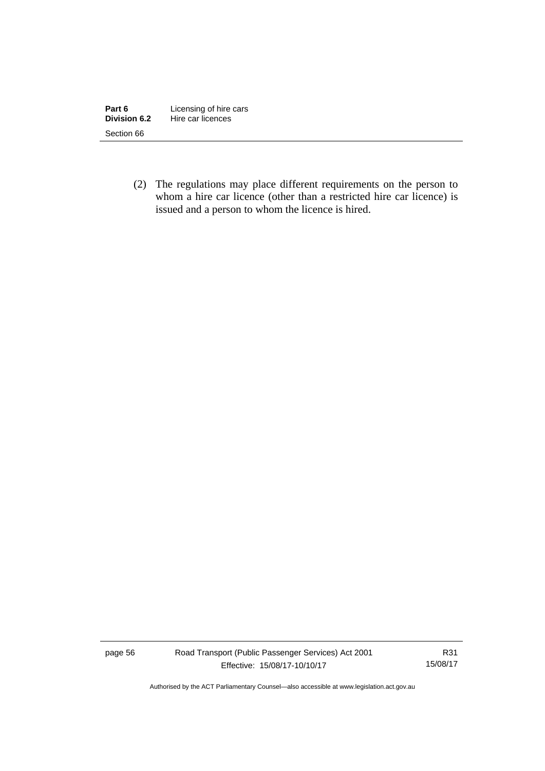(2) The regulations may place different requirements on the person to whom a hire car licence (other than a restricted hire car licence) is issued and a person to whom the licence is hired.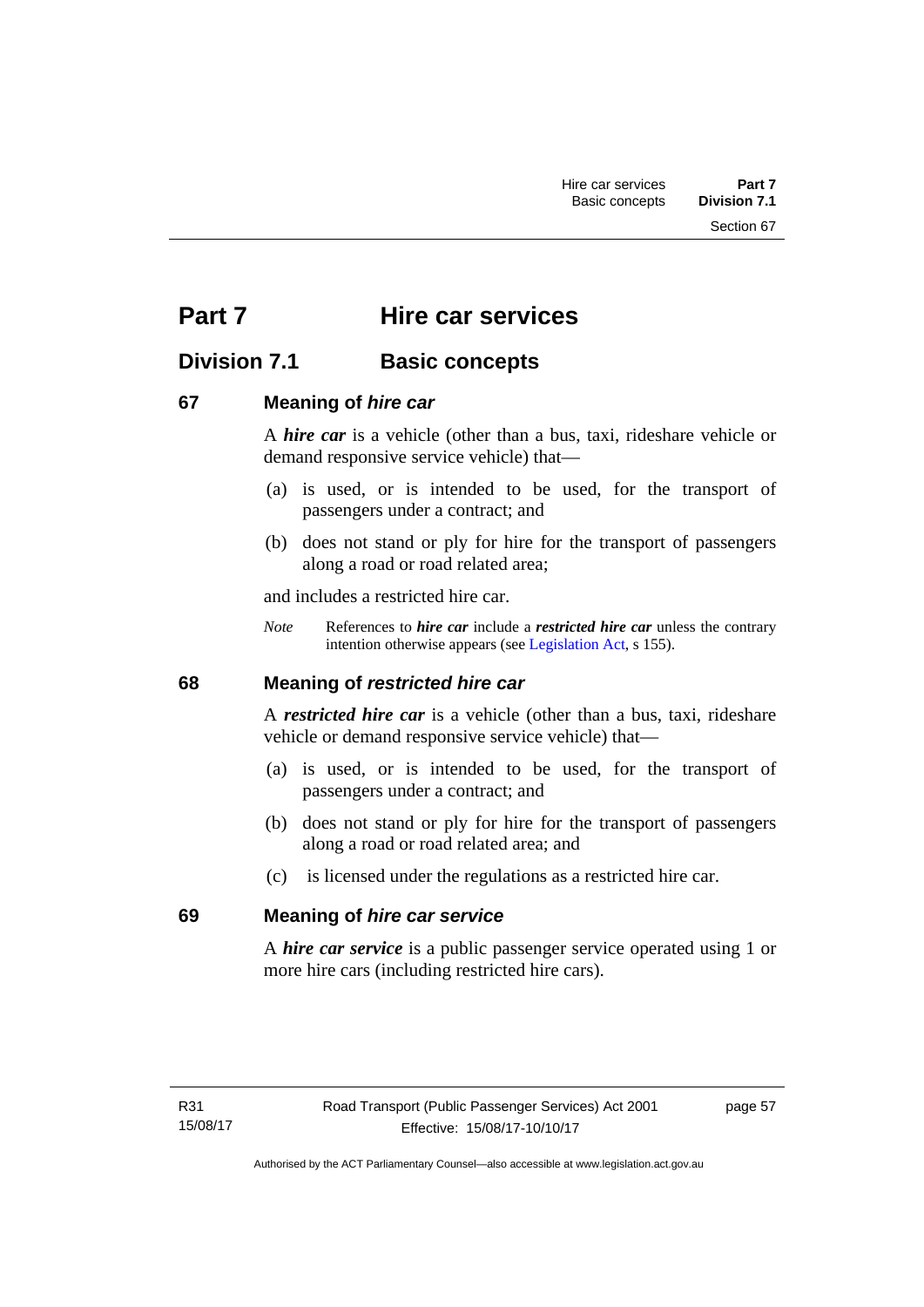# Part 7 Hire car services

## Division 7.1 Basic concepts

### 67 Meaning of *hire car*

A ***hire car*** is a vehicle (other than a bus, taxi, rideshare vehicle or demand responsive service vehicle) that—

(a) is used, or is intended to be used, for the transport of passengers under a contract; and

(b) does not stand or ply for hire for the transport of passengers along a road or road related area;

and includes a restricted hire car.

*Note* References to ***hire car*** include a ***restricted hire car*** unless the contrary intention otherwise appears (see Legislation Act, s 155).

### 68 Meaning of *restricted hire car*

A ***restricted hire car*** is a vehicle (other than a bus, taxi, rideshare vehicle or demand responsive service vehicle) that—

(a) is used, or is intended to be used, for the transport of passengers under a contract; and

(b) does not stand or ply for hire for the transport of passengers along a road or road related area; and

(c) is licensed under the regulations as a restricted hire car.

### 69 Meaning of *hire car service*

A ***hire car service*** is a public passenger service operated using 1 or more hire cars (including restricted hire cars).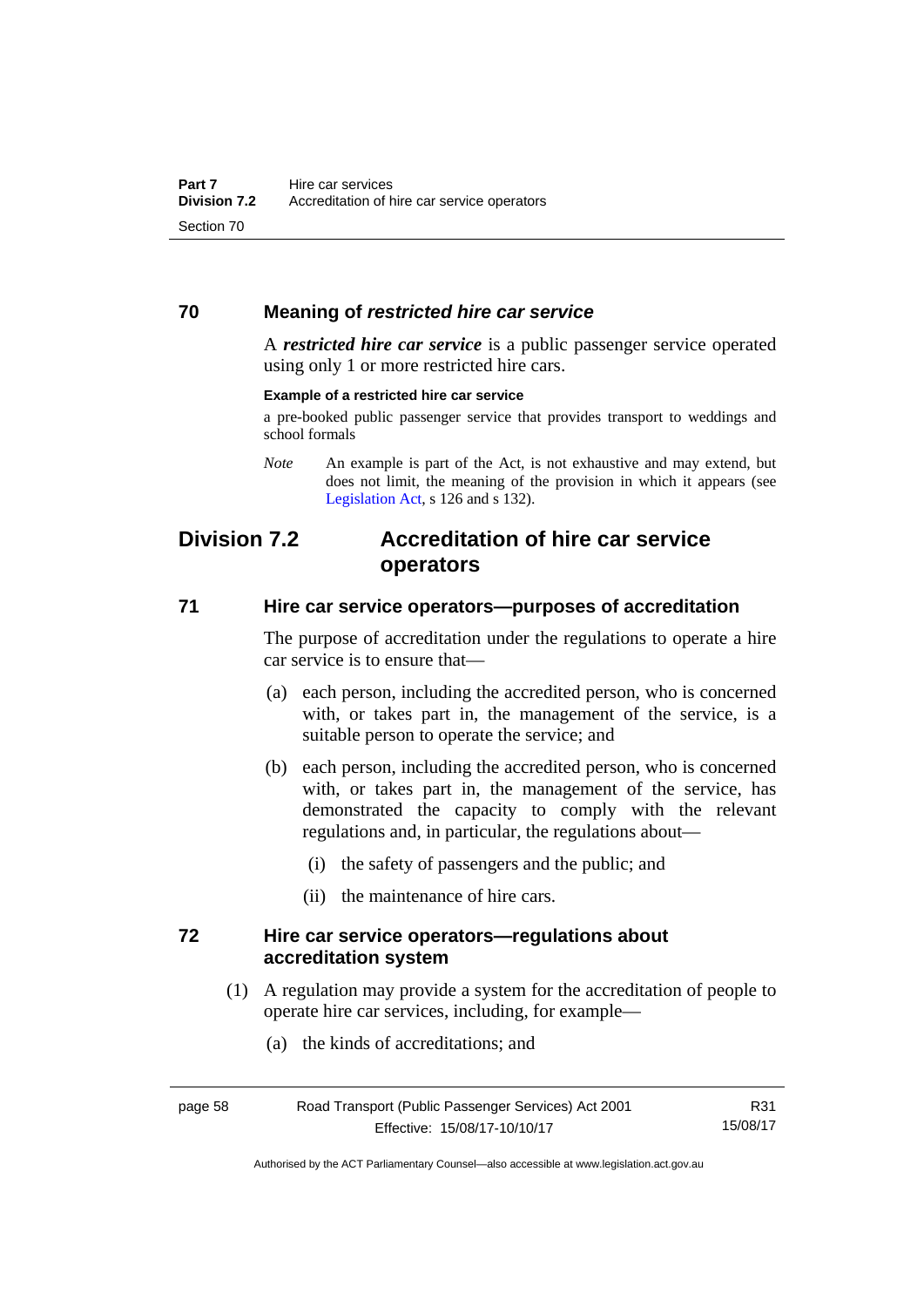### 70 Meaning of *restricted hire car service*

A ***restricted hire car service*** is a public passenger service operated using only 1 or more restricted hire cars.

**Example of a restricted hire car service**

a pre-booked public passenger service that provides transport to weddings and school formals

*Note* An example is part of the Act, is not exhaustive and may extend, but does not limit, the meaning of the provision in which it appears (see Legislation Act, s 126 and s 132).

## Division 7.2 Accreditation of hire car service operators

### 71 Hire car service operators—purposes of accreditation

The purpose of accreditation under the regulations to operate a hire car service is to ensure that—

(a) each person, including the accredited person, who is concerned with, or takes part in, the management of the service, is a suitable person to operate the service; and

(b) each person, including the accredited person, who is concerned with, or takes part in, the management of the service, has demonstrated the capacity to comply with the relevant regulations and, in particular, the regulations about—

(i) the safety of passengers and the public; and

(ii) the maintenance of hire cars.

### 72 Hire car service operators—regulations about accreditation system

(1) A regulation may provide a system for the accreditation of people to operate hire car services, including, for example—

(a) the kinds of accreditations; and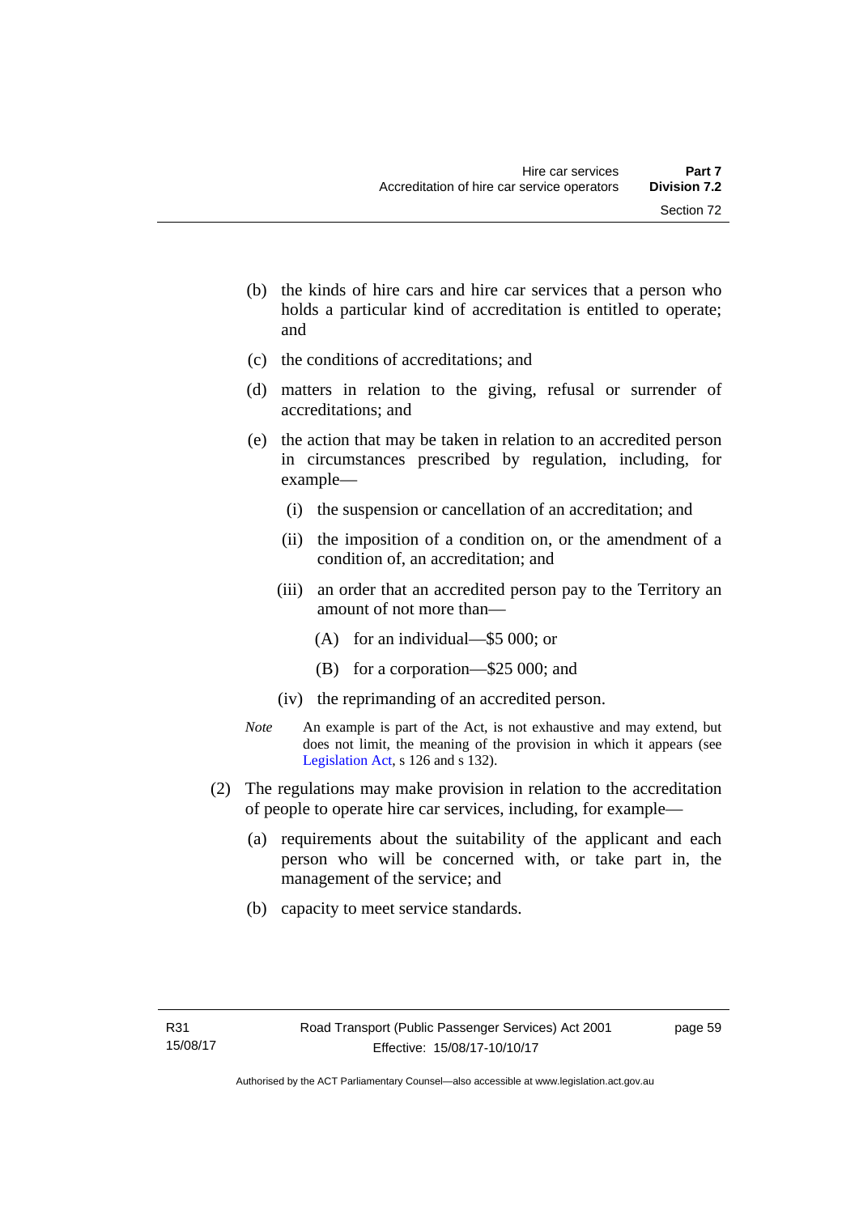(b) the kinds of hire cars and hire car services that a person who holds a particular kind of accreditation is entitled to operate; and

(c) the conditions of accreditations; and

(d) matters in relation to the giving, refusal or surrender of accreditations; and

(e) the action that may be taken in relation to an accredited person in circumstances prescribed by regulation, including, for example—

(i) the suspension or cancellation of an accreditation; and

(ii) the imposition of a condition on, or the amendment of a condition of, an accreditation; and

(iii) an order that an accredited person pay to the Territory an amount of not more than—

(A) for an individual—$5 000; or

(B) for a corporation—$25 000; and

(iv) the reprimanding of an accredited person.

*Note* An example is part of the Act, is not exhaustive and may extend, but does not limit, the meaning of the provision in which it appears (see Legislation Act, s 126 and s 132).

(2) The regulations may make provision in relation to the accreditation of people to operate hire car services, including, for example—

(a) requirements about the suitability of the applicant and each person who will be concerned with, or take part in, the management of the service; and

(b) capacity to meet service standards.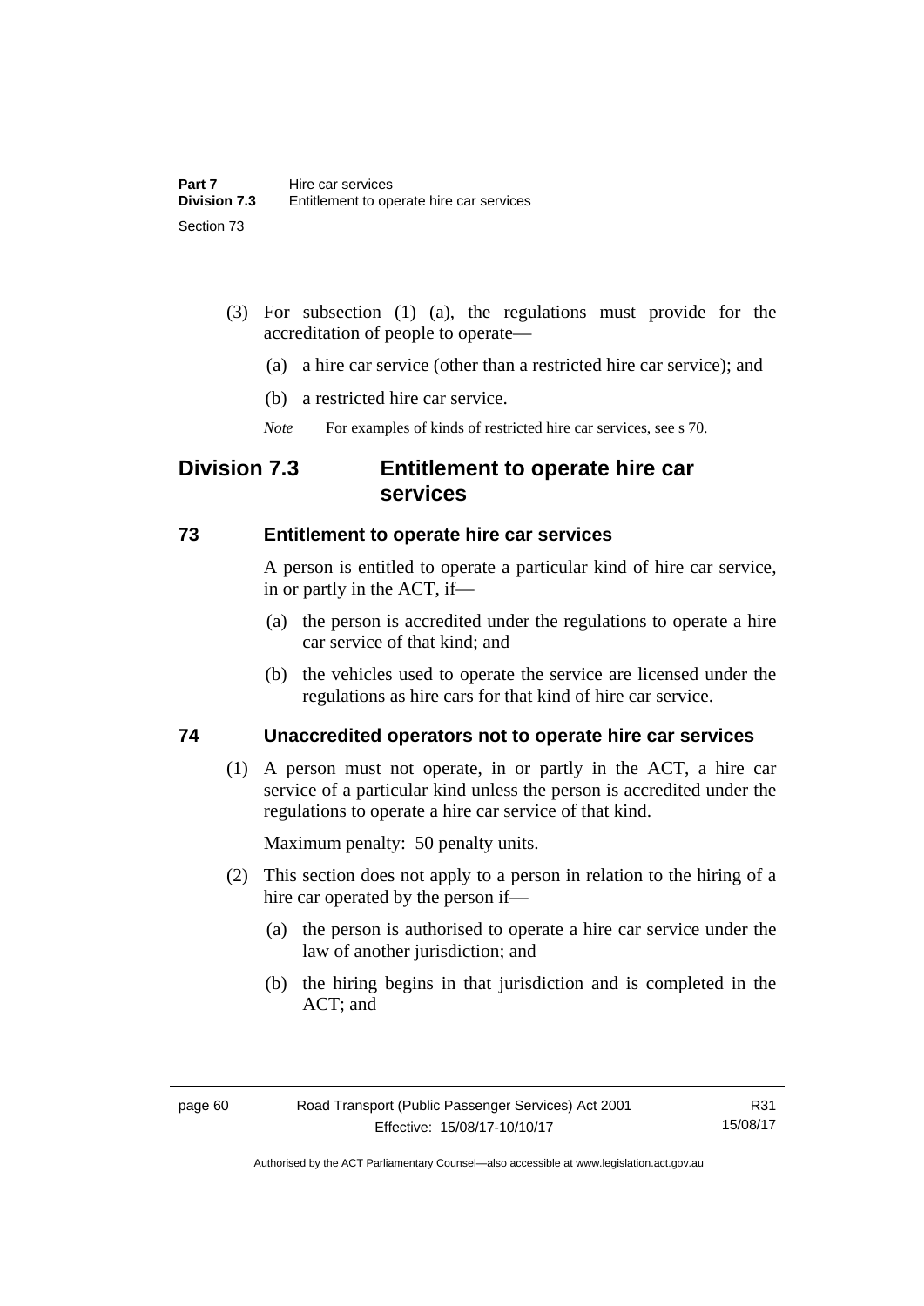(3) For subsection (1) (a), the regulations must provide for the accreditation of people to operate—

(a) a hire car service (other than a restricted hire car service); and

(b) a restricted hire car service.

*Note* For examples of kinds of restricted hire car services, see s 70.

## Division 7.3 Entitlement to operate hire car services

### 73 Entitlement to operate hire car services

A person is entitled to operate a particular kind of hire car service, in or partly in the ACT, if—

(a) the person is accredited under the regulations to operate a hire car service of that kind; and

(b) the vehicles used to operate the service are licensed under the regulations as hire cars for that kind of hire car service.

### 74 Unaccredited operators not to operate hire car services

(1) A person must not operate, in or partly in the ACT, a hire car service of a particular kind unless the person is accredited under the regulations to operate a hire car service of that kind.

Maximum penalty: 50 penalty units.

(2) This section does not apply to a person in relation to the hiring of a hire car operated by the person if—

(a) the person is authorised to operate a hire car service under the law of another jurisdiction; and

(b) the hiring begins in that jurisdiction and is completed in the ACT; and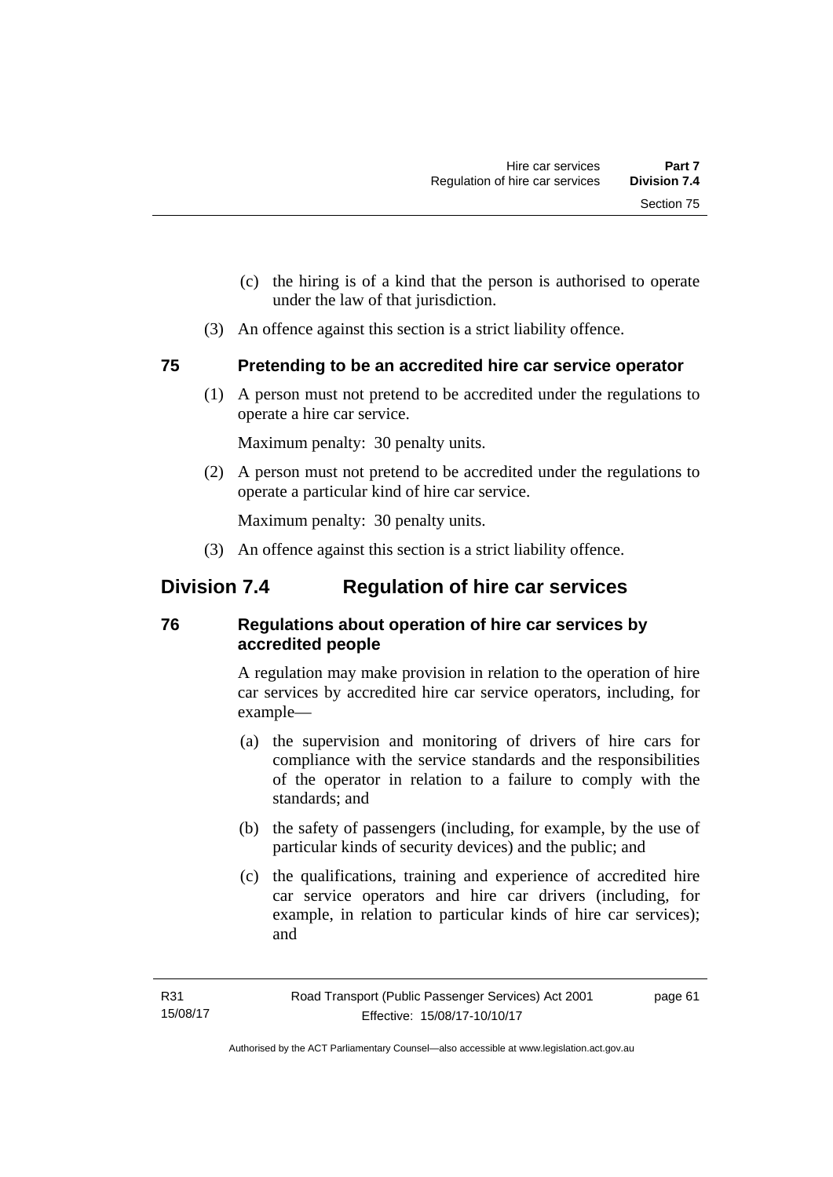(c) the hiring is of a kind that the person is authorised to operate under the law of that jurisdiction.

(3) An offence against this section is a strict liability offence.

### 75 Pretending to be an accredited hire car service operator

(1) A person must not pretend to be accredited under the regulations to operate a hire car service.

Maximum penalty: 30 penalty units.

(2) A person must not pretend to be accredited under the regulations to operate a particular kind of hire car service.

Maximum penalty: 30 penalty units.

(3) An offence against this section is a strict liability offence.

## Division 7.4 Regulation of hire car services

### 76 Regulations about operation of hire car services by accredited people

A regulation may make provision in relation to the operation of hire car services by accredited hire car service operators, including, for example—

(a) the supervision and monitoring of drivers of hire cars for compliance with the service standards and the responsibilities of the operator in relation to a failure to comply with the standards; and

(b) the safety of passengers (including, for example, by the use of particular kinds of security devices) and the public; and

(c) the qualifications, training and experience of accredited hire car service operators and hire car drivers (including, for example, in relation to particular kinds of hire car services); and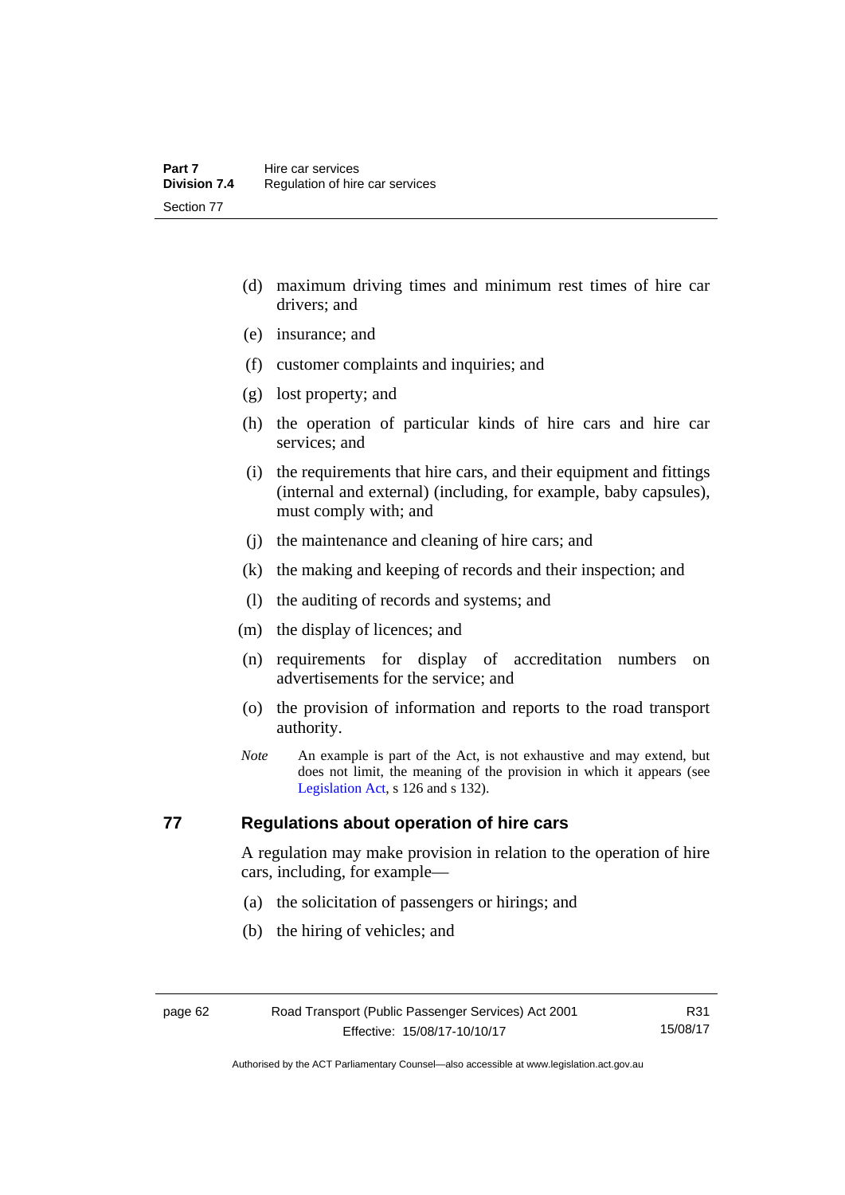(d) maximum driving times and minimum rest times of hire car drivers; and

(e) insurance; and

(f) customer complaints and inquiries; and

(g) lost property; and

(h) the operation of particular kinds of hire cars and hire car services; and

(i) the requirements that hire cars, and their equipment and fittings (internal and external) (including, for example, baby capsules), must comply with; and

(j) the maintenance and cleaning of hire cars; and

(k) the making and keeping of records and their inspection; and

(l) the auditing of records and systems; and

(m) the display of licences; and

(n) requirements for display of accreditation numbers on advertisements for the service; and

(o) the provision of information and reports to the road transport authority.

*Note* An example is part of the Act, is not exhaustive and may extend, but does not limit, the meaning of the provision in which it appears (see Legislation Act, s 126 and s 132).

## 77 Regulations about operation of hire cars

A regulation may make provision in relation to the operation of hire cars, including, for example—

(a) the solicitation of passengers or hirings; and

(b) the hiring of vehicles; and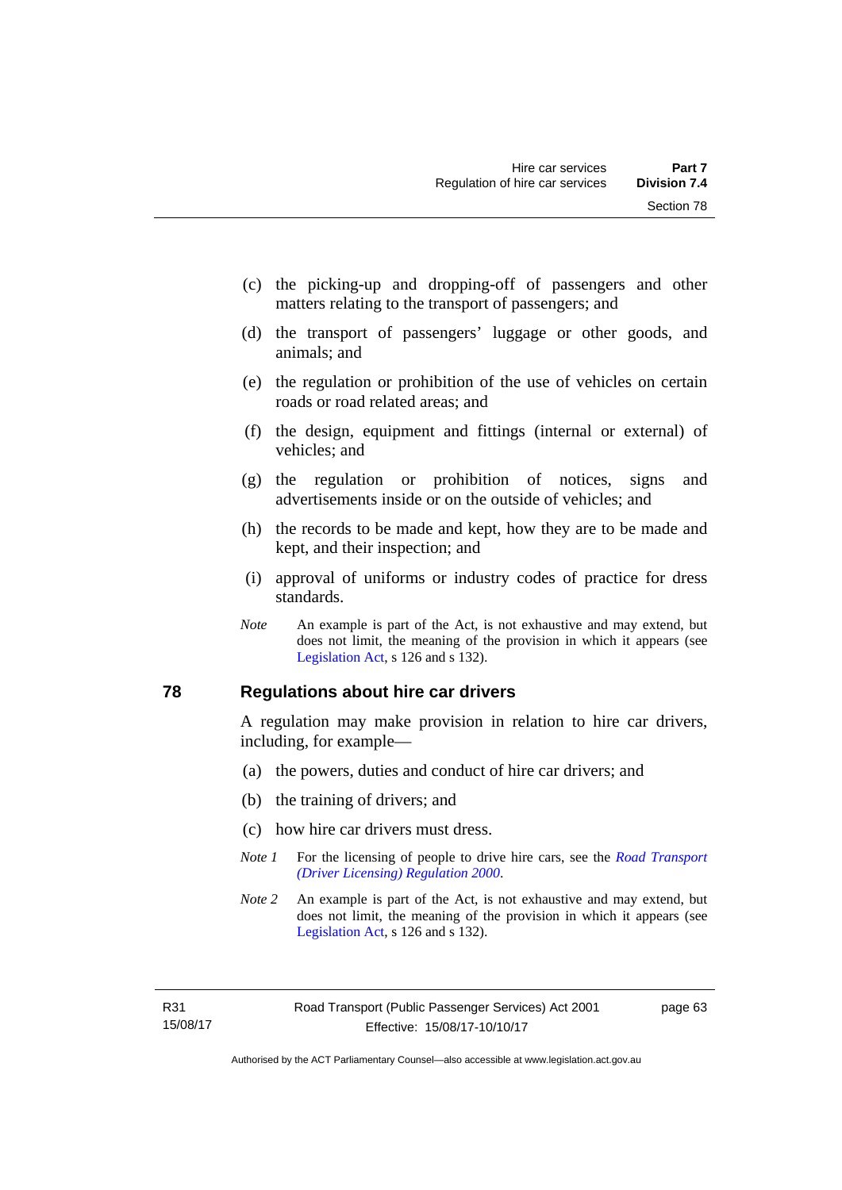(c) the picking-up and dropping-off of passengers and other matters relating to the transport of passengers; and

(d) the transport of passengers' luggage or other goods, and animals; and

(e) the regulation or prohibition of the use of vehicles on certain roads or road related areas; and

(f) the design, equipment and fittings (internal or external) of vehicles; and

(g) the regulation or prohibition of notices, signs and advertisements inside or on the outside of vehicles; and

(h) the records to be made and kept, how they are to be made and kept, and their inspection; and

(i) approval of uniforms or industry codes of practice for dress standards.

*Note* An example is part of the Act, is not exhaustive and may extend, but does not limit, the meaning of the provision in which it appears (see Legislation Act, s 126 and s 132).

## 78 Regulations about hire car drivers

A regulation may make provision in relation to hire car drivers, including, for example—

(a) the powers, duties and conduct of hire car drivers; and

(b) the training of drivers; and

(c) how hire car drivers must dress.

*Note 1* For the licensing of people to drive hire cars, see the *Road Transport (Driver Licensing) Regulation 2000*.

*Note 2* An example is part of the Act, is not exhaustive and may extend, but does not limit, the meaning of the provision in which it appears (see Legislation Act, s 126 and s 132).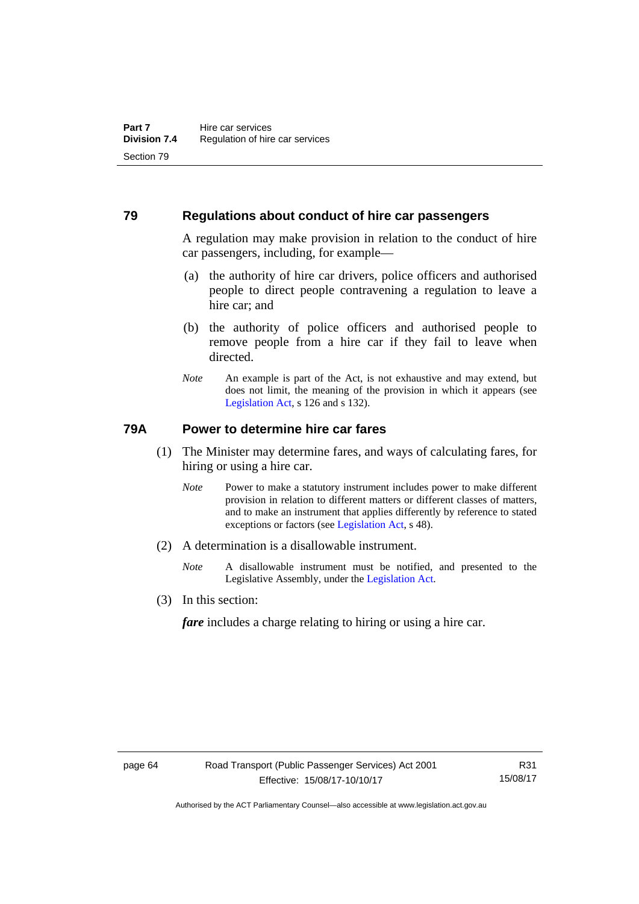## 79 Regulations about conduct of hire car passengers

A regulation may make provision in relation to the conduct of hire car passengers, including, for example—

(a) the authority of hire car drivers, police officers and authorised people to direct people contravening a regulation to leave a hire car; and

(b) the authority of police officers and authorised people to remove people from a hire car if they fail to leave when directed.

*Note* An example is part of the Act, is not exhaustive and may extend, but does not limit, the meaning of the provision in which it appears (see Legislation Act, s 126 and s 132).

## 79A Power to determine hire car fares

(1) The Minister may determine fares, and ways of calculating fares, for hiring or using a hire car.

*Note* Power to make a statutory instrument includes power to make different provision in relation to different matters or different classes of matters, and to make an instrument that applies differently by reference to stated exceptions or factors (see Legislation Act, s 48).

(2) A determination is a disallowable instrument.

*Note* A disallowable instrument must be notified, and presented to the Legislative Assembly, under the Legislation Act.

(3) In this section:

***fare*** includes a charge relating to hiring or using a hire car.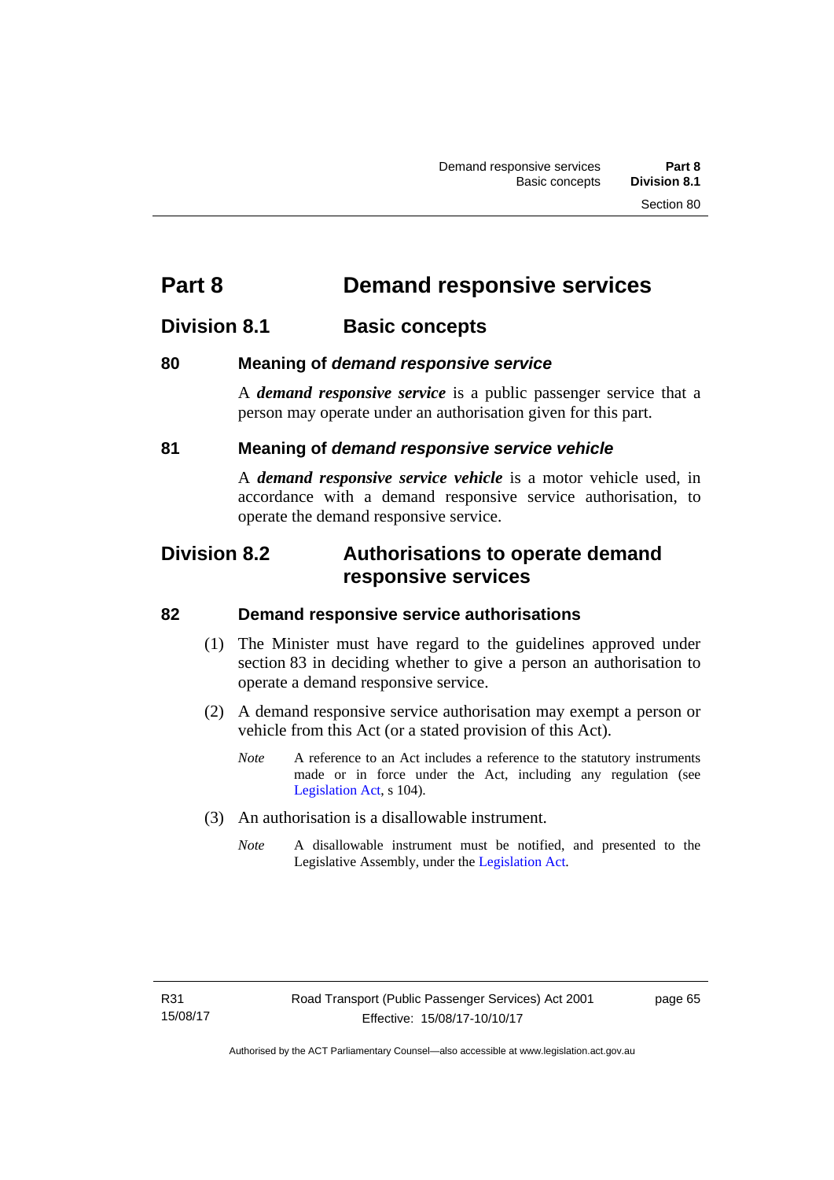# Part 8 Demand responsive services

## Division 8.1 Basic concepts

### 80 Meaning of *demand responsive service*

A ***demand responsive service*** is a public passenger service that a person may operate under an authorisation given for this part.

### 81 Meaning of *demand responsive service vehicle*

A ***demand responsive service vehicle*** is a motor vehicle used, in accordance with a demand responsive service authorisation, to operate the demand responsive service.

## Division 8.2 Authorisations to operate demand responsive services

### 82 Demand responsive service authorisations

(1) The Minister must have regard to the guidelines approved under section 83 in deciding whether to give a person an authorisation to operate a demand responsive service.

(2) A demand responsive service authorisation may exempt a person or vehicle from this Act (or a stated provision of this Act).

*Note* A reference to an Act includes a reference to the statutory instruments made or in force under the Act, including any regulation (see Legislation Act, s 104).

(3) An authorisation is a disallowable instrument.

*Note* A disallowable instrument must be notified, and presented to the Legislative Assembly, under the Legislation Act.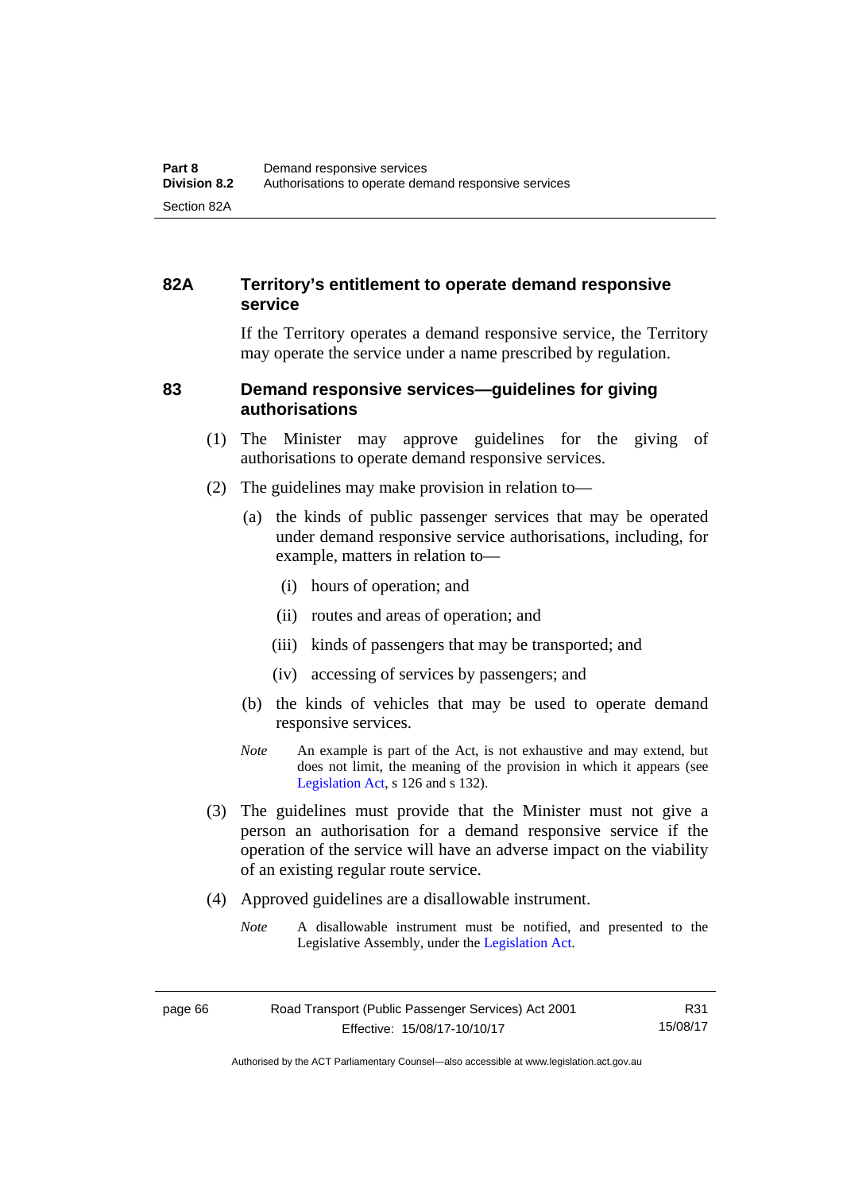## 82A Territory's entitlement to operate demand responsive service

If the Territory operates a demand responsive service, the Territory may operate the service under a name prescribed by regulation.

## 83 Demand responsive services—guidelines for giving authorisations

(1) The Minister may approve guidelines for the giving of authorisations to operate demand responsive services.

(2) The guidelines may make provision in relation to—

(a) the kinds of public passenger services that may be operated under demand responsive service authorisations, including, for example, matters in relation to—

(i) hours of operation; and

(ii) routes and areas of operation; and

(iii) kinds of passengers that may be transported; and

(iv) accessing of services by passengers; and

(b) the kinds of vehicles that may be used to operate demand responsive services.

*Note* An example is part of the Act, is not exhaustive and may extend, but does not limit, the meaning of the provision in which it appears (see Legislation Act, s 126 and s 132).

(3) The guidelines must provide that the Minister must not give a person an authorisation for a demand responsive service if the operation of the service will have an adverse impact on the viability of an existing regular route service.

(4) Approved guidelines are a disallowable instrument.

*Note* A disallowable instrument must be notified, and presented to the Legislative Assembly, under the Legislation Act.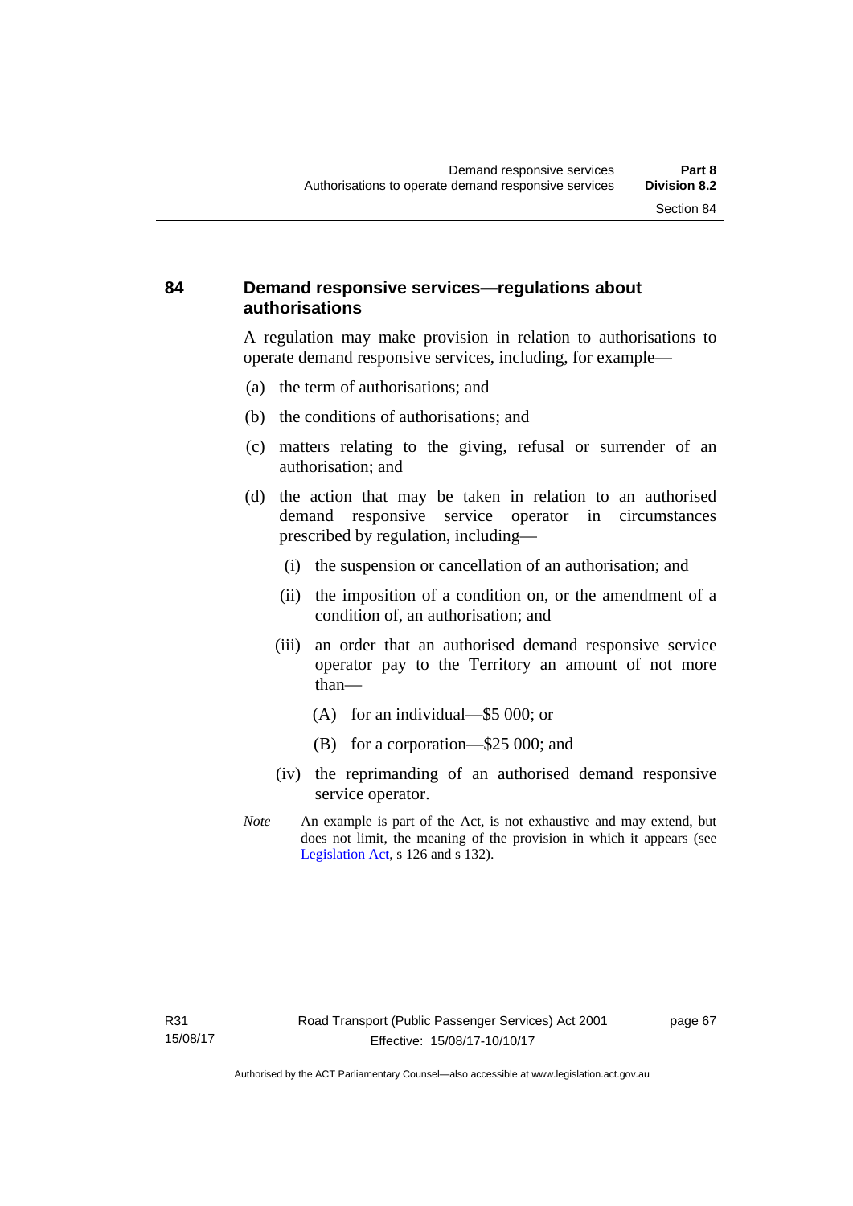## 84 Demand responsive services—regulations about authorisations

A regulation may make provision in relation to authorisations to operate demand responsive services, including, for example—

(a) the term of authorisations; and

(b) the conditions of authorisations; and

(c) matters relating to the giving, refusal or surrender of an authorisation; and

(d) the action that may be taken in relation to an authorised demand responsive service operator in circumstances prescribed by regulation, including—

(i) the suspension or cancellation of an authorisation; and

(ii) the imposition of a condition on, or the amendment of a condition of, an authorisation; and

(iii) an order that an authorised demand responsive service operator pay to the Territory an amount of not more than—

(A) for an individual—$5 000; or

(B) for a corporation—$25 000; and

(iv) the reprimanding of an authorised demand responsive service operator.

*Note* An example is part of the Act, is not exhaustive and may extend, but does not limit, the meaning of the provision in which it appears (see Legislation Act, s 126 and s 132).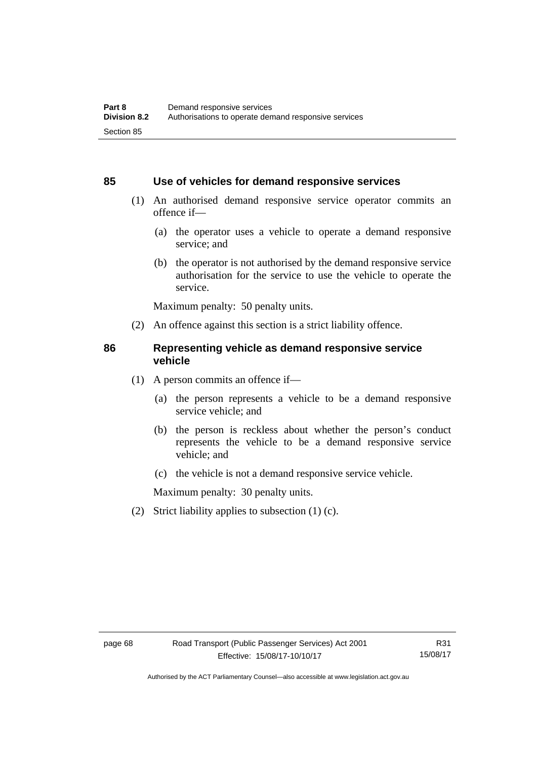## 85 Use of vehicles for demand responsive services

(1) An authorised demand responsive service operator commits an offence if—

  (a) the operator uses a vehicle to operate a demand responsive service; and

  (b) the operator is not authorised by the demand responsive service authorisation for the service to use the vehicle to operate the service.

Maximum penalty: 50 penalty units.

(2) An offence against this section is a strict liability offence.

## 86 Representing vehicle as demand responsive service vehicle

(1) A person commits an offence if—

  (a) the person represents a vehicle to be a demand responsive service vehicle; and

  (b) the person is reckless about whether the person's conduct represents the vehicle to be a demand responsive service vehicle; and

  (c) the vehicle is not a demand responsive service vehicle.

Maximum penalty: 30 penalty units.

(2) Strict liability applies to subsection (1) (c).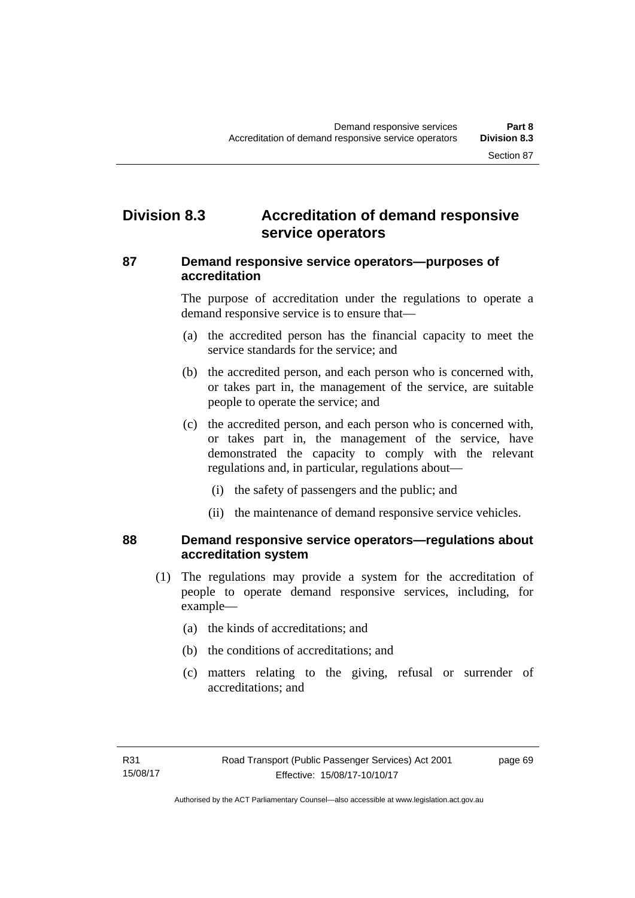## Division 8.3 Accreditation of demand responsive service operators

### 87 Demand responsive service operators—purposes of accreditation

The purpose of accreditation under the regulations to operate a demand responsive service is to ensure that—

(a) the accredited person has the financial capacity to meet the service standards for the service; and

(b) the accredited person, and each person who is concerned with, or takes part in, the management of the service, are suitable people to operate the service; and

(c) the accredited person, and each person who is concerned with, or takes part in, the management of the service, have demonstrated the capacity to comply with the relevant regulations and, in particular, regulations about—

(i) the safety of passengers and the public; and

(ii) the maintenance of demand responsive service vehicles.

### 88 Demand responsive service operators—regulations about accreditation system

(1) The regulations may provide a system for the accreditation of people to operate demand responsive services, including, for example—

(a) the kinds of accreditations; and

(b) the conditions of accreditations; and

(c) matters relating to the giving, refusal or surrender of accreditations; and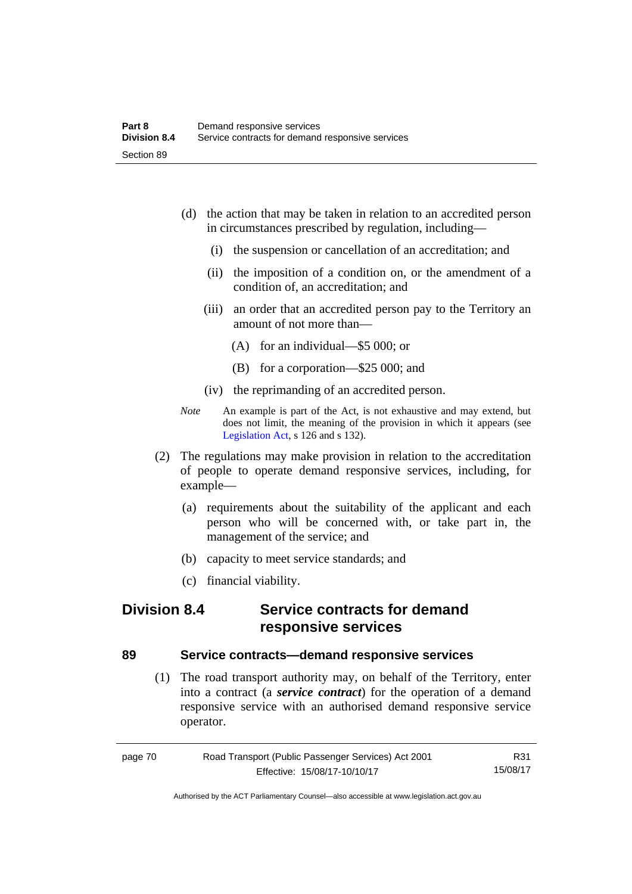(d) the action that may be taken in relation to an accredited person in circumstances prescribed by regulation, including—

(i) the suspension or cancellation of an accreditation; and

(ii) the imposition of a condition on, or the amendment of a condition of, an accreditation; and

(iii) an order that an accredited person pay to the Territory an amount of not more than—

(A) for an individual—$5 000; or

(B) for a corporation—$25 000; and

(iv) the reprimanding of an accredited person.

*Note* An example is part of the Act, is not exhaustive and may extend, but does not limit, the meaning of the provision in which it appears (see Legislation Act, s 126 and s 132).

(2) The regulations may make provision in relation to the accreditation of people to operate demand responsive services, including, for example—

(a) requirements about the suitability of the applicant and each person who will be concerned with, or take part in, the management of the service; and

(b) capacity to meet service standards; and

(c) financial viability.

## Division 8.4 Service contracts for demand responsive services

### 89 Service contracts—demand responsive services

(1) The road transport authority may, on behalf of the Territory, enter into a contract (a ***service contract***) for the operation of a demand responsive service with an authorised demand responsive service operator.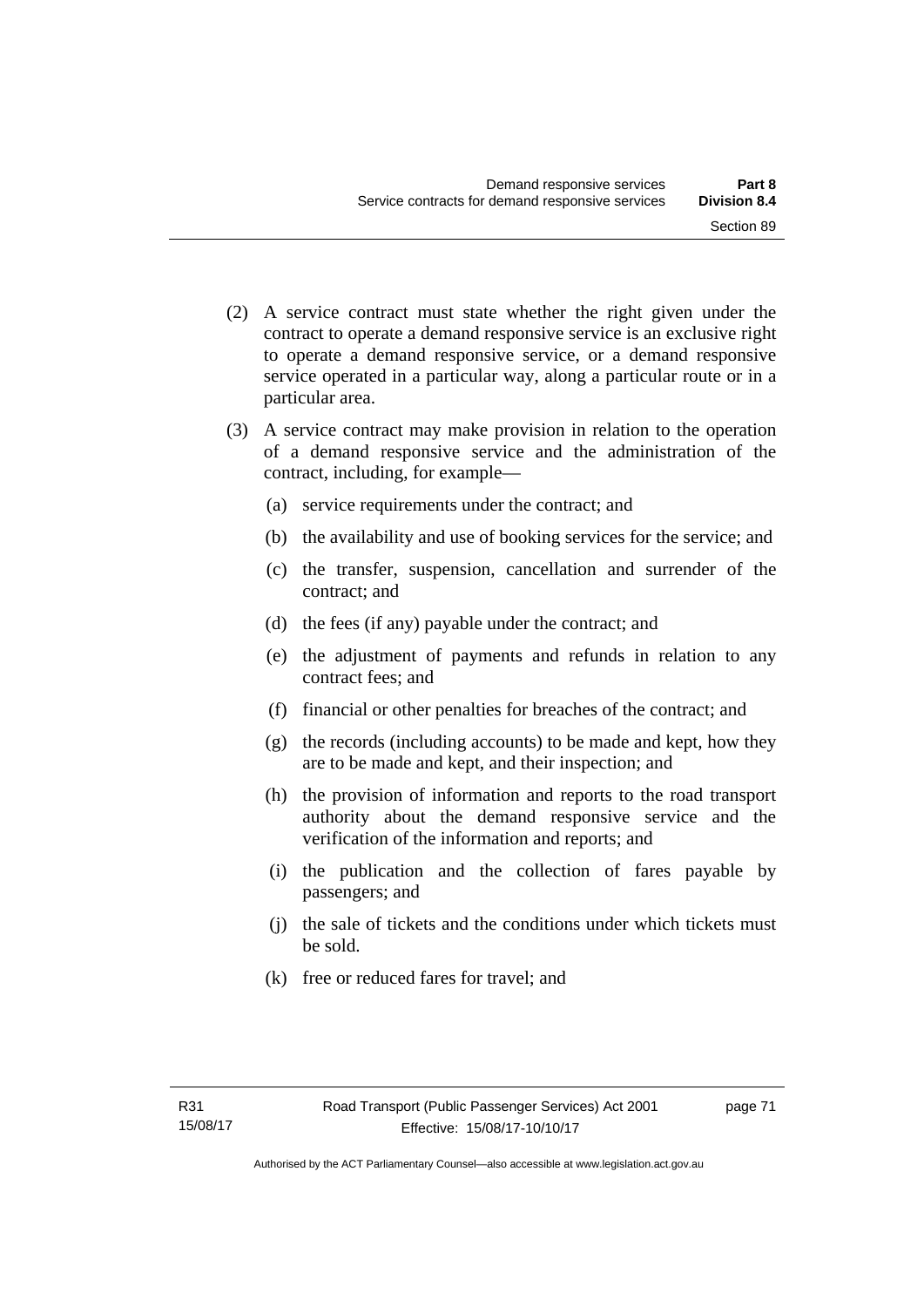(2) A service contract must state whether the right given under the contract to operate a demand responsive service is an exclusive right to operate a demand responsive service, or a demand responsive service operated in a particular way, along a particular route or in a particular area.

(3) A service contract may make provision in relation to the operation of a demand responsive service and the administration of the contract, including, for example—

(a) service requirements under the contract; and

(b) the availability and use of booking services for the service; and

(c) the transfer, suspension, cancellation and surrender of the contract; and

(d) the fees (if any) payable under the contract; and

(e) the adjustment of payments and refunds in relation to any contract fees; and

(f) financial or other penalties for breaches of the contract; and

(g) the records (including accounts) to be made and kept, how they are to be made and kept, and their inspection; and

(h) the provision of information and reports to the road transport authority about the demand responsive service and the verification of the information and reports; and

(i) the publication and the collection of fares payable by passengers; and

(j) the sale of tickets and the conditions under which tickets must be sold.

(k) free or reduced fares for travel; and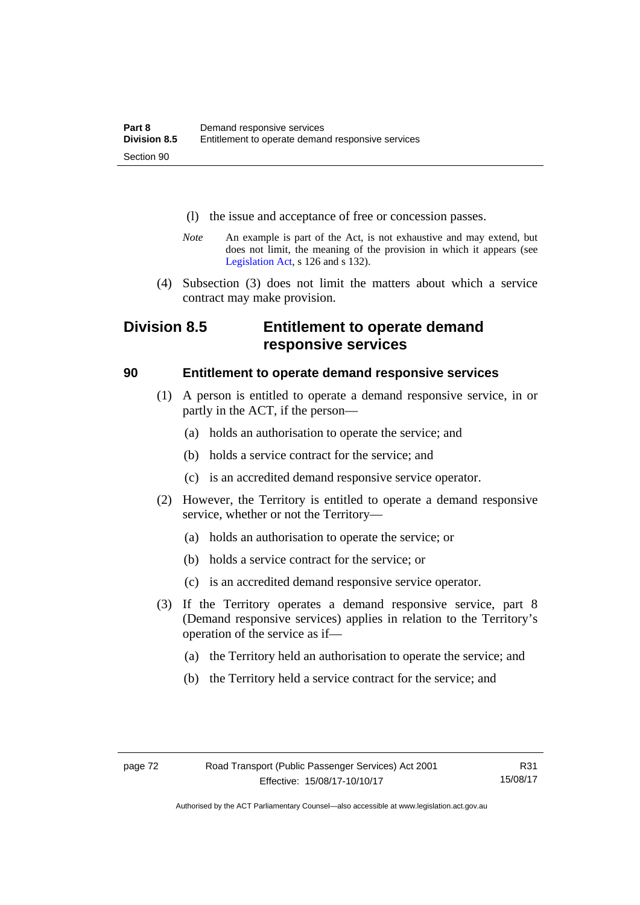(l) the issue and acceptance of free or concession passes.

*Note* An example is part of the Act, is not exhaustive and may extend, but does not limit, the meaning of the provision in which it appears (see Legislation Act, s 126 and s 132).

(4) Subsection (3) does not limit the matters about which a service contract may make provision.

## Division 8.5 Entitlement to operate demand responsive services

### 90 Entitlement to operate demand responsive services

(1) A person is entitled to operate a demand responsive service, in or partly in the ACT, if the person—

(a) holds an authorisation to operate the service; and

(b) holds a service contract for the service; and

(c) is an accredited demand responsive service operator.

(2) However, the Territory is entitled to operate a demand responsive service, whether or not the Territory—

(a) holds an authorisation to operate the service; or

(b) holds a service contract for the service; or

(c) is an accredited demand responsive service operator.

(3) If the Territory operates a demand responsive service, part 8 (Demand responsive services) applies in relation to the Territory's operation of the service as if—

(a) the Territory held an authorisation to operate the service; and

(b) the Territory held a service contract for the service; and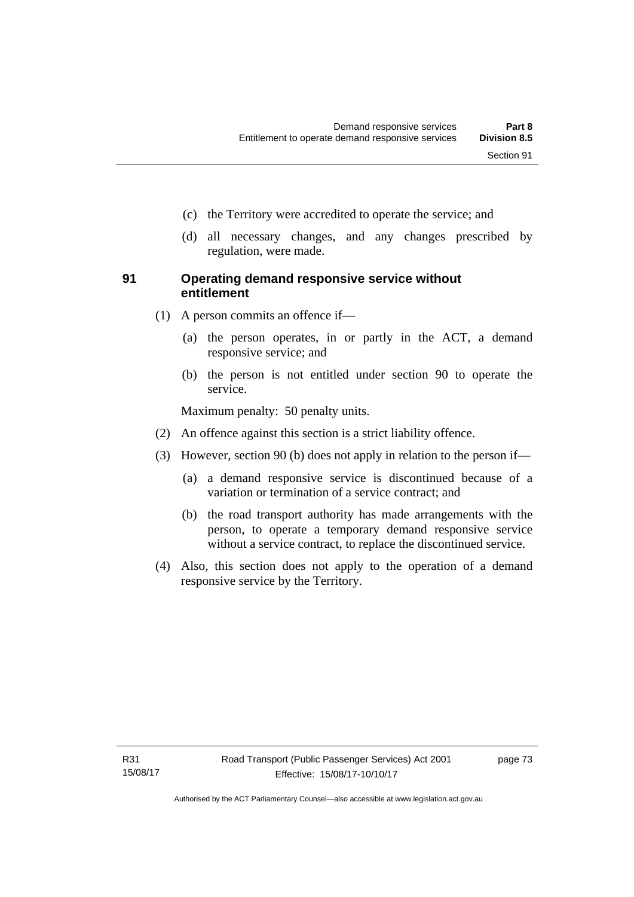(c) the Territory were accredited to operate the service; and

(d) all necessary changes, and any changes prescribed by regulation, were made.

### 91 Operating demand responsive service without entitlement

(1) A person commits an offence if—

(a) the person operates, in or partly in the ACT, a demand responsive service; and

(b) the person is not entitled under section 90 to operate the service.

Maximum penalty: 50 penalty units.

(2) An offence against this section is a strict liability offence.

(3) However, section 90 (b) does not apply in relation to the person if—

(a) a demand responsive service is discontinued because of a variation or termination of a service contract; and

(b) the road transport authority has made arrangements with the person, to operate a temporary demand responsive service without a service contract, to replace the discontinued service.

(4) Also, this section does not apply to the operation of a demand responsive service by the Territory.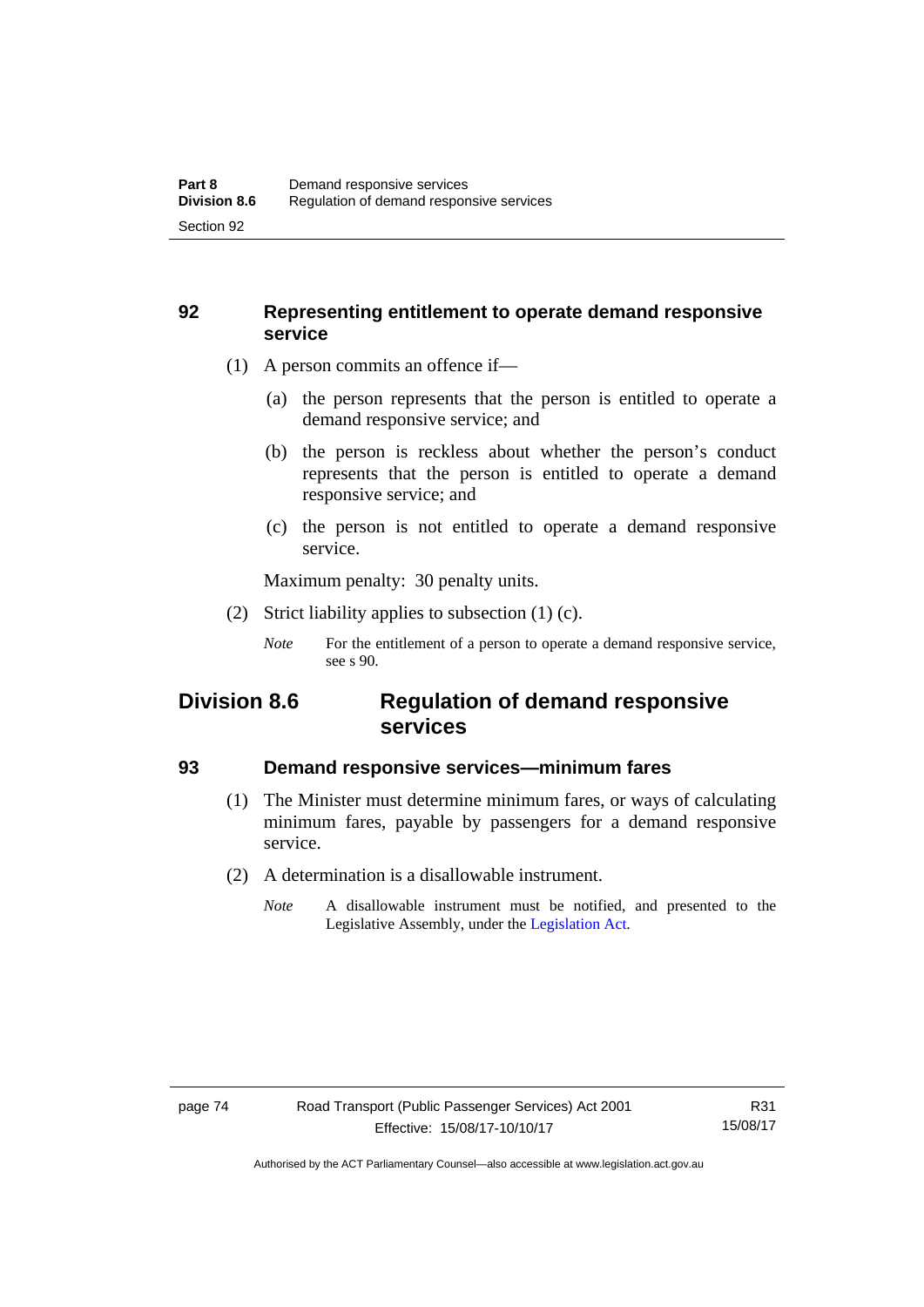## 92 Representing entitlement to operate demand responsive service

(1) A person commits an offence if—

(a) the person represents that the person is entitled to operate a demand responsive service; and

(b) the person is reckless about whether the person's conduct represents that the person is entitled to operate a demand responsive service; and

(c) the person is not entitled to operate a demand responsive service.

Maximum penalty: 30 penalty units.

(2) Strict liability applies to subsection (1) (c).

*Note* For the entitlement of a person to operate a demand responsive service, see s 90.

# Division 8.6 Regulation of demand responsive services

## 93 Demand responsive services—minimum fares

(1) The Minister must determine minimum fares, or ways of calculating minimum fares, payable by passengers for a demand responsive service.

(2) A determination is a disallowable instrument.

*Note* A disallowable instrument must be notified, and presented to the Legislative Assembly, under the Legislation Act.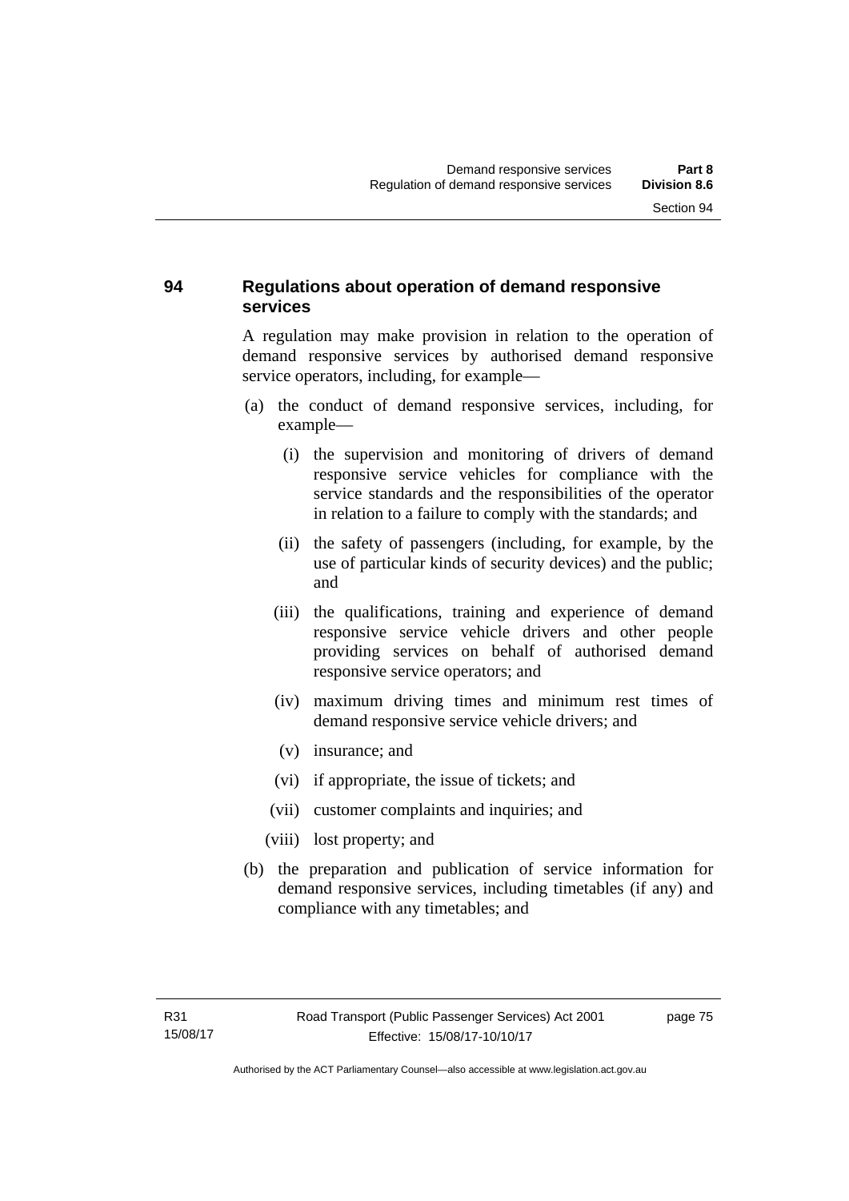## 94 Regulations about operation of demand responsive services

A regulation may make provision in relation to the operation of demand responsive services by authorised demand responsive service operators, including, for example—

(a) the conduct of demand responsive services, including, for example—

   (i) the supervision and monitoring of drivers of demand responsive service vehicles for compliance with the service standards and the responsibilities of the operator in relation to a failure to comply with the standards; and

   (ii) the safety of passengers (including, for example, by the use of particular kinds of security devices) and the public; and

   (iii) the qualifications, training and experience of demand responsive service vehicle drivers and other people providing services on behalf of authorised demand responsive service operators; and

   (iv) maximum driving times and minimum rest times of demand responsive service vehicle drivers; and

   (v) insurance; and

   (vi) if appropriate, the issue of tickets; and

   (vii) customer complaints and inquiries; and

   (viii) lost property; and

(b) the preparation and publication of service information for demand responsive services, including timetables (if any) and compliance with any timetables; and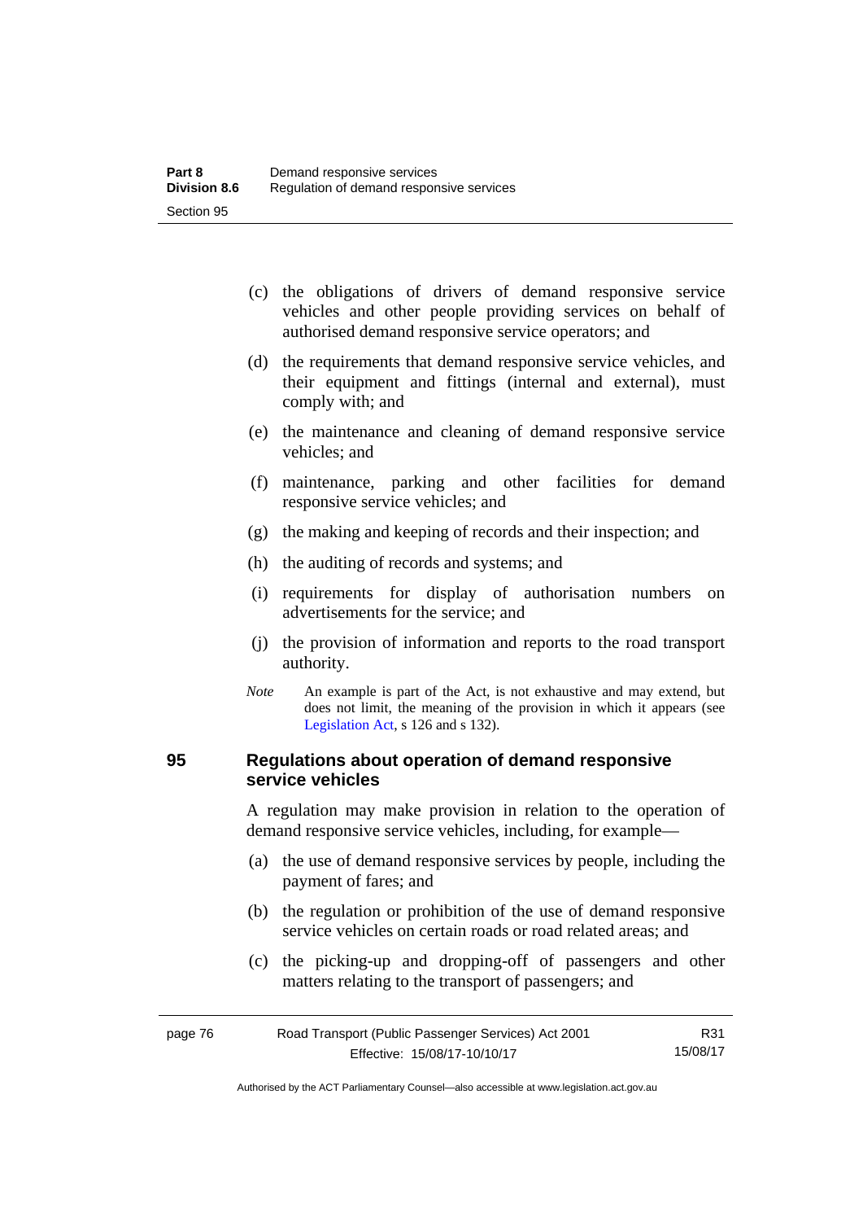(c) the obligations of drivers of demand responsive service vehicles and other people providing services on behalf of authorised demand responsive service operators; and

(d) the requirements that demand responsive service vehicles, and their equipment and fittings (internal and external), must comply with; and

(e) the maintenance and cleaning of demand responsive service vehicles; and

(f) maintenance, parking and other facilities for demand responsive service vehicles; and

(g) the making and keeping of records and their inspection; and

(h) the auditing of records and systems; and

(i) requirements for display of authorisation numbers on advertisements for the service; and

(j) the provision of information and reports to the road transport authority.

*Note* An example is part of the Act, is not exhaustive and may extend, but does not limit, the meaning of the provision in which it appears (see Legislation Act, s 126 and s 132).

## 95 Regulations about operation of demand responsive service vehicles

A regulation may make provision in relation to the operation of demand responsive service vehicles, including, for example—

(a) the use of demand responsive services by people, including the payment of fares; and

(b) the regulation or prohibition of the use of demand responsive service vehicles on certain roads or road related areas; and

(c) the picking-up and dropping-off of passengers and other matters relating to the transport of passengers; and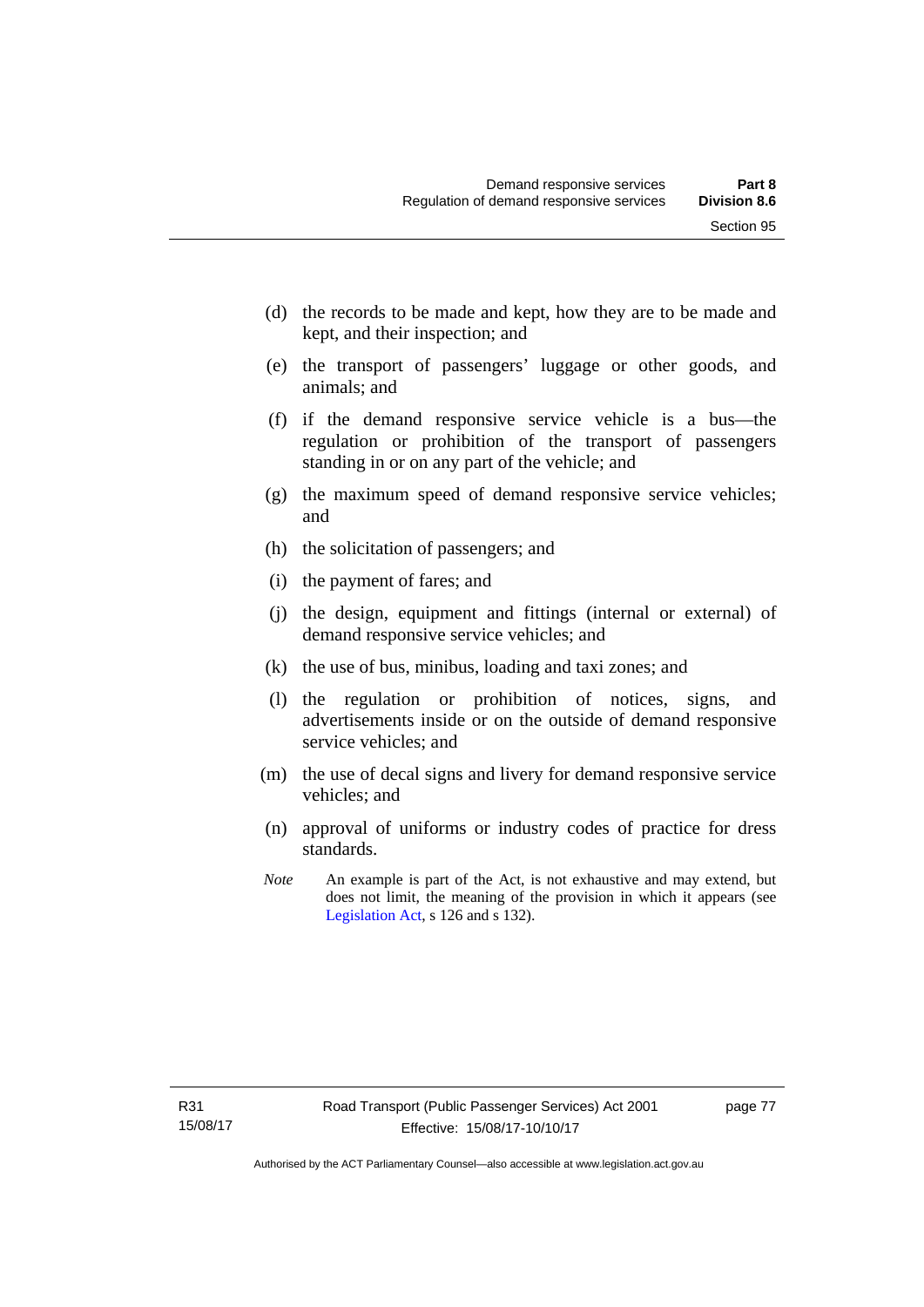(d) the records to be made and kept, how they are to be made and kept, and their inspection; and

(e) the transport of passengers' luggage or other goods, and animals; and

(f) if the demand responsive service vehicle is a bus—the regulation or prohibition of the transport of passengers standing in or on any part of the vehicle; and

(g) the maximum speed of demand responsive service vehicles; and

(h) the solicitation of passengers; and

(i) the payment of fares; and

(j) the design, equipment and fittings (internal or external) of demand responsive service vehicles; and

(k) the use of bus, minibus, loading and taxi zones; and

(l) the regulation or prohibition of notices, signs, and advertisements inside or on the outside of demand responsive service vehicles; and

(m) the use of decal signs and livery for demand responsive service vehicles; and

(n) approval of uniforms or industry codes of practice for dress standards.

*Note* An example is part of the Act, is not exhaustive and may extend, but does not limit, the meaning of the provision in which it appears (see Legislation Act, s 126 and s 132).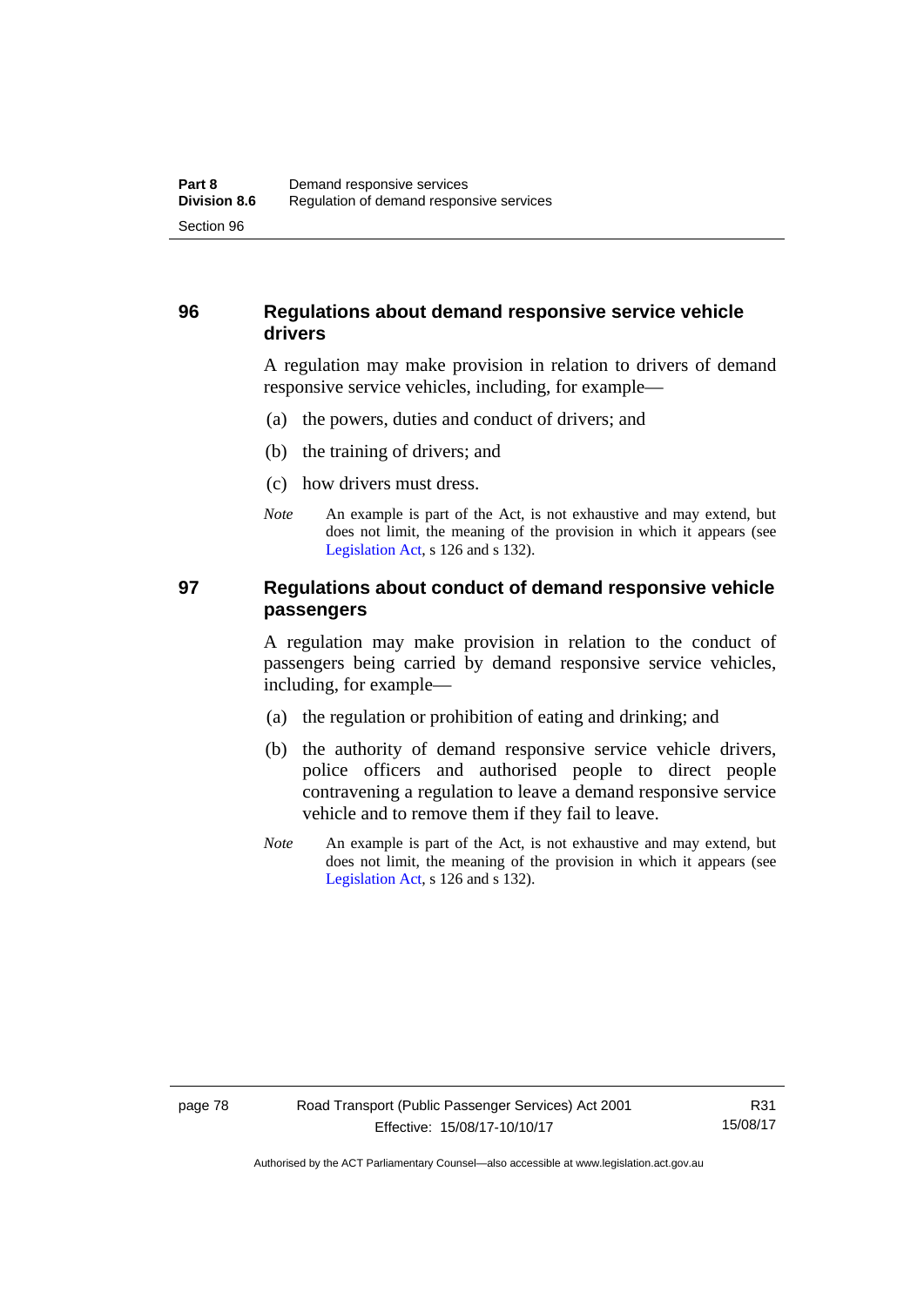## 96 Regulations about demand responsive service vehicle drivers

A regulation may make provision in relation to drivers of demand responsive service vehicles, including, for example—

(a) the powers, duties and conduct of drivers; and

(b) the training of drivers; and

(c) how drivers must dress.

*Note* An example is part of the Act, is not exhaustive and may extend, but does not limit, the meaning of the provision in which it appears (see Legislation Act, s 126 and s 132).

## 97 Regulations about conduct of demand responsive vehicle passengers

A regulation may make provision in relation to the conduct of passengers being carried by demand responsive service vehicles, including, for example—

(a) the regulation or prohibition of eating and drinking; and

(b) the authority of demand responsive service vehicle drivers, police officers and authorised people to direct people contravening a regulation to leave a demand responsive service vehicle and to remove them if they fail to leave.

*Note* An example is part of the Act, is not exhaustive and may extend, but does not limit, the meaning of the provision in which it appears (see Legislation Act, s 126 and s 132).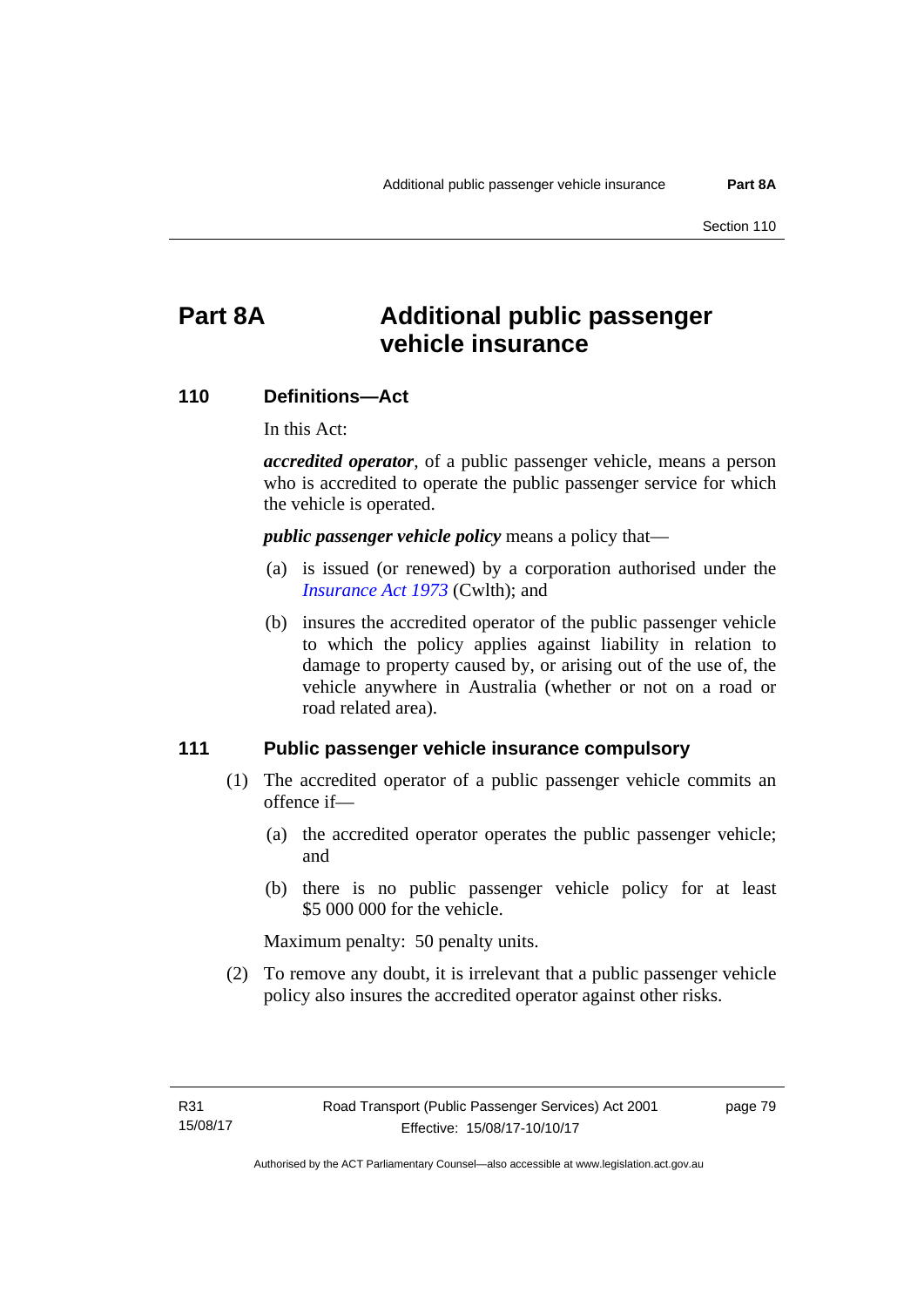# Part 8A Additional public passenger vehicle insurance

## 110 Definitions—Act

In this Act:

***accredited operator***, of a public passenger vehicle, means a person who is accredited to operate the public passenger service for which the vehicle is operated.

***public passenger vehicle policy*** means a policy that—

(a) is issued (or renewed) by a corporation authorised under the *Insurance Act 1973* (Cwlth); and

(b) insures the accredited operator of the public passenger vehicle to which the policy applies against liability in relation to damage to property caused by, or arising out of the use of, the vehicle anywhere in Australia (whether or not on a road or road related area).

## 111 Public passenger vehicle insurance compulsory

(1) The accredited operator of a public passenger vehicle commits an offence if—

(a) the accredited operator operates the public passenger vehicle; and

(b) there is no public passenger vehicle policy for at least $5 000 000 for the vehicle.

Maximum penalty: 50 penalty units.

(2) To remove any doubt, it is irrelevant that a public passenger vehicle policy also insures the accredited operator against other risks.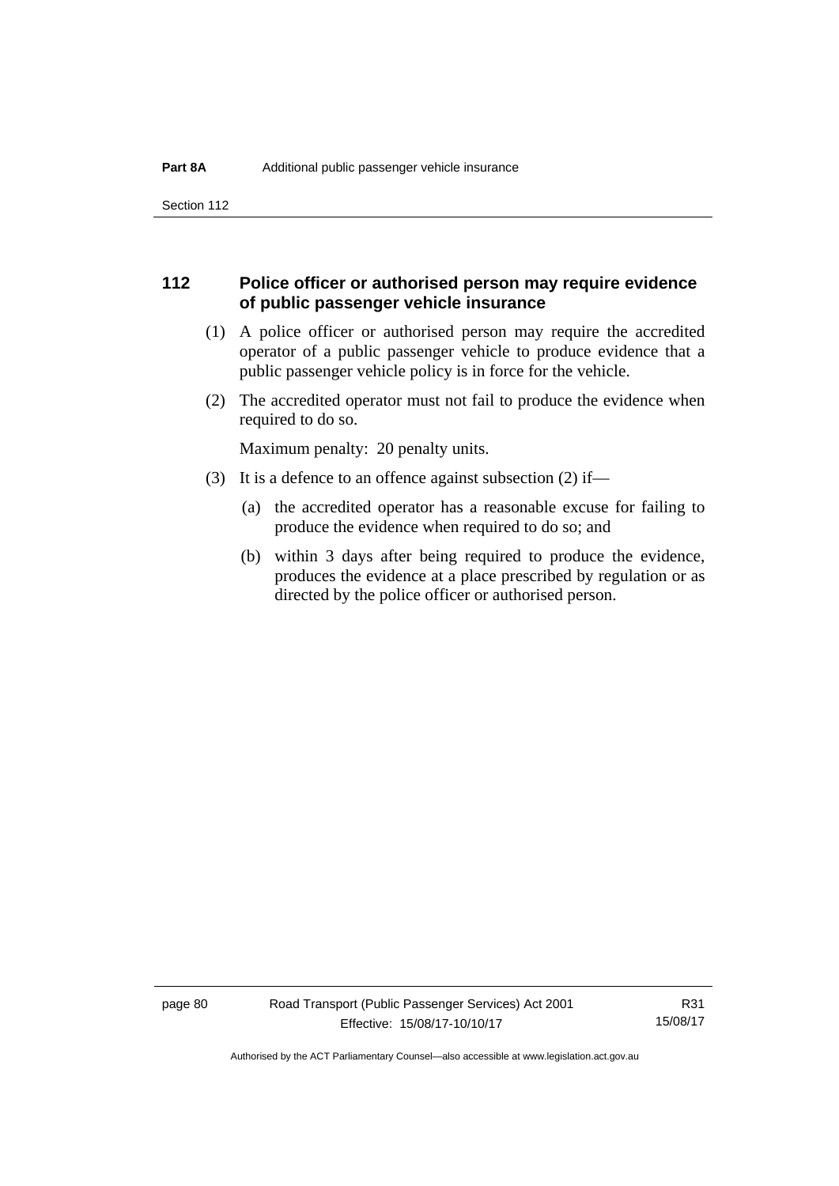## 112 Police officer or authorised person may require evidence of public passenger vehicle insurance

(1) A police officer or authorised person may require the accredited operator of a public passenger vehicle to produce evidence that a public passenger vehicle policy is in force for the vehicle.

(2) The accredited operator must not fail to produce the evidence when required to do so.

Maximum penalty: 20 penalty units.

(3) It is a defence to an offence against subsection (2) if—

(a) the accredited operator has a reasonable excuse for failing to produce the evidence when required to do so; and

(b) within 3 days after being required to produce the evidence, produces the evidence at a place prescribed by regulation or as directed by the police officer or authorised person.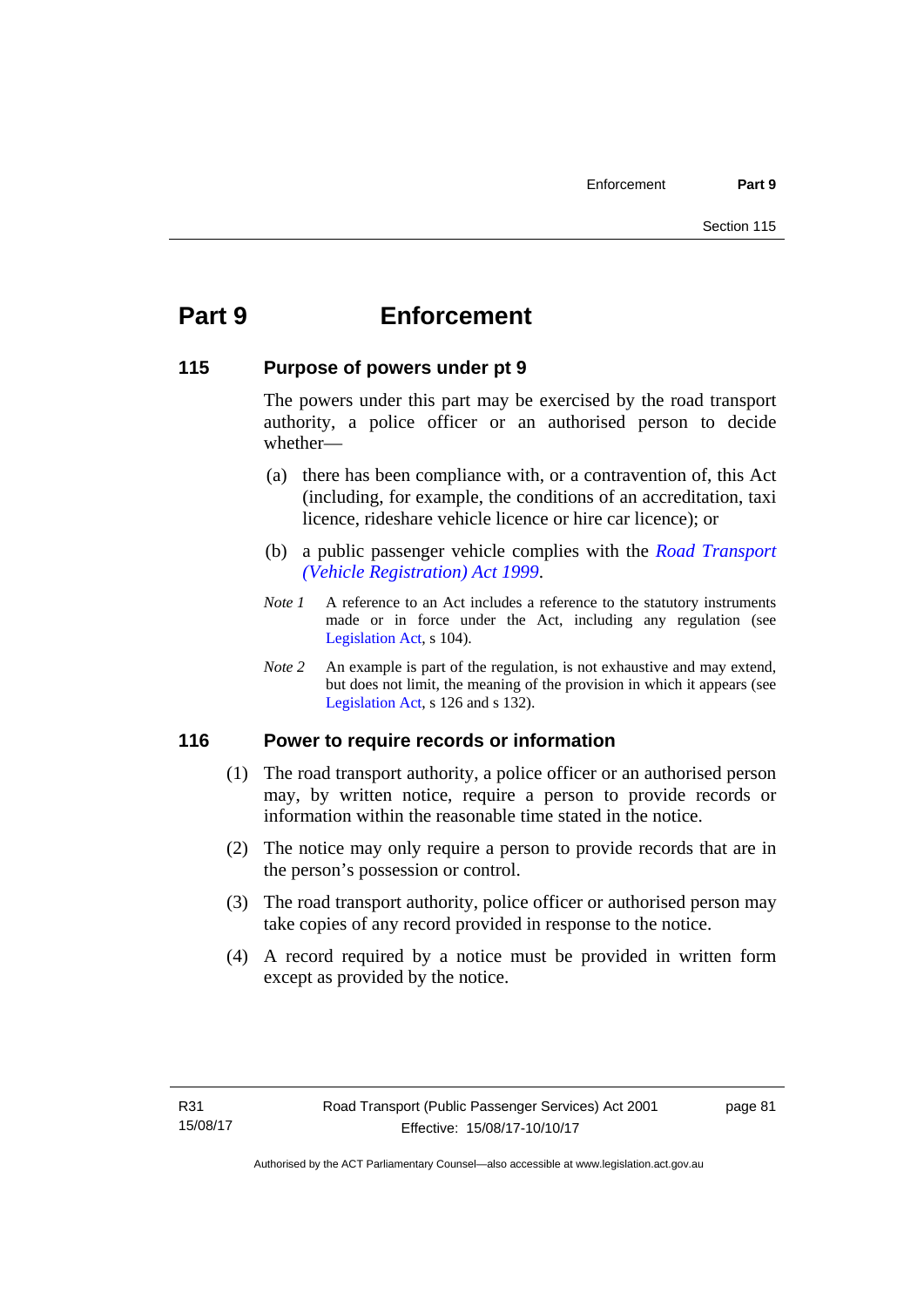# Part 9 Enforcement

## 115 Purpose of powers under pt 9

The powers under this part may be exercised by the road transport authority, a police officer or an authorised person to decide whether—

(a) there has been compliance with, or a contravention of, this Act (including, for example, the conditions of an accreditation, taxi licence, rideshare vehicle licence or hire car licence); or

(b) a public passenger vehicle complies with the *Road Transport (Vehicle Registration) Act 1999*.

*Note 1* A reference to an Act includes a reference to the statutory instruments made or in force under the Act, including any regulation (see Legislation Act, s 104).

*Note 2* An example is part of the regulation, is not exhaustive and may extend, but does not limit, the meaning of the provision in which it appears (see Legislation Act, s 126 and s 132).

## 116 Power to require records or information

(1) The road transport authority, a police officer or an authorised person may, by written notice, require a person to provide records or information within the reasonable time stated in the notice.

(2) The notice may only require a person to provide records that are in the person's possession or control.

(3) The road transport authority, police officer or authorised person may take copies of any record provided in response to the notice.

(4) A record required by a notice must be provided in written form except as provided by the notice.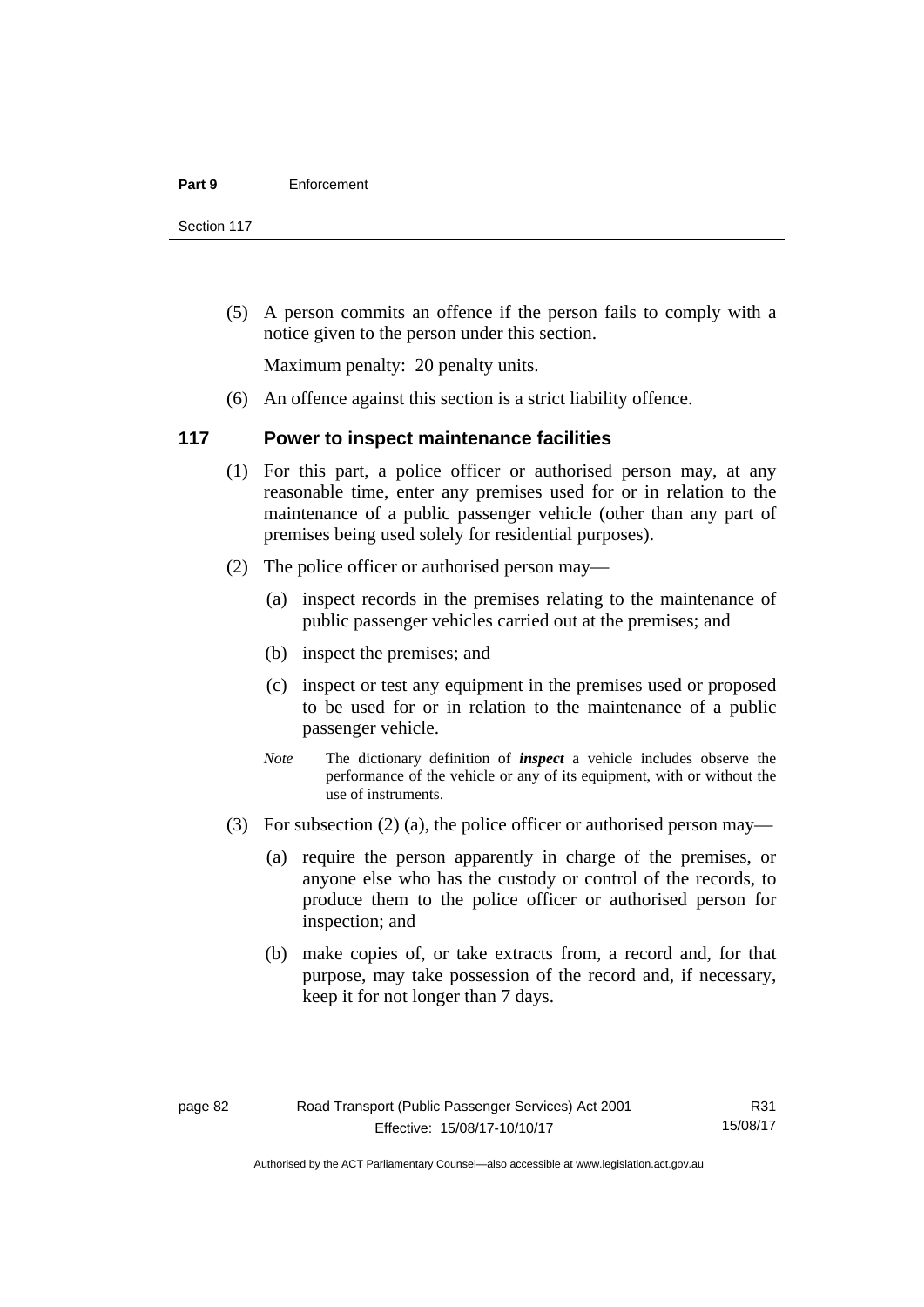(5) A person commits an offence if the person fails to comply with a notice given to the person under this section.

Maximum penalty: 20 penalty units.

(6) An offence against this section is a strict liability offence.

### 117 Power to inspect maintenance facilities

(1) For this part, a police officer or authorised person may, at any reasonable time, enter any premises used for or in relation to the maintenance of a public passenger vehicle (other than any part of premises being used solely for residential purposes).

(2) The police officer or authorised person may—

(a) inspect records in the premises relating to the maintenance of public passenger vehicles carried out at the premises; and

(b) inspect the premises; and

(c) inspect or test any equipment in the premises used or proposed to be used for or in relation to the maintenance of a public passenger vehicle.

*Note* The dictionary definition of ***inspect*** a vehicle includes observe the performance of the vehicle or any of its equipment, with or without the use of instruments.

(3) For subsection (2) (a), the police officer or authorised person may—

(a) require the person apparently in charge of the premises, or anyone else who has the custody or control of the records, to produce them to the police officer or authorised person for inspection; and

(b) make copies of, or take extracts from, a record and, for that purpose, may take possession of the record and, if necessary, keep it for not longer than 7 days.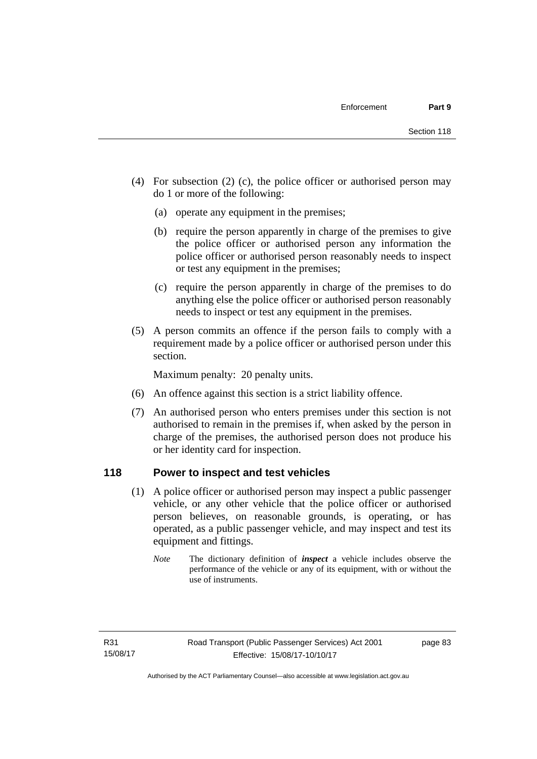(4) For subsection (2) (c), the police officer or authorised person may do 1 or more of the following:

(a) operate any equipment in the premises;

(b) require the person apparently in charge of the premises to give the police officer or authorised person any information the police officer or authorised person reasonably needs to inspect or test any equipment in the premises;

(c) require the person apparently in charge of the premises to do anything else the police officer or authorised person reasonably needs to inspect or test any equipment in the premises.

(5) A person commits an offence if the person fails to comply with a requirement made by a police officer or authorised person under this section.

Maximum penalty: 20 penalty units.

(6) An offence against this section is a strict liability offence.

(7) An authorised person who enters premises under this section is not authorised to remain in the premises if, when asked by the person in charge of the premises, the authorised person does not produce his or her identity card for inspection.

## 118 Power to inspect and test vehicles

(1) A police officer or authorised person may inspect a public passenger vehicle, or any other vehicle that the police officer or authorised person believes, on reasonable grounds, is operating, or has operated, as a public passenger vehicle, and may inspect and test its equipment and fittings.

*Note* The dictionary definition of ***inspect*** a vehicle includes observe the performance of the vehicle or any of its equipment, with or without the use of instruments.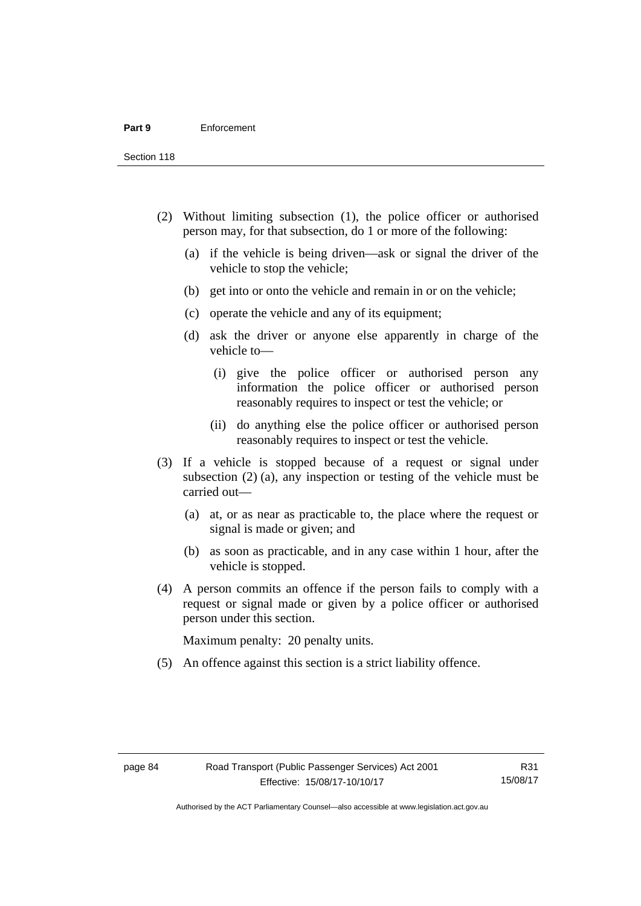(2) Without limiting subsection (1), the police officer or authorised person may, for that subsection, do 1 or more of the following:

(a) if the vehicle is being driven—ask or signal the driver of the vehicle to stop the vehicle;

(b) get into or onto the vehicle and remain in or on the vehicle;

(c) operate the vehicle and any of its equipment;

(d) ask the driver or anyone else apparently in charge of the vehicle to—

(i) give the police officer or authorised person any information the police officer or authorised person reasonably requires to inspect or test the vehicle; or

(ii) do anything else the police officer or authorised person reasonably requires to inspect or test the vehicle.

(3) If a vehicle is stopped because of a request or signal under subsection (2) (a), any inspection or testing of the vehicle must be carried out—

(a) at, or as near as practicable to, the place where the request or signal is made or given; and

(b) as soon as practicable, and in any case within 1 hour, after the vehicle is stopped.

(4) A person commits an offence if the person fails to comply with a request or signal made or given by a police officer or authorised person under this section.

Maximum penalty: 20 penalty units.

(5) An offence against this section is a strict liability offence.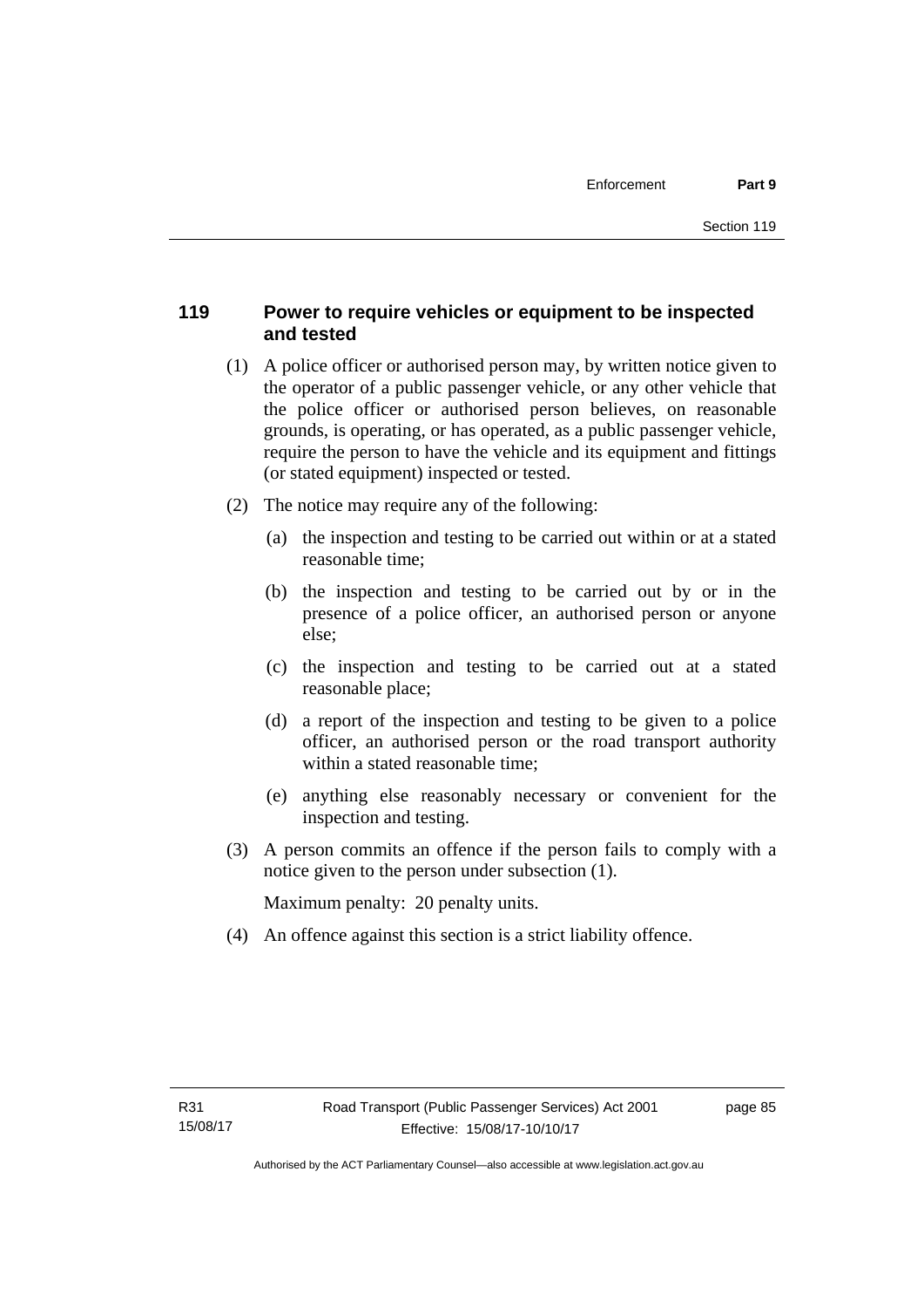## 119 Power to require vehicles or equipment to be inspected and tested

(1) A police officer or authorised person may, by written notice given to the operator of a public passenger vehicle, or any other vehicle that the police officer or authorised person believes, on reasonable grounds, is operating, or has operated, as a public passenger vehicle, require the person to have the vehicle and its equipment and fittings (or stated equipment) inspected or tested.

(2) The notice may require any of the following:

(a) the inspection and testing to be carried out within or at a stated reasonable time;

(b) the inspection and testing to be carried out by or in the presence of a police officer, an authorised person or anyone else;

(c) the inspection and testing to be carried out at a stated reasonable place;

(d) a report of the inspection and testing to be given to a police officer, an authorised person or the road transport authority within a stated reasonable time;

(e) anything else reasonably necessary or convenient for the inspection and testing.

(3) A person commits an offence if the person fails to comply with a notice given to the person under subsection (1).

Maximum penalty: 20 penalty units.

(4) An offence against this section is a strict liability offence.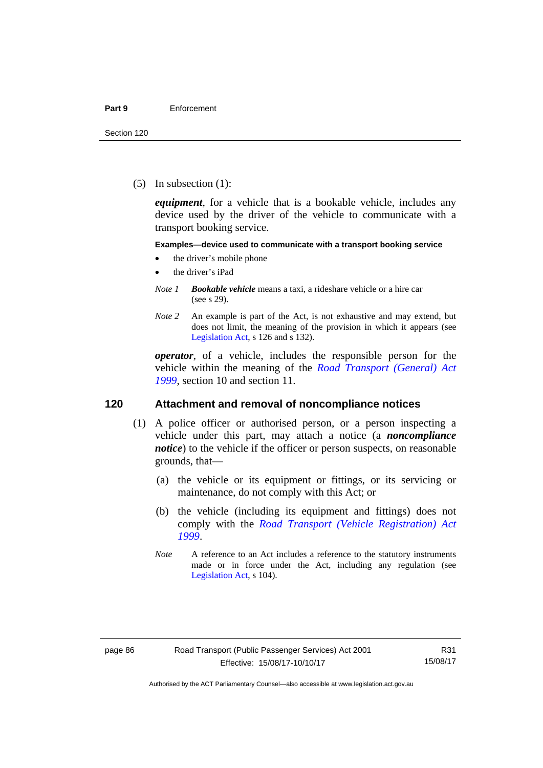(5) In subsection (1):

***equipment***, for a vehicle that is a bookable vehicle, includes any device used by the driver of the vehicle to communicate with a transport booking service.

**Examples—device used to communicate with a transport booking service**

- the driver's mobile phone
- the driver's iPad

*Note 1* ***Bookable vehicle*** means a taxi, a rideshare vehicle or a hire car (see s 29).

*Note 2* An example is part of the Act, is not exhaustive and may extend, but does not limit, the meaning of the provision in which it appears (see Legislation Act, s 126 and s 132).

***operator***, of a vehicle, includes the responsible person for the vehicle within the meaning of the *Road Transport (General) Act 1999*, section 10 and section 11.

## 120 Attachment and removal of noncompliance notices

(1) A police officer or authorised person, or a person inspecting a vehicle under this part, may attach a notice (a ***noncompliance notice***) to the vehicle if the officer or person suspects, on reasonable grounds, that—

(a) the vehicle or its equipment or fittings, or its servicing or maintenance, do not comply with this Act; or

(b) the vehicle (including its equipment and fittings) does not comply with the *Road Transport (Vehicle Registration) Act 1999*.

*Note* A reference to an Act includes a reference to the statutory instruments made or in force under the Act, including any regulation (see Legislation Act, s 104).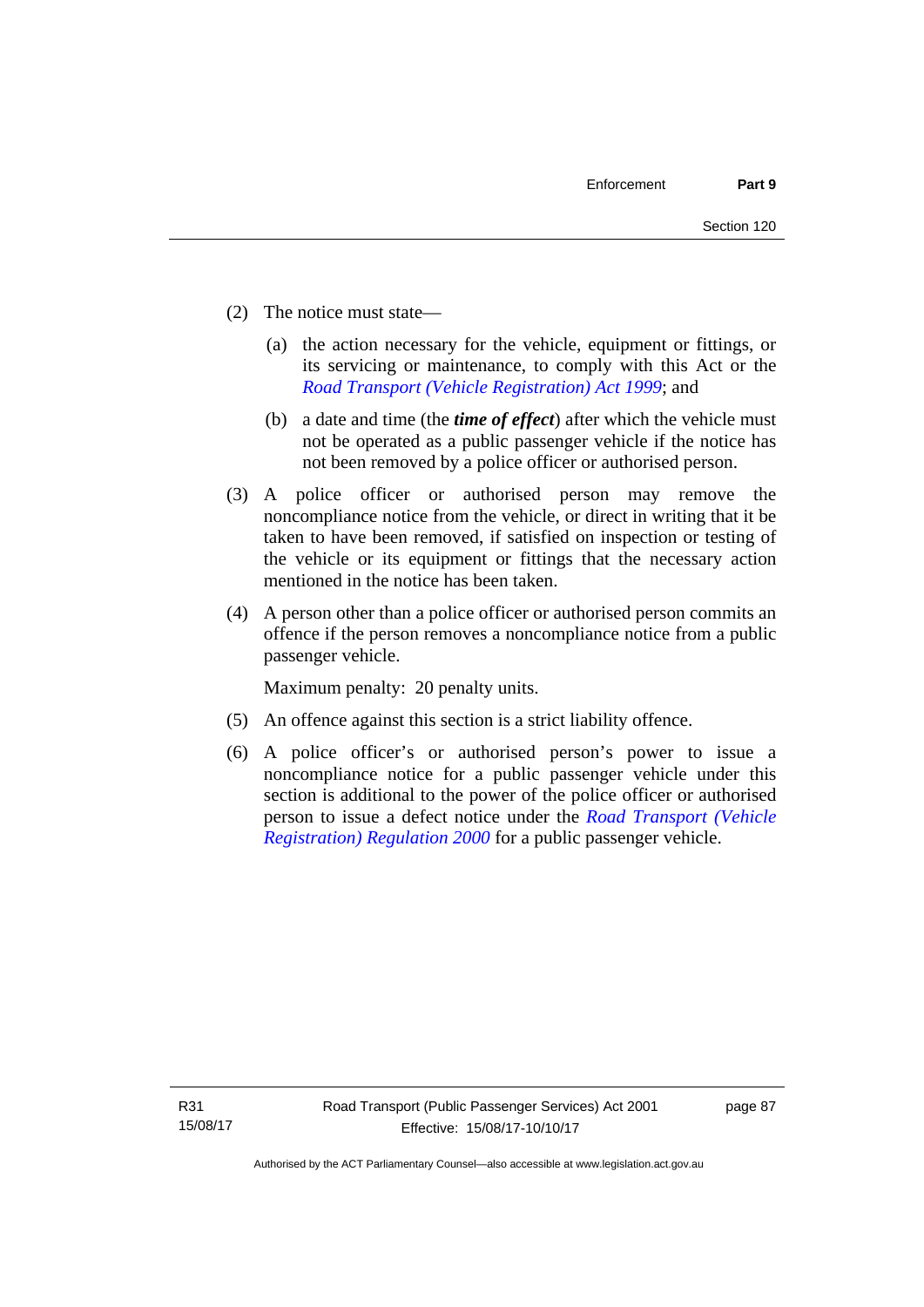(2) The notice must state—

(a) the action necessary for the vehicle, equipment or fittings, or its servicing or maintenance, to comply with this Act or the *Road Transport (Vehicle Registration) Act 1999*; and

(b) a date and time (the ***time of effect***) after which the vehicle must not be operated as a public passenger vehicle if the notice has not been removed by a police officer or authorised person.

(3) A police officer or authorised person may remove the noncompliance notice from the vehicle, or direct in writing that it be taken to have been removed, if satisfied on inspection or testing of the vehicle or its equipment or fittings that the necessary action mentioned in the notice has been taken.

(4) A person other than a police officer or authorised person commits an offence if the person removes a noncompliance notice from a public passenger vehicle.

Maximum penalty: 20 penalty units.

(5) An offence against this section is a strict liability offence.

(6) A police officer's or authorised person's power to issue a noncompliance notice for a public passenger vehicle under this section is additional to the power of the police officer or authorised person to issue a defect notice under the *Road Transport (Vehicle Registration) Regulation 2000* for a public passenger vehicle.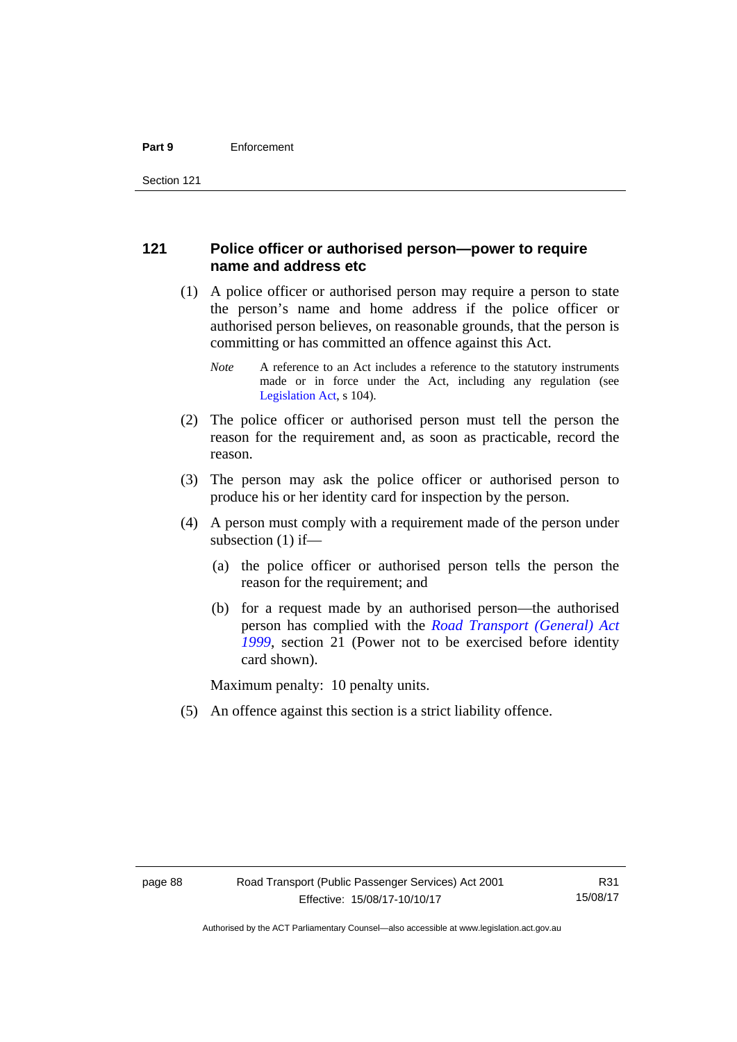## 121 Police officer or authorised person—power to require name and address etc

(1) A police officer or authorised person may require a person to state the person's name and home address if the police officer or authorised person believes, on reasonable grounds, that the person is committing or has committed an offence against this Act.

*Note* A reference to an Act includes a reference to the statutory instruments made or in force under the Act, including any regulation (see Legislation Act, s 104).

(2) The police officer or authorised person must tell the person the reason for the requirement and, as soon as practicable, record the reason.

(3) The person may ask the police officer or authorised person to produce his or her identity card for inspection by the person.

(4) A person must comply with a requirement made of the person under subsection (1) if—

(a) the police officer or authorised person tells the person the reason for the requirement; and

(b) for a request made by an authorised person—the authorised person has complied with the *Road Transport (General) Act 1999*, section 21 (Power not to be exercised before identity card shown).

Maximum penalty: 10 penalty units.

(5) An offence against this section is a strict liability offence.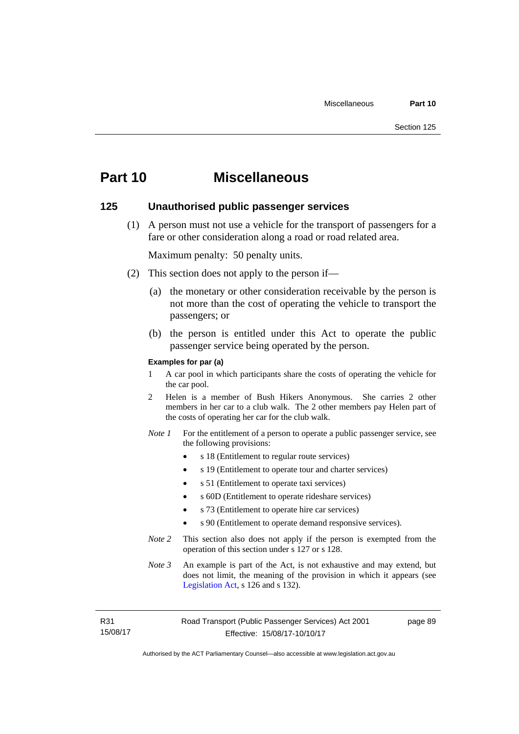# Part 10 Miscellaneous

## 125 Unauthorised public passenger services

(1) A person must not use a vehicle for the transport of passengers for a fare or other consideration along a road or road related area.

Maximum penalty: 50 penalty units.

(2) This section does not apply to the person if—

(a) the monetary or other consideration receivable by the person is not more than the cost of operating the vehicle to transport the passengers; or

(b) the person is entitled under this Act to operate the public passenger service being operated by the person.

**Examples for par (a)**

1 A car pool in which participants share the costs of operating the vehicle for the car pool.

2 Helen is a member of Bush Hikers Anonymous. She carries 2 other members in her car to a club walk. The 2 other members pay Helen part of the costs of operating her car for the club walk.

*Note 1* For the entitlement of a person to operate a public passenger service, see the following provisions:

- s 18 (Entitlement to regular route services)
- s 19 (Entitlement to operate tour and charter services)
- s 51 (Entitlement to operate taxi services)
- s 60D (Entitlement to operate rideshare services)
- s 73 (Entitlement to operate hire car services)
- s 90 (Entitlement to operate demand responsive services).

*Note 2* This section also does not apply if the person is exempted from the operation of this section under s 127 or s 128.

*Note 3* An example is part of the Act, is not exhaustive and may extend, but does not limit, the meaning of the provision in which it appears (see Legislation Act, s 126 and s 132).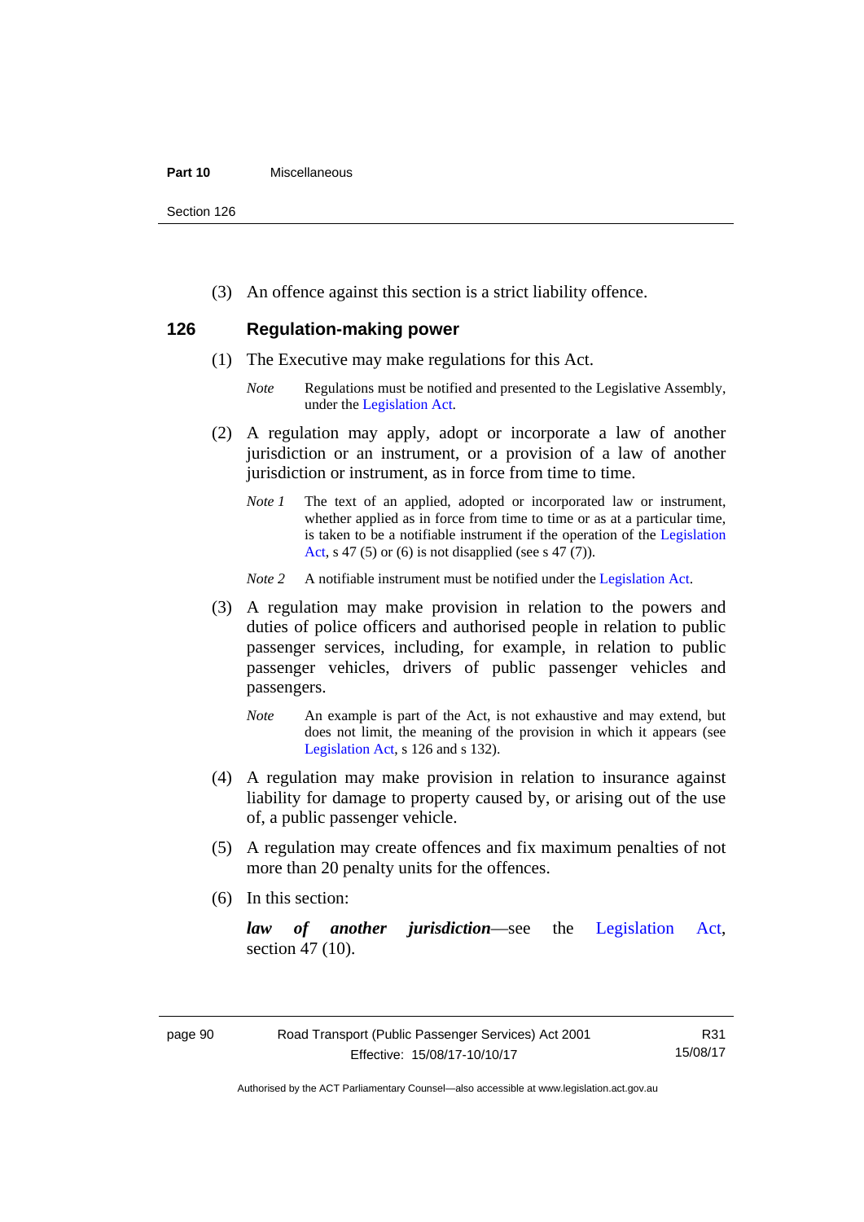(3) An offence against this section is a strict liability offence.

## 126 Regulation-making power

(1) The Executive may make regulations for this Act.

*Note* Regulations must be notified and presented to the Legislative Assembly, under the Legislation Act.

(2) A regulation may apply, adopt or incorporate a law of another jurisdiction or an instrument, or a provision of a law of another jurisdiction or instrument, as in force from time to time.

*Note 1* The text of an applied, adopted or incorporated law or instrument, whether applied as in force from time to time or as at a particular time, is taken to be a notifiable instrument if the operation of the Legislation Act, s 47 (5) or (6) is not disapplied (see s 47 (7)).

*Note 2* A notifiable instrument must be notified under the Legislation Act.

(3) A regulation may make provision in relation to the powers and duties of police officers and authorised people in relation to public passenger services, including, for example, in relation to public passenger vehicles, drivers of public passenger vehicles and passengers.

*Note* An example is part of the Act, is not exhaustive and may extend, but does not limit, the meaning of the provision in which it appears (see Legislation Act, s 126 and s 132).

(4) A regulation may make provision in relation to insurance against liability for damage to property caused by, or arising out of the use of, a public passenger vehicle.

(5) A regulation may create offences and fix maximum penalties of not more than 20 penalty units for the offences.

(6) In this section:

***law of another jurisdiction***—see the Legislation Act, section 47 (10).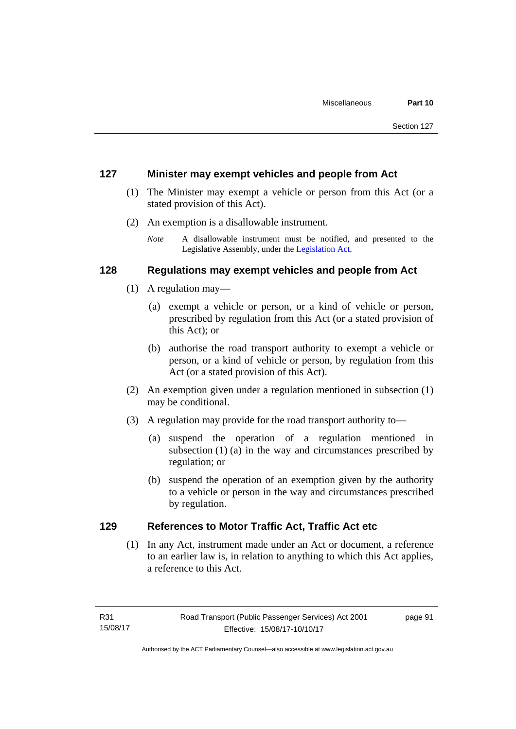## 127 Minister may exempt vehicles and people from Act

(1) The Minister may exempt a vehicle or person from this Act (or a stated provision of this Act).

(2) An exemption is a disallowable instrument.

*Note* A disallowable instrument must be notified, and presented to the Legislative Assembly, under the Legislation Act.

## 128 Regulations may exempt vehicles and people from Act

(1) A regulation may—

(a) exempt a vehicle or person, or a kind of vehicle or person, prescribed by regulation from this Act (or a stated provision of this Act); or

(b) authorise the road transport authority to exempt a vehicle or person, or a kind of vehicle or person, by regulation from this Act (or a stated provision of this Act).

(2) An exemption given under a regulation mentioned in subsection (1) may be conditional.

(3) A regulation may provide for the road transport authority to—

(a) suspend the operation of a regulation mentioned in subsection (1) (a) in the way and circumstances prescribed by regulation; or

(b) suspend the operation of an exemption given by the authority to a vehicle or person in the way and circumstances prescribed by regulation.

## 129 References to Motor Traffic Act, Traffic Act etc

(1) In any Act, instrument made under an Act or document, a reference to an earlier law is, in relation to anything to which this Act applies, a reference to this Act.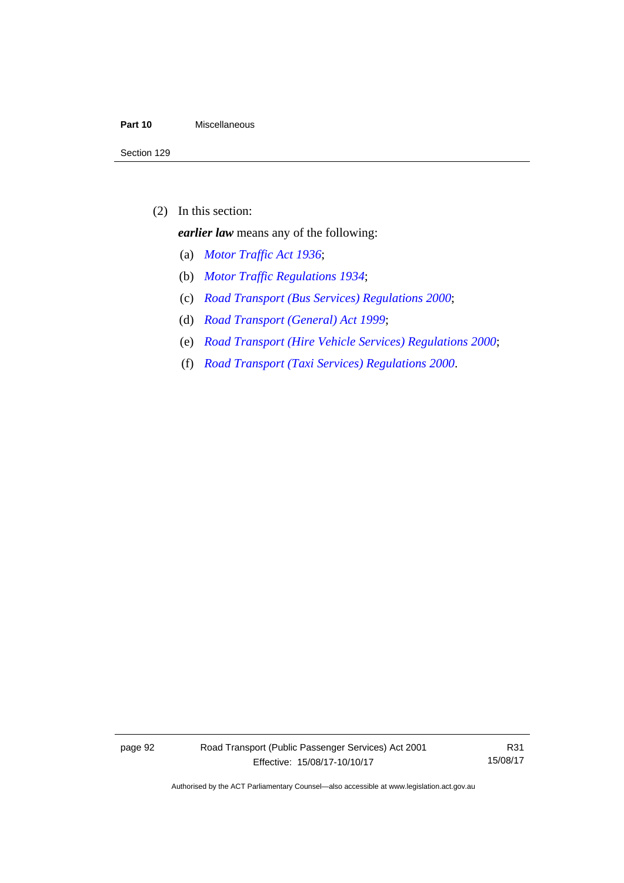(2) In this section:

***earlier law*** means any of the following:

(a) *Motor Traffic Act 1936*;

(b) *Motor Traffic Regulations 1934*;

(c) *Road Transport (Bus Services) Regulations 2000*;

(d) *Road Transport (General) Act 1999*;

(e) *Road Transport (Hire Vehicle Services) Regulations 2000*;

(f) *Road Transport (Taxi Services) Regulations 2000*.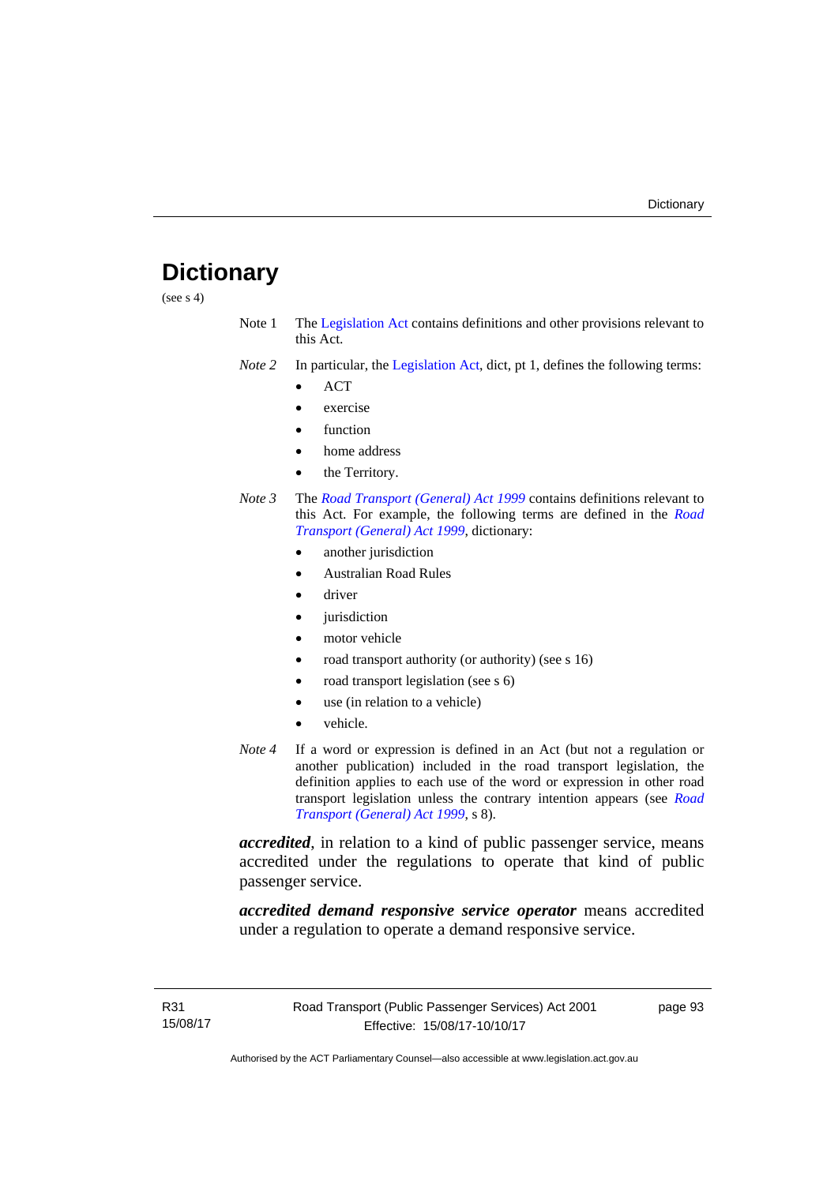# Dictionary

(see s 4)

Note 1 The Legislation Act contains definitions and other provisions relevant to this Act.

*Note 2* In particular, the Legislation Act, dict, pt 1, defines the following terms:

- ACT
- exercise
- function
- home address
- the Territory.

*Note 3* The *Road Transport (General) Act 1999* contains definitions relevant to this Act. For example, the following terms are defined in the *Road Transport (General) Act 1999*, dictionary:

- another jurisdiction
- Australian Road Rules
- driver
- jurisdiction
- motor vehicle
- road transport authority (or authority) (see s 16)
- road transport legislation (see s 6)
- use (in relation to a vehicle)
- vehicle.

*Note 4* If a word or expression is defined in an Act (but not a regulation or another publication) included in the road transport legislation, the definition applies to each use of the word or expression in other road transport legislation unless the contrary intention appears (see *Road Transport (General) Act 1999*, s 8).

***accredited***, in relation to a kind of public passenger service, means accredited under the regulations to operate that kind of public passenger service.

***accredited demand responsive service operator*** means accredited under a regulation to operate a demand responsive service.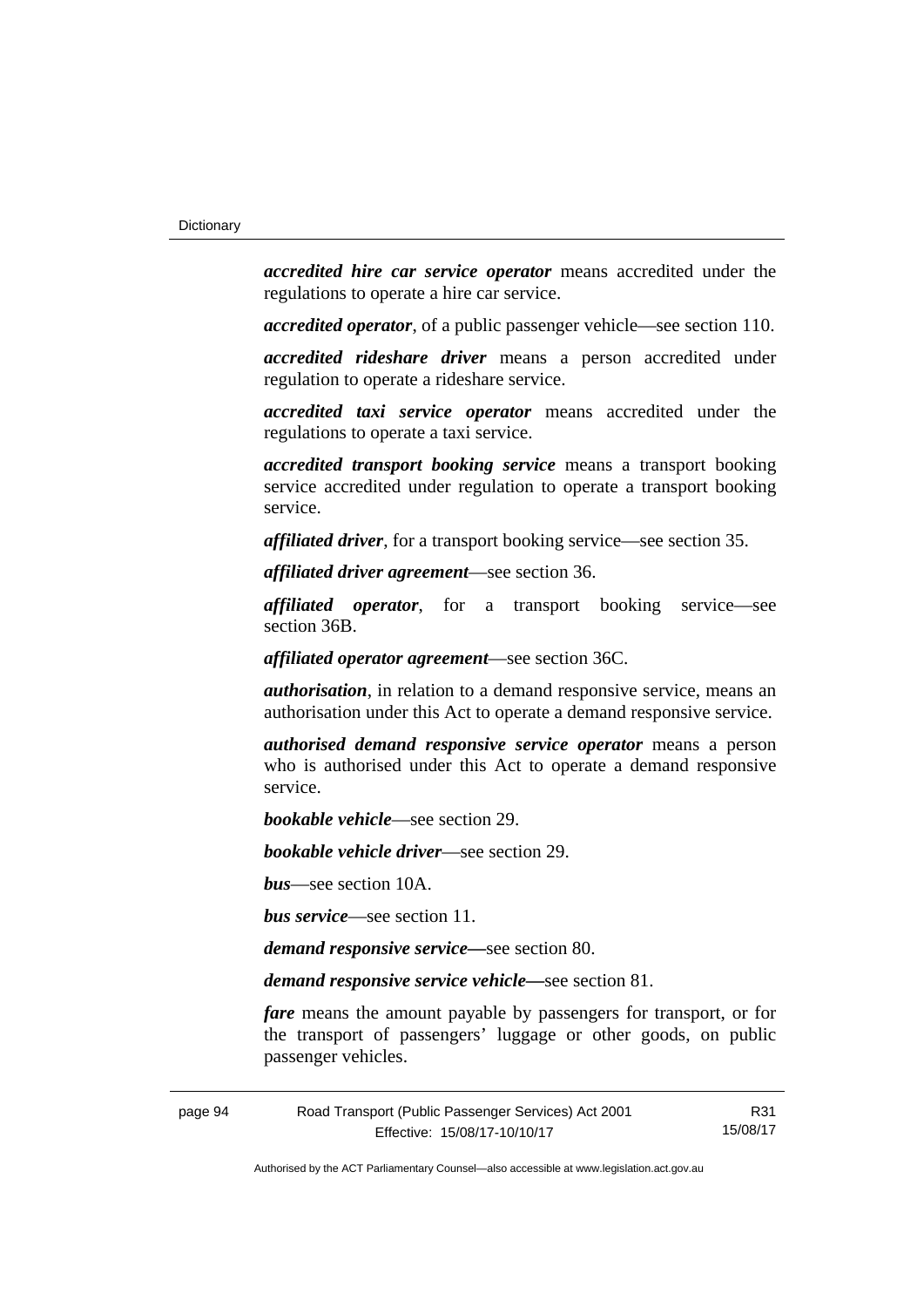***accredited hire car service operator*** means accredited under the regulations to operate a hire car service.

***accredited operator***, of a public passenger vehicle—see section 110.

***accredited rideshare driver*** means a person accredited under regulation to operate a rideshare service.

***accredited taxi service operator*** means accredited under the regulations to operate a taxi service.

***accredited transport booking service*** means a transport booking service accredited under regulation to operate a transport booking service.

***affiliated driver***, for a transport booking service—see section 35.

***affiliated driver agreement***—see section 36.

***affiliated operator***, for a transport booking service—see section 36B.

***affiliated operator agreement***—see section 36C.

***authorisation***, in relation to a demand responsive service, means an authorisation under this Act to operate a demand responsive service.

***authorised demand responsive service operator*** means a person who is authorised under this Act to operate a demand responsive service.

***bookable vehicle***—see section 29.

***bookable vehicle driver***—see section 29.

***bus***—see section 10A.

***bus service***—see section 11.

***demand responsive service***—see section 80.

***demand responsive service vehicle***—see section 81.

***fare*** means the amount payable by passengers for transport, or for the transport of passengers' luggage or other goods, on public passenger vehicles.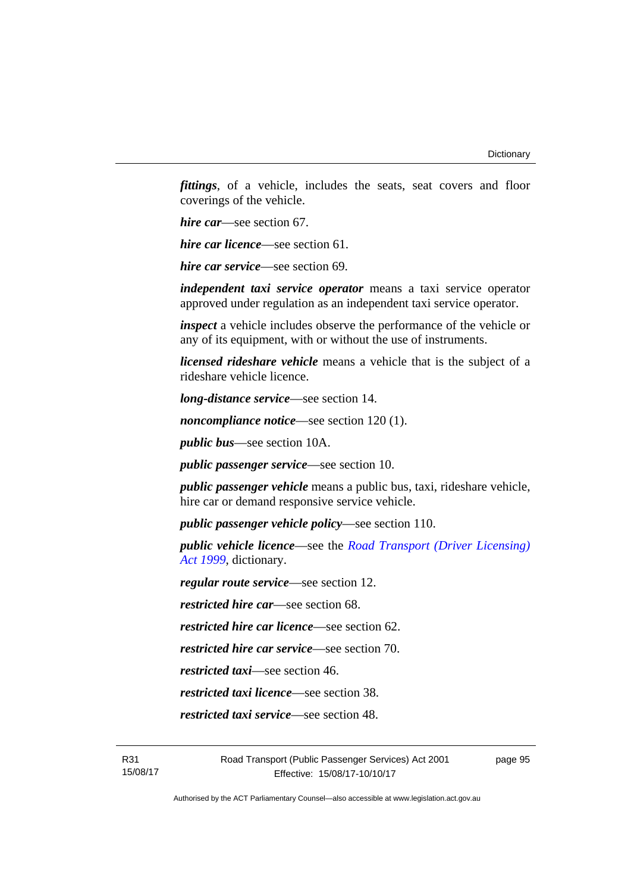***fittings***, of a vehicle, includes the seats, seat covers and floor coverings of the vehicle.

***hire car***—see section 67.

***hire car licence***—see section 61.

***hire car service***—see section 69.

***independent taxi service operator*** means a taxi service operator approved under regulation as an independent taxi service operator.

***inspect*** a vehicle includes observe the performance of the vehicle or any of its equipment, with or without the use of instruments.

***licensed rideshare vehicle*** means a vehicle that is the subject of a rideshare vehicle licence.

***long-distance service***—see section 14.

***noncompliance notice***—see section 120 (1).

***public bus***—see section 10A.

***public passenger service***—see section 10.

***public passenger vehicle*** means a public bus, taxi, rideshare vehicle, hire car or demand responsive service vehicle.

***public passenger vehicle policy***—see section 110.

***public vehicle licence***—see the *Road Transport (Driver Licensing) Act 1999*, dictionary.

***regular route service***—see section 12.

***restricted hire car***—see section 68.

***restricted hire car licence***—see section 62.

***restricted hire car service***—see section 70.

***restricted taxi***—see section 46.

***restricted taxi licence***—see section 38.

***restricted taxi service***—see section 48.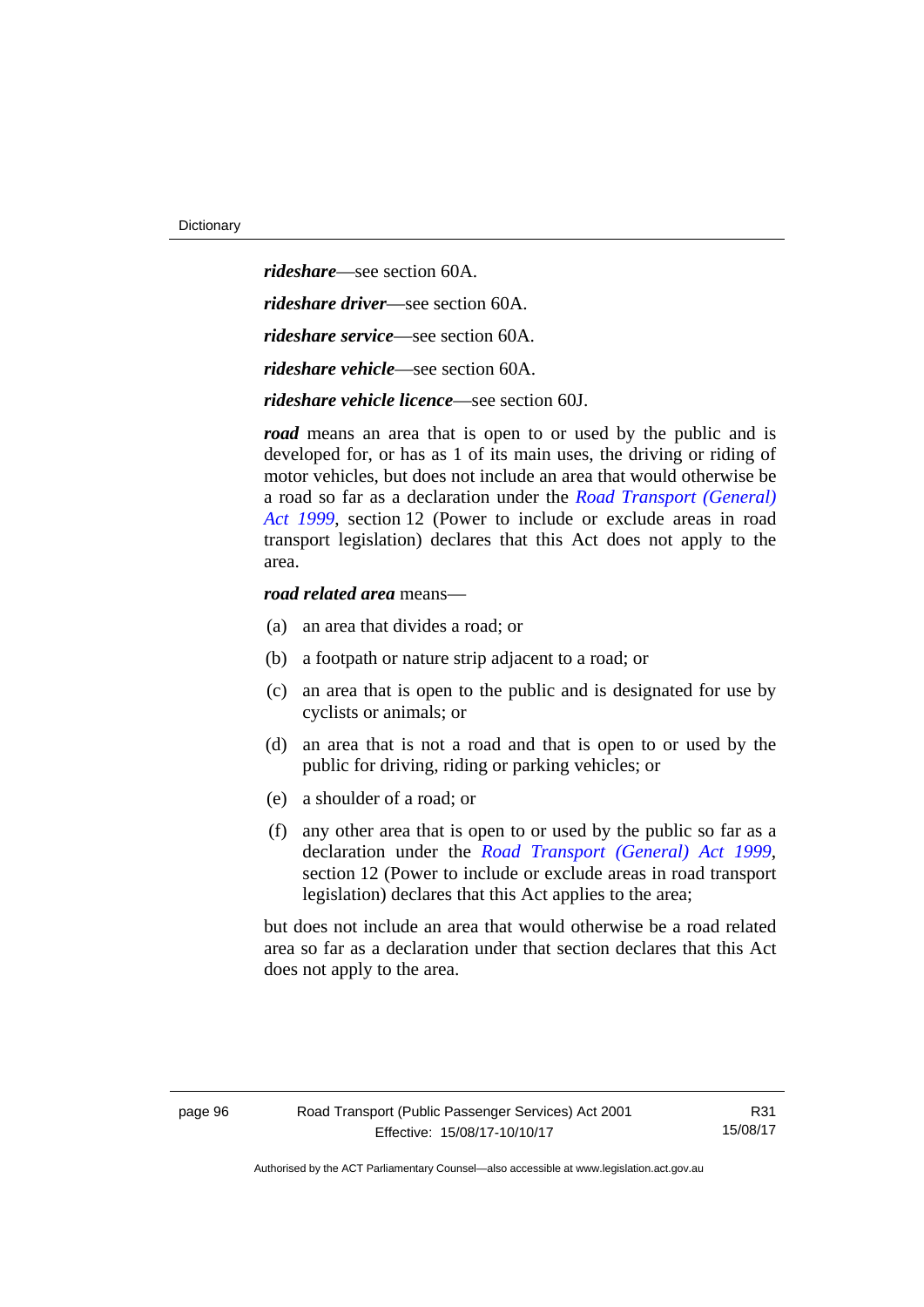***rideshare***—see section 60A.

***rideshare driver***—see section 60A.

***rideshare service***—see section 60A.

***rideshare vehicle***—see section 60A.

***rideshare vehicle licence***—see section 60J.

***road*** means an area that is open to or used by the public and is developed for, or has as 1 of its main uses, the driving or riding of motor vehicles, but does not include an area that would otherwise be a road so far as a declaration under the *Road Transport (General) Act 1999*, section 12 (Power to include or exclude areas in road transport legislation) declares that this Act does not apply to the area.

***road related area*** means—

(a) an area that divides a road; or

(b) a footpath or nature strip adjacent to a road; or

(c) an area that is open to the public and is designated for use by cyclists or animals; or

(d) an area that is not a road and that is open to or used by the public for driving, riding or parking vehicles; or

(e) a shoulder of a road; or

(f) any other area that is open to or used by the public so far as a declaration under the *Road Transport (General) Act 1999*, section 12 (Power to include or exclude areas in road transport legislation) declares that this Act applies to the area;

but does not include an area that would otherwise be a road related area so far as a declaration under that section declares that this Act does not apply to the area.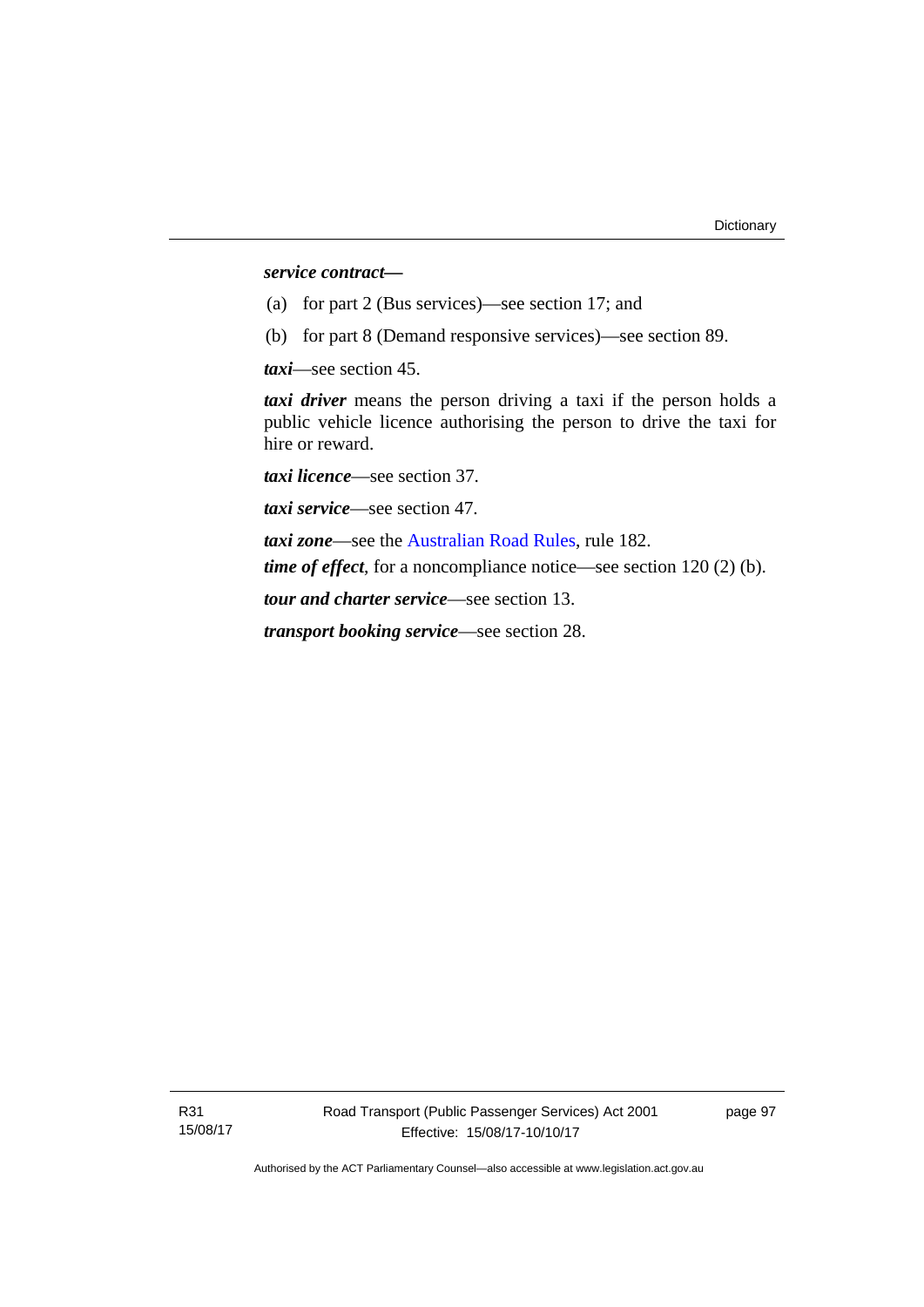***service contract*—**

(a) for part 2 (Bus services)—see section 17; and

(b) for part 8 (Demand responsive services)—see section 89.

***taxi***—see section 45.

***taxi driver*** means the person driving a taxi if the person holds a public vehicle licence authorising the person to drive the taxi for hire or reward.

***taxi licence***—see section 37.

***taxi service***—see section 47.

***taxi zone***—see the Australian Road Rules, rule 182.

***time of effect***, for a noncompliance notice—see section 120 (2) (b).

***tour and charter service***—see section 13.

***transport booking service***—see section 28.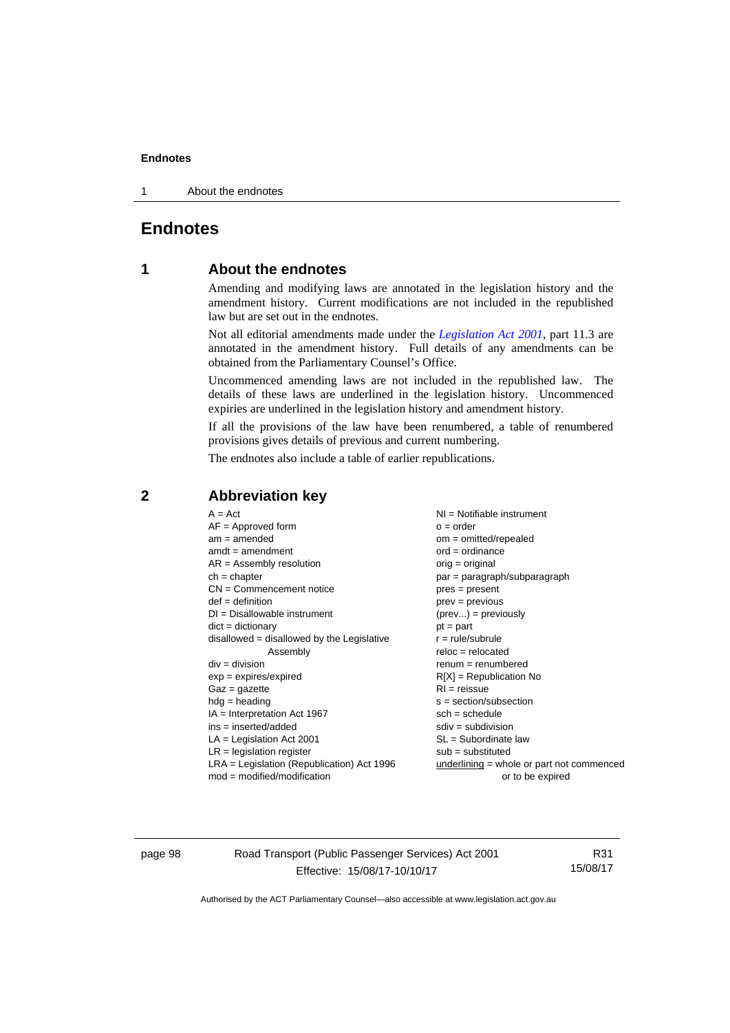# Endnotes

## 1 About the endnotes

Amending and modifying laws are annotated in the legislation history and the amendment history. Current modifications are not included in the republished law but are set out in the endnotes.

Not all editorial amendments made under the *Legislation Act 2001*, part 11.3 are annotated in the amendment history. Full details of any amendments can be obtained from the Parliamentary Counsel's Office.

Uncommenced amending laws are not included in the republished law. The details of these laws are underlined in the legislation history. Uncommenced expiries are underlined in the legislation history and amendment history.

If all the provisions of the law have been renumbered, a table of renumbered provisions gives details of previous and current numbering.

The endnotes also include a table of earlier republications.

## 2 Abbreviation key

A = Act
AF = Approved form
am = amended
amdt = amendment
AR = Assembly resolution
ch = chapter
CN = Commencement notice
def = definition
DI = Disallowable instrument
dict = dictionary
disallowed = disallowed by the Legislative Assembly
div = division
exp = expires/expired
Gaz = gazette
hdg = heading
IA = Interpretation Act 1967
ins = inserted/added
LA = Legislation Act 2001
LR = legislation register
LRA = Legislation (Republication) Act 1996
mod = modified/modification

NI = Notifiable instrument
o = order
om = omitted/repealed
ord = ordinance
orig = original
par = paragraph/subparagraph
pres = present
prev = previous
(prev...) = previously
pt = part
r = rule/subrule
reloc = relocated
renum = renumbered
R[X] = Republication No
RI = reissue
s = section/subsection
sch = schedule
sdiv = subdivision
SL = Subordinate law
sub = substituted
underlining = whole or part not commenced or to be expired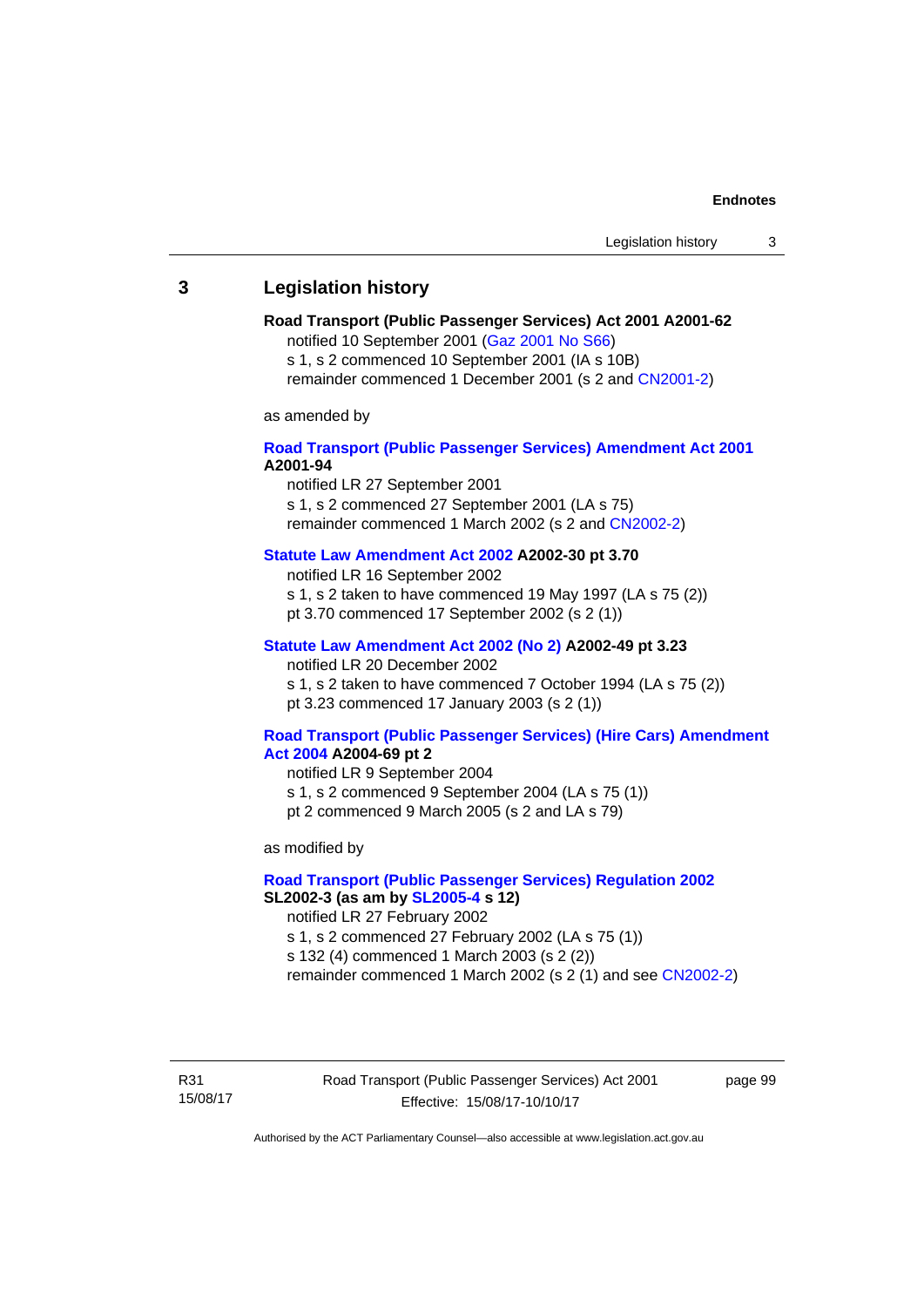## 3 Legislation history

**Road Transport (Public Passenger Services) Act 2001 A2001-62**

notified 10 September 2001 (Gaz 2001 No S66)

s 1, s 2 commenced 10 September 2001 (IA s 10B)

remainder commenced 1 December 2001 (s 2 and CN2001-2)

as amended by

**Road Transport (Public Passenger Services) Amendment Act 2001 A2001-94**

notified LR 27 September 2001

s 1, s 2 commenced 27 September 2001 (LA s 75)

remainder commenced 1 March 2002 (s 2 and CN2002-2)

**Statute Law Amendment Act 2002 A2002-30 pt 3.70**

notified LR 16 September 2002

s 1, s 2 taken to have commenced 19 May 1997 (LA s 75 (2))

pt 3.70 commenced 17 September 2002 (s 2 (1))

**Statute Law Amendment Act 2002 (No 2) A2002-49 pt 3.23**

notified LR 20 December 2002

s 1, s 2 taken to have commenced 7 October 1994 (LA s 75 (2))

pt 3.23 commenced 17 January 2003 (s 2 (1))

**Road Transport (Public Passenger Services) (Hire Cars) Amendment Act 2004 A2004-69 pt 2**

notified LR 9 September 2004

s 1, s 2 commenced 9 September 2004 (LA s 75 (1))

pt 2 commenced 9 March 2005 (s 2 and LA s 79)

as modified by

**Road Transport (Public Passenger Services) Regulation 2002 SL2002-3 (as am by SL2005-4 s 12)**

notified LR 27 February 2002

s 1, s 2 commenced 27 February 2002 (LA s 75 (1))

s 132 (4) commenced 1 March 2003 (s 2 (2))

remainder commenced 1 March 2002 (s 2 (1) and see CN2002-2)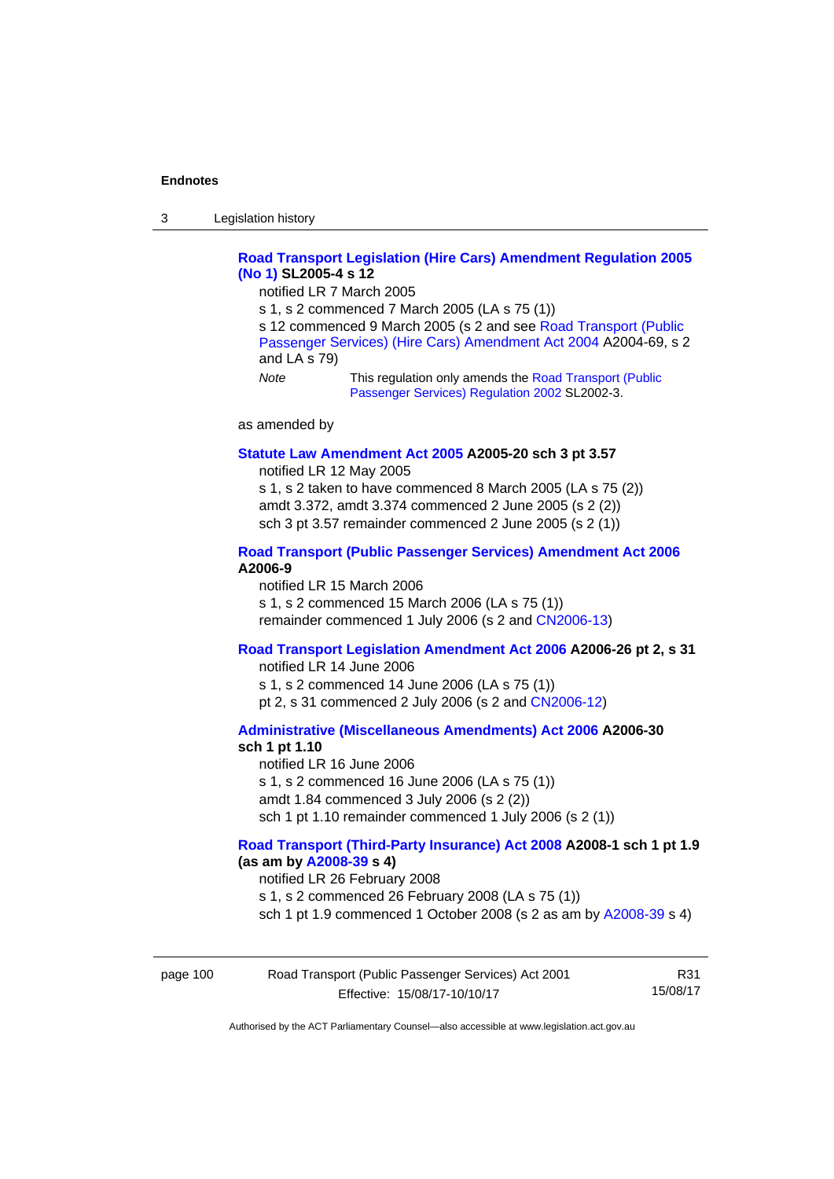**Road Transport Legislation (Hire Cars) Amendment Regulation 2005 (No 1) SL2005-4 s 12**

notified LR 7 March 2005

s 1, s 2 commenced 7 March 2005 (LA s 75 (1))

s 12 commenced 9 March 2005 (s 2 and see Road Transport (Public Passenger Services) (Hire Cars) Amendment Act 2004 A2004-69, s 2 and LA s 79)

*Note* This regulation only amends the Road Transport (Public Passenger Services) Regulation 2002 SL2002-3.

as amended by

**Statute Law Amendment Act 2005 A2005-20 sch 3 pt 3.57**

notified LR 12 May 2005

s 1, s 2 taken to have commenced 8 March 2005 (LA s 75 (2))

amdt 3.372, amdt 3.374 commenced 2 June 2005 (s 2 (2))

sch 3 pt 3.57 remainder commenced 2 June 2005 (s 2 (1))

**Road Transport (Public Passenger Services) Amendment Act 2006 A2006-9**

notified LR 15 March 2006

s 1, s 2 commenced 15 March 2006 (LA s 75 (1))

remainder commenced 1 July 2006 (s 2 and CN2006-13)

**Road Transport Legislation Amendment Act 2006 A2006-26 pt 2, s 31**

notified LR 14 June 2006

s 1, s 2 commenced 14 June 2006 (LA s 75 (1))

pt 2, s 31 commenced 2 July 2006 (s 2 and CN2006-12)

**Administrative (Miscellaneous Amendments) Act 2006 A2006-30 sch 1 pt 1.10**

notified LR 16 June 2006

s 1, s 2 commenced 16 June 2006 (LA s 75 (1))

amdt 1.84 commenced 3 July 2006 (s 2 (2))

sch 1 pt 1.10 remainder commenced 1 July 2006 (s 2 (1))

**Road Transport (Third-Party Insurance) Act 2008 A2008-1 sch 1 pt 1.9 (as am by A2008-39 s 4)**

notified LR 26 February 2008

s 1, s 2 commenced 26 February 2008 (LA s 75 (1))

sch 1 pt 1.9 commenced 1 October 2008 (s 2 as am by A2008-39 s 4)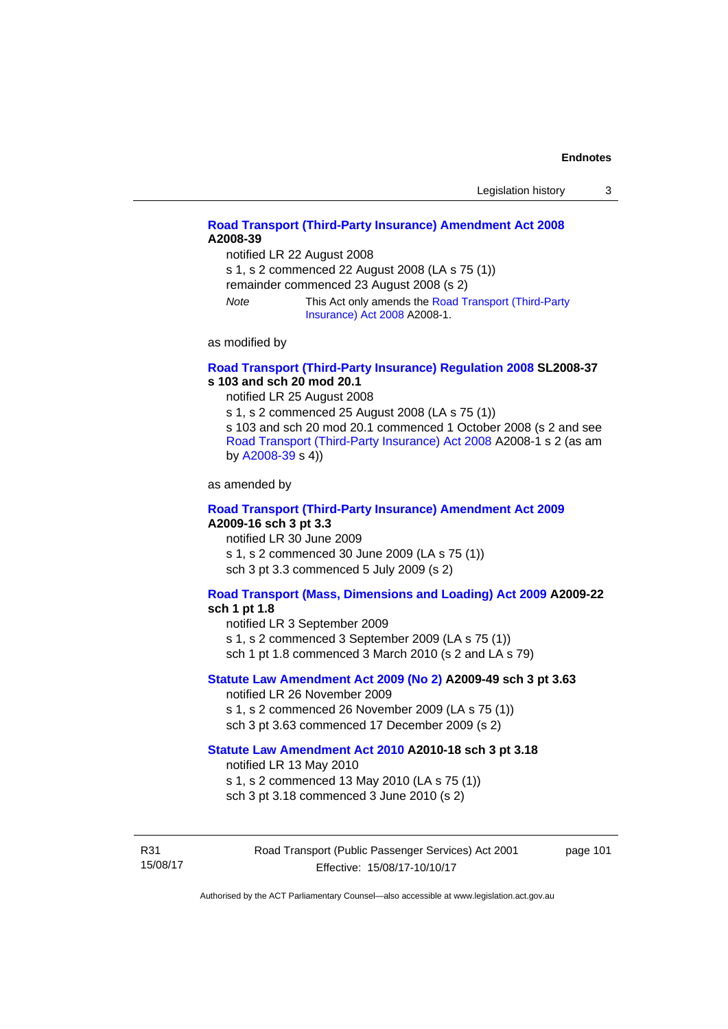**Road Transport (Third-Party Insurance) Amendment Act 2008 A2008-39**

notified LR 22 August 2008

s 1, s 2 commenced 22 August 2008 (LA s 75 (1))

remainder commenced 23 August 2008 (s 2)

*Note* This Act only amends the Road Transport (Third-Party Insurance) Act 2008 A2008-1.

as modified by

**Road Transport (Third-Party Insurance) Regulation 2008 SL2008-37 s 103 and sch 20 mod 20.1**

notified LR 25 August 2008

s 1, s 2 commenced 25 August 2008 (LA s 75 (1))

s 103 and sch 20 mod 20.1 commenced 1 October 2008 (s 2 and see Road Transport (Third-Party Insurance) Act 2008 A2008-1 s 2 (as am by A2008-39 s 4))

as amended by

**Road Transport (Third-Party Insurance) Amendment Act 2009 A2009-16 sch 3 pt 3.3**

notified LR 30 June 2009

s 1, s 2 commenced 30 June 2009 (LA s 75 (1))

sch 3 pt 3.3 commenced 5 July 2009 (s 2)

**Road Transport (Mass, Dimensions and Loading) Act 2009 A2009-22 sch 1 pt 1.8**

notified LR 3 September 2009

s 1, s 2 commenced 3 September 2009 (LA s 75 (1))

sch 1 pt 1.8 commenced 3 March 2010 (s 2 and LA s 79)

**Statute Law Amendment Act 2009 (No 2) A2009-49 sch 3 pt 3.63**

notified LR 26 November 2009

s 1, s 2 commenced 26 November 2009 (LA s 75 (1))

sch 3 pt 3.63 commenced 17 December 2009 (s 2)

**Statute Law Amendment Act 2010 A2010-18 sch 3 pt 3.18**

notified LR 13 May 2010

s 1, s 2 commenced 13 May 2010 (LA s 75 (1))

sch 3 pt 3.18 commenced 3 June 2010 (s 2)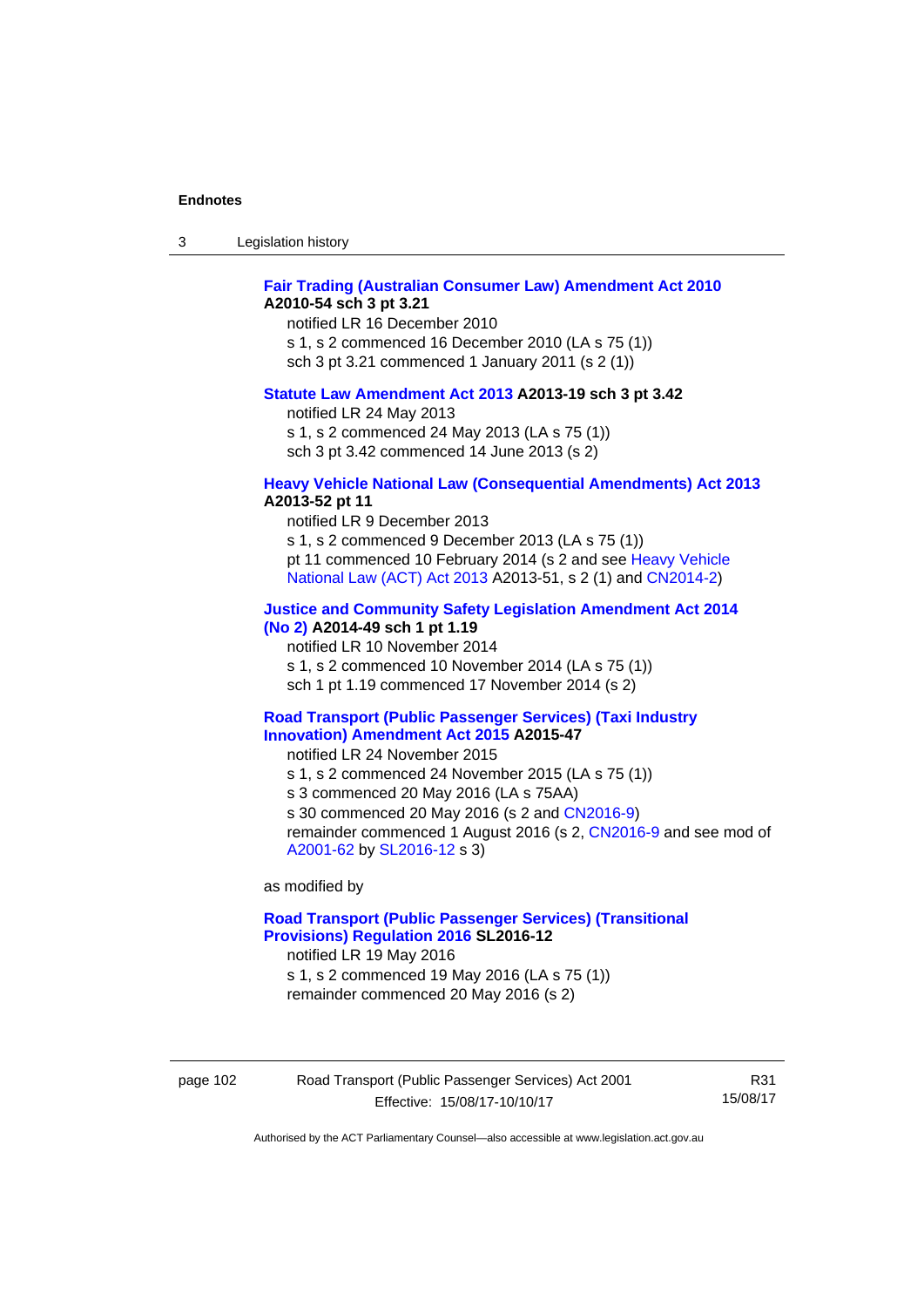**Fair Trading (Australian Consumer Law) Amendment Act 2010 A2010-54 sch 3 pt 3.21**

notified LR 16 December 2010
s 1, s 2 commenced 16 December 2010 (LA s 75 (1))
sch 3 pt 3.21 commenced 1 January 2011 (s 2 (1))

**Statute Law Amendment Act 2013 A2013-19 sch 3 pt 3.42**

notified LR 24 May 2013
s 1, s 2 commenced 24 May 2013 (LA s 75 (1))
sch 3 pt 3.42 commenced 14 June 2013 (s 2)

**Heavy Vehicle National Law (Consequential Amendments) Act 2013 A2013-52 pt 11**

notified LR 9 December 2013
s 1, s 2 commenced 9 December 2013 (LA s 75 (1))
pt 11 commenced 10 February 2014 (s 2 and see Heavy Vehicle National Law (ACT) Act 2013 A2013-51, s 2 (1) and CN2014-2)

**Justice and Community Safety Legislation Amendment Act 2014 (No 2) A2014-49 sch 1 pt 1.19**

notified LR 10 November 2014
s 1, s 2 commenced 10 November 2014 (LA s 75 (1))
sch 1 pt 1.19 commenced 17 November 2014 (s 2)

**Road Transport (Public Passenger Services) (Taxi Industry Innovation) Amendment Act 2015 A2015-47**

notified LR 24 November 2015
s 1, s 2 commenced 24 November 2015 (LA s 75 (1))
s 3 commenced 20 May 2016 (LA s 75AA)
s 30 commenced 20 May 2016 (s 2 and CN2016-9)
remainder commenced 1 August 2016 (s 2, CN2016-9 and see mod of A2001-62 by SL2016-12 s 3)

as modified by

**Road Transport (Public Passenger Services) (Transitional Provisions) Regulation 2016 SL2016-12**

notified LR 19 May 2016
s 1, s 2 commenced 19 May 2016 (LA s 75 (1))
remainder commenced 20 May 2016 (s 2)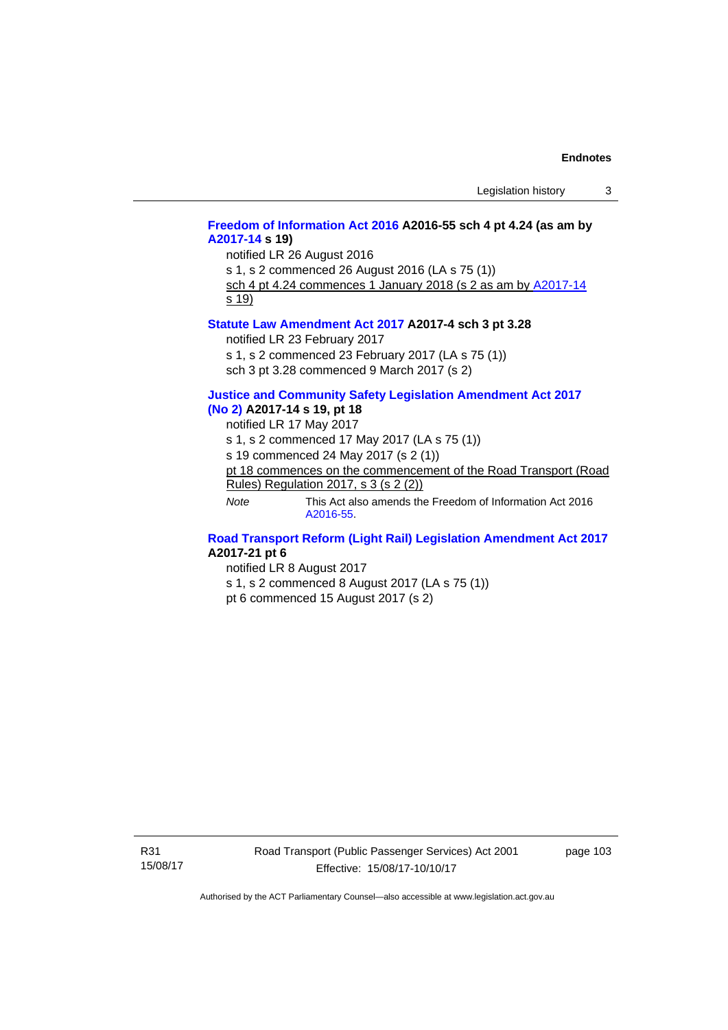**Freedom of Information Act 2016 A2016-55 sch 4 pt 4.24 (as am by A2017-14 s 19)**

notified LR 26 August 2016

s 1, s 2 commenced 26 August 2016 (LA s 75 (1))

sch 4 pt 4.24 commences 1 January 2018 (s 2 as am by A2017-14 s 19)

**Statute Law Amendment Act 2017 A2017-4 sch 3 pt 3.28**

notified LR 23 February 2017

s 1, s 2 commenced 23 February 2017 (LA s 75 (1))

sch 3 pt 3.28 commenced 9 March 2017 (s 2)

**Justice and Community Safety Legislation Amendment Act 2017 (No 2) A2017-14 s 19, pt 18**

notified LR 17 May 2017

s 1, s 2 commenced 17 May 2017 (LA s 75 (1))

s 19 commenced 24 May 2017 (s 2 (1))

pt 18 commences on the commencement of the Road Transport (Road Rules) Regulation 2017, s 3 (s 2 (2))

*Note* This Act also amends the Freedom of Information Act 2016 A2016-55.

**Road Transport Reform (Light Rail) Legislation Amendment Act 2017 A2017-21 pt 6**

notified LR 8 August 2017

s 1, s 2 commenced 8 August 2017 (LA s 75 (1))

pt 6 commenced 15 August 2017 (s 2)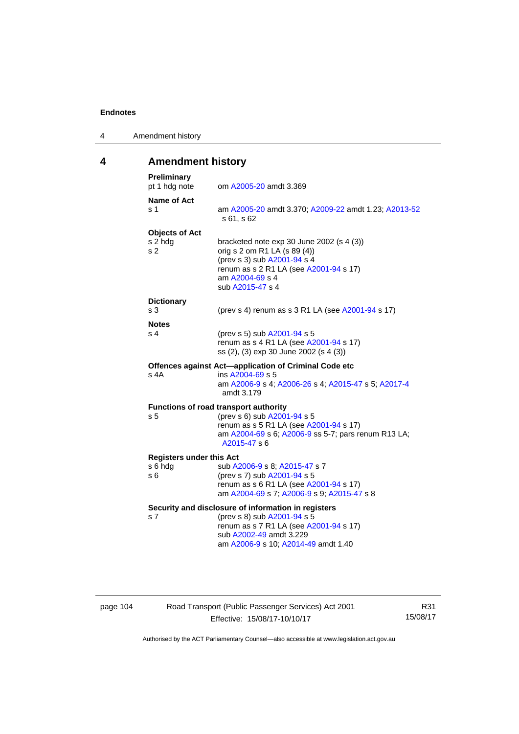# 4 Amendment history

**Preliminary**
pt 1 hdg note — om A2005-20 amdt 3.369

**Name of Act**
s 1 — am A2005-20 amdt 3.370; A2009-22 amdt 1.23; A2013-52 s 61, s 62

**Objects of Act**
s 2 hdg — bracketed note exp 30 June 2002 (s 4 (3))
s 2 — orig s 2 om R1 LA (s 89 (4))
(prev s 3) sub A2001-94 s 4
renum as s 2 R1 LA (see A2001-94 s 17)
am A2004-69 s 4
sub A2015-47 s 4

**Dictionary**
s 3 — (prev s 4) renum as s 3 R1 LA (see A2001-94 s 17)

**Notes**
s 4 — (prev s 5) sub A2001-94 s 5
renum as s 4 R1 LA (see A2001-94 s 17)
ss (2), (3) exp 30 June 2002 (s 4 (3))

**Offences against Act—application of Criminal Code etc**
s 4A — ins A2004-69 s 5
am A2006-9 s 4; A2006-26 s 4; A2015-47 s 5; A2017-4 amdt 3.179

**Functions of road transport authority**
s 5 — (prev s 6) sub A2001-94 s 5
renum as s 5 R1 LA (see A2001-94 s 17)
am A2004-69 s 6; A2006-9 ss 5-7; pars renum R13 LA; A2015-47 s 6

**Registers under this Act**
s 6 hdg — sub A2006-9 s 8; A2015-47 s 7
s 6 — (prev s 7) sub A2001-94 s 5
renum as s 6 R1 LA (see A2001-94 s 17)
am A2004-69 s 7; A2006-9 s 9; A2015-47 s 8

**Security and disclosure of information in registers**
s 7 — (prev s 8) sub A2001-94 s 5
renum as s 7 R1 LA (see A2001-94 s 17)
sub A2002-49 amdt 3.229
am A2006-9 s 10; A2014-49 amdt 1.40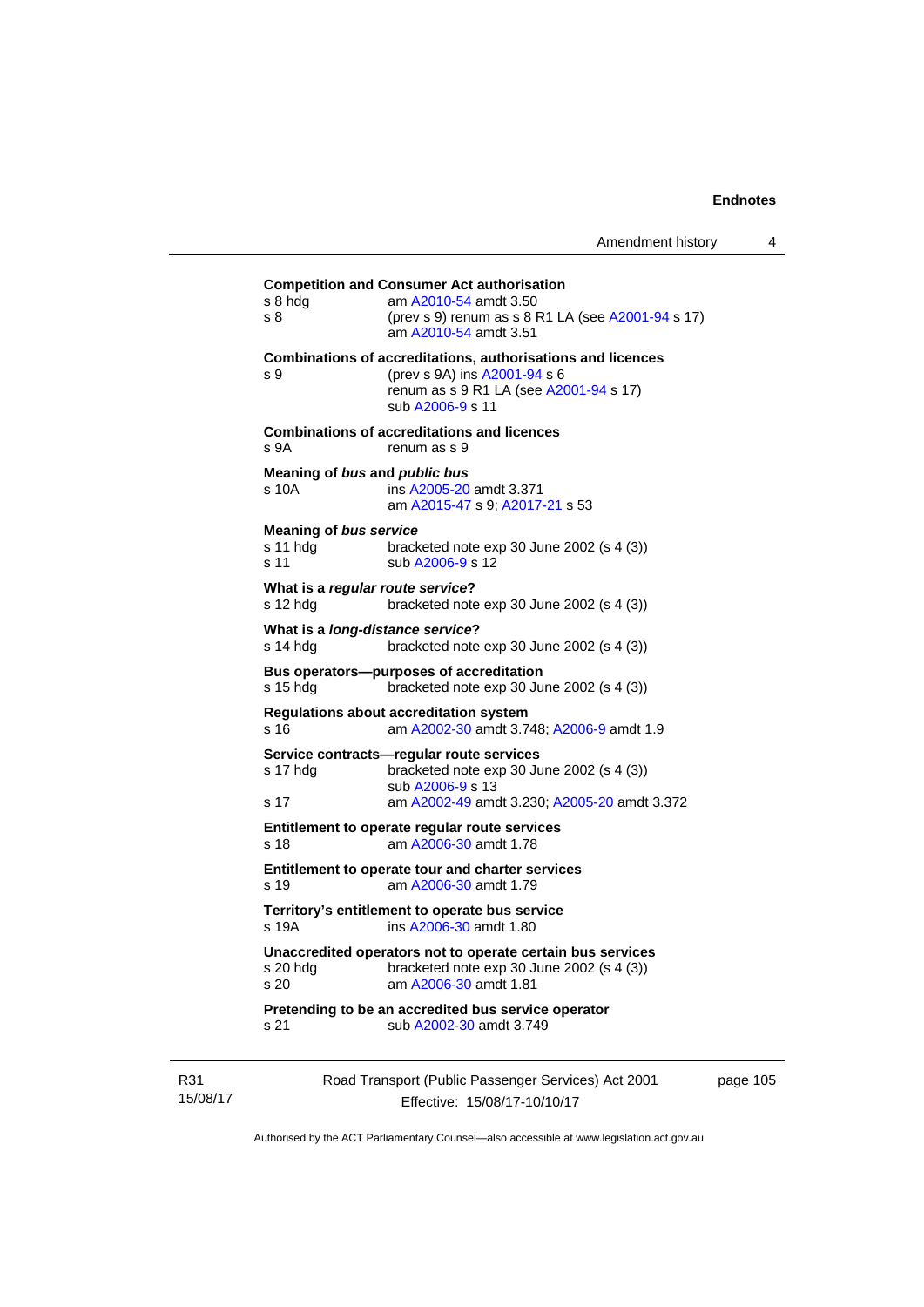**Competition and Consumer Act authorisation**
s 8 hdg am A2010-54 amdt 3.50
s 8 (prev s 9) renum as s 8 R1 LA (see A2001-94 s 17)
am A2010-54 amdt 3.51

**Combinations of accreditations, authorisations and licences**
s 9 (prev s 9A) ins A2001-94 s 6
renum as s 9 R1 LA (see A2001-94 s 17)
sub A2006-9 s 11

**Combinations of accreditations and licences**
s 9A renum as s 9

**Meaning of *bus* and *public bus***
s 10A ins A2005-20 amdt 3.371
am A2015-47 s 9; A2017-21 s 53

**Meaning of *bus service***
s 11 hdg bracketed note exp 30 June 2002 (s 4 (3))
s 11 sub A2006-9 s 12

**What is a *regular route service*?**
s 12 hdg bracketed note exp 30 June 2002 (s 4 (3))

**What is a *long-distance service*?**
s 14 hdg bracketed note exp 30 June 2002 (s 4 (3))

**Bus operators—purposes of accreditation**
s 15 hdg bracketed note exp 30 June 2002 (s 4 (3))

**Regulations about accreditation system**
s 16 am A2002-30 amdt 3.748; A2006-9 amdt 1.9

**Service contracts—regular route services**
s 17 hdg bracketed note exp 30 June 2002 (s 4 (3))
sub A2006-9 s 13
s 17 am A2002-49 amdt 3.230; A2005-20 amdt 3.372

**Entitlement to operate regular route services**
s 18 am A2006-30 amdt 1.78

**Entitlement to operate tour and charter services**
s 19 am A2006-30 amdt 1.79

**Territory's entitlement to operate bus service**
s 19A ins A2006-30 amdt 1.80

**Unaccredited operators not to operate certain bus services**
s 20 hdg bracketed note exp 30 June 2002 (s 4 (3))
s 20 am A2006-30 amdt 1.81

**Pretending to be an accredited bus service operator**
s 21 sub A2002-30 amdt 3.749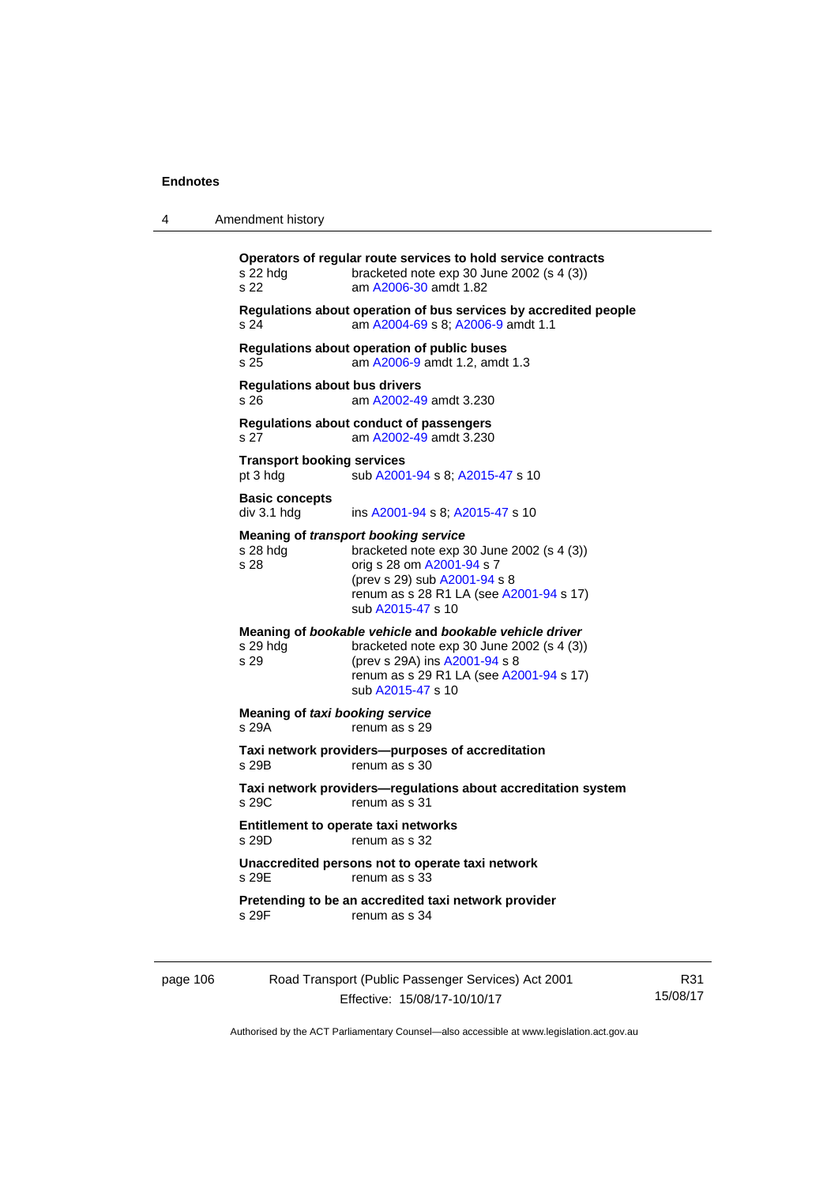**Operators of regular route services to hold service contracts**

s 22 hdg — bracketed note exp 30 June 2002 (s 4 (3))
s 22 — am A2006-30 amdt 1.82

**Regulations about operation of bus services by accredited people**

s 24 — am A2004-69 s 8; A2006-9 amdt 1.1

**Regulations about operation of public buses**

s 25 — am A2006-9 amdt 1.2, amdt 1.3

**Regulations about bus drivers**

s 26 — am A2002-49 amdt 3.230

**Regulations about conduct of passengers**

s 27 — am A2002-49 amdt 3.230

**Transport booking services**

pt 3 hdg — sub A2001-94 s 8; A2015-47 s 10

**Basic concepts**

div 3.1 hdg — ins A2001-94 s 8; A2015-47 s 10

**Meaning of *transport booking service***

s 28 hdg — bracketed note exp 30 June 2002 (s 4 (3))
s 28 — orig s 28 om A2001-94 s 7
(prev s 29) sub A2001-94 s 8
renum as s 28 R1 LA (see A2001-94 s 17)
sub A2015-47 s 10

**Meaning of *bookable vehicle* and *bookable vehicle driver***

s 29 hdg — bracketed note exp 30 June 2002 (s 4 (3))
s 29 — (prev s 29A) ins A2001-94 s 8
renum as s 29 R1 LA (see A2001-94 s 17)
sub A2015-47 s 10

**Meaning of *taxi booking service***

s 29A — renum as s 29

**Taxi network providers—purposes of accreditation**

s 29B — renum as s 30

**Taxi network providers—regulations about accreditation system**

s 29C — renum as s 31

**Entitlement to operate taxi networks**

s 29D — renum as s 32

**Unaccredited persons not to operate taxi network**

s 29E — renum as s 33

**Pretending to be an accredited taxi network provider**

s 29F — renum as s 34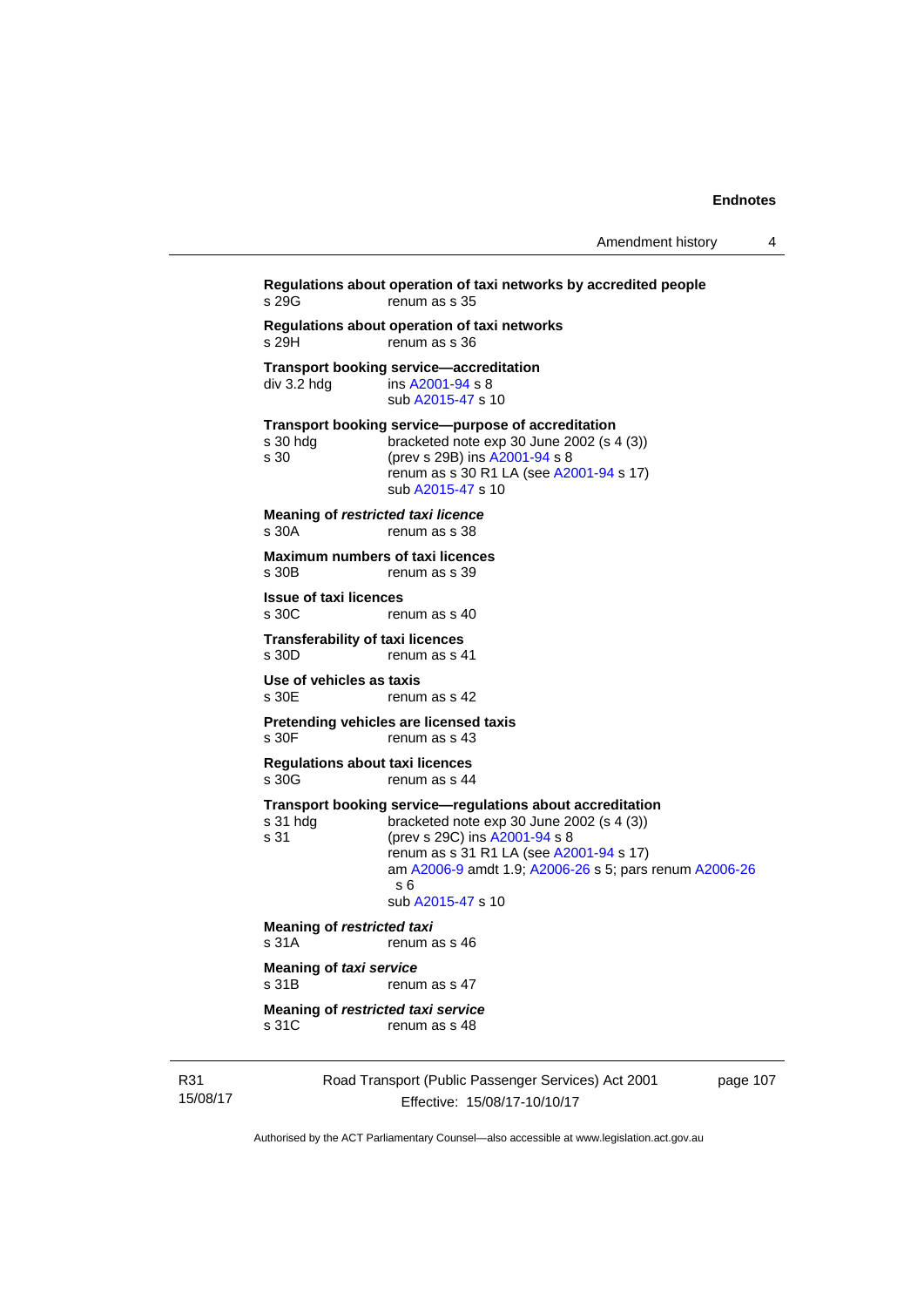**Regulations about operation of taxi networks by accredited people**
s 29G renum as s 35

**Regulations about operation of taxi networks**
s 29H renum as s 36

**Transport booking service—accreditation**
div 3.2 hdg ins A2001-94 s 8
sub A2015-47 s 10

**Transport booking service—purpose of accreditation**
s 30 hdg bracketed note exp 30 June 2002 (s 4 (3))
s 30 (prev s 29B) ins A2001-94 s 8
renum as s 30 R1 LA (see A2001-94 s 17)
sub A2015-47 s 10

**Meaning of *restricted taxi licence***
s 30A renum as s 38

**Maximum numbers of taxi licences**
s 30B renum as s 39

**Issue of taxi licences**
s 30C renum as s 40

**Transferability of taxi licences**
s 30D renum as s 41

**Use of vehicles as taxis**
s 30E renum as s 42

**Pretending vehicles are licensed taxis**
s 30F renum as s 43

**Regulations about taxi licences**
s 30G renum as s 44

**Transport booking service—regulations about accreditation**
s 31 hdg bracketed note exp 30 June 2002 (s 4 (3))
s 31 (prev s 29C) ins A2001-94 s 8
renum as s 31 R1 LA (see A2001-94 s 17)
am A2006-9 amdt 1.9; A2006-26 s 5; pars renum A2006-26 s 6
sub A2015-47 s 10

**Meaning of *restricted taxi***
s 31A renum as s 46

**Meaning of *taxi service***
s 31B renum as s 47

**Meaning of *restricted taxi service***
s 31C renum as s 48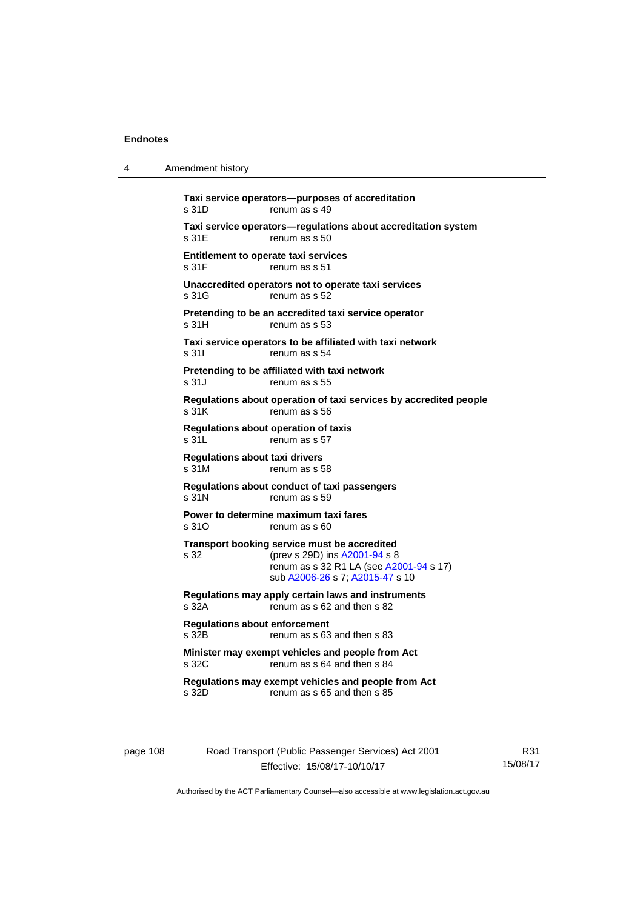**Taxi service operators—purposes of accreditation**
s 31D renum as s 49

**Taxi service operators—regulations about accreditation system**
s 31E renum as s 50

**Entitlement to operate taxi services**
s 31F renum as s 51

**Unaccredited operators not to operate taxi services**
s 31G renum as s 52

**Pretending to be an accredited taxi service operator**
s 31H renum as s 53

**Taxi service operators to be affiliated with taxi network**
s 31I renum as s 54

**Pretending to be affiliated with taxi network**
s 31J renum as s 55

**Regulations about operation of taxi services by accredited people**
s 31K renum as s 56

**Regulations about operation of taxis**
s 31L renum as s 57

**Regulations about taxi drivers**
s 31M renum as s 58

**Regulations about conduct of taxi passengers**
s 31N renum as s 59

**Power to determine maximum taxi fares**
s 31O renum as s 60

**Transport booking service must be accredited**
s 32 (prev s 29D) ins A2001-94 s 8
renum as s 32 R1 LA (see A2001-94 s 17)
sub A2006-26 s 7; A2015-47 s 10

**Regulations may apply certain laws and instruments**
s 32A renum as s 62 and then s 82

**Regulations about enforcement**
s 32B renum as s 63 and then s 83

**Minister may exempt vehicles and people from Act**
s 32C renum as s 64 and then s 84

**Regulations may exempt vehicles and people from Act**
s 32D renum as s 65 and then s 85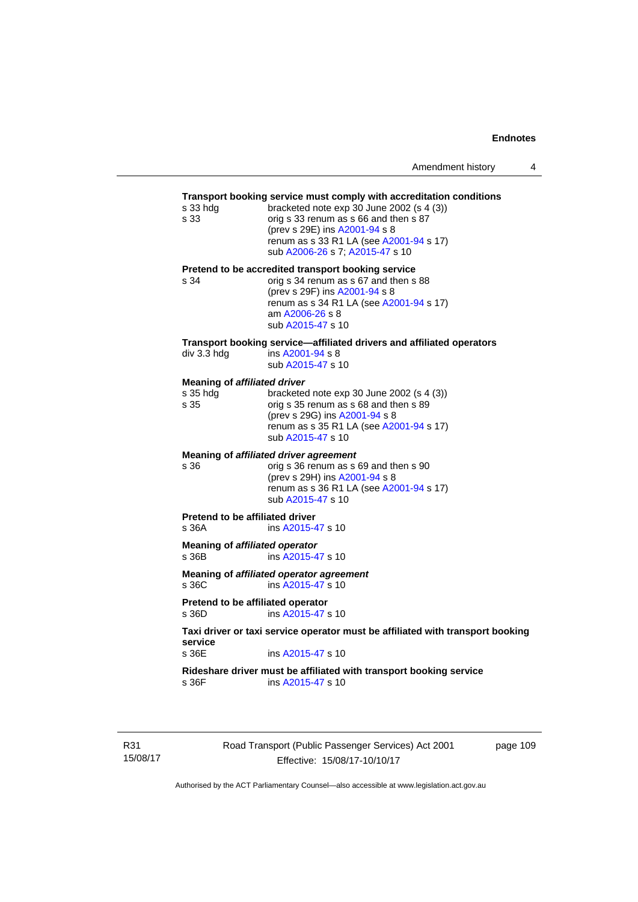**Transport booking service must comply with accreditation conditions**

s 33 hdg bracketed note exp 30 June 2002 (s 4 (3))
s 33 orig s 33 renum as s 66 and then s 87
(prev s 29E) ins A2001-94 s 8
renum as s 33 R1 LA (see A2001-94 s 17)
sub A2006-26 s 7; A2015-47 s 10

**Pretend to be accredited transport booking service**

s 34 orig s 34 renum as s 67 and then s 88
(prev s 29F) ins A2001-94 s 8
renum as s 34 R1 LA (see A2001-94 s 17)
am A2006-26 s 8
sub A2015-47 s 10

**Transport booking service—affiliated drivers and affiliated operators**

div 3.3 hdg ins A2001-94 s 8
sub A2015-47 s 10

**Meaning of *affiliated driver***

s 35 hdg bracketed note exp 30 June 2002 (s 4 (3))
s 35 orig s 35 renum as s 68 and then s 89
(prev s 29G) ins A2001-94 s 8
renum as s 35 R1 LA (see A2001-94 s 17)
sub A2015-47 s 10

**Meaning of *affiliated driver agreement***

s 36 orig s 36 renum as s 69 and then s 90
(prev s 29H) ins A2001-94 s 8
renum as s 36 R1 LA (see A2001-94 s 17)
sub A2015-47 s 10

**Pretend to be affiliated driver**

s 36A ins A2015-47 s 10

**Meaning of *affiliated operator***

s 36B ins A2015-47 s 10

**Meaning of *affiliated operator agreement***

s 36C ins A2015-47 s 10

**Pretend to be affiliated operator**

s 36D ins A2015-47 s 10

**Taxi driver or taxi service operator must be affiliated with transport booking service**

s 36E ins A2015-47 s 10

**Rideshare driver must be affiliated with transport booking service**

s 36F ins A2015-47 s 10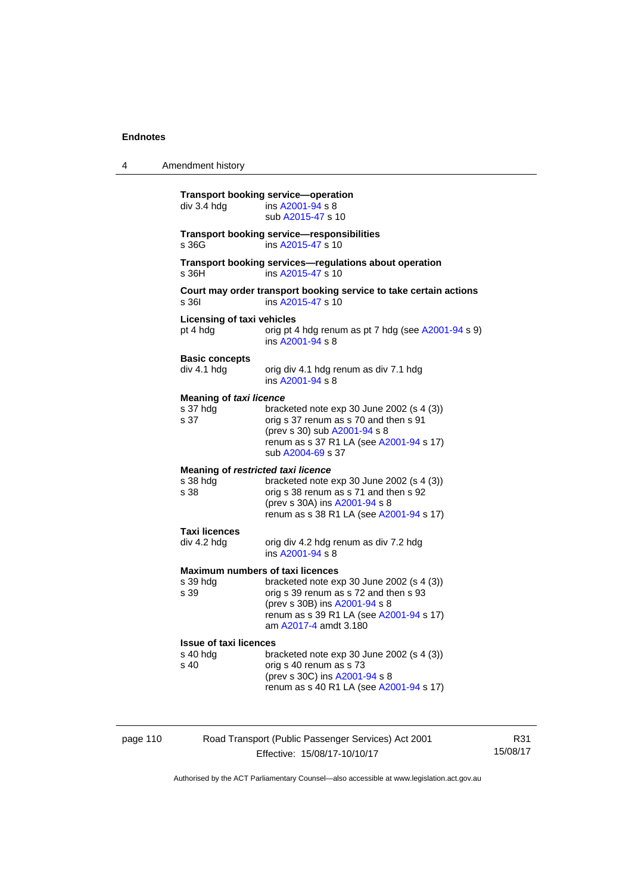**Transport booking service—operation**

div 3.4 hdg — ins A2001-94 s 8
sub A2015-47 s 10

**Transport booking service—responsibilities**

s 36G — ins A2015-47 s 10

**Transport booking services—regulations about operation**

s 36H — ins A2015-47 s 10

**Court may order transport booking service to take certain actions**

s 36I — ins A2015-47 s 10

**Licensing of taxi vehicles**

pt 4 hdg — orig pt 4 hdg renum as pt 7 hdg (see A2001-94 s 9)
ins A2001-94 s 8

**Basic concepts**

div 4.1 hdg — orig div 4.1 hdg renum as div 7.1 hdg
ins A2001-94 s 8

**Meaning of *taxi licence***

s 37 hdg — bracketed note exp 30 June 2002 (s 4 (3))
s 37 — orig s 37 renum as s 70 and then s 91
(prev s 30) sub A2001-94 s 8
renum as s 37 R1 LA (see A2001-94 s 17)
sub A2004-69 s 37

**Meaning of *restricted taxi licence***

s 38 hdg — bracketed note exp 30 June 2002 (s 4 (3))
s 38 — orig s 38 renum as s 71 and then s 92
(prev s 30A) ins A2001-94 s 8
renum as s 38 R1 LA (see A2001-94 s 17)

**Taxi licences**

div 4.2 hdg — orig div 4.2 hdg renum as div 7.2 hdg
ins A2001-94 s 8

**Maximum numbers of taxi licences**

s 39 hdg — bracketed note exp 30 June 2002 (s 4 (3))
s 39 — orig s 39 renum as s 72 and then s 93
(prev s 30B) ins A2001-94 s 8
renum as s 39 R1 LA (see A2001-94 s 17)
am A2017-4 amdt 3.180

**Issue of taxi licences**

s 40 hdg — bracketed note exp 30 June 2002 (s 4 (3))
s 40 — orig s 40 renum as s 73
(prev s 30C) ins A2001-94 s 8
renum as s 40 R1 LA (see A2001-94 s 17)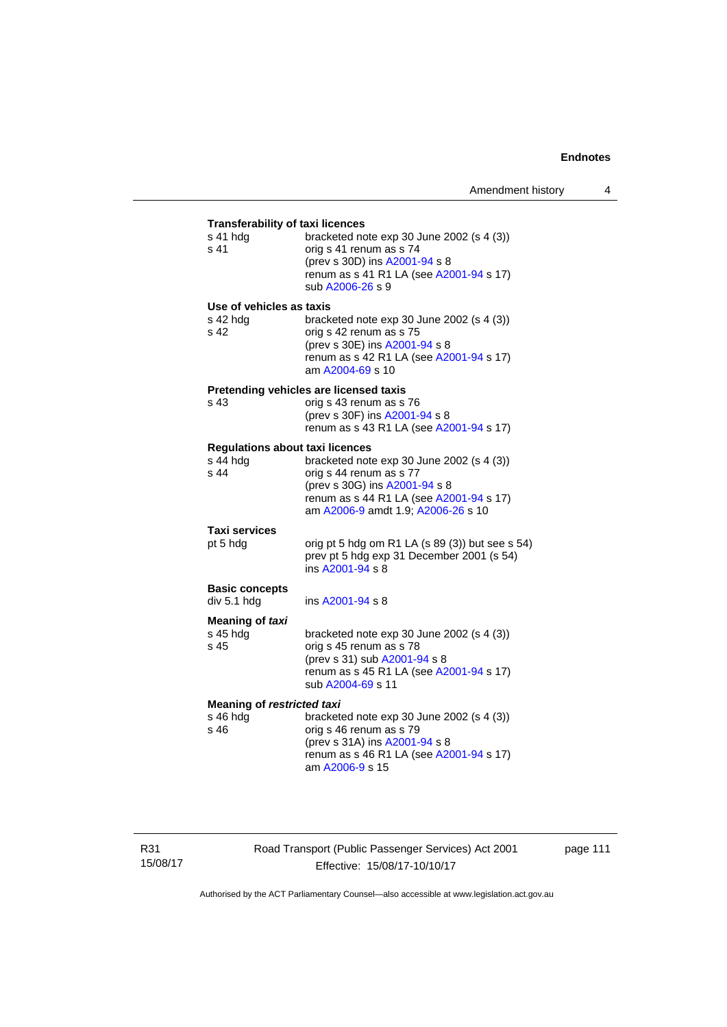**Transferability of taxi licences**

s 41 hdg — bracketed note exp 30 June 2002 (s 4 (3))
s 41 — orig s 41 renum as s 74
(prev s 30D) ins A2001-94 s 8
renum as s 41 R1 LA (see A2001-94 s 17)
sub A2006-26 s 9

**Use of vehicles as taxis**

s 42 hdg — bracketed note exp 30 June 2002 (s 4 (3))
s 42 — orig s 42 renum as s 75
(prev s 30E) ins A2001-94 s 8
renum as s 42 R1 LA (see A2001-94 s 17)
am A2004-69 s 10

**Pretending vehicles are licensed taxis**

s 43 — orig s 43 renum as s 76
(prev s 30F) ins A2001-94 s 8
renum as s 43 R1 LA (see A2001-94 s 17)

**Regulations about taxi licences**

s 44 hdg — bracketed note exp 30 June 2002 (s 4 (3))
s 44 — orig s 44 renum as s 77
(prev s 30G) ins A2001-94 s 8
renum as s 44 R1 LA (see A2001-94 s 17)
am A2006-9 amdt 1.9; A2006-26 s 10

**Taxi services**

pt 5 hdg — orig pt 5 hdg om R1 LA (s 89 (3)) but see s 54)
prev pt 5 hdg exp 31 December 2001 (s 54)
ins A2001-94 s 8

**Basic concepts**

div 5.1 hdg — ins A2001-94 s 8

**Meaning of *taxi***

s 45 hdg — bracketed note exp 30 June 2002 (s 4 (3))
s 45 — orig s 45 renum as s 78
(prev s 31) sub A2001-94 s 8
renum as s 45 R1 LA (see A2001-94 s 17)
sub A2004-69 s 11

**Meaning of *restricted taxi***

s 46 hdg — bracketed note exp 30 June 2002 (s 4 (3))
s 46 — orig s 46 renum as s 79
(prev s 31A) ins A2001-94 s 8
renum as s 46 R1 LA (see A2001-94 s 17)
am A2006-9 s 15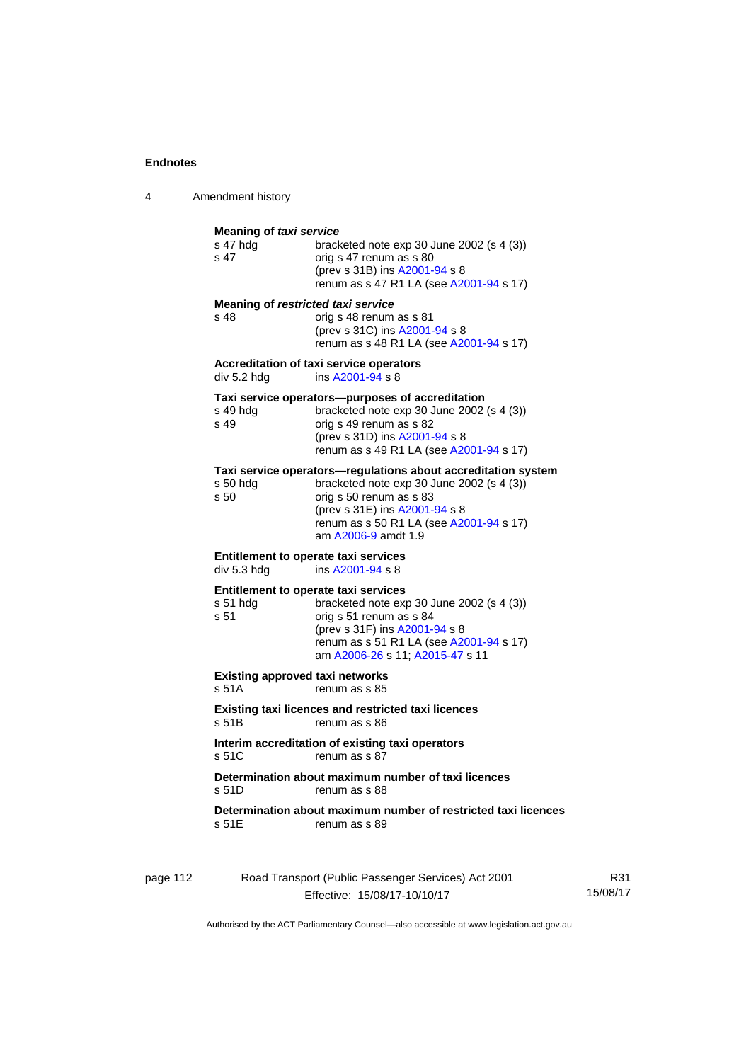**Meaning of *taxi service***

s 47 hdg bracketed note exp 30 June 2002 (s 4 (3))
s 47 orig s 47 renum as s 80
(prev s 31B) ins A2001-94 s 8
renum as s 47 R1 LA (see A2001-94 s 17)

**Meaning of *restricted taxi service***

s 48 orig s 48 renum as s 81
(prev s 31C) ins A2001-94 s 8
renum as s 48 R1 LA (see A2001-94 s 17)

**Accreditation of taxi service operators**

div 5.2 hdg ins A2001-94 s 8

**Taxi service operators—purposes of accreditation**

s 49 hdg bracketed note exp 30 June 2002 (s 4 (3))
s 49 orig s 49 renum as s 82
(prev s 31D) ins A2001-94 s 8
renum as s 49 R1 LA (see A2001-94 s 17)

**Taxi service operators—regulations about accreditation system**

s 50 hdg bracketed note exp 30 June 2002 (s 4 (3))
s 50 orig s 50 renum as s 83
(prev s 31E) ins A2001-94 s 8
renum as s 50 R1 LA (see A2001-94 s 17)
am A2006-9 amdt 1.9

**Entitlement to operate taxi services**

div 5.3 hdg ins A2001-94 s 8

**Entitlement to operate taxi services**

s 51 hdg bracketed note exp 30 June 2002 (s 4 (3))
s 51 orig s 51 renum as s 84
(prev s 31F) ins A2001-94 s 8
renum as s 51 R1 LA (see A2001-94 s 17)
am A2006-26 s 11; A2015-47 s 11

**Existing approved taxi networks**

s 51A renum as s 85

**Existing taxi licences and restricted taxi licences**

s 51B renum as s 86

**Interim accreditation of existing taxi operators**

s 51C renum as s 87

**Determination about maximum number of taxi licences**

s 51D renum as s 88

**Determination about maximum number of restricted taxi licences**

s 51E renum as s 89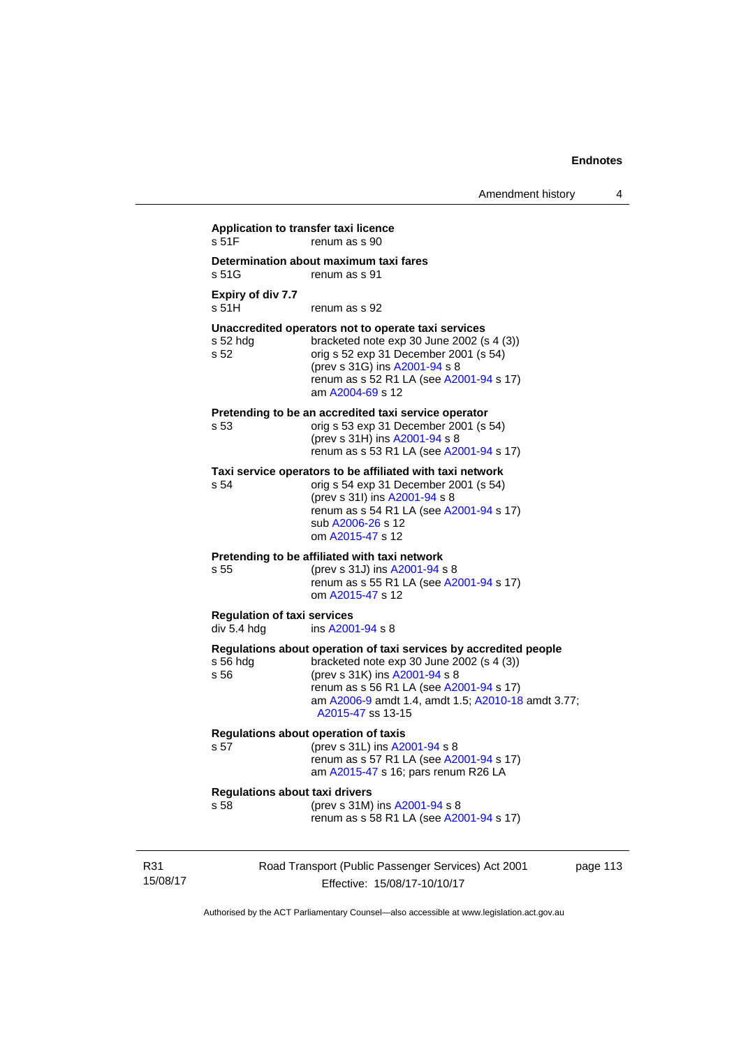**Application to transfer taxi licence**

s 51F renum as s 90

**Determination about maximum taxi fares**

s 51G renum as s 91

**Expiry of div 7.7**

s 51H renum as s 92

**Unaccredited operators not to operate taxi services**

s 52 hdg bracketed note exp 30 June 2002 (s 4 (3))
s 52 orig s 52 exp 31 December 2001 (s 54)
(prev s 31G) ins A2001-94 s 8
renum as s 52 R1 LA (see A2001-94 s 17)
am A2004-69 s 12

**Pretending to be an accredited taxi service operator**

s 53 orig s 53 exp 31 December 2001 (s 54)
(prev s 31H) ins A2001-94 s 8
renum as s 53 R1 LA (see A2001-94 s 17)

**Taxi service operators to be affiliated with taxi network**

s 54 orig s 54 exp 31 December 2001 (s 54)
(prev s 31I) ins A2001-94 s 8
renum as s 54 R1 LA (see A2001-94 s 17)
sub A2006-26 s 12
om A2015-47 s 12

**Pretending to be affiliated with taxi network**

s 55 (prev s 31J) ins A2001-94 s 8
renum as s 55 R1 LA (see A2001-94 s 17)
om A2015-47 s 12

**Regulation of taxi services**

div 5.4 hdg ins A2001-94 s 8

**Regulations about operation of taxi services by accredited people**

s 56 hdg bracketed note exp 30 June 2002 (s 4 (3))
s 56 (prev s 31K) ins A2001-94 s 8
renum as s 56 R1 LA (see A2001-94 s 17)
am A2006-9 amdt 1.4, amdt 1.5; A2010-18 amdt 3.77; A2015-47 ss 13-15

**Regulations about operation of taxis**

s 57 (prev s 31L) ins A2001-94 s 8
renum as s 57 R1 LA (see A2001-94 s 17)
am A2015-47 s 16; pars renum R26 LA

**Regulations about taxi drivers**

s 58 (prev s 31M) ins A2001-94 s 8
renum as s 58 R1 LA (see A2001-94 s 17)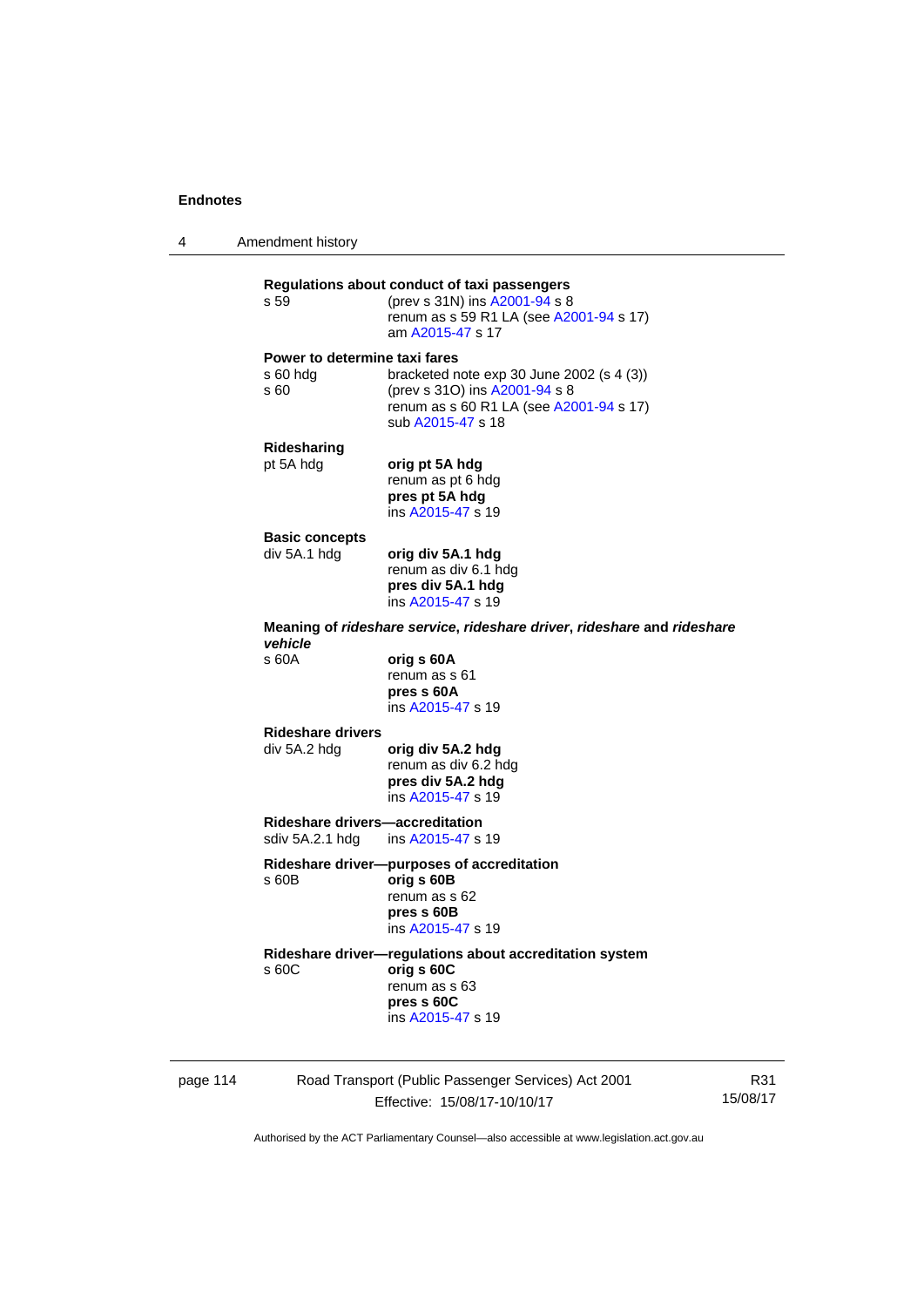**Regulations about conduct of taxi passengers**

s 59 — (prev s 31N) ins A2001-94 s 8
renum as s 59 R1 LA (see A2001-94 s 17)
am A2015-47 s 17

**Power to determine taxi fares**

s 60 hdg — bracketed note exp 30 June 2002 (s 4 (3))
s 60 — (prev s 31O) ins A2001-94 s 8
renum as s 60 R1 LA (see A2001-94 s 17)
sub A2015-47 s 18

**Ridesharing**

pt 5A hdg — **orig pt 5A hdg**
renum as pt 6 hdg
**pres pt 5A hdg**
ins A2015-47 s 19

**Basic concepts**

div 5A.1 hdg — **orig div 5A.1 hdg**
renum as div 6.1 hdg
**pres div 5A.1 hdg**
ins A2015-47 s 19

**Meaning of *rideshare service*, *rideshare driver*, *rideshare* and *rideshare vehicle***

s 60A — **orig s 60A**
renum as s 61
**pres s 60A**
ins A2015-47 s 19

**Rideshare drivers**

div 5A.2 hdg — **orig div 5A.2 hdg**
renum as div 6.2 hdg
**pres div 5A.2 hdg**
ins A2015-47 s 19

**Rideshare drivers—accreditation**

sdiv 5A.2.1 hdg — ins A2015-47 s 19

**Rideshare driver—purposes of accreditation**

s 60B — **orig s 60B**
renum as s 62
**pres s 60B**
ins A2015-47 s 19

**Rideshare driver—regulations about accreditation system**

s 60C — **orig s 60C**
renum as s 63
**pres s 60C**
ins A2015-47 s 19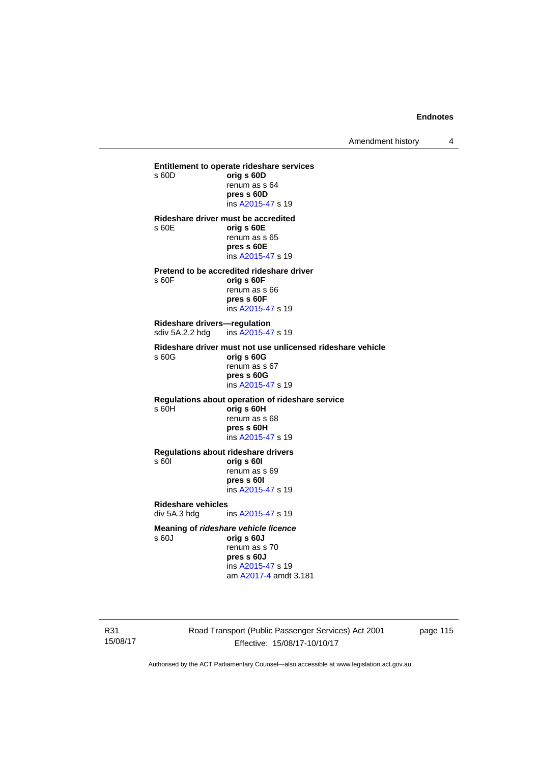**Entitlement to operate rideshare services**
s 60D **orig s 60D**
renum as s 64
**pres s 60D**
ins A2015-47 s 19

**Rideshare driver must be accredited**
s 60E **orig s 60E**
renum as s 65
**pres s 60E**
ins A2015-47 s 19

**Pretend to be accredited rideshare driver**
s 60F **orig s 60F**
renum as s 66
**pres s 60F**
ins A2015-47 s 19

**Rideshare drivers—regulation**
sdiv 5A.2.2 hdg ins A2015-47 s 19

**Rideshare driver must not use unlicensed rideshare vehicle**
s 60G **orig s 60G**
renum as s 67
**pres s 60G**
ins A2015-47 s 19

**Regulations about operation of rideshare service**
s 60H **orig s 60H**
renum as s 68
**pres s 60H**
ins A2015-47 s 19

**Regulations about rideshare drivers**
s 60I **orig s 60I**
renum as s 69
**pres s 60I**
ins A2015-47 s 19

**Rideshare vehicles**
div 5A.3 hdg ins A2015-47 s 19

**Meaning of *rideshare vehicle licence***
s 60J **orig s 60J**
renum as s 70
**pres s 60J**
ins A2015-47 s 19
am A2017-4 amdt 3.181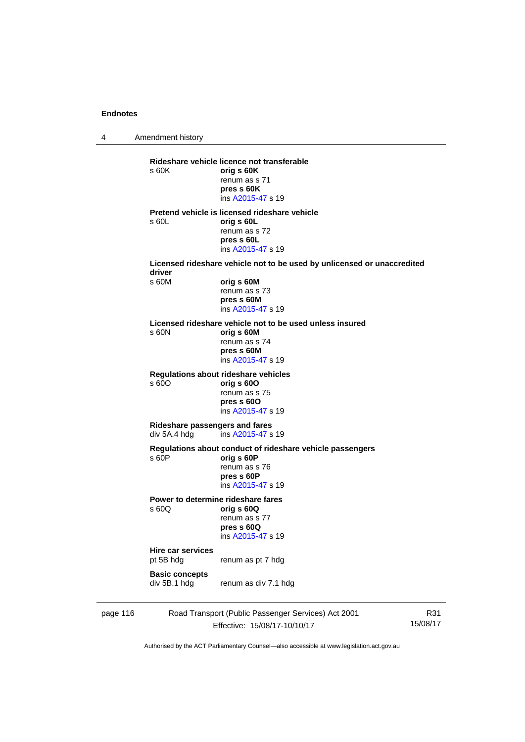**Rideshare vehicle licence not transferable**

s 60K **orig s 60K**
renum as s 71
**pres s 60K**
ins A2015-47 s 19

**Pretend vehicle is licensed rideshare vehicle**

s 60L **orig s 60L**
renum as s 72
**pres s 60L**
ins A2015-47 s 19

**Licensed rideshare vehicle not to be used by unlicensed or unaccredited driver**

s 60M **orig s 60M**
renum as s 73
**pres s 60M**
ins A2015-47 s 19

**Licensed rideshare vehicle not to be used unless insured**

s 60N **orig s 60M**
renum as s 74
**pres s 60M**
ins A2015-47 s 19

**Regulations about rideshare vehicles**

s 60O **orig s 60O**
renum as s 75
**pres s 60O**
ins A2015-47 s 19

**Rideshare passengers and fares**

div 5A.4 hdg ins A2015-47 s 19

**Regulations about conduct of rideshare vehicle passengers**

s 60P **orig s 60P**
renum as s 76
**pres s 60P**
ins A2015-47 s 19

**Power to determine rideshare fares**

s 60Q **orig s 60Q**
renum as s 77
**pres s 60Q**
ins A2015-47 s 19

**Hire car services**

pt 5B hdg renum as pt 7 hdg

**Basic concepts**

div 5B.1 hdg renum as div 7.1 hdg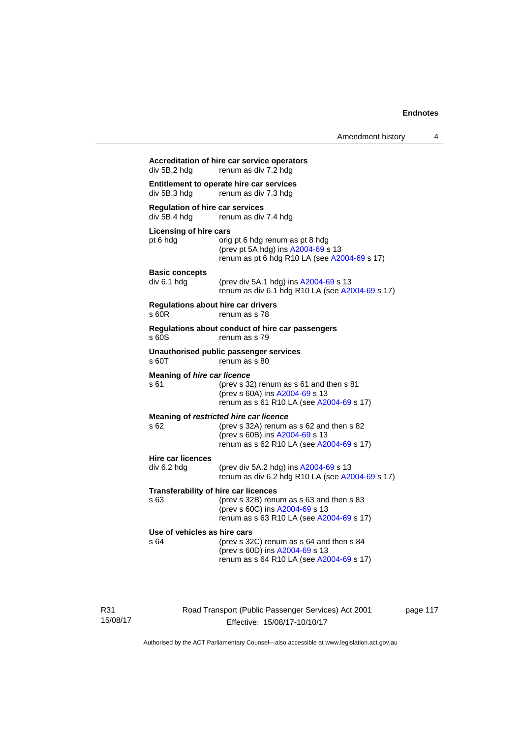**Accreditation of hire car service operators**
div 5B.2 hdg renum as div 7.2 hdg

**Entitlement to operate hire car services**
div 5B.3 hdg renum as div 7.3 hdg

**Regulation of hire car services**
div 5B.4 hdg renum as div 7.4 hdg

**Licensing of hire cars**
pt 6 hdg orig pt 6 hdg renum as pt 8 hdg
(prev pt 5A hdg) ins A2004-69 s 13
renum as pt 6 hdg R10 LA (see A2004-69 s 17)

**Basic concepts**
div 6.1 hdg (prev div 5A.1 hdg) ins A2004-69 s 13
renum as div 6.1 hdg R10 LA (see A2004-69 s 17)

**Regulations about hire car drivers**
s 60R renum as s 78

**Regulations about conduct of hire car passengers**
s 60S renum as s 79

**Unauthorised public passenger services**
s 60T renum as s 80

**Meaning of *hire car licence***
s 61 (prev s 32) renum as s 61 and then s 81
(prev s 60A) ins A2004-69 s 13
renum as s 61 R10 LA (see A2004-69 s 17)

**Meaning of *restricted hire car licence***
s 62 (prev s 32A) renum as s 62 and then s 82
(prev s 60B) ins A2004-69 s 13
renum as s 62 R10 LA (see A2004-69 s 17)

**Hire car licences**
div 6.2 hdg (prev div 5A.2 hdg) ins A2004-69 s 13
renum as div 6.2 hdg R10 LA (see A2004-69 s 17)

**Transferability of hire car licences**
s 63 (prev s 32B) renum as s 63 and then s 83
(prev s 60C) ins A2004-69 s 13
renum as s 63 R10 LA (see A2004-69 s 17)

**Use of vehicles as hire cars**
s 64 (prev s 32C) renum as s 64 and then s 84
(prev s 60D) ins A2004-69 s 13
renum as s 64 R10 LA (see A2004-69 s 17)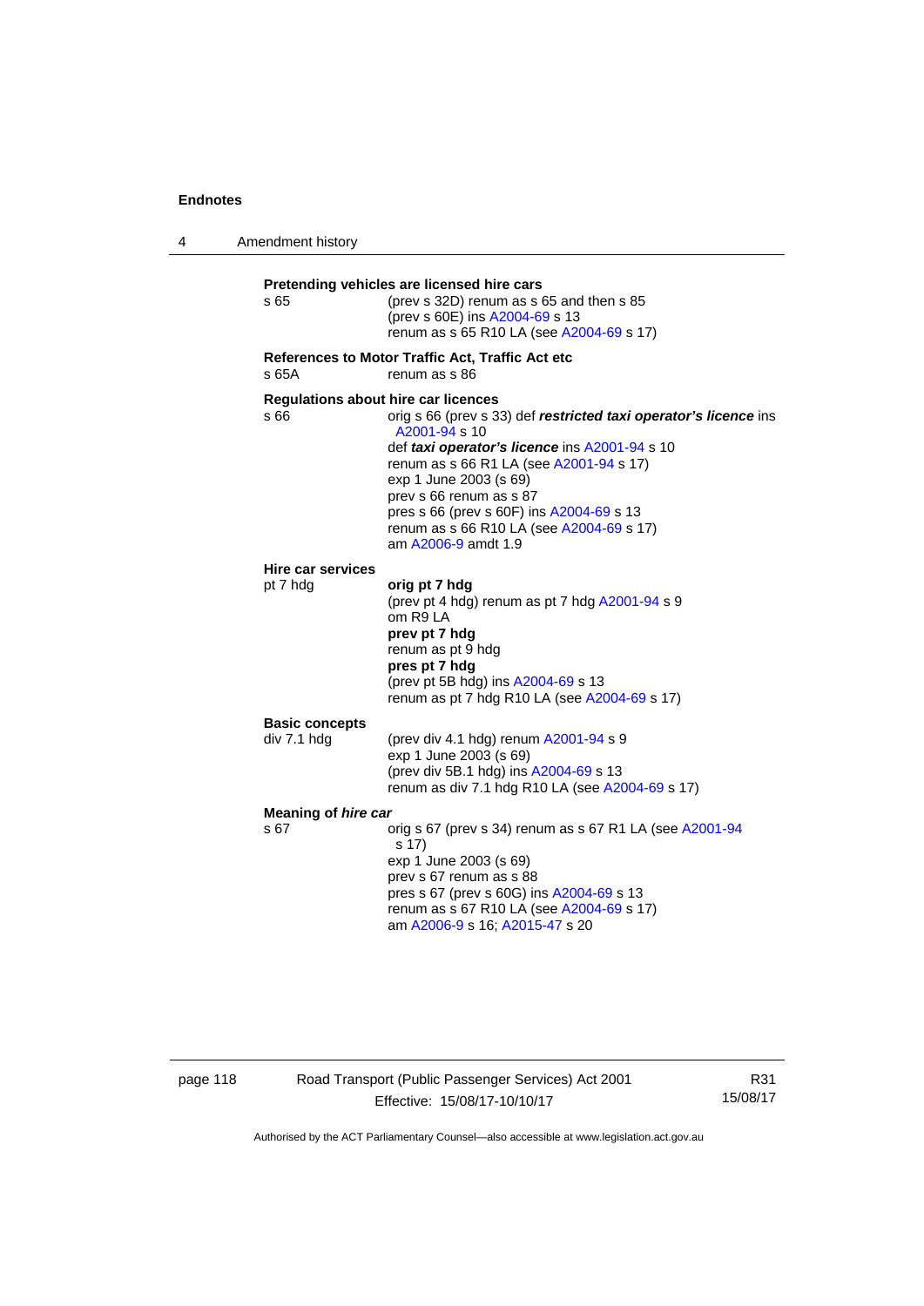**Pretending vehicles are licensed hire cars**

s 65 — (prev s 32D) renum as s 65 and then s 85
(prev s 60E) ins A2004-69 s 13
renum as s 65 R10 LA (see A2004-69 s 17)

**References to Motor Traffic Act, Traffic Act etc**

s 65A — renum as s 86

**Regulations about hire car licences**

s 66 — orig s 66 (prev s 33) def ***restricted taxi operator's licence*** ins A2001-94 s 10
def ***taxi operator's licence*** ins A2001-94 s 10
renum as s 66 R1 LA (see A2001-94 s 17)
exp 1 June 2003 (s 69)
prev s 66 renum as s 87
pres s 66 (prev s 60F) ins A2004-69 s 13
renum as s 66 R10 LA (see A2004-69 s 17)
am A2006-9 amdt 1.9

**Hire car services**

pt 7 hdg — **orig pt 7 hdg**
(prev pt 4 hdg) renum as pt 7 hdg A2001-94 s 9
om R9 LA
**prev pt 7 hdg**
renum as pt 9 hdg
**pres pt 7 hdg**
(prev pt 5B hdg) ins A2004-69 s 13
renum as pt 7 hdg R10 LA (see A2004-69 s 17)

**Basic concepts**

div 7.1 hdg — (prev div 4.1 hdg) renum A2001-94 s 9
exp 1 June 2003 (s 69)
(prev div 5B.1 hdg) ins A2004-69 s 13
renum as div 7.1 hdg R10 LA (see A2004-69 s 17)

**Meaning of *hire car***

s 67 — orig s 67 (prev s 34) renum as s 67 R1 LA (see A2001-94 s 17)
exp 1 June 2003 (s 69)
prev s 67 renum as s 88
pres s 67 (prev s 60G) ins A2004-69 s 13
renum as s 67 R10 LA (see A2004-69 s 17)
am A2006-9 s 16; A2015-47 s 20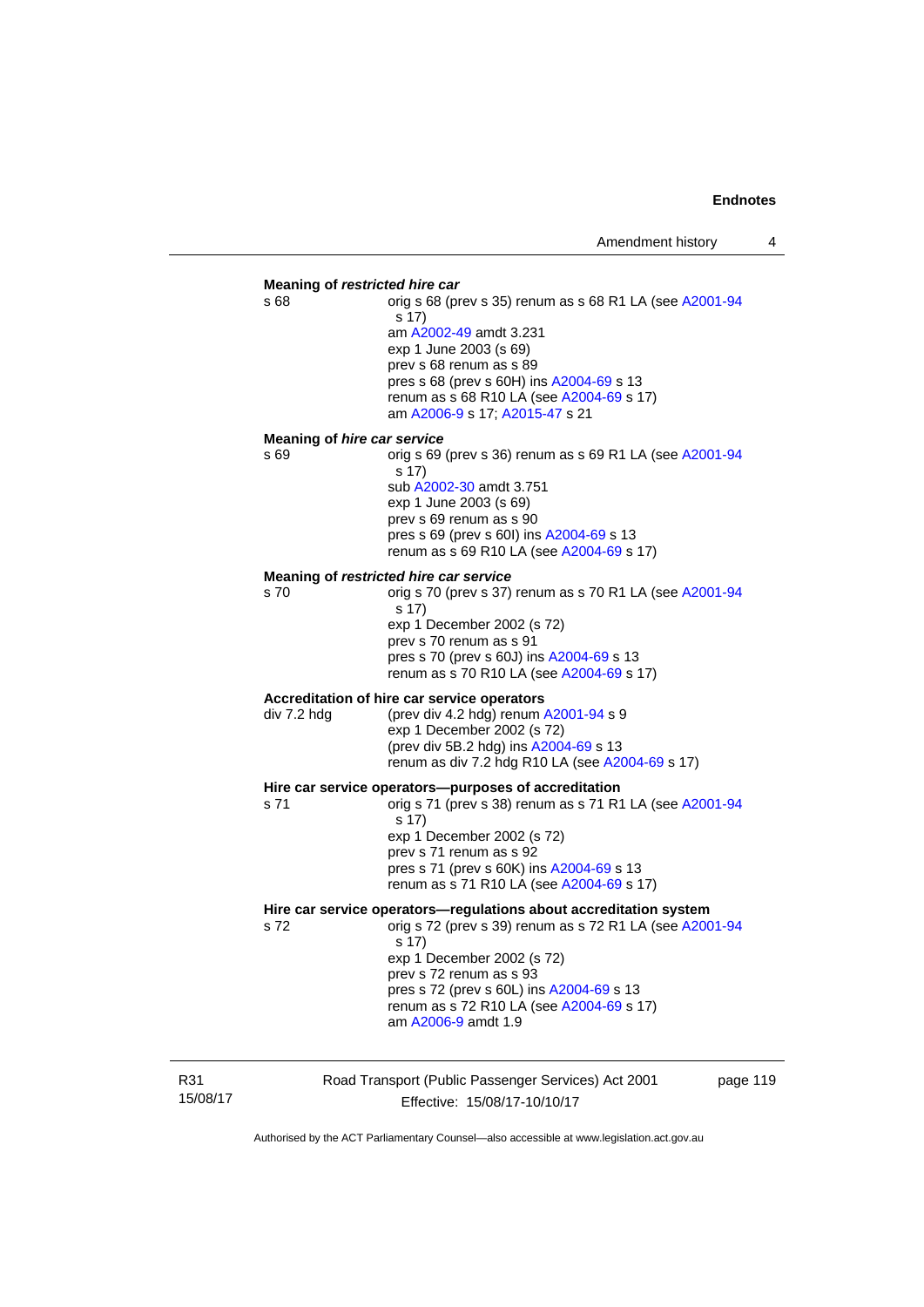**Meaning of *restricted hire car***

s 68 — orig s 68 (prev s 35) renum as s 68 R1 LA (see A2001-94 s 17)
am A2002-49 amdt 3.231
exp 1 June 2003 (s 69)
prev s 68 renum as s 89
pres s 68 (prev s 60H) ins A2004-69 s 13
renum as s 68 R10 LA (see A2004-69 s 17)
am A2006-9 s 17; A2015-47 s 21

**Meaning of *hire car service***

s 69 — orig s 69 (prev s 36) renum as s 69 R1 LA (see A2001-94 s 17)
sub A2002-30 amdt 3.751
exp 1 June 2003 (s 69)
prev s 69 renum as s 90
pres s 69 (prev s 60I) ins A2004-69 s 13
renum as s 69 R10 LA (see A2004-69 s 17)

**Meaning of *restricted hire car service***

s 70 — orig s 70 (prev s 37) renum as s 70 R1 LA (see A2001-94 s 17)
exp 1 December 2002 (s 72)
prev s 70 renum as s 91
pres s 70 (prev s 60J) ins A2004-69 s 13
renum as s 70 R10 LA (see A2004-69 s 17)

**Accreditation of hire car service operators**

div 7.2 hdg — (prev div 4.2 hdg) renum A2001-94 s 9
exp 1 December 2002 (s 72)
(prev div 5B.2 hdg) ins A2004-69 s 13
renum as div 7.2 hdg R10 LA (see A2004-69 s 17)

**Hire car service operators—purposes of accreditation**

s 71 — orig s 71 (prev s 38) renum as s 71 R1 LA (see A2001-94 s 17)
exp 1 December 2002 (s 72)
prev s 71 renum as s 92
pres s 71 (prev s 60K) ins A2004-69 s 13
renum as s 71 R10 LA (see A2004-69 s 17)

**Hire car service operators—regulations about accreditation system**

s 72 — orig s 72 (prev s 39) renum as s 72 R1 LA (see A2001-94 s 17)
exp 1 December 2002 (s 72)
prev s 72 renum as s 93
pres s 72 (prev s 60L) ins A2004-69 s 13
renum as s 72 R10 LA (see A2004-69 s 17)
am A2006-9 amdt 1.9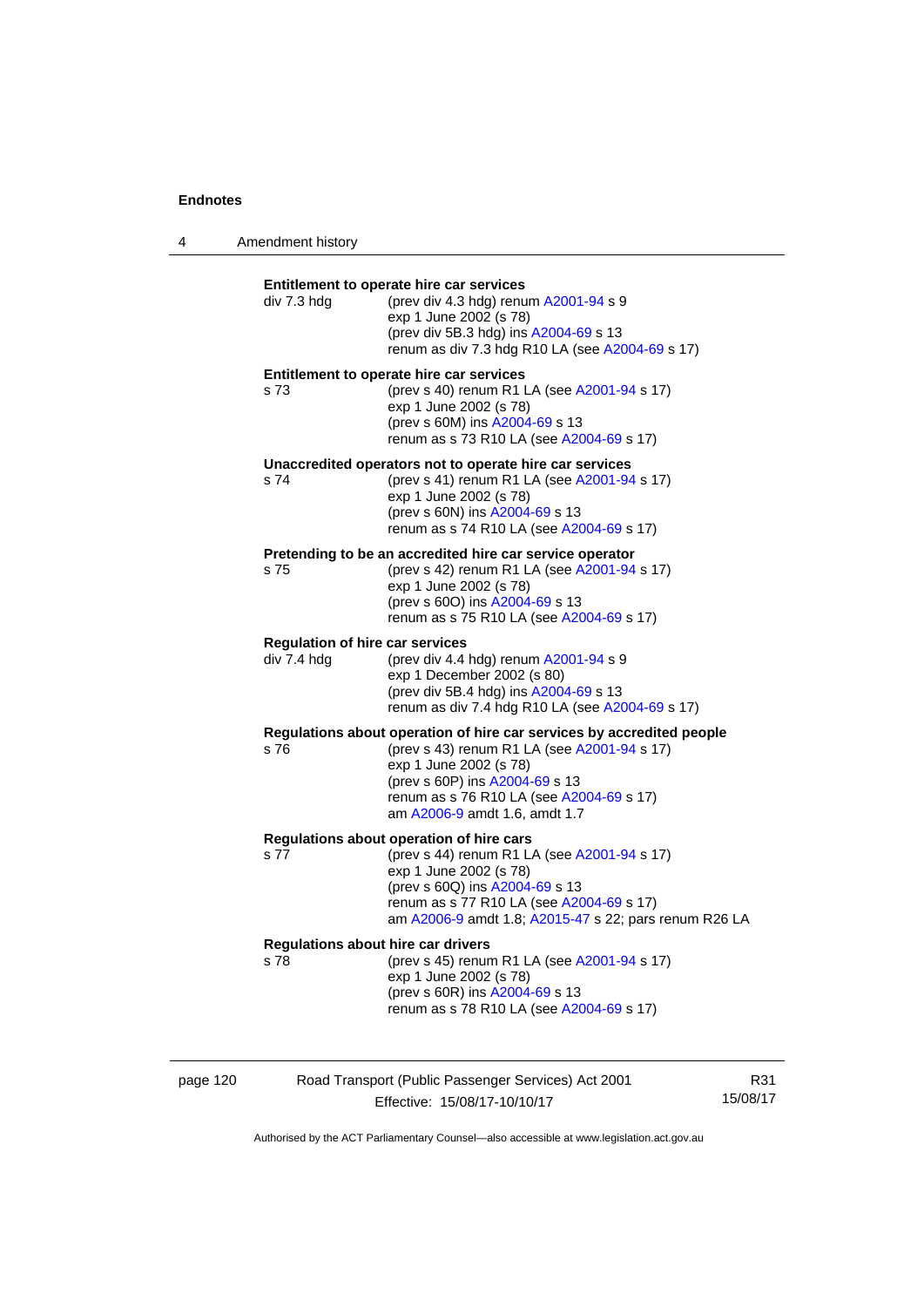**Entitlement to operate hire car services**
div 7.3 hdg (prev div 4.3 hdg) renum A2001-94 s 9
exp 1 June 2002 (s 78)
(prev div 5B.3 hdg) ins A2004-69 s 13
renum as div 7.3 hdg R10 LA (see A2004-69 s 17)

**Entitlement to operate hire car services**
s 73 (prev s 40) renum R1 LA (see A2001-94 s 17)
exp 1 June 2002 (s 78)
(prev s 60M) ins A2004-69 s 13
renum as s 73 R10 LA (see A2004-69 s 17)

**Unaccredited operators not to operate hire car services**
s 74 (prev s 41) renum R1 LA (see A2001-94 s 17)
exp 1 June 2002 (s 78)
(prev s 60N) ins A2004-69 s 13
renum as s 74 R10 LA (see A2004-69 s 17)

**Pretending to be an accredited hire car service operator**
s 75 (prev s 42) renum R1 LA (see A2001-94 s 17)
exp 1 June 2002 (s 78)
(prev s 60O) ins A2004-69 s 13
renum as s 75 R10 LA (see A2004-69 s 17)

**Regulation of hire car services**
div 7.4 hdg (prev div 4.4 hdg) renum A2001-94 s 9
exp 1 December 2002 (s 80)
(prev div 5B.4 hdg) ins A2004-69 s 13
renum as div 7.4 hdg R10 LA (see A2004-69 s 17)

**Regulations about operation of hire car services by accredited people**
s 76 (prev s 43) renum R1 LA (see A2001-94 s 17)
exp 1 June 2002 (s 78)
(prev s 60P) ins A2004-69 s 13
renum as s 76 R10 LA (see A2004-69 s 17)
am A2006-9 amdt 1.6, amdt 1.7

**Regulations about operation of hire cars**
s 77 (prev s 44) renum R1 LA (see A2001-94 s 17)
exp 1 June 2002 (s 78)
(prev s 60Q) ins A2004-69 s 13
renum as s 77 R10 LA (see A2004-69 s 17)
am A2006-9 amdt 1.8; A2015-47 s 22; pars renum R26 LA

**Regulations about hire car drivers**
s 78 (prev s 45) renum R1 LA (see A2001-94 s 17)
exp 1 June 2002 (s 78)
(prev s 60R) ins A2004-69 s 13
renum as s 78 R10 LA (see A2004-69 s 17)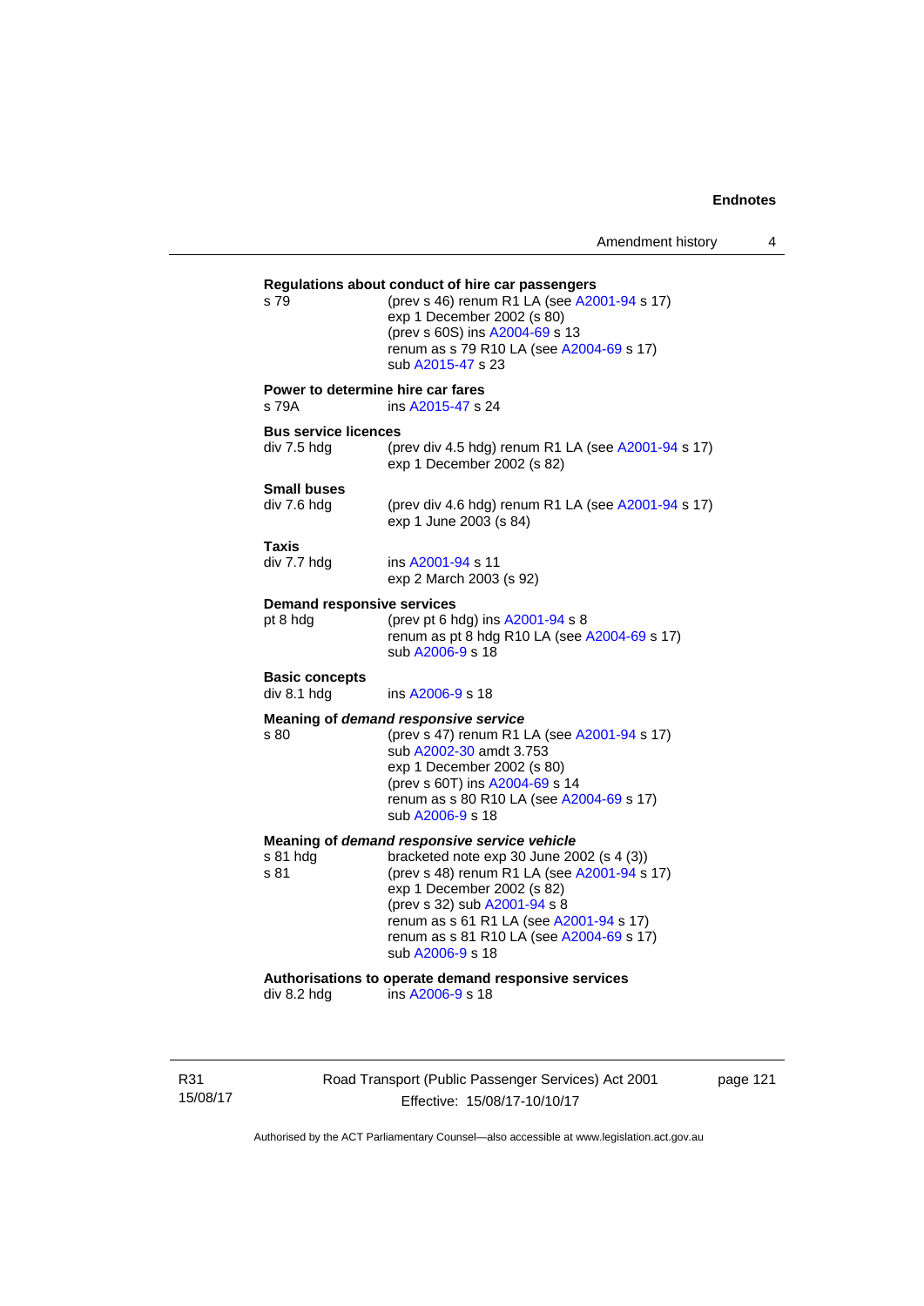**Regulations about conduct of hire car passengers**

s 79 (prev s 46) renum R1 LA (see A2001-94 s 17)
exp 1 December 2002 (s 80)
(prev s 60S) ins A2004-69 s 13
renum as s 79 R10 LA (see A2004-69 s 17)
sub A2015-47 s 23

**Power to determine hire car fares**

s 79A ins A2015-47 s 24

**Bus service licences**

div 7.5 hdg (prev div 4.5 hdg) renum R1 LA (see A2001-94 s 17)
exp 1 December 2002 (s 82)

**Small buses**

div 7.6 hdg (prev div 4.6 hdg) renum R1 LA (see A2001-94 s 17)
exp 1 June 2003 (s 84)

**Taxis**

div 7.7 hdg ins A2001-94 s 11
exp 2 March 2003 (s 92)

**Demand responsive services**

pt 8 hdg (prev pt 6 hdg) ins A2001-94 s 8
renum as pt 8 hdg R10 LA (see A2004-69 s 17)
sub A2006-9 s 18

**Basic concepts**

div 8.1 hdg ins A2006-9 s 18

**Meaning of *demand responsive service***

s 80 (prev s 47) renum R1 LA (see A2001-94 s 17)
sub A2002-30 amdt 3.753
exp 1 December 2002 (s 80)
(prev s 60T) ins A2004-69 s 14
renum as s 80 R10 LA (see A2004-69 s 17)
sub A2006-9 s 18

**Meaning of *demand responsive service vehicle***

s 81 hdg bracketed note exp 30 June 2002 (s 4 (3))
s 81 (prev s 48) renum R1 LA (see A2001-94 s 17)
exp 1 December 2002 (s 82)
(prev s 32) sub A2001-94 s 8
renum as s 61 R1 LA (see A2001-94 s 17)
renum as s 81 R10 LA (see A2004-69 s 17)
sub A2006-9 s 18

**Authorisations to operate demand responsive services**

div 8.2 hdg ins A2006-9 s 18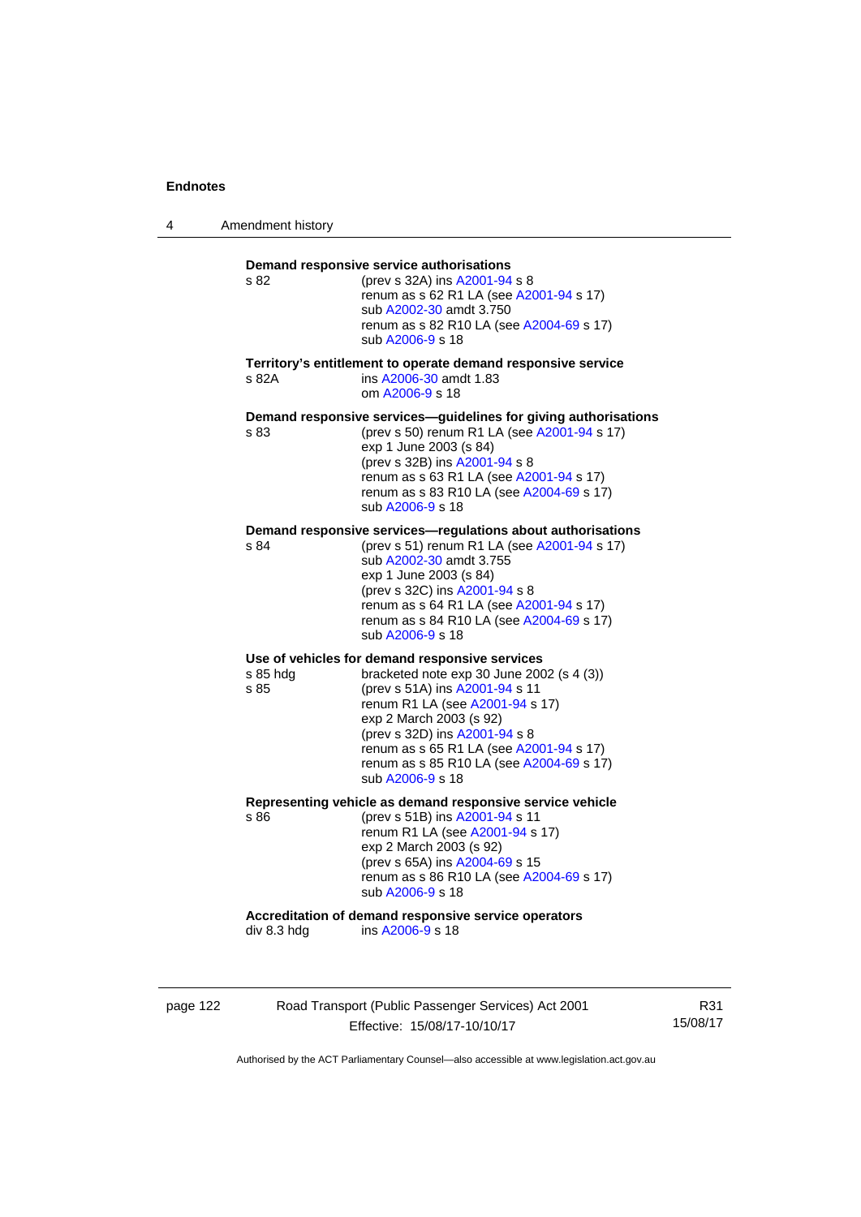**Demand responsive service authorisations**

s 82 (prev s 32A) ins A2001-94 s 8
renum as s 62 R1 LA (see A2001-94 s 17)
sub A2002-30 amdt 3.750
renum as s 82 R10 LA (see A2004-69 s 17)
sub A2006-9 s 18

**Territory's entitlement to operate demand responsive service**

s 82A ins A2006-30 amdt 1.83
om A2006-9 s 18

**Demand responsive services—guidelines for giving authorisations**

s 83 (prev s 50) renum R1 LA (see A2001-94 s 17)
exp 1 June 2003 (s 84)
(prev s 32B) ins A2001-94 s 8
renum as s 63 R1 LA (see A2001-94 s 17)
renum as s 83 R10 LA (see A2004-69 s 17)
sub A2006-9 s 18

**Demand responsive services—regulations about authorisations**

s 84 (prev s 51) renum R1 LA (see A2001-94 s 17)
sub A2002-30 amdt 3.755
exp 1 June 2003 (s 84)
(prev s 32C) ins A2001-94 s 8
renum as s 64 R1 LA (see A2001-94 s 17)
renum as s 84 R10 LA (see A2004-69 s 17)
sub A2006-9 s 18

**Use of vehicles for demand responsive services**

s 85 hdg bracketed note exp 30 June 2002 (s 4 (3))
s 85 (prev s 51A) ins A2001-94 s 11
renum R1 LA (see A2001-94 s 17)
exp 2 March 2003 (s 92)
(prev s 32D) ins A2001-94 s 8
renum as s 65 R1 LA (see A2001-94 s 17)
renum as s 85 R10 LA (see A2004-69 s 17)
sub A2006-9 s 18

**Representing vehicle as demand responsive service vehicle**

s 86 (prev s 51B) ins A2001-94 s 11
renum R1 LA (see A2001-94 s 17)
exp 2 March 2003 (s 92)
(prev s 65A) ins A2004-69 s 15
renum as s 86 R10 LA (see A2004-69 s 17)
sub A2006-9 s 18

**Accreditation of demand responsive service operators**

div 8.3 hdg ins A2006-9 s 18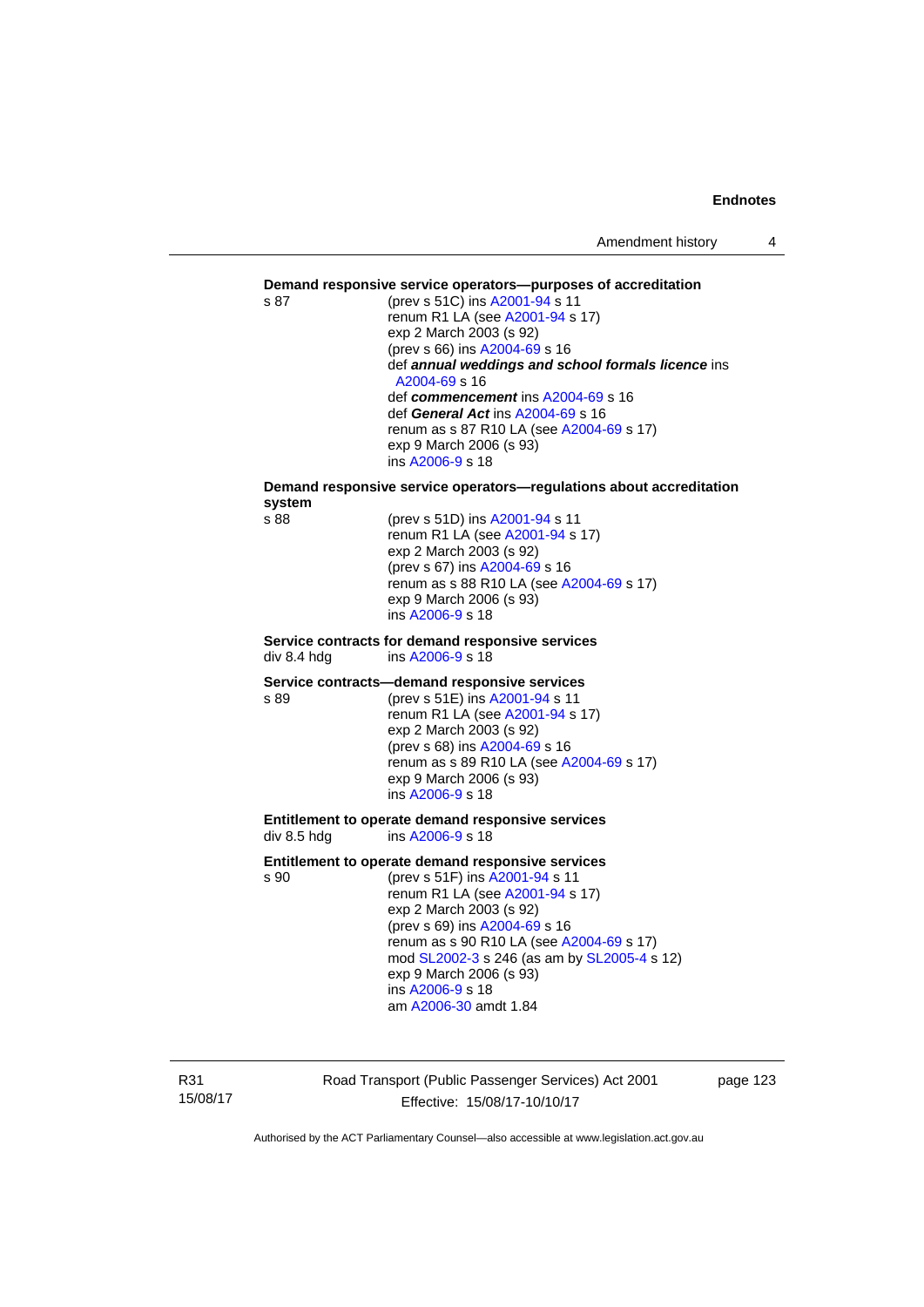**Demand responsive service operators—purposes of accreditation**

s 87 (prev s 51C) ins A2001-94 s 11
renum R1 LA (see A2001-94 s 17)
exp 2 March 2003 (s 92)
(prev s 66) ins A2004-69 s 16
def ***annual weddings and school formals licence*** ins A2004-69 s 16
def ***commencement*** ins A2004-69 s 16
def ***General Act*** ins A2004-69 s 16
renum as s 87 R10 LA (see A2004-69 s 17)
exp 9 March 2006 (s 93)
ins A2006-9 s 18

**Demand responsive service operators—regulations about accreditation system**

s 88 (prev s 51D) ins A2001-94 s 11
renum R1 LA (see A2001-94 s 17)
exp 2 March 2003 (s 92)
(prev s 67) ins A2004-69 s 16
renum as s 88 R10 LA (see A2004-69 s 17)
exp 9 March 2006 (s 93)
ins A2006-9 s 18

**Service contracts for demand responsive services**

div 8.4 hdg ins A2006-9 s 18

**Service contracts—demand responsive services**

s 89 (prev s 51E) ins A2001-94 s 11
renum R1 LA (see A2001-94 s 17)
exp 2 March 2003 (s 92)
(prev s 68) ins A2004-69 s 16
renum as s 89 R10 LA (see A2004-69 s 17)
exp 9 March 2006 (s 93)
ins A2006-9 s 18

**Entitlement to operate demand responsive services**

div 8.5 hdg ins A2006-9 s 18

**Entitlement to operate demand responsive services**

s 90 (prev s 51F) ins A2001-94 s 11
renum R1 LA (see A2001-94 s 17)
exp 2 March 2003 (s 92)
(prev s 69) ins A2004-69 s 16
renum as s 90 R10 LA (see A2004-69 s 17)
mod SL2002-3 s 246 (as am by SL2005-4 s 12)
exp 9 March 2006 (s 93)
ins A2006-9 s 18
am A2006-30 amdt 1.84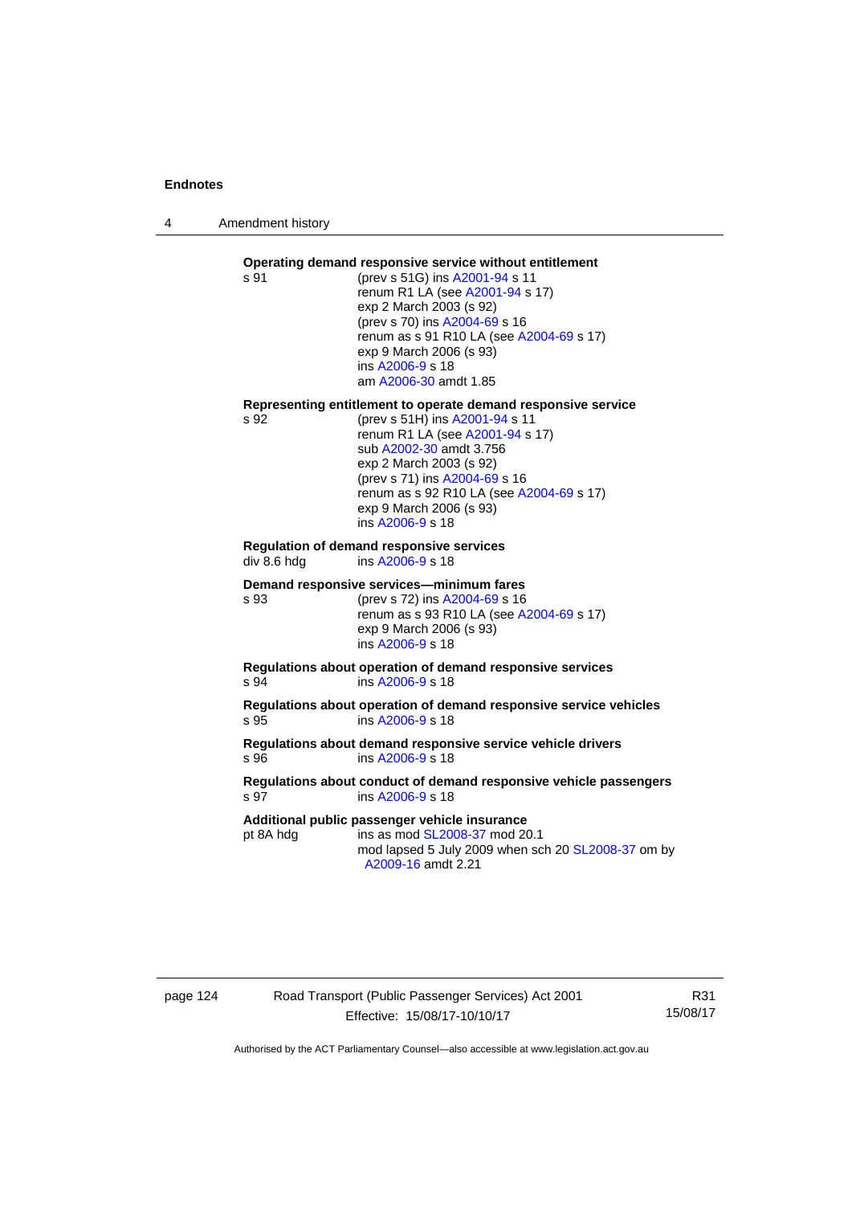**Operating demand responsive service without entitlement**

s 91 (prev s 51G) ins A2001-94 s 11
renum R1 LA (see A2001-94 s 17)
exp 2 March 2003 (s 92)
(prev s 70) ins A2004-69 s 16
renum as s 91 R10 LA (see A2004-69 s 17)
exp 9 March 2006 (s 93)
ins A2006-9 s 18
am A2006-30 amdt 1.85

**Representing entitlement to operate demand responsive service**

s 92 (prev s 51H) ins A2001-94 s 11
renum R1 LA (see A2001-94 s 17)
sub A2002-30 amdt 3.756
exp 2 March 2003 (s 92)
(prev s 71) ins A2004-69 s 16
renum as s 92 R10 LA (see A2004-69 s 17)
exp 9 March 2006 (s 93)
ins A2006-9 s 18

**Regulation of demand responsive services**

div 8.6 hdg ins A2006-9 s 18

**Demand responsive services—minimum fares**

s 93 (prev s 72) ins A2004-69 s 16
renum as s 93 R10 LA (see A2004-69 s 17)
exp 9 March 2006 (s 93)
ins A2006-9 s 18

**Regulations about operation of demand responsive services**

s 94 ins A2006-9 s 18

**Regulations about operation of demand responsive service vehicles**

s 95 ins A2006-9 s 18

**Regulations about demand responsive service vehicle drivers**

s 96 ins A2006-9 s 18

**Regulations about conduct of demand responsive vehicle passengers**

s 97 ins A2006-9 s 18

**Additional public passenger vehicle insurance**

pt 8A hdg ins as mod SL2008-37 mod 20.1
mod lapsed 5 July 2009 when sch 20 SL2008-37 om by A2009-16 amdt 2.21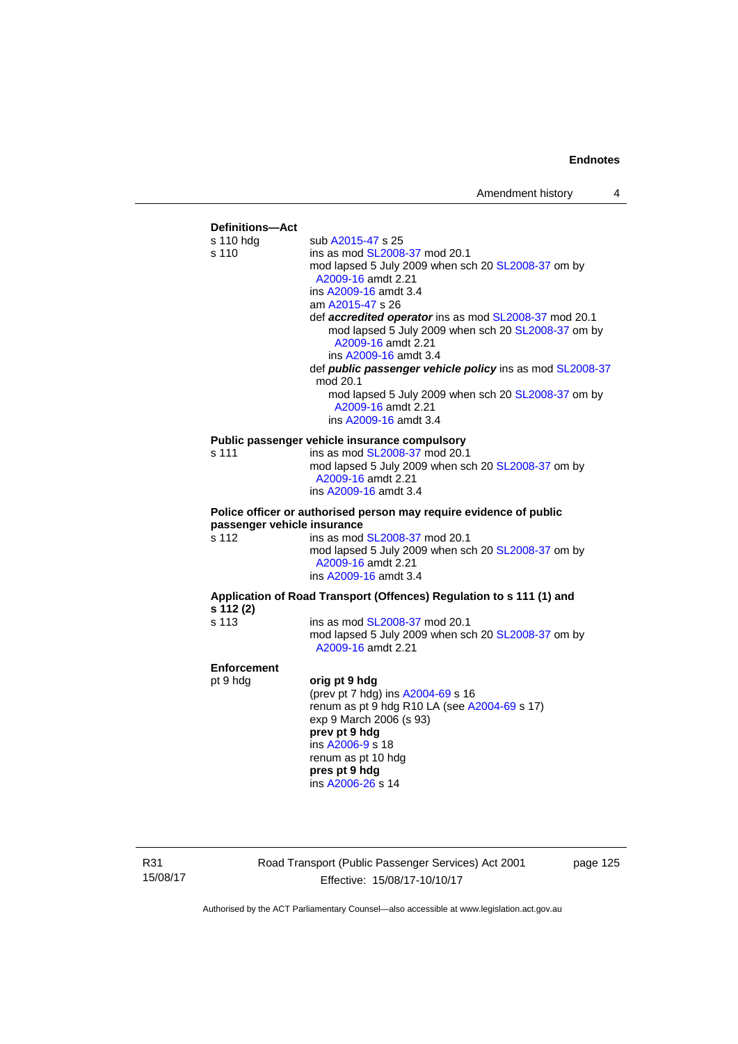**Definitions—Act**

s 110 hdg sub A2015-47 s 25

s 110 ins as mod SL2008-37 mod 20.1
mod lapsed 5 July 2009 when sch 20 SL2008-37 om by A2009-16 amdt 2.21
ins A2009-16 amdt 3.4
am A2015-47 s 26
def ***accredited operator*** ins as mod SL2008-37 mod 20.1
mod lapsed 5 July 2009 when sch 20 SL2008-37 om by A2009-16 amdt 2.21
ins A2009-16 amdt 3.4
def ***public passenger vehicle policy*** ins as mod SL2008-37 mod 20.1
mod lapsed 5 July 2009 when sch 20 SL2008-37 om by A2009-16 amdt 2.21
ins A2009-16 amdt 3.4

**Public passenger vehicle insurance compulsory**

s 111 ins as mod SL2008-37 mod 20.1
mod lapsed 5 July 2009 when sch 20 SL2008-37 om by A2009-16 amdt 2.21
ins A2009-16 amdt 3.4

**Police officer or authorised person may require evidence of public passenger vehicle insurance**

s 112 ins as mod SL2008-37 mod 20.1
mod lapsed 5 July 2009 when sch 20 SL2008-37 om by A2009-16 amdt 2.21
ins A2009-16 amdt 3.4

**Application of Road Transport (Offences) Regulation to s 111 (1) and s 112 (2)**

s 113 ins as mod SL2008-37 mod 20.1
mod lapsed 5 July 2009 when sch 20 SL2008-37 om by A2009-16 amdt 2.21

**Enforcement**

pt 9 hdg **orig pt 9 hdg**
(prev pt 7 hdg) ins A2004-69 s 16
renum as pt 9 hdg R10 LA (see A2004-69 s 17)
exp 9 March 2006 (s 93)
**prev pt 9 hdg**
ins A2006-9 s 18
renum as pt 10 hdg
**pres pt 9 hdg**
ins A2006-26 s 14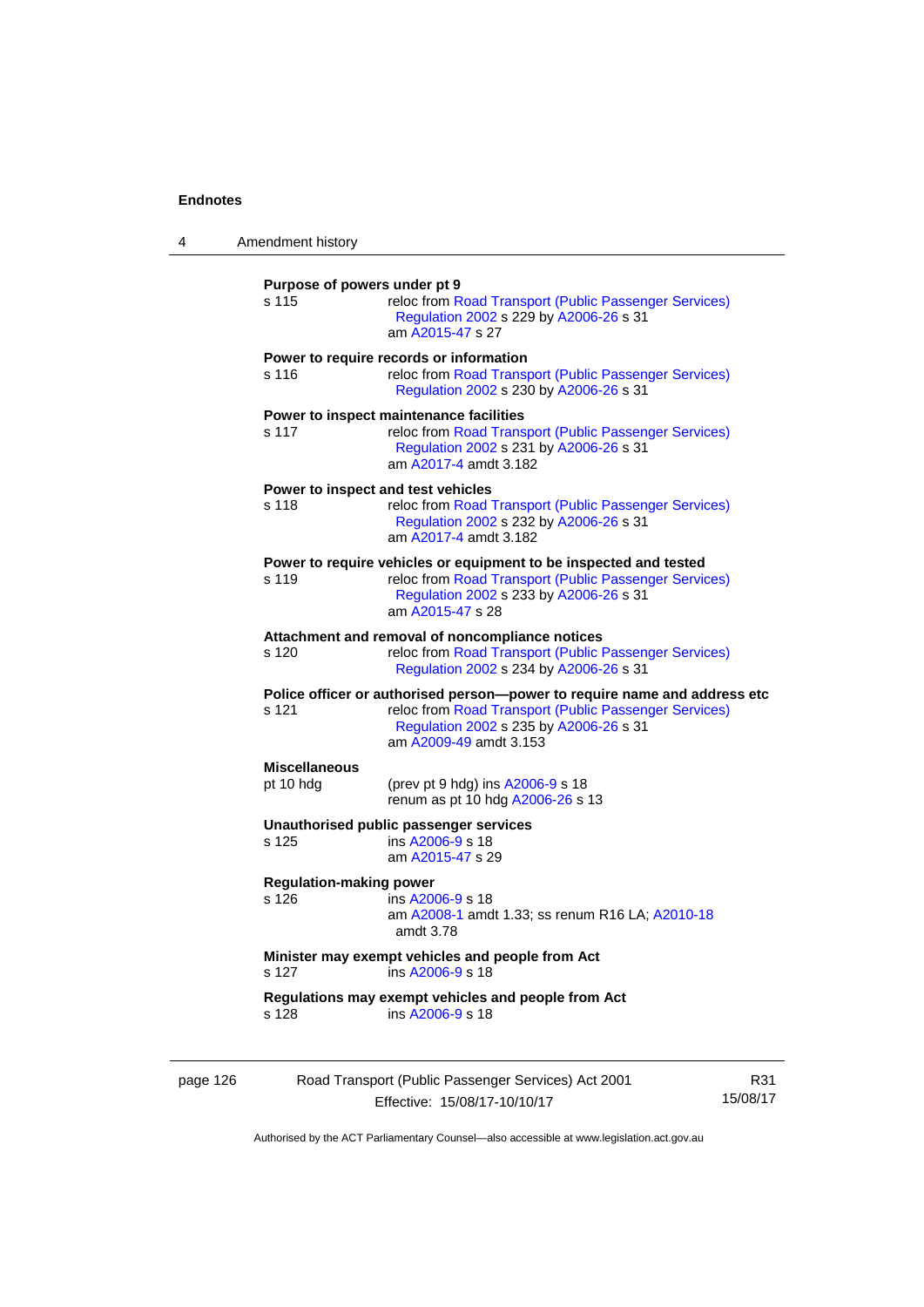**Purpose of powers under pt 9**

s 115 reloc from Road Transport (Public Passenger Services) Regulation 2002 s 229 by A2006-26 s 31
am A2015-47 s 27

**Power to require records or information**

s 116 reloc from Road Transport (Public Passenger Services) Regulation 2002 s 230 by A2006-26 s 31

**Power to inspect maintenance facilities**

s 117 reloc from Road Transport (Public Passenger Services) Regulation 2002 s 231 by A2006-26 s 31
am A2017-4 amdt 3.182

**Power to inspect and test vehicles**

s 118 reloc from Road Transport (Public Passenger Services) Regulation 2002 s 232 by A2006-26 s 31
am A2017-4 amdt 3.182

**Power to require vehicles or equipment to be inspected and tested**

s 119 reloc from Road Transport (Public Passenger Services) Regulation 2002 s 233 by A2006-26 s 31
am A2015-47 s 28

**Attachment and removal of noncompliance notices**

s 120 reloc from Road Transport (Public Passenger Services) Regulation 2002 s 234 by A2006-26 s 31

**Police officer or authorised person—power to require name and address etc**

s 121 reloc from Road Transport (Public Passenger Services) Regulation 2002 s 235 by A2006-26 s 31
am A2009-49 amdt 3.153

**Miscellaneous**

pt 10 hdg (prev pt 9 hdg) ins A2006-9 s 18
renum as pt 10 hdg A2006-26 s 13

**Unauthorised public passenger services**

s 125 ins A2006-9 s 18
am A2015-47 s 29

**Regulation-making power**

s 126 ins A2006-9 s 18
am A2008-1 amdt 1.33; ss renum R16 LA; A2010-18 amdt 3.78

**Minister may exempt vehicles and people from Act**

s 127 ins A2006-9 s 18

**Regulations may exempt vehicles and people from Act**

s 128 ins A2006-9 s 18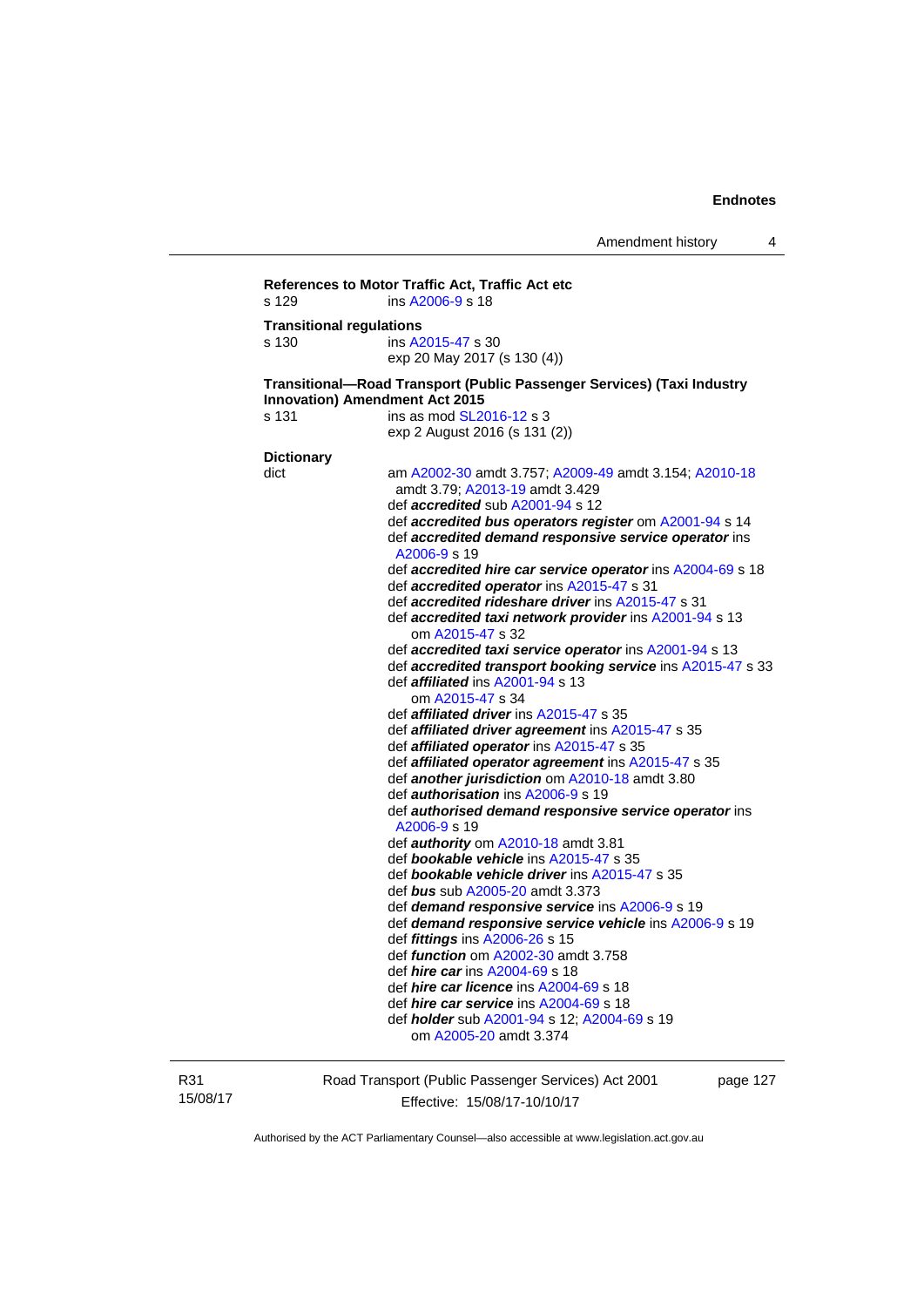**References to Motor Traffic Act, Traffic Act etc**

s 129 ins A2006-9 s 18

**Transitional regulations**

s 130 ins A2015-47 s 30
exp 20 May 2017 (s 130 (4))

**Transitional—Road Transport (Public Passenger Services) (Taxi Industry Innovation) Amendment Act 2015**

s 131 ins as mod SL2016-12 s 3
exp 2 August 2016 (s 131 (2))

**Dictionary**

dict am A2002-30 amdt 3.757; A2009-49 amdt 3.154; A2010-18 amdt 3.79; A2013-19 amdt 3.429
def ***accredited*** sub A2001-94 s 12
def ***accredited bus operators register*** om A2001-94 s 14
def ***accredited demand responsive service operator*** ins A2006-9 s 19
def ***accredited hire car service operator*** ins A2004-69 s 18
def ***accredited operator*** ins A2015-47 s 31
def ***accredited rideshare driver*** ins A2015-47 s 31
def ***accredited taxi network provider*** ins A2001-94 s 13
om A2015-47 s 32
def ***accredited taxi service operator*** ins A2001-94 s 13
def ***accredited transport booking service*** ins A2015-47 s 33
def ***affiliated*** ins A2001-94 s 13
om A2015-47 s 34
def ***affiliated driver*** ins A2015-47 s 35
def ***affiliated driver agreement*** ins A2015-47 s 35
def ***affiliated operator*** ins A2015-47 s 35
def ***affiliated operator agreement*** ins A2015-47 s 35
def ***another jurisdiction*** om A2010-18 amdt 3.80
def ***authorisation*** ins A2006-9 s 19
def ***authorised demand responsive service operator*** ins A2006-9 s 19
def ***authority*** om A2010-18 amdt 3.81
def ***bookable vehicle*** ins A2015-47 s 35
def ***bookable vehicle driver*** ins A2015-47 s 35
def ***bus*** sub A2005-20 amdt 3.373
def ***demand responsive service*** ins A2006-9 s 19
def ***demand responsive service vehicle*** ins A2006-9 s 19
def ***fittings*** ins A2006-26 s 15
def ***function*** om A2002-30 amdt 3.758
def ***hire car*** ins A2004-69 s 18
def ***hire car licence*** ins A2004-69 s 18
def ***hire car service*** ins A2004-69 s 18
def ***holder*** sub A2001-94 s 12; A2004-69 s 19
om A2005-20 amdt 3.374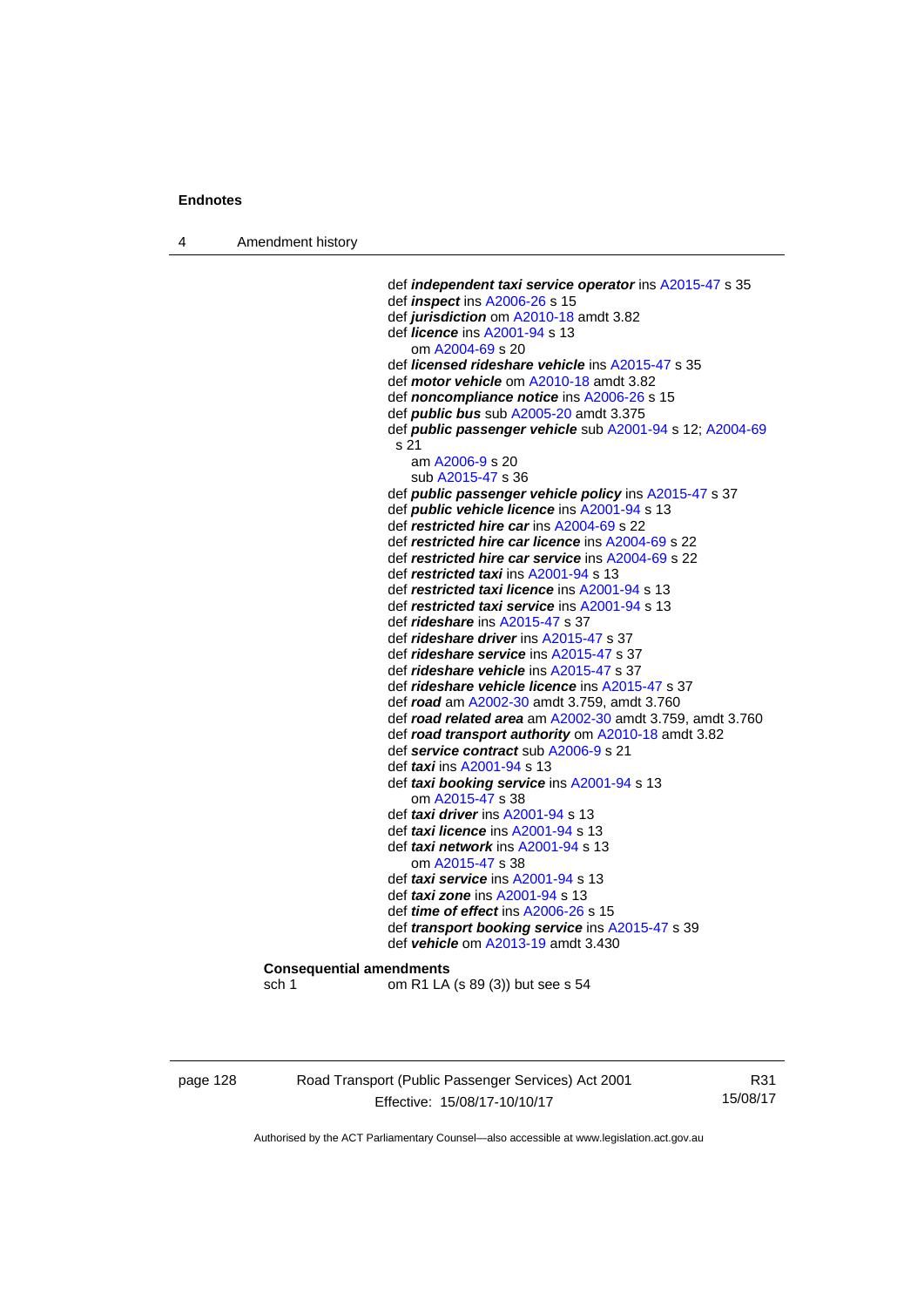def ***independent taxi service operator*** ins A2015-47 s 35
def ***inspect*** ins A2006-26 s 15
def ***jurisdiction*** om A2010-18 amdt 3.82
def ***licence*** ins A2001-94 s 13
om A2004-69 s 20
def ***licensed rideshare vehicle*** ins A2015-47 s 35
def ***motor vehicle*** om A2010-18 amdt 3.82
def ***noncompliance notice*** ins A2006-26 s 15
def ***public bus*** sub A2005-20 amdt 3.375
def ***public passenger vehicle*** sub A2001-94 s 12; A2004-69 s 21
am A2006-9 s 20
sub A2015-47 s 36
def ***public passenger vehicle policy*** ins A2015-47 s 37
def ***public vehicle licence*** ins A2001-94 s 13
def ***restricted hire car*** ins A2004-69 s 22
def ***restricted hire car licence*** ins A2004-69 s 22
def ***restricted hire car service*** ins A2004-69 s 22
def ***restricted taxi*** ins A2001-94 s 13
def ***restricted taxi licence*** ins A2001-94 s 13
def ***restricted taxi service*** ins A2001-94 s 13
def ***rideshare*** ins A2015-47 s 37
def ***rideshare driver*** ins A2015-47 s 37
def ***rideshare service*** ins A2015-47 s 37
def ***rideshare vehicle*** ins A2015-47 s 37
def ***rideshare vehicle licence*** ins A2015-47 s 37
def ***road*** am A2002-30 amdt 3.759, amdt 3.760
def ***road related area*** am A2002-30 amdt 3.759, amdt 3.760
def ***road transport authority*** om A2010-18 amdt 3.82
def ***service contract*** sub A2006-9 s 21
def ***taxi*** ins A2001-94 s 13
def ***taxi booking service*** ins A2001-94 s 13
om A2015-47 s 38
def ***taxi driver*** ins A2001-94 s 13
def ***taxi licence*** ins A2001-94 s 13
def ***taxi network*** ins A2001-94 s 13
om A2015-47 s 38
def ***taxi service*** ins A2001-94 s 13
def ***taxi zone*** ins A2001-94 s 13
def ***time of effect*** ins A2006-26 s 15
def ***transport booking service*** ins A2015-47 s 39
def ***vehicle*** om A2013-19 amdt 3.430

**Consequential amendments**

sch 1 om R1 LA (s 89 (3)) but see s 54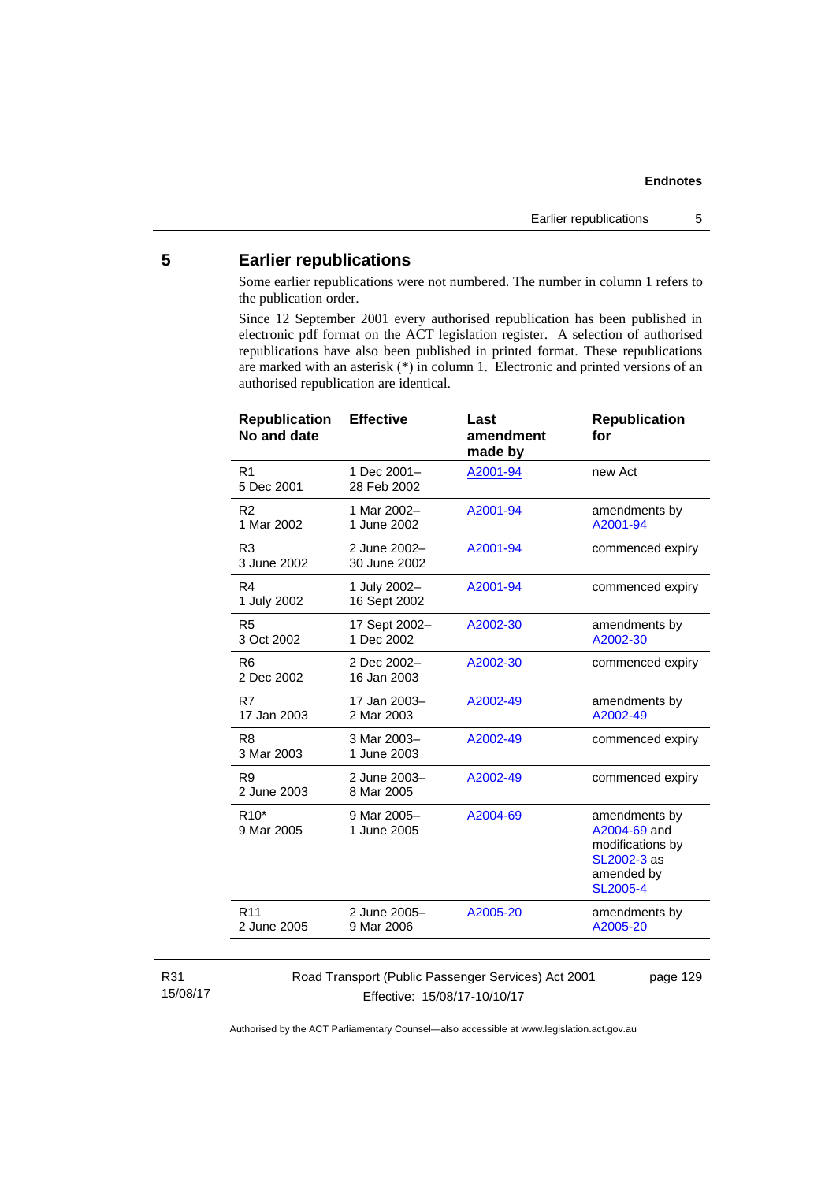## 5 Earlier republications

Some earlier republications were not numbered. The number in column 1 refers to the publication order.

Since 12 September 2001 every authorised republication has been published in electronic pdf format on the ACT legislation register. A selection of authorised republications have also been published in printed format. These republications are marked with an asterisk (*) in column 1. Electronic and printed versions of an authorised republication are identical.

| Republication No and date | Effective | Last amendment made by | Republication for |
|---|---|---|---|
| R1<br>5 Dec 2001 | 1 Dec 2001–<br>28 Feb 2002 | A2001-94 | new Act |
| R2<br>1 Mar 2002 | 1 Mar 2002–<br>1 June 2002 | A2001-94 | amendments by A2001-94 |
| R3<br>3 June 2002 | 2 June 2002–<br>30 June 2002 | A2001-94 | commenced expiry |
| R4<br>1 July 2002 | 1 July 2002–<br>16 Sept 2002 | A2001-94 | commenced expiry |
| R5<br>3 Oct 2002 | 17 Sept 2002–<br>1 Dec 2002 | A2002-30 | amendments by A2002-30 |
| R6<br>2 Dec 2002 | 2 Dec 2002–<br>16 Jan 2003 | A2002-30 | commenced expiry |
| R7<br>17 Jan 2003 | 17 Jan 2003–<br>2 Mar 2003 | A2002-49 | amendments by A2002-49 |
| R8<br>3 Mar 2003 | 3 Mar 2003–<br>1 June 2003 | A2002-49 | commenced expiry |
| R9<br>2 June 2003 | 2 June 2003–<br>8 Mar 2005 | A2002-49 | commenced expiry |
| R10*<br>9 Mar 2005 | 9 Mar 2005–<br>1 June 2005 | A2004-69 | amendments by A2004-69 and modifications by SL2002-3 as amended by SL2005-4 |
| R11<br>2 June 2005 | 2 June 2005–<br>9 Mar 2006 | A2005-20 | amendments by A2005-20 |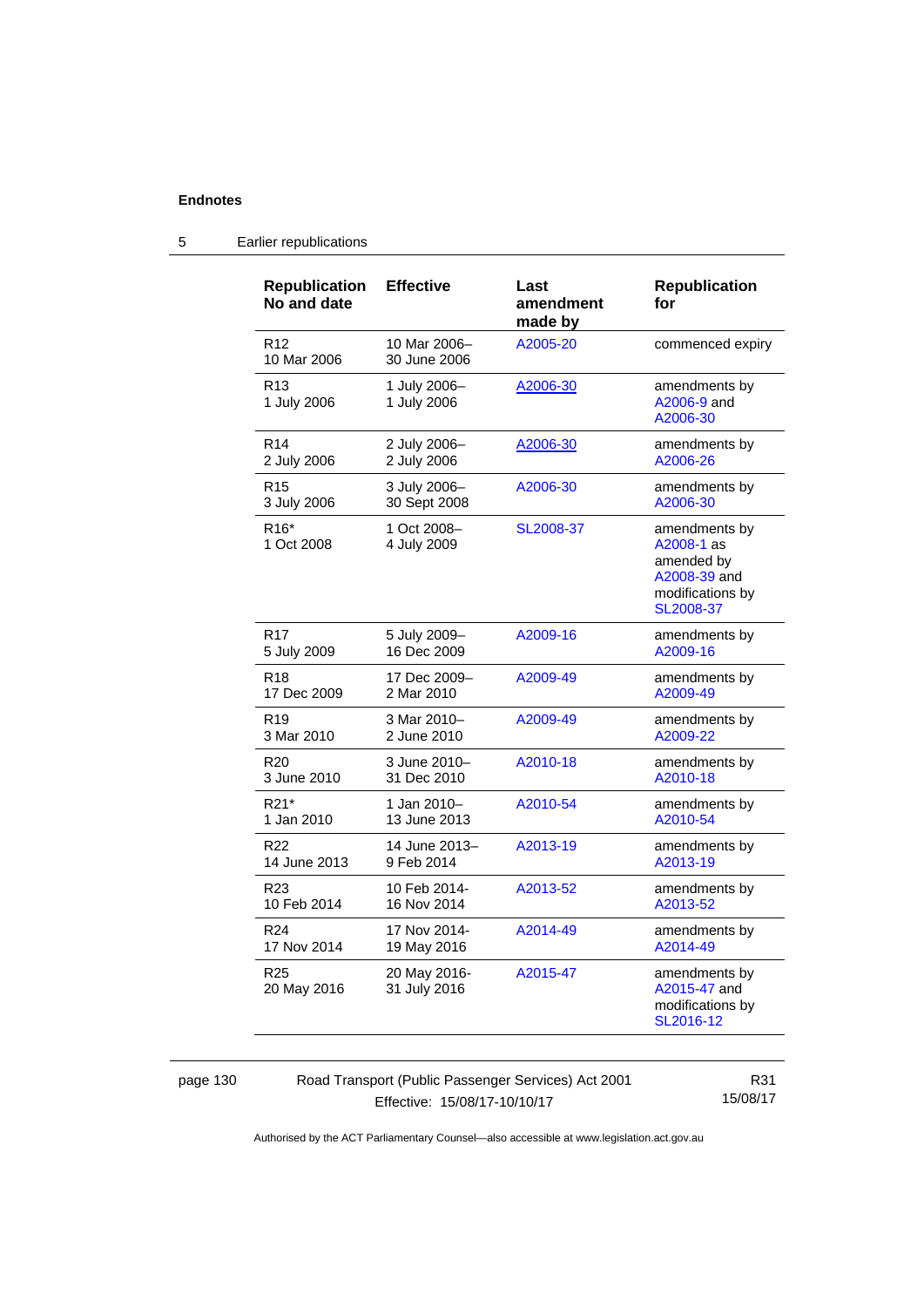## 5 Earlier republications

| Republication No and date | Effective | Last amendment made by | Republication for |
|---|---|---|---|
| R12<br>10 Mar 2006 | 10 Mar 2006–<br>30 June 2006 | A2005-20 | commenced expiry |
| R13<br>1 July 2006 | 1 July 2006–<br>1 July 2006 | A2006-30 | amendments by A2006-9 and A2006-30 |
| R14<br>2 July 2006 | 2 July 2006–<br>2 July 2006 | A2006-30 | amendments by A2006-26 |
| R15<br>3 July 2006 | 3 July 2006–<br>30 Sept 2008 | A2006-30 | amendments by A2006-30 |
| R16*<br>1 Oct 2008 | 1 Oct 2008–<br>4 July 2009 | SL2008-37 | amendments by A2008-1 as amended by A2008-39 and modifications by SL2008-37 |
| R17<br>5 July 2009 | 5 July 2009–<br>16 Dec 2009 | A2009-16 | amendments by A2009-16 |
| R18<br>17 Dec 2009 | 17 Dec 2009–<br>2 Mar 2010 | A2009-49 | amendments by A2009-49 |
| R19<br>3 Mar 2010 | 3 Mar 2010–<br>2 June 2010 | A2009-49 | amendments by A2009-22 |
| R20<br>3 June 2010 | 3 June 2010–<br>31 Dec 2010 | A2010-18 | amendments by A2010-18 |
| R21*<br>1 Jan 2010 | 1 Jan 2010–<br>13 June 2013 | A2010-54 | amendments by A2010-54 |
| R22<br>14 June 2013 | 14 June 2013–<br>9 Feb 2014 | A2013-19 | amendments by A2013-19 |
| R23<br>10 Feb 2014 | 10 Feb 2014-<br>16 Nov 2014 | A2013-52 | amendments by A2013-52 |
| R24<br>17 Nov 2014 | 17 Nov 2014-<br>19 May 2016 | A2014-49 | amendments by A2014-49 |
| R25<br>20 May 2016 | 20 May 2016-<br>31 July 2016 | A2015-47 | amendments by A2015-47 and modifications by SL2016-12 |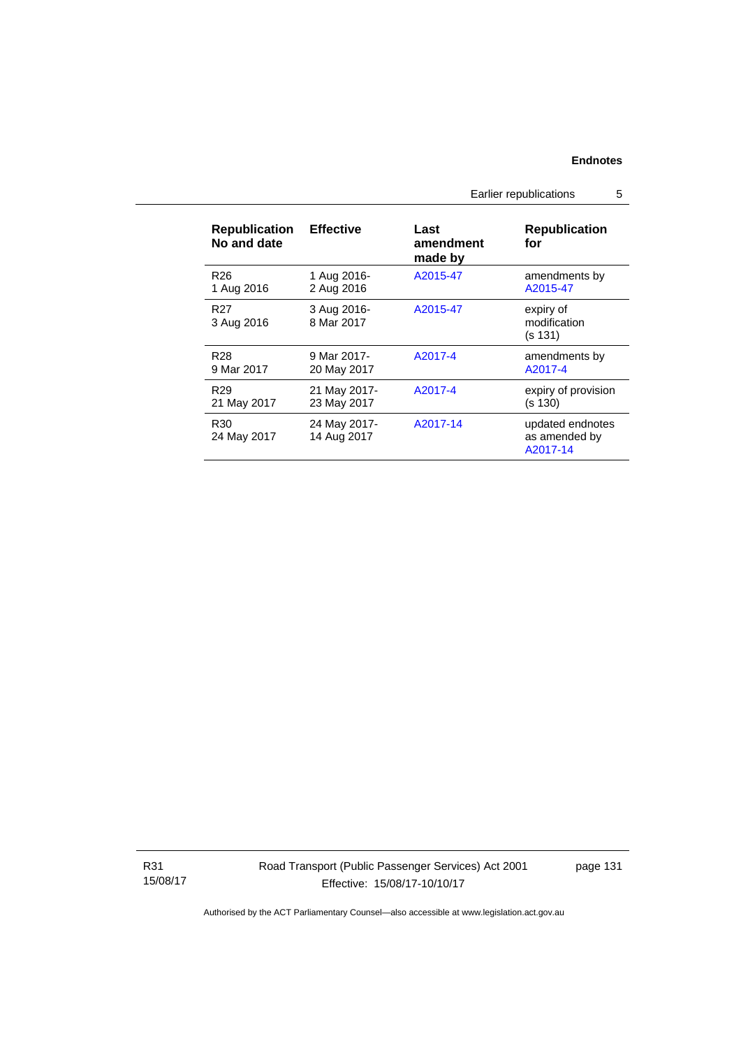| Republication No and date | Effective | Last amendment made by | Republication for |
| --- | --- | --- | --- |
| R26 1 Aug 2016 | 1 Aug 2016-2 Aug 2016 | A2015-47 | amendments by A2015-47 |
| R27 3 Aug 2016 | 3 Aug 2016-8 Mar 2017 | A2015-47 | expiry of modification (s 131) |
| R28 9 Mar 2017 | 9 Mar 2017-20 May 2017 | A2017-4 | amendments by A2017-4 |
| R29 21 May 2017 | 21 May 2017-23 May 2017 | A2017-4 | expiry of provision (s 130) |
| R30 24 May 2017 | 24 May 2017-14 Aug 2017 | A2017-14 | updated endnotes as amended by A2017-14 |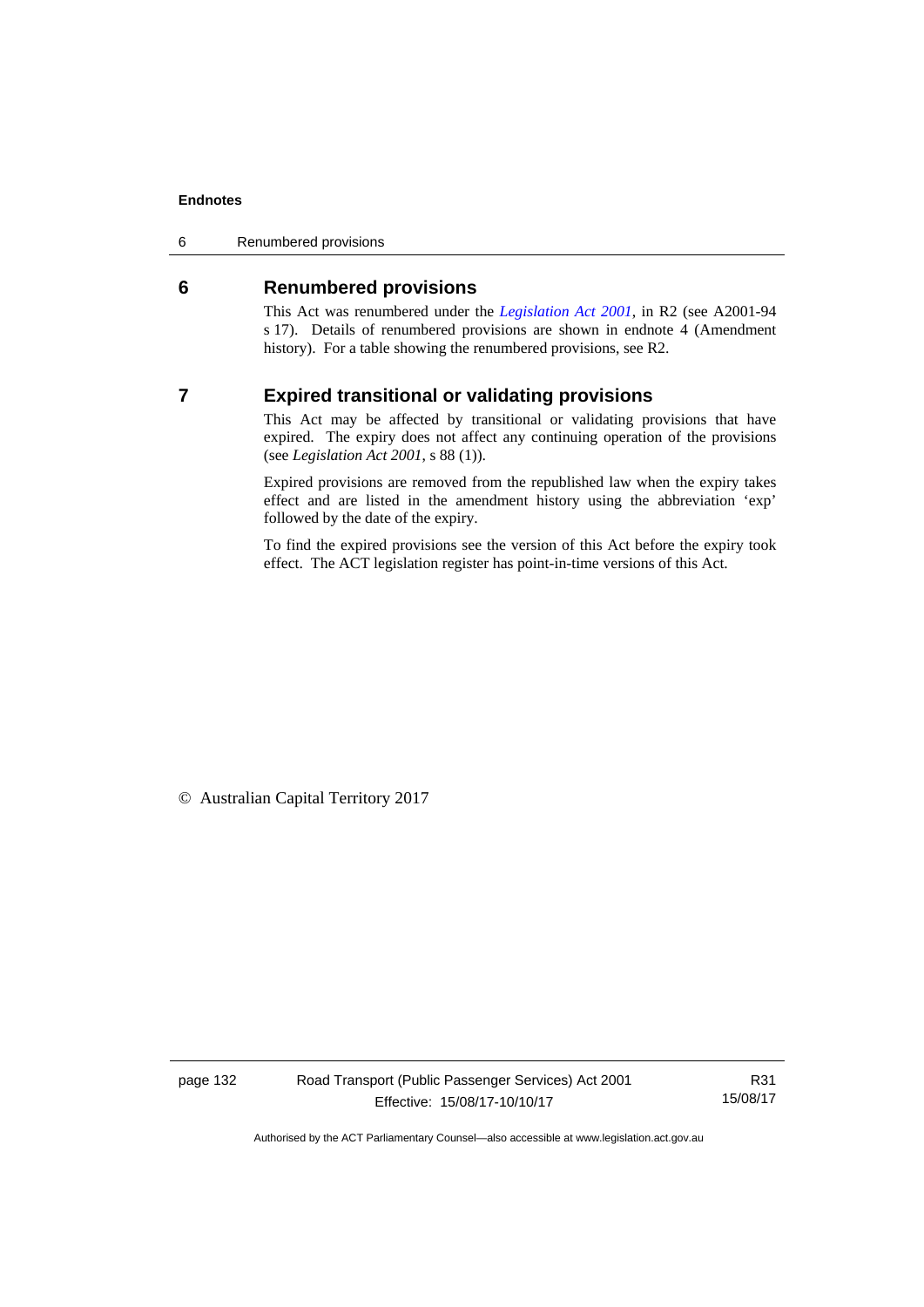## 6 Renumbered provisions

This Act was renumbered under the *Legislation Act 2001*, in R2 (see A2001-94 s 17). Details of renumbered provisions are shown in endnote 4 (Amendment history). For a table showing the renumbered provisions, see R2.

## 7 Expired transitional or validating provisions

This Act may be affected by transitional or validating provisions that have expired. The expiry does not affect any continuing operation of the provisions (see *Legislation Act 2001*, s 88 (1)).

Expired provisions are removed from the republished law when the expiry takes effect and are listed in the amendment history using the abbreviation 'exp' followed by the date of the expiry.

To find the expired provisions see the version of this Act before the expiry took effect. The ACT legislation register has point-in-time versions of this Act.

© Australian Capital Territory 2017